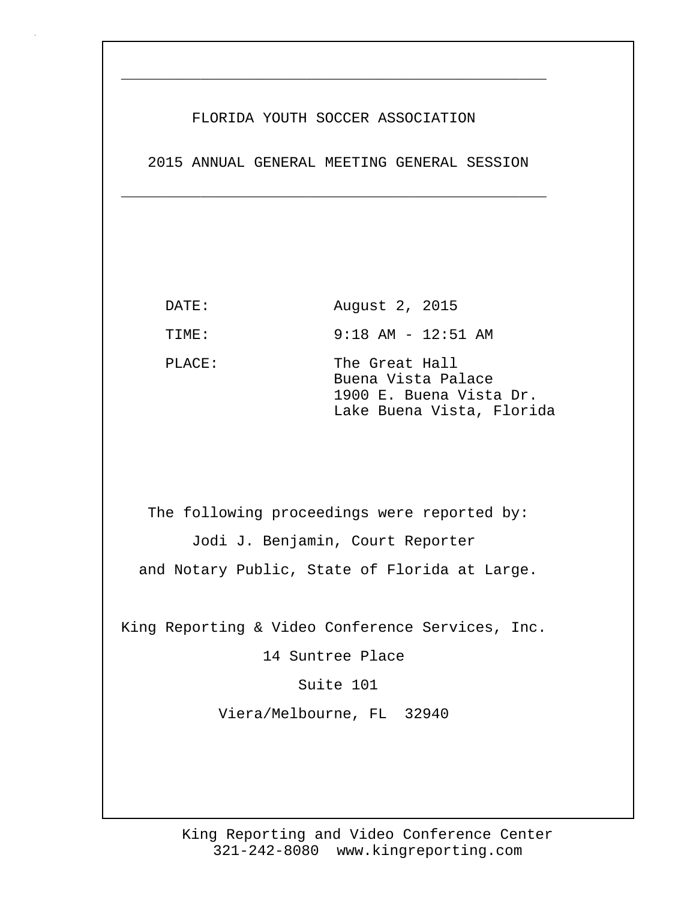# FLORIDA YOUTH SOCCER ASSOCIATION

## 2015 ANNUAL GENERAL MEETING GENERAL SESSION

DATE: August 2, 2015

TIME: 9:18 AM - 12:51 AM

PLACE: The Great Hall
Buena Vista Palace
1900 E. Buena Vista Dr.
Lake Buena Vista, Florida

The following proceedings were reported by:
Jodi J. Benjamin, Court Reporter
and Notary Public, State of Florida at Large.

King Reporting & Video Conference Services, Inc.
14 Suntree Place
Suite 101
Viera/Melbourne, FL 32940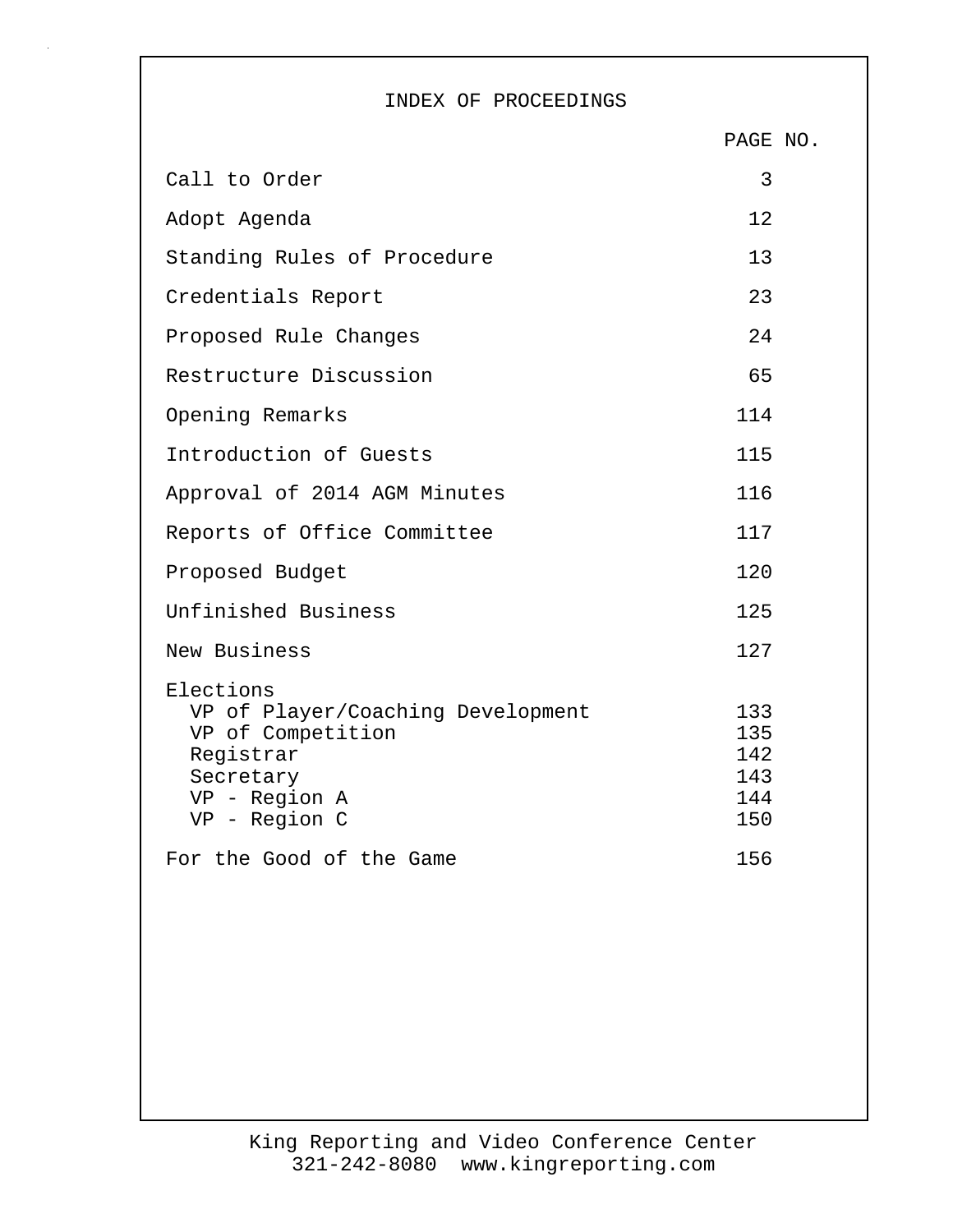# INDEX OF PROCEEDINGS

| | PAGE NO. |
|---|---|
| Call to Order | 3 |
| Adopt Agenda | 12 |
| Standing Rules of Procedure | 13 |
| Credentials Report | 23 |
| Proposed Rule Changes | 24 |
| Restructure Discussion | 65 |
| Opening Remarks | 114 |
| Introduction of Guests | 115 |
| Approval of 2014 AGM Minutes | 116 |
| Reports of Office Committee | 117 |
| Proposed Budget | 120 |
| Unfinished Business | 125 |
| New Business | 127 |
| Elections | |
| VP of Player/Coaching Development | 133 |
| VP of Competition | 135 |
| Registrar | 142 |
| Secretary | 143 |
| VP - Region A | 144 |
| VP - Region C | 150 |
| For the Good of the Game | 156 |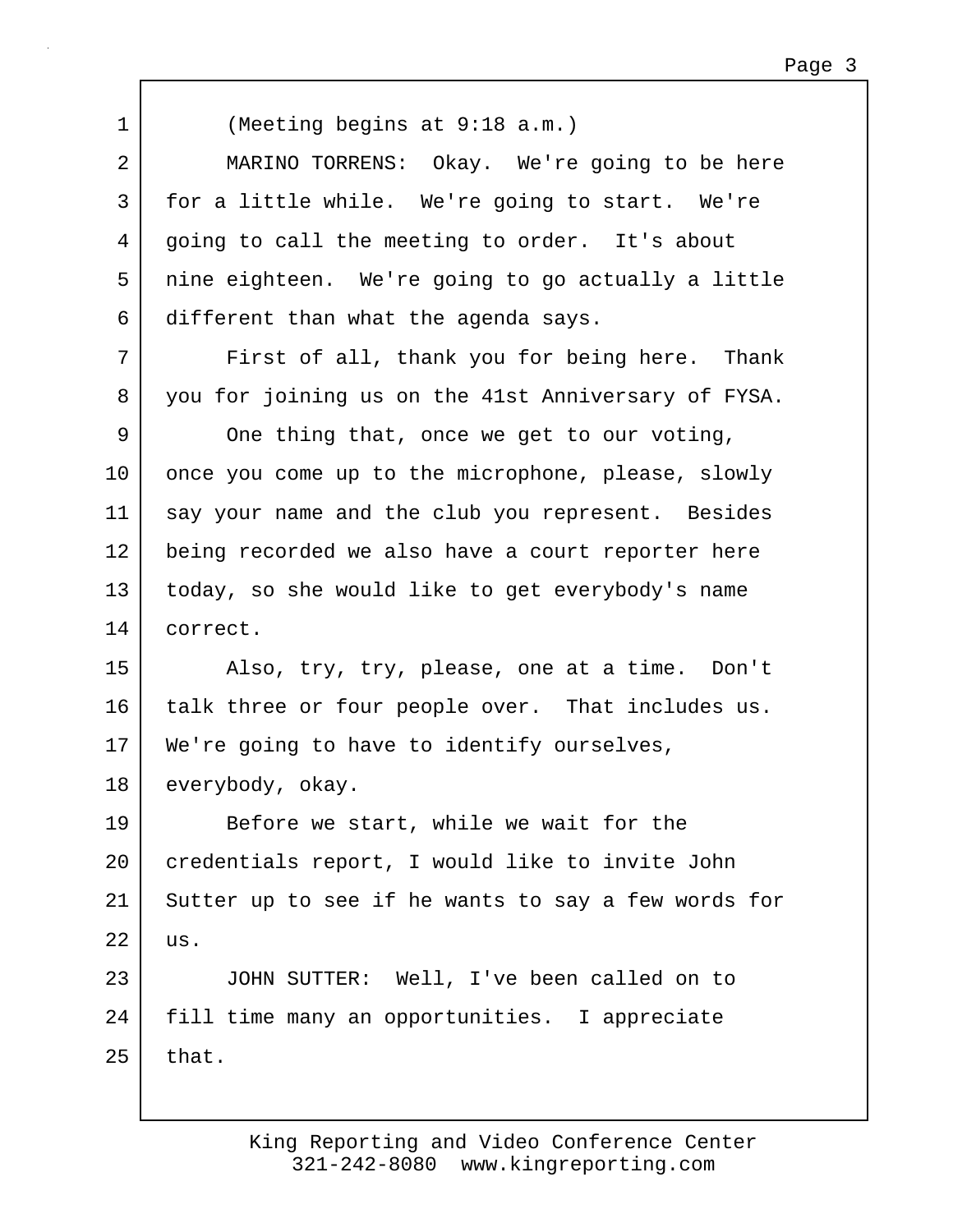(Meeting begins at 9:18 a.m.)

MARINO TORRENS: Okay. We're going to be here for a little while. We're going to start. We're going to call the meeting to order. It's about nine eighteen. We're going to go actually a little different than what the agenda says.

First of all, thank you for being here. Thank you for joining us on the 41st Anniversary of FYSA.

One thing that, once we get to our voting, once you come up to the microphone, please, slowly say your name and the club you represent. Besides being recorded we also have a court reporter here today, so she would like to get everybody's name correct.

Also, try, try, please, one at a time. Don't talk three or four people over. That includes us. We're going to have to identify ourselves, everybody, okay.

Before we start, while we wait for the credentials report, I would like to invite John Sutter up to see if he wants to say a few words for us.

JOHN SUTTER: Well, I've been called on to fill time many an opportunities. I appreciate that.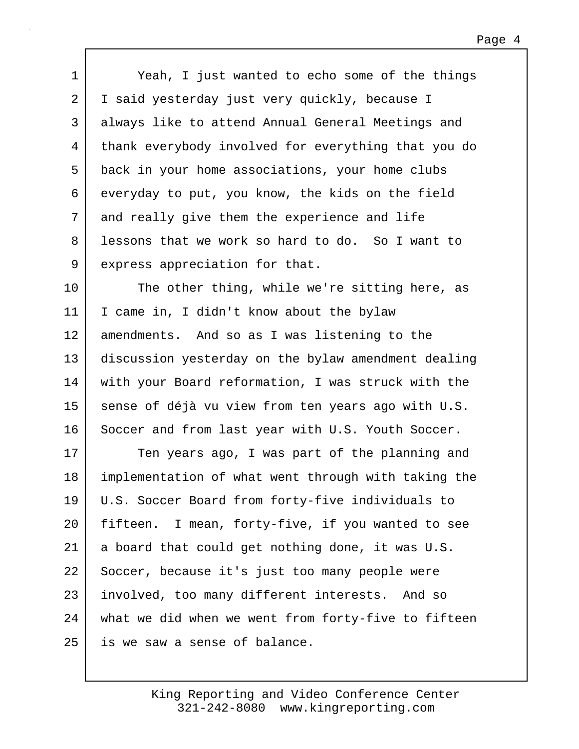Yeah, I just wanted to echo some of the things I said yesterday just very quickly, because I always like to attend Annual General Meetings and thank everybody involved for everything that you do back in your home associations, your home clubs everyday to put, you know, the kids on the field and really give them the experience and life lessons that we work so hard to do. So I want to express appreciation for that.

The other thing, while we're sitting here, as I came in, I didn't know about the bylaw amendments. And so as I was listening to the discussion yesterday on the bylaw amendment dealing with your Board reformation, I was struck with the sense of déjà vu view from ten years ago with U.S. Soccer and from last year with U.S. Youth Soccer.

Ten years ago, I was part of the planning and implementation of what went through with taking the U.S. Soccer Board from forty-five individuals to fifteen. I mean, forty-five, if you wanted to see a board that could get nothing done, it was U.S. Soccer, because it's just too many people were involved, too many different interests. And so what we did when we went from forty-five to fifteen is we saw a sense of balance.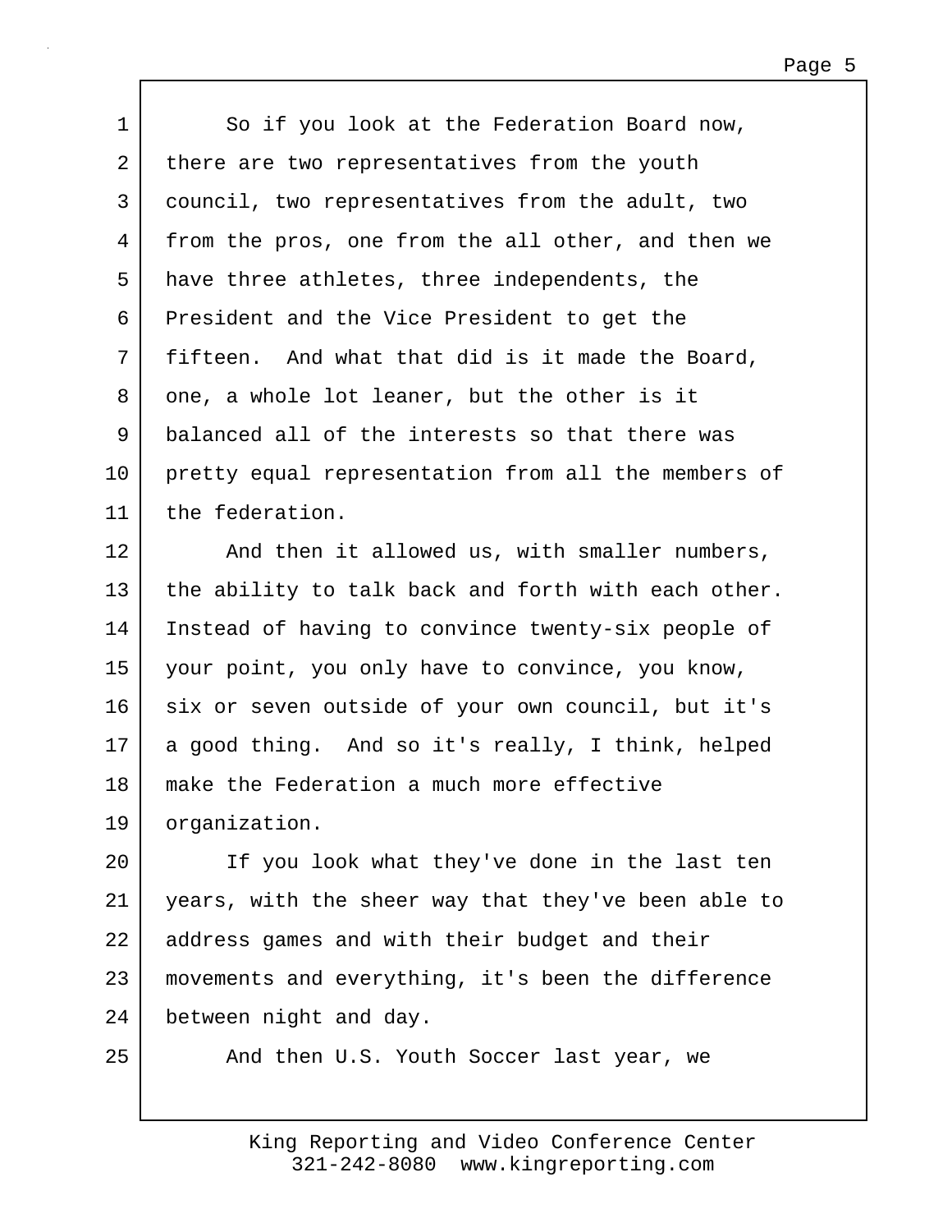So if you look at the Federation Board now, there are two representatives from the youth council, two representatives from the adult, two from the pros, one from the all other, and then we have three athletes, three independents, the President and the Vice President to get the fifteen. And what that did is it made the Board, one, a whole lot leaner, but the other is it balanced all of the interests so that there was pretty equal representation from all the members of the federation.

And then it allowed us, with smaller numbers, the ability to talk back and forth with each other. Instead of having to convince twenty-six people of your point, you only have to convince, you know, six or seven outside of your own council, but it's a good thing. And so it's really, I think, helped make the Federation a much more effective organization.

If you look what they've done in the last ten years, with the sheer way that they've been able to address games and with their budget and their movements and everything, it's been the difference between night and day.

And then U.S. Youth Soccer last year, we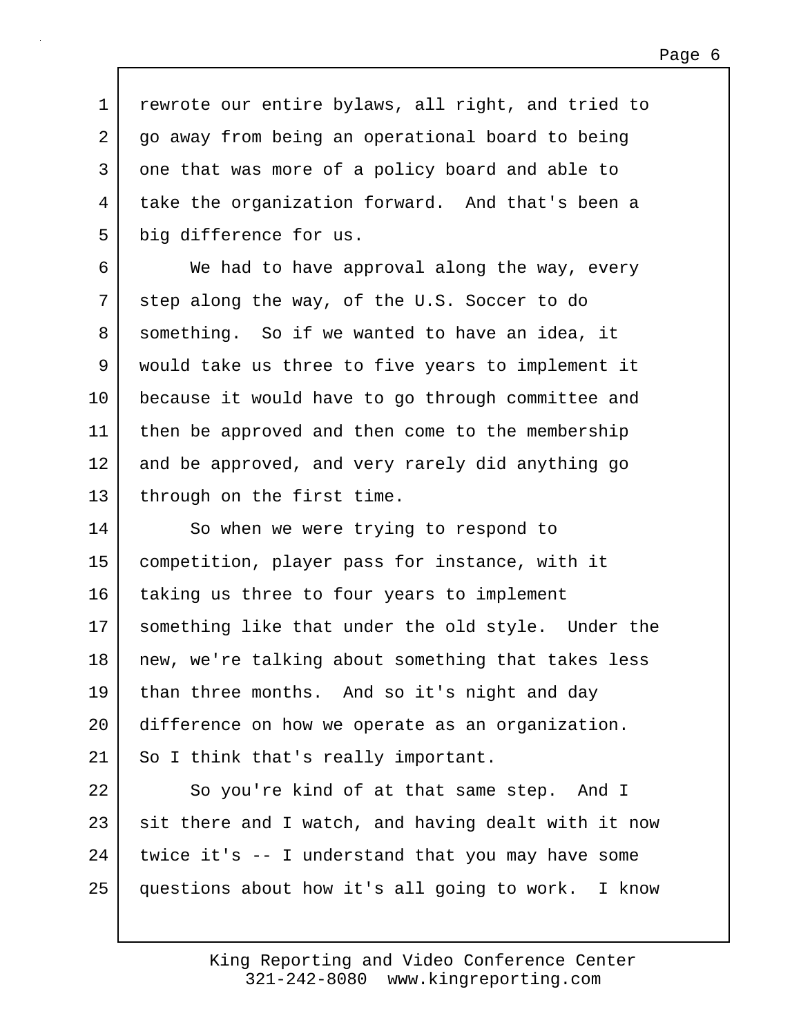rewrote our entire bylaws, all right, and tried to go away from being an operational board to being one that was more of a policy board and able to take the organization forward. And that's been a big difference for us.

We had to have approval along the way, every step along the way, of the U.S. Soccer to do something. So if we wanted to have an idea, it would take us three to five years to implement it because it would have to go through committee and then be approved and then come to the membership and be approved, and very rarely did anything go through on the first time.

So when we were trying to respond to competition, player pass for instance, with it taking us three to four years to implement something like that under the old style. Under the new, we're talking about something that takes less than three months. And so it's night and day difference on how we operate as an organization. So I think that's really important.

So you're kind of at that same step. And I sit there and I watch, and having dealt with it now twice it's -- I understand that you may have some questions about how it's all going to work. I know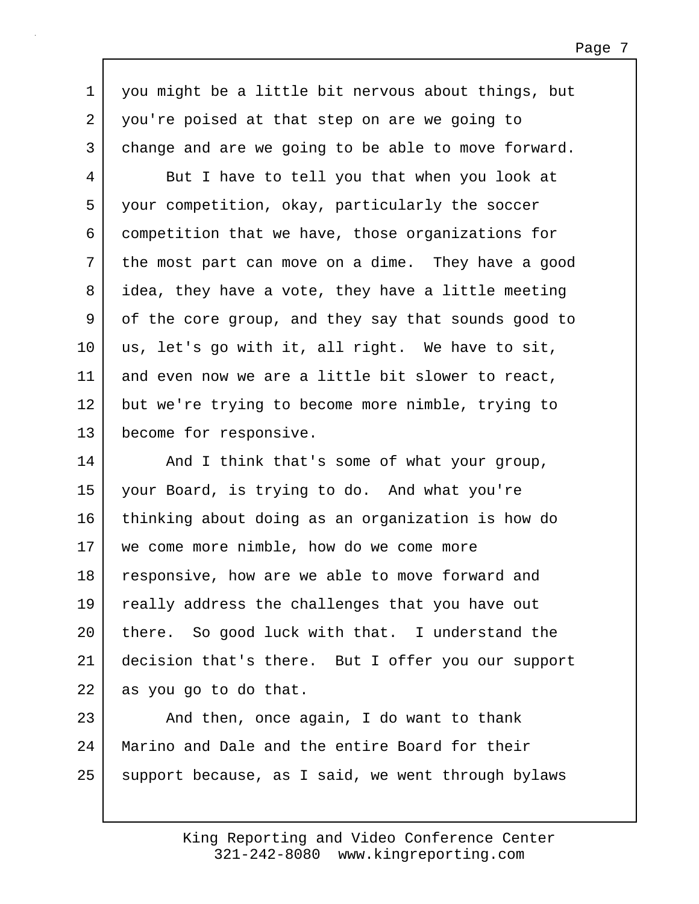you might be a little bit nervous about things, but you're poised at that step on are we going to change and are we going to be able to move forward.

But I have to tell you that when you look at your competition, okay, particularly the soccer competition that we have, those organizations for the most part can move on a dime. They have a good idea, they have a vote, they have a little meeting of the core group, and they say that sounds good to us, let's go with it, all right. We have to sit, and even now we are a little bit slower to react, but we're trying to become more nimble, trying to become for responsive.

And I think that's some of what your group, your Board, is trying to do. And what you're thinking about doing as an organization is how do we come more nimble, how do we come more responsive, how are we able to move forward and really address the challenges that you have out there. So good luck with that. I understand the decision that's there. But I offer you our support as you go to do that.

And then, once again, I do want to thank Marino and Dale and the entire Board for their support because, as I said, we went through bylaws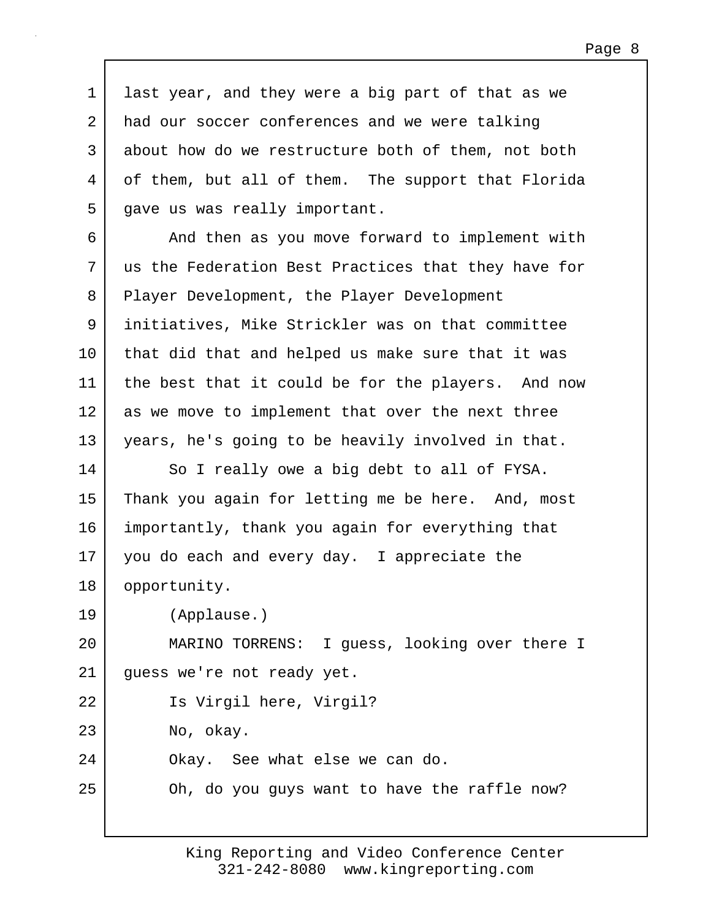last year, and they were a big part of that as we had our soccer conferences and we were talking about how do we restructure both of them, not both of them, but all of them. The support that Florida gave us was really important.

And then as you move forward to implement with us the Federation Best Practices that they have for Player Development, the Player Development initiatives, Mike Strickler was on that committee that did that and helped us make sure that it was the best that it could be for the players. And now as we move to implement that over the next three years, he's going to be heavily involved in that.

So I really owe a big debt to all of FYSA. Thank you again for letting me be here. And, most importantly, thank you again for everything that you do each and every day. I appreciate the opportunity.

(Applause.)

MARINO TORRENS: I guess, looking over there I guess we're not ready yet.

Is Virgil here, Virgil?

No, okay.

Okay. See what else we can do.

Oh, do you guys want to have the raffle now?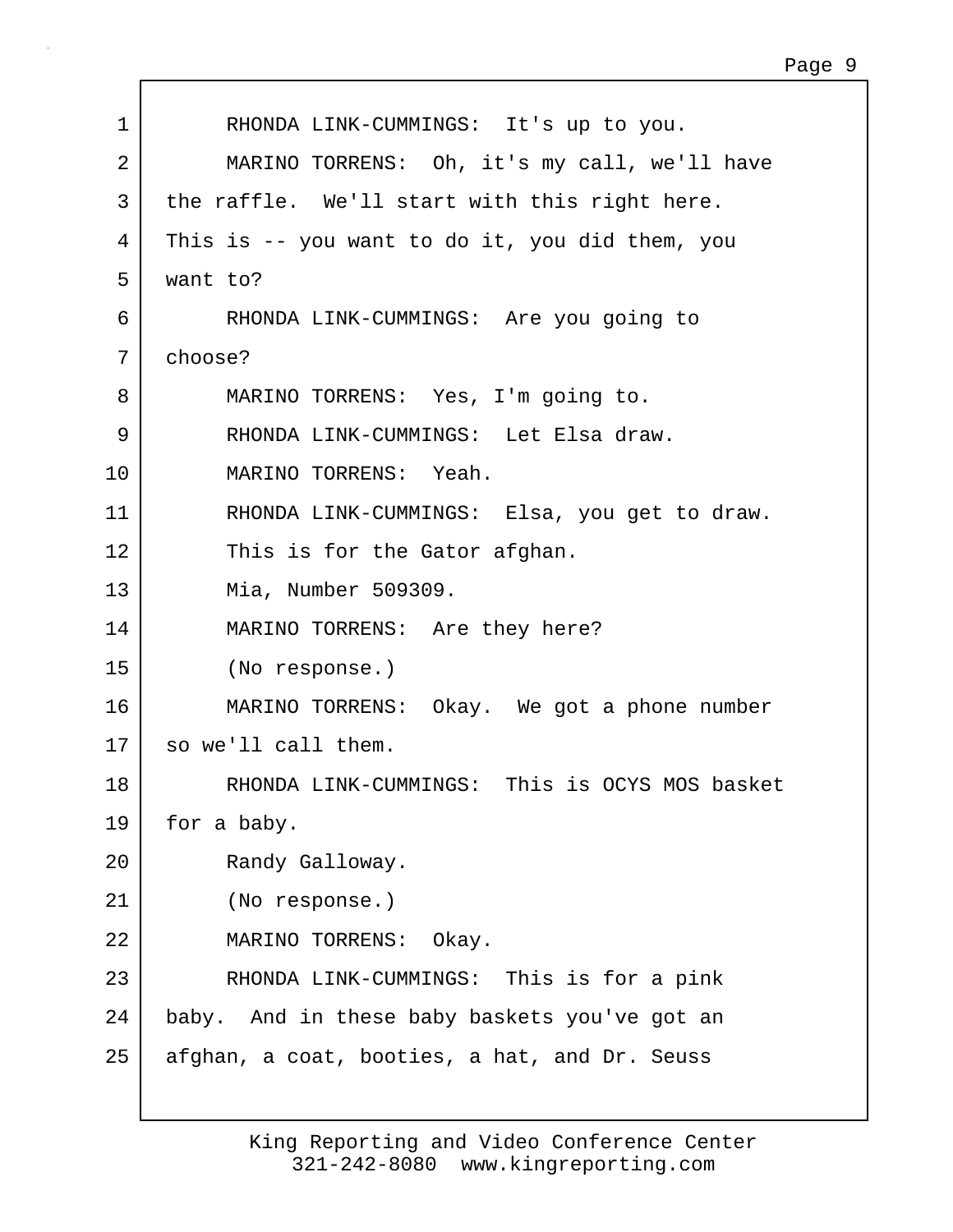RHONDA LINK-CUMMINGS: It's up to you.

MARINO TORRENS: Oh, it's my call, we'll have the raffle. We'll start with this right here. This is -- you want to do it, you did them, you want to?

RHONDA LINK-CUMMINGS: Are you going to choose?

MARINO TORRENS: Yes, I'm going to.

RHONDA LINK-CUMMINGS: Let Elsa draw.

MARINO TORRENS: Yeah.

RHONDA LINK-CUMMINGS: Elsa, you get to draw.

This is for the Gator afghan.

Mia, Number 509309.

MARINO TORRENS: Are they here?

(No response.)

MARINO TORRENS: Okay. We got a phone number so we'll call them.

RHONDA LINK-CUMMINGS: This is OCYS MOS basket for a baby.

Randy Galloway.

(No response.)

MARINO TORRENS: Okay.

RHONDA LINK-CUMMINGS: This is for a pink baby. And in these baby baskets you've got an afghan, a coat, booties, a hat, and Dr. Seuss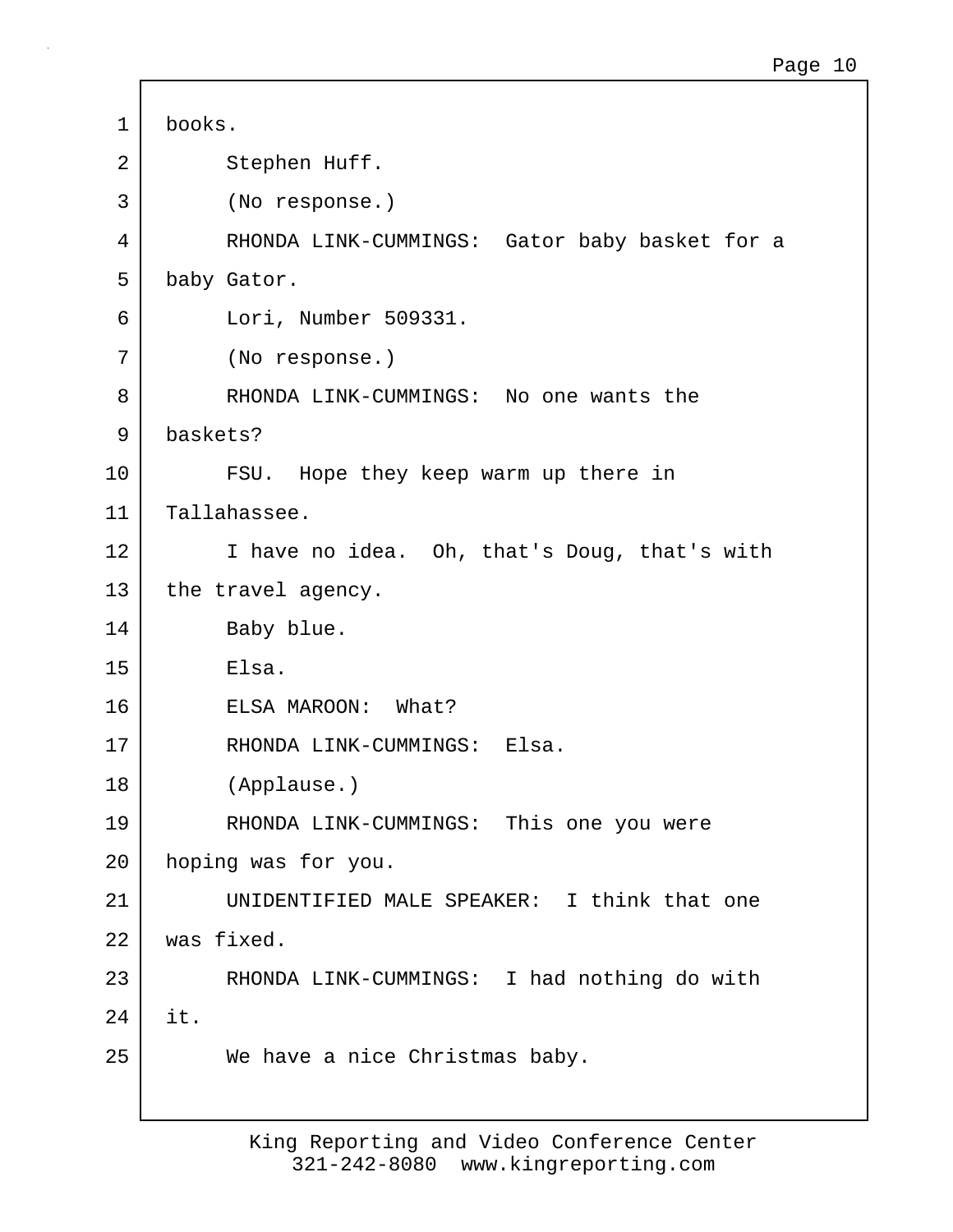books.

Stephen Huff.

(No response.)

RHONDA LINK-CUMMINGS: Gator baby basket for a baby Gator.

Lori, Number 509331.

(No response.)

RHONDA LINK-CUMMINGS: No one wants the baskets?

FSU. Hope they keep warm up there in Tallahassee.

I have no idea. Oh, that's Doug, that's with the travel agency.

Baby blue.

Elsa.

ELSA MAROON: What?

RHONDA LINK-CUMMINGS: Elsa.

(Applause.)

RHONDA LINK-CUMMINGS: This one you were hoping was for you.

UNIDENTIFIED MALE SPEAKER: I think that one was fixed.

RHONDA LINK-CUMMINGS: I had nothing do with it.

We have a nice Christmas baby.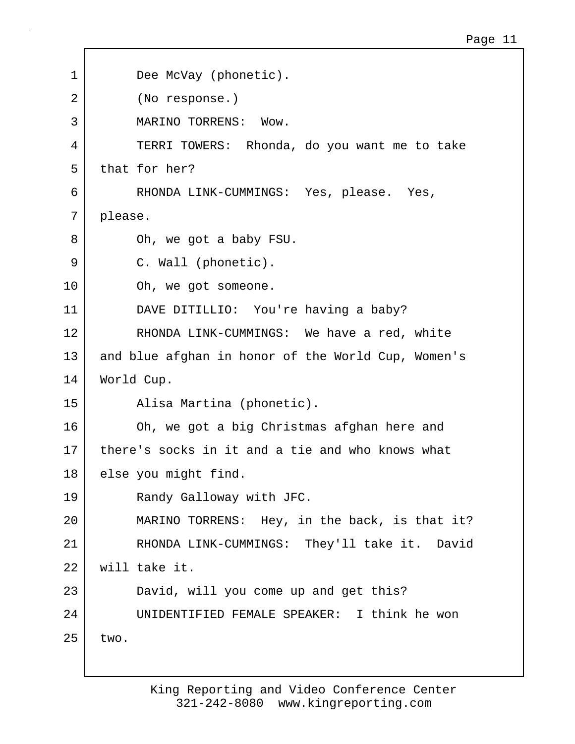1 Dee McVay (phonetic).

2 (No response.)

3 MARINO TORRENS: Wow.

4 TERRI TOWERS: Rhonda, do you want me to take

5 that for her?

6 RHONDA LINK-CUMMINGS: Yes, please. Yes,

7 please.

8 Oh, we got a baby FSU.

9 C. Wall (phonetic).

10 Oh, we got someone.

11 DAVE DITILLIO: You're having a baby?

12 RHONDA LINK-CUMMINGS: We have a red, white

13 and blue afghan in honor of the World Cup, Women's

14 World Cup.

15 Alisa Martina (phonetic).

16 Oh, we got a big Christmas afghan here and

17 there's socks in it and a tie and who knows what

18 else you might find.

19 Randy Galloway with JFC.

20 MARINO TORRENS: Hey, in the back, is that it?

21 RHONDA LINK-CUMMINGS: They'll take it. David

22 will take it.

23 David, will you come up and get this?

24 UNIDENTIFIED FEMALE SPEAKER: I think he won

25 two.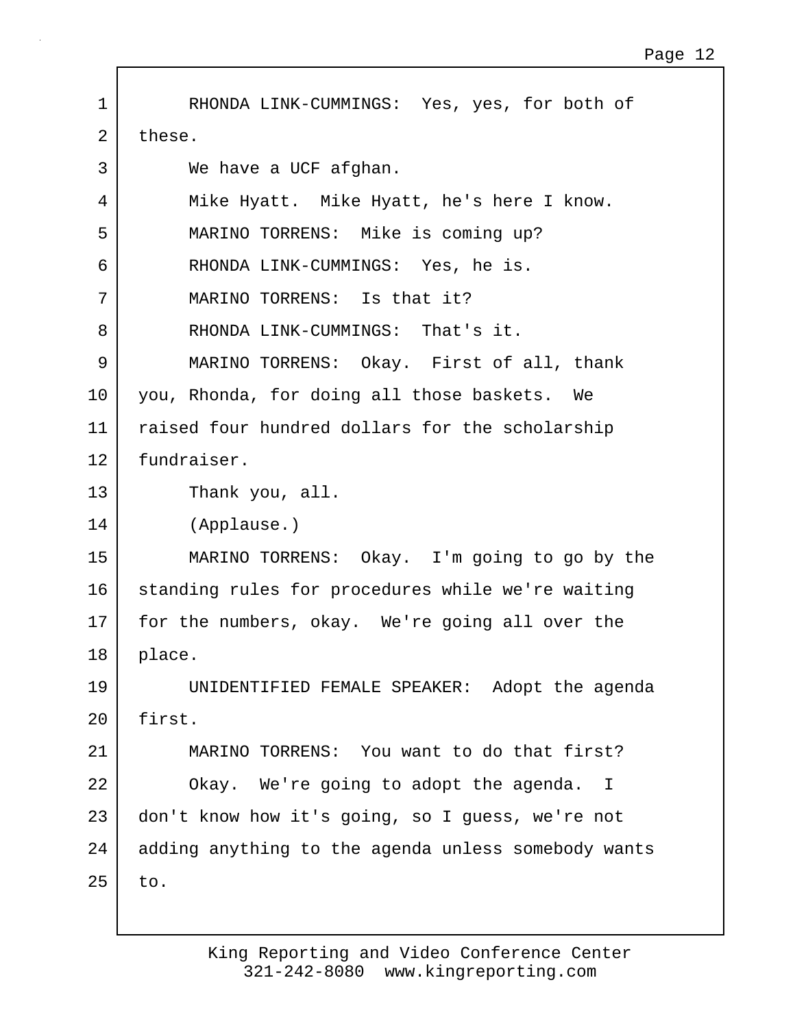RHONDA LINK-CUMMINGS: Yes, yes, for both of these.

We have a UCF afghan.

Mike Hyatt. Mike Hyatt, he's here I know.

MARINO TORRENS: Mike is coming up?

RHONDA LINK-CUMMINGS: Yes, he is.

MARINO TORRENS: Is that it?

RHONDA LINK-CUMMINGS: That's it.

MARINO TORRENS: Okay. First of all, thank you, Rhonda, for doing all those baskets. We raised four hundred dollars for the scholarship fundraiser.

Thank you, all.

(Applause.)

MARINO TORRENS: Okay. I'm going to go by the standing rules for procedures while we're waiting for the numbers, okay. We're going all over the place.

UNIDENTIFIED FEMALE SPEAKER: Adopt the agenda first.

MARINO TORRENS: You want to do that first?

Okay. We're going to adopt the agenda. I don't know how it's going, so I guess, we're not adding anything to the agenda unless somebody wants to.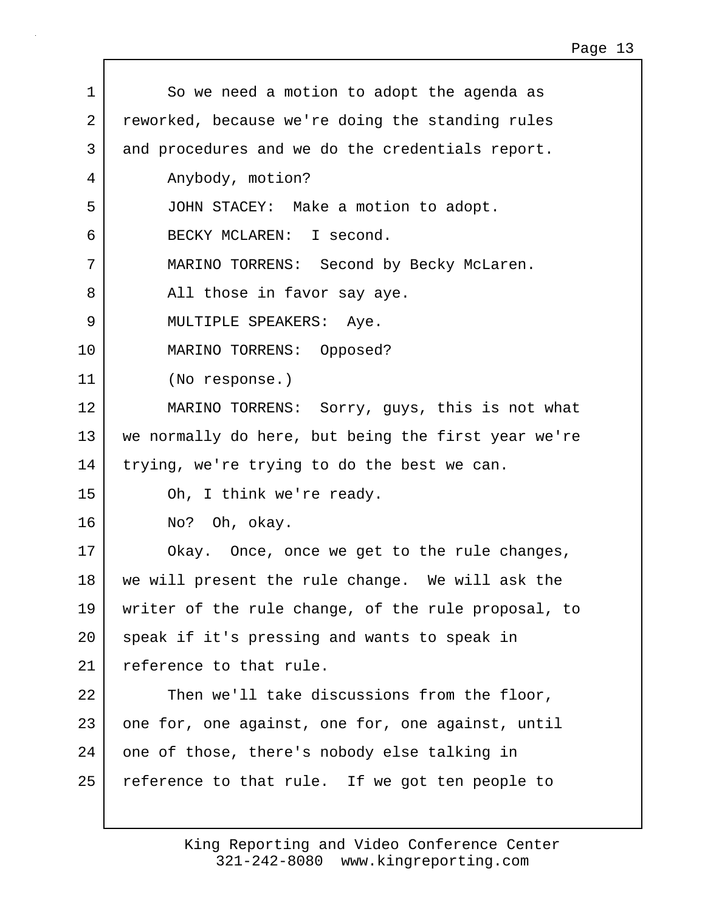So we need a motion to adopt the agenda as reworked, because we're doing the standing rules and procedures and we do the credentials report.

Anybody, motion?

JOHN STACEY: Make a motion to adopt.

BECKY MCLAREN: I second.

MARINO TORRENS: Second by Becky McLaren.

All those in favor say aye.

MULTIPLE SPEAKERS: Aye.

MARINO TORRENS: Opposed?

(No response.)

MARINO TORRENS: Sorry, guys, this is not what we normally do here, but being the first year we're trying, we're trying to do the best we can.

Oh, I think we're ready.

No? Oh, okay.

Okay. Once, once we get to the rule changes, we will present the rule change. We will ask the writer of the rule change, of the rule proposal, to speak if it's pressing and wants to speak in reference to that rule.

Then we'll take discussions from the floor, one for, one against, one for, one against, until one of those, there's nobody else talking in reference to that rule. If we got ten people to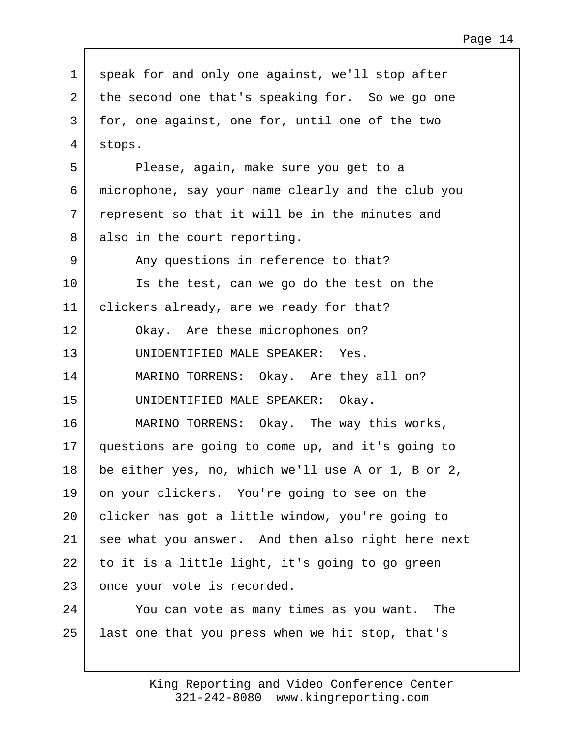speak for and only one against, we'll stop after the second one that's speaking for. So we go one for, one against, one for, until one of the two stops.

Please, again, make sure you get to a microphone, say your name clearly and the club you represent so that it will be in the minutes and also in the court reporting.

Any questions in reference to that?

Is the test, can we go do the test on the clickers already, are we ready for that?

Okay. Are these microphones on?

UNIDENTIFIED MALE SPEAKER: Yes.

MARINO TORRENS: Okay. Are they all on?

UNIDENTIFIED MALE SPEAKER: Okay.

MARINO TORRENS: Okay. The way this works, questions are going to come up, and it's going to be either yes, no, which we'll use A or 1, B or 2, on your clickers. You're going to see on the clicker has got a little window, you're going to see what you answer. And then also right here next to it is a little light, it's going to go green once your vote is recorded.

You can vote as many times as you want. The last one that you press when we hit stop, that's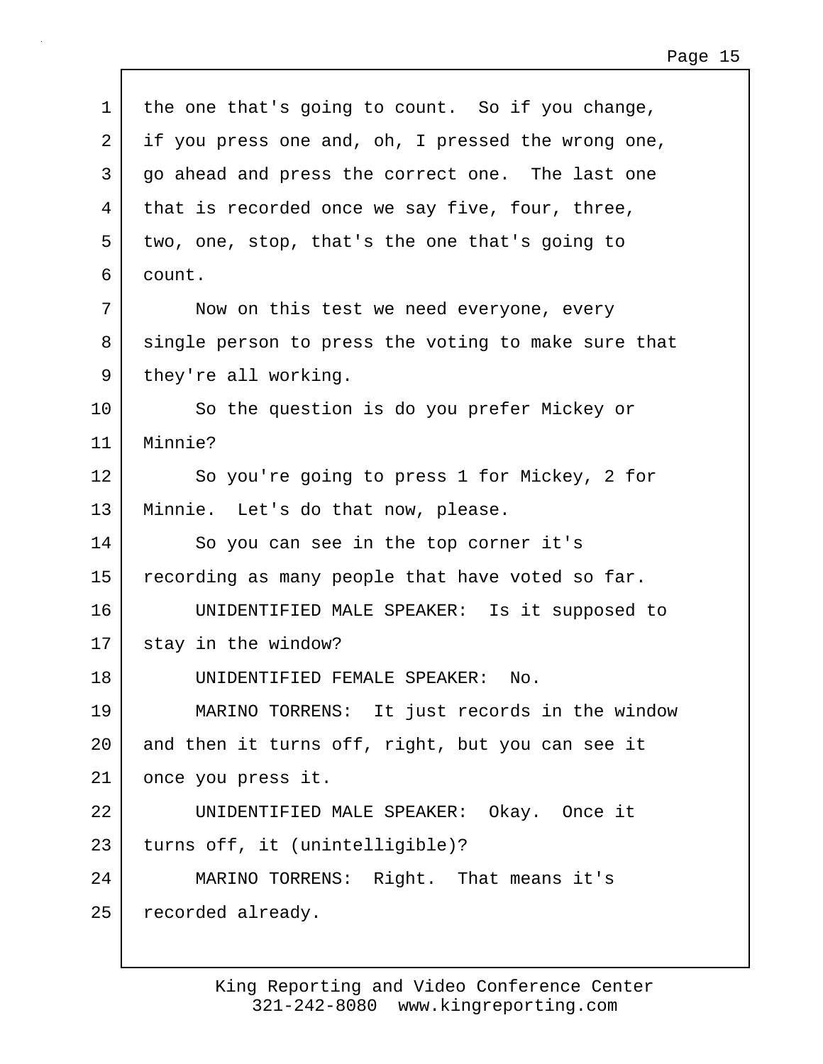the one that's going to count. So if you change, if you press one and, oh, I pressed the wrong one, go ahead and press the correct one. The last one that is recorded once we say five, four, three, two, one, stop, that's the one that's going to count.

Now on this test we need everyone, every single person to press the voting to make sure that they're all working.

So the question is do you prefer Mickey or Minnie?

So you're going to press 1 for Mickey, 2 for Minnie. Let's do that now, please.

So you can see in the top corner it's recording as many people that have voted so far.

UNIDENTIFIED MALE SPEAKER: Is it supposed to stay in the window?

UNIDENTIFIED FEMALE SPEAKER: No.

MARINO TORRENS: It just records in the window and then it turns off, right, but you can see it once you press it.

UNIDENTIFIED MALE SPEAKER: Okay. Once it turns off, it (unintelligible)?

MARINO TORRENS: Right. That means it's recorded already.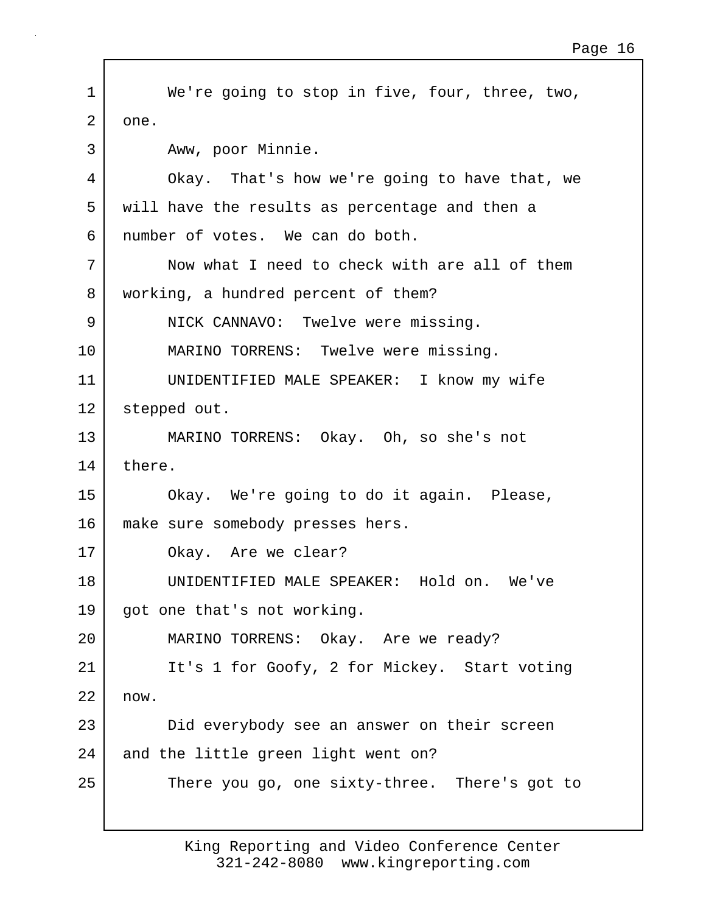1 We're going to stop in five, four, three, two,
2 one.
3 Aww, poor Minnie.
4 Okay. That's how we're going to have that, we
5 will have the results as percentage and then a
6 number of votes. We can do both.
7 Now what I need to check with are all of them
8 working, a hundred percent of them?
9 NICK CANNAVO: Twelve were missing.
10 MARINO TORRENS: Twelve were missing.
11 UNIDENTIFIED MALE SPEAKER: I know my wife
12 stepped out.
13 MARINO TORRENS: Okay. Oh, so she's not
14 there.
15 Okay. We're going to do it again. Please,
16 make sure somebody presses hers.
17 Okay. Are we clear?
18 UNIDENTIFIED MALE SPEAKER: Hold on. We've
19 got one that's not working.
20 MARINO TORRENS: Okay. Are we ready?
21 It's 1 for Goofy, 2 for Mickey. Start voting
22 now.
23 Did everybody see an answer on their screen
24 and the little green light went on?
25 There you go, one sixty-three. There's got to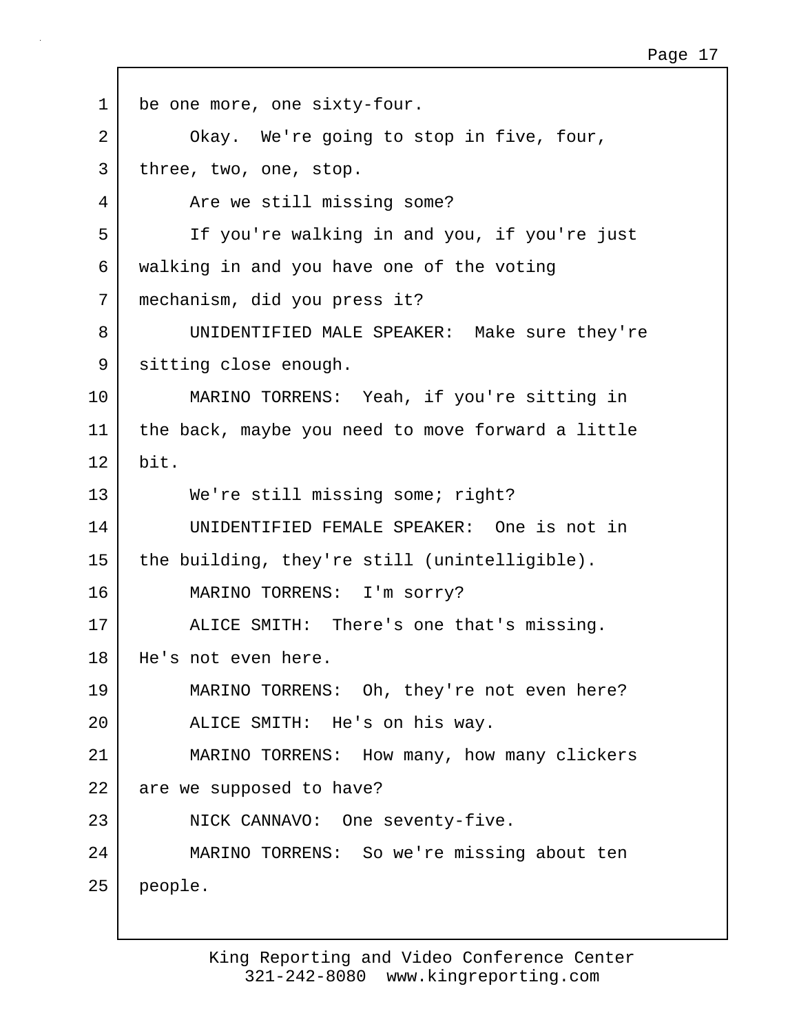be one more, one sixty-four.

Okay. We're going to stop in five, four, three, two, one, stop.

Are we still missing some?

If you're walking in and you, if you're just walking in and you have one of the voting mechanism, did you press it?

UNIDENTIFIED MALE SPEAKER: Make sure they're sitting close enough.

MARINO TORRENS: Yeah, if you're sitting in the back, maybe you need to move forward a little bit.

We're still missing some; right?

UNIDENTIFIED FEMALE SPEAKER: One is not in the building, they're still (unintelligible).

MARINO TORRENS: I'm sorry?

ALICE SMITH: There's one that's missing. He's not even here.

MARINO TORRENS: Oh, they're not even here?

ALICE SMITH: He's on his way.

MARINO TORRENS: How many, how many clickers are we supposed to have?

NICK CANNAVO: One seventy-five.

MARINO TORRENS: So we're missing about ten people.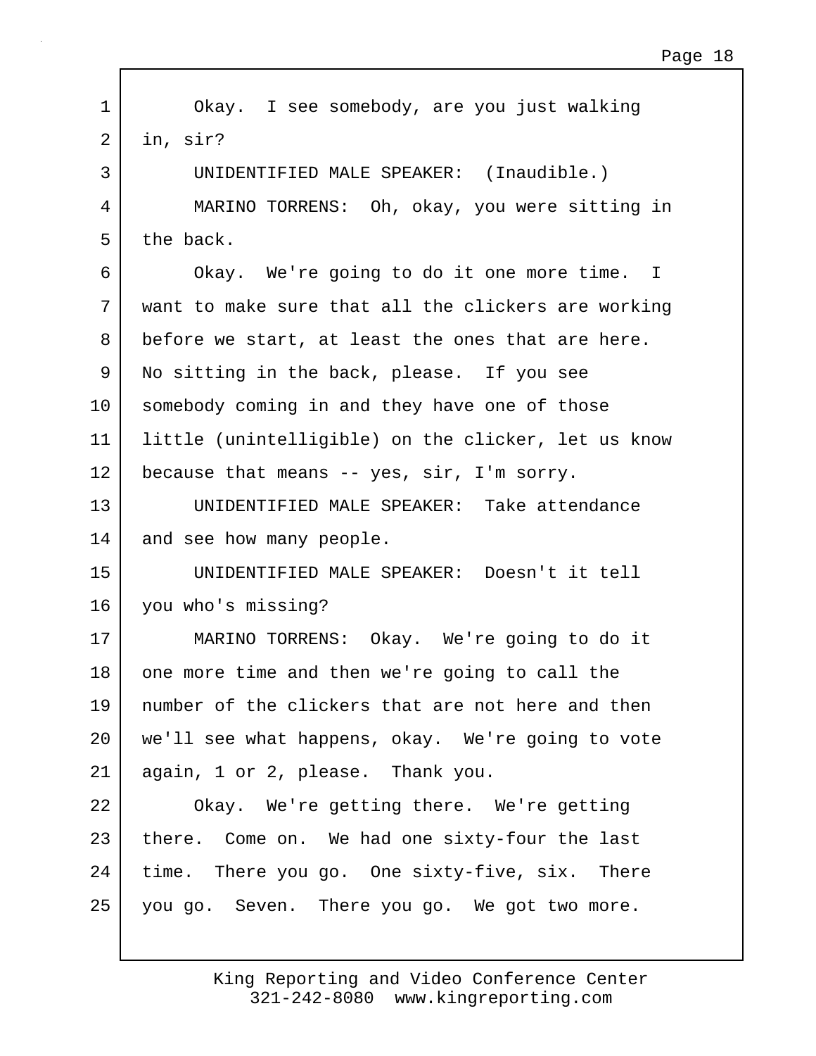Okay. I see somebody, are you just walking in, sir?

UNIDENTIFIED MALE SPEAKER: (Inaudible.)

MARINO TORRENS: Oh, okay, you were sitting in the back.

Okay. We're going to do it one more time. I want to make sure that all the clickers are working before we start, at least the ones that are here. No sitting in the back, please. If you see somebody coming in and they have one of those little (unintelligible) on the clicker, let us know because that means -- yes, sir, I'm sorry.

UNIDENTIFIED MALE SPEAKER: Take attendance and see how many people.

UNIDENTIFIED MALE SPEAKER: Doesn't it tell you who's missing?

MARINO TORRENS: Okay. We're going to do it one more time and then we're going to call the number of the clickers that are not here and then we'll see what happens, okay. We're going to vote again, 1 or 2, please. Thank you.

Okay. We're getting there. We're getting there. Come on. We had one sixty-four the last time. There you go. One sixty-five, six. There you go. Seven. There you go. We got two more.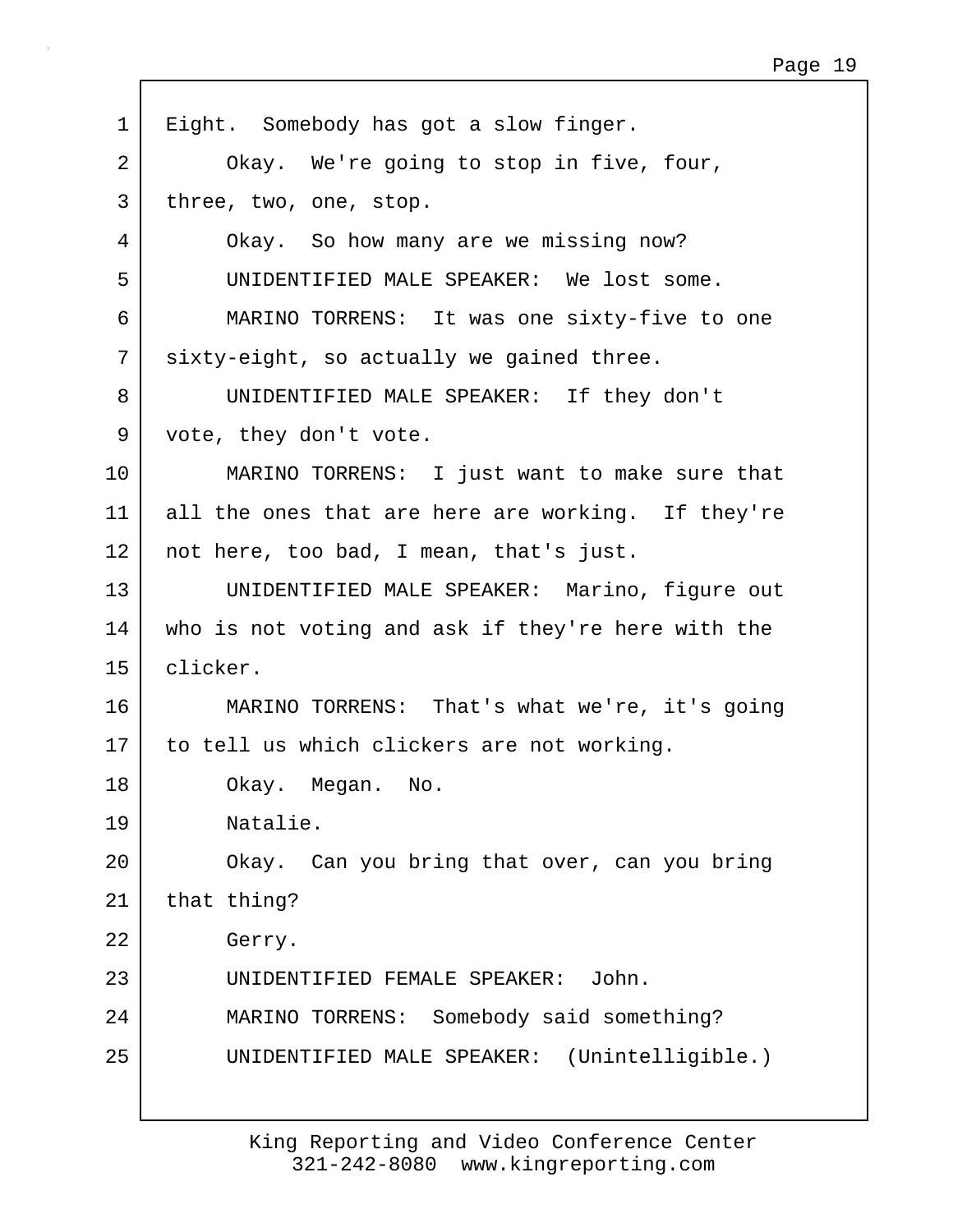Eight. Somebody has got a slow finger.

Okay. We're going to stop in five, four, three, two, one, stop.

Okay. So how many are we missing now?

UNIDENTIFIED MALE SPEAKER: We lost some.

MARINO TORRENS: It was one sixty-five to one sixty-eight, so actually we gained three.

UNIDENTIFIED MALE SPEAKER: If they don't vote, they don't vote.

MARINO TORRENS: I just want to make sure that all the ones that are here are working. If they're not here, too bad, I mean, that's just.

UNIDENTIFIED MALE SPEAKER: Marino, figure out who is not voting and ask if they're here with the clicker.

MARINO TORRENS: That's what we're, it's going to tell us which clickers are not working.

Okay. Megan. No.

Natalie.

Okay. Can you bring that over, can you bring that thing?

Gerry.

UNIDENTIFIED FEMALE SPEAKER: John.

MARINO TORRENS: Somebody said something?

UNIDENTIFIED MALE SPEAKER: (Unintelligible.)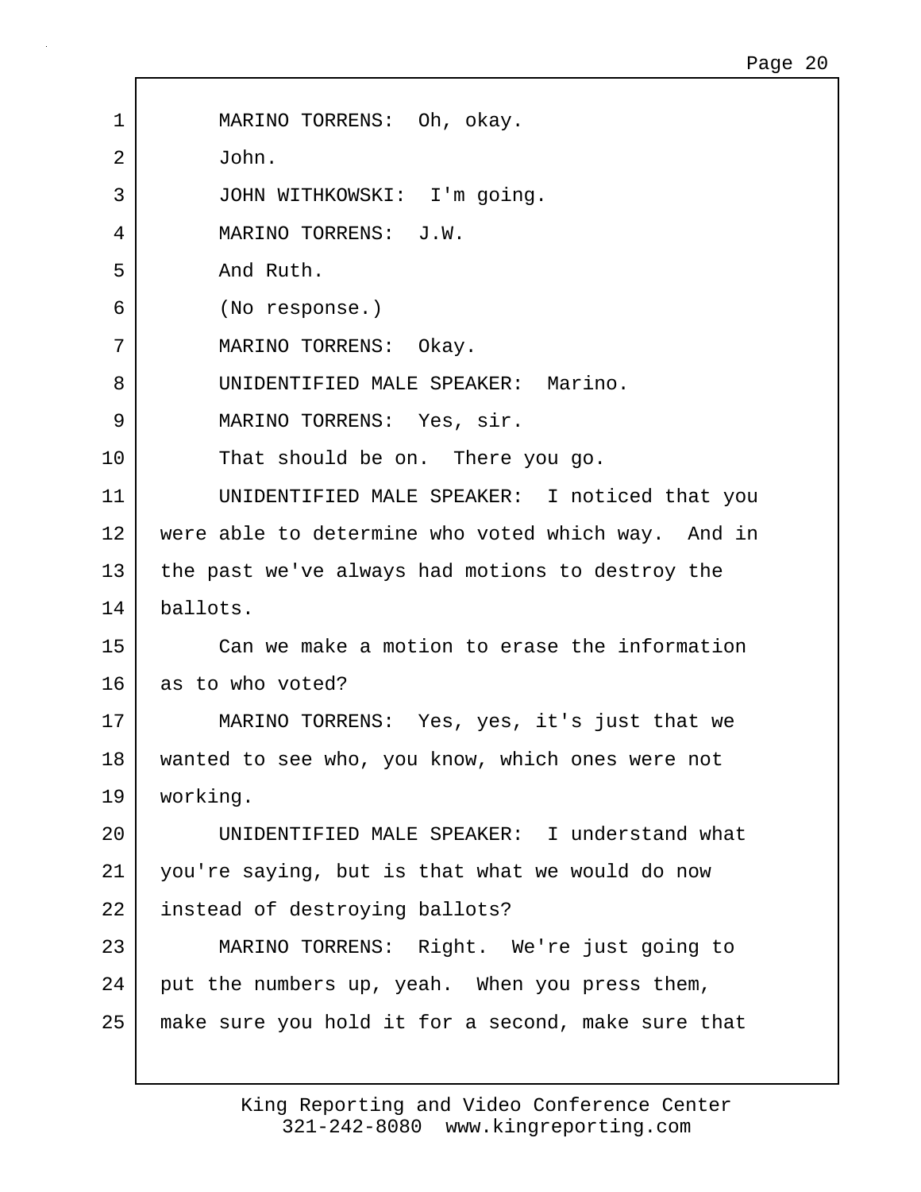MARINO TORRENS: Oh, okay.

John.

JOHN WITHKOWSKI: I'm going.

MARINO TORRENS: J.W.

And Ruth.

(No response.)

MARINO TORRENS: Okay.

UNIDENTIFIED MALE SPEAKER: Marino.

MARINO TORRENS: Yes, sir.

That should be on. There you go.

UNIDENTIFIED MALE SPEAKER: I noticed that you were able to determine who voted which way. And in the past we've always had motions to destroy the ballots.

Can we make a motion to erase the information as to who voted?

MARINO TORRENS: Yes, yes, it's just that we wanted to see who, you know, which ones were not working.

UNIDENTIFIED MALE SPEAKER: I understand what you're saying, but is that what we would do now instead of destroying ballots?

MARINO TORRENS: Right. We're just going to put the numbers up, yeah. When you press them, make sure you hold it for a second, make sure that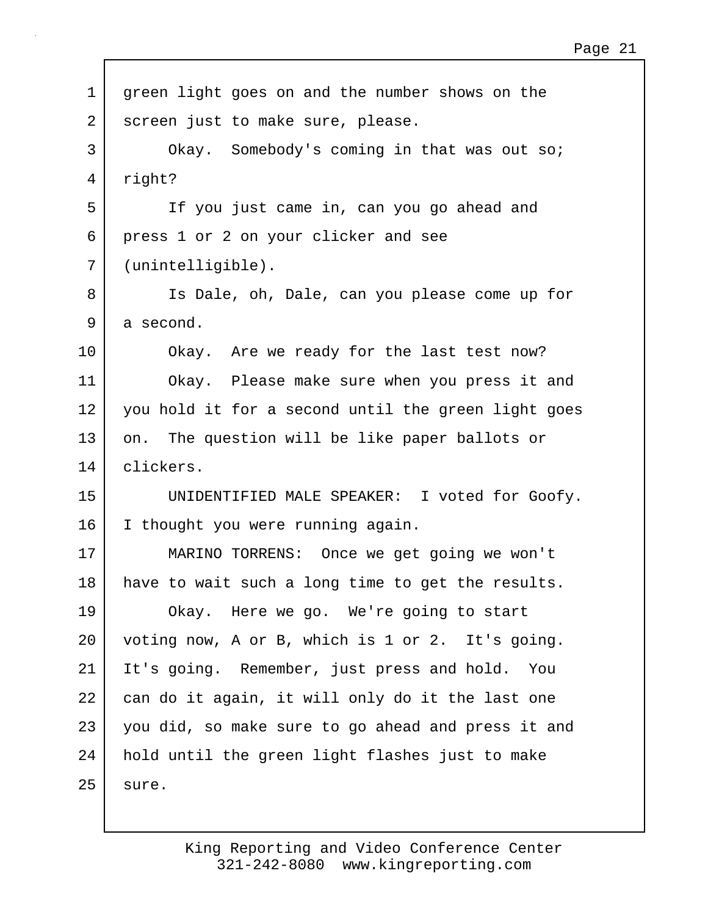green light goes on and the number shows on the screen just to make sure, please.

Okay. Somebody's coming in that was out so; right?

If you just came in, can you go ahead and press 1 or 2 on your clicker and see (unintelligible).

Is Dale, oh, Dale, can you please come up for a second.

Okay. Are we ready for the last test now?

Okay. Please make sure when you press it and you hold it for a second until the green light goes on. The question will be like paper ballots or clickers.

UNIDENTIFIED MALE SPEAKER: I voted for Goofy. I thought you were running again.

MARINO TORRENS: Once we get going we won't have to wait such a long time to get the results.

Okay. Here we go. We're going to start voting now, A or B, which is 1 or 2. It's going. It's going. Remember, just press and hold. You can do it again, it will only do it the last one you did, so make sure to go ahead and press it and hold until the green light flashes just to make sure.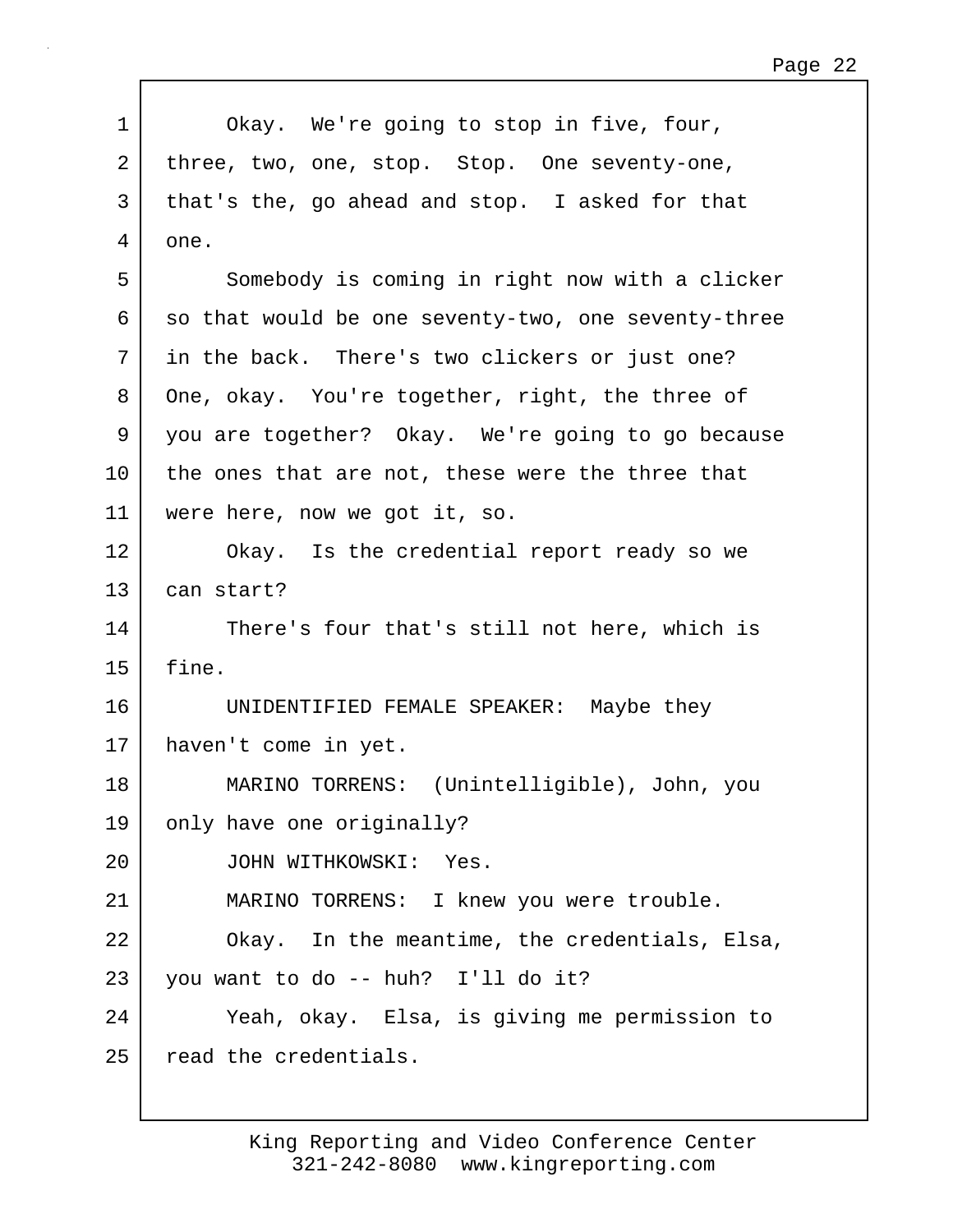Okay. We're going to stop in five, four, three, two, one, stop. Stop. One seventy-one, that's the, go ahead and stop. I asked for that one.

Somebody is coming in right now with a clicker so that would be one seventy-two, one seventy-three in the back. There's two clickers or just one? One, okay. You're together, right, the three of you are together? Okay. We're going to go because the ones that are not, these were the three that were here, now we got it, so.

Okay. Is the credential report ready so we can start?

There's four that's still not here, which is fine.

UNIDENTIFIED FEMALE SPEAKER: Maybe they haven't come in yet.

MARINO TORRENS: (Unintelligible), John, you only have one originally?

JOHN WITHKOWSKI: Yes.

MARINO TORRENS: I knew you were trouble.

Okay. In the meantime, the credentials, Elsa, you want to do -- huh? I'll do it?

Yeah, okay. Elsa, is giving me permission to read the credentials.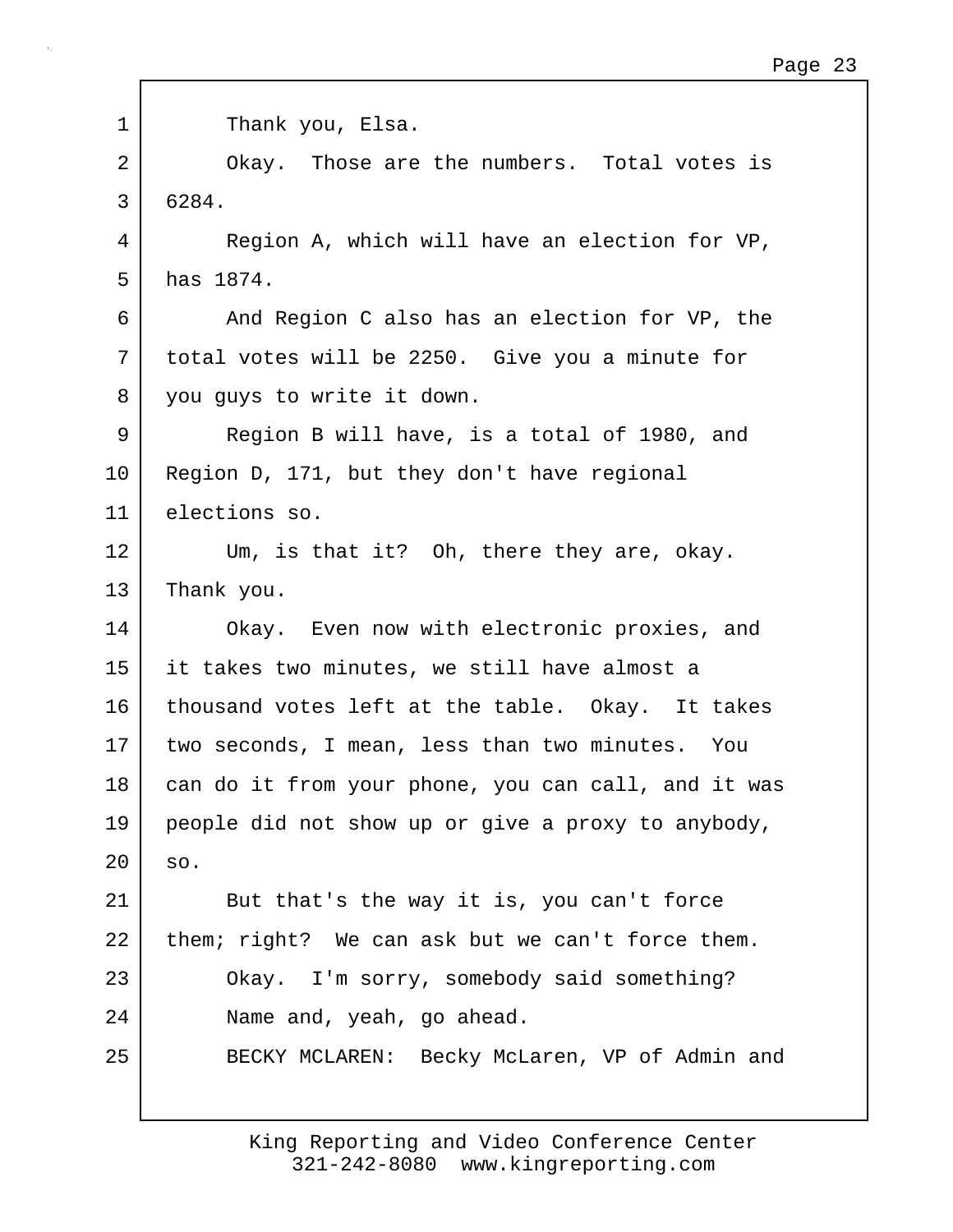Thank you, Elsa.

Okay. Those are the numbers. Total votes is 6284.

Region A, which will have an election for VP, has 1874.

And Region C also has an election for VP, the total votes will be 2250. Give you a minute for you guys to write it down.

Region B will have, is a total of 1980, and Region D, 171, but they don't have regional elections so.

Um, is that it? Oh, there they are, okay. Thank you.

Okay. Even now with electronic proxies, and it takes two minutes, we still have almost a thousand votes left at the table. Okay. It takes two seconds, I mean, less than two minutes. You can do it from your phone, you can call, and it was people did not show up or give a proxy to anybody, so.

But that's the way it is, you can't force them; right? We can ask but we can't force them.

Okay. I'm sorry, somebody said something? Name and, yeah, go ahead.

BECKY MCLAREN: Becky McLaren, VP of Admin and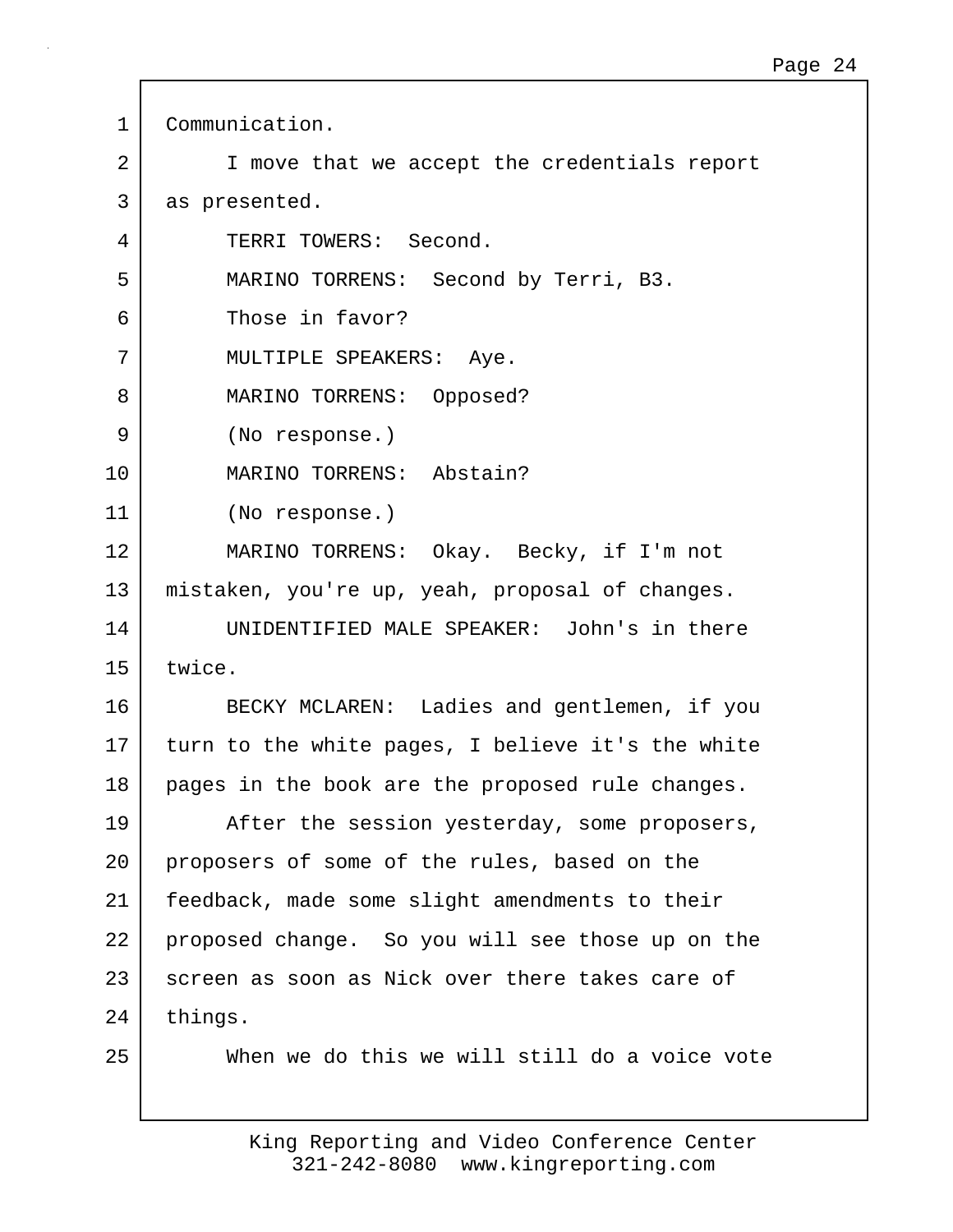Communication.

I move that we accept the credentials report as presented.

TERRI TOWERS: Second.

MARINO TORRENS: Second by Terri, B3.

Those in favor?

MULTIPLE SPEAKERS: Aye.

MARINO TORRENS: Opposed?

(No response.)

MARINO TORRENS: Abstain?

(No response.)

MARINO TORRENS: Okay. Becky, if I'm not mistaken, you're up, yeah, proposal of changes.

UNIDENTIFIED MALE SPEAKER: John's in there twice.

BECKY MCLAREN: Ladies and gentlemen, if you turn to the white pages, I believe it's the white pages in the book are the proposed rule changes.

After the session yesterday, some proposers, proposers of some of the rules, based on the feedback, made some slight amendments to their proposed change. So you will see those up on the screen as soon as Nick over there takes care of things.

When we do this we will still do a voice vote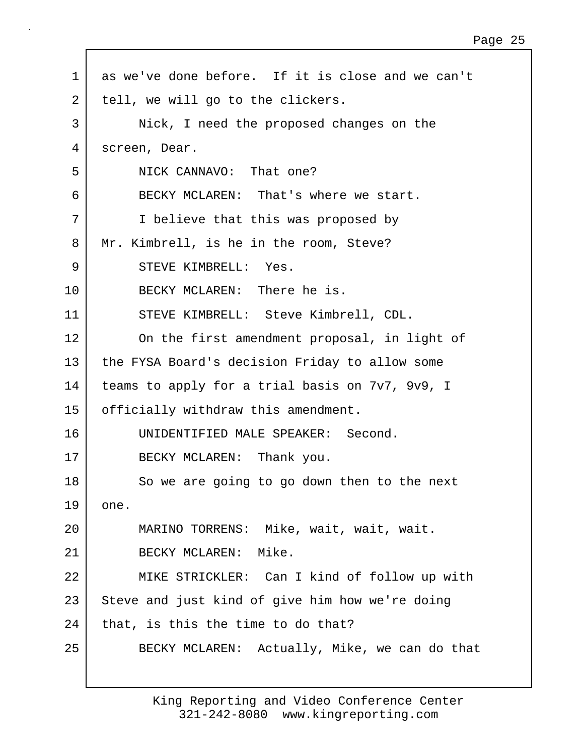as we've done before. If it is close and we can't tell, we will go to the clickers.

Nick, I need the proposed changes on the screen, Dear.

NICK CANNAVO: That one?

BECKY MCLAREN: That's where we start.

I believe that this was proposed by Mr. Kimbrell, is he in the room, Steve?

STEVE KIMBRELL: Yes.

BECKY MCLAREN: There he is.

STEVE KIMBRELL: Steve Kimbrell, CDL.

On the first amendment proposal, in light of the FYSA Board's decision Friday to allow some teams to apply for a trial basis on 7v7, 9v9, I officially withdraw this amendment.

UNIDENTIFIED MALE SPEAKER: Second.

BECKY MCLAREN: Thank you.

So we are going to go down then to the next one.

MARINO TORRENS: Mike, wait, wait, wait.

BECKY MCLAREN: Mike.

MIKE STRICKLER: Can I kind of follow up with Steve and just kind of give him how we're doing that, is this the time to do that?

BECKY MCLAREN: Actually, Mike, we can do that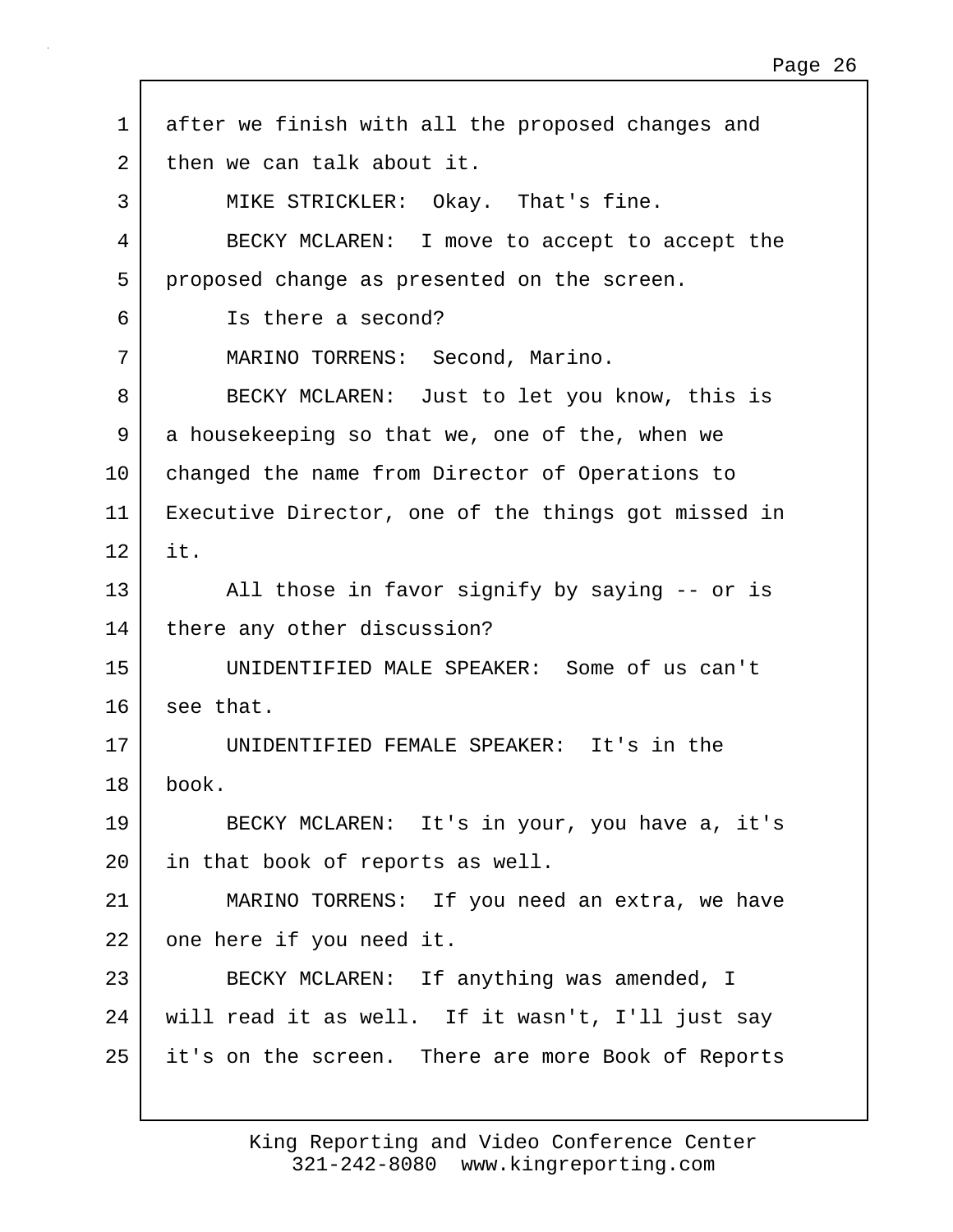after we finish with all the proposed changes and then we can talk about it.

MIKE STRICKLER: Okay. That's fine.

BECKY MCLAREN: I move to accept to accept the proposed change as presented on the screen.

Is there a second?

MARINO TORRENS: Second, Marino.

BECKY MCLAREN: Just to let you know, this is a housekeeping so that we, one of the, when we changed the name from Director of Operations to Executive Director, one of the things got missed in it.

All those in favor signify by saying -- or is there any other discussion?

UNIDENTIFIED MALE SPEAKER: Some of us can't see that.

UNIDENTIFIED FEMALE SPEAKER: It's in the book.

BECKY MCLAREN: It's in your, you have a, it's in that book of reports as well.

MARINO TORRENS: If you need an extra, we have one here if you need it.

BECKY MCLAREN: If anything was amended, I will read it as well. If it wasn't, I'll just say it's on the screen. There are more Book of Reports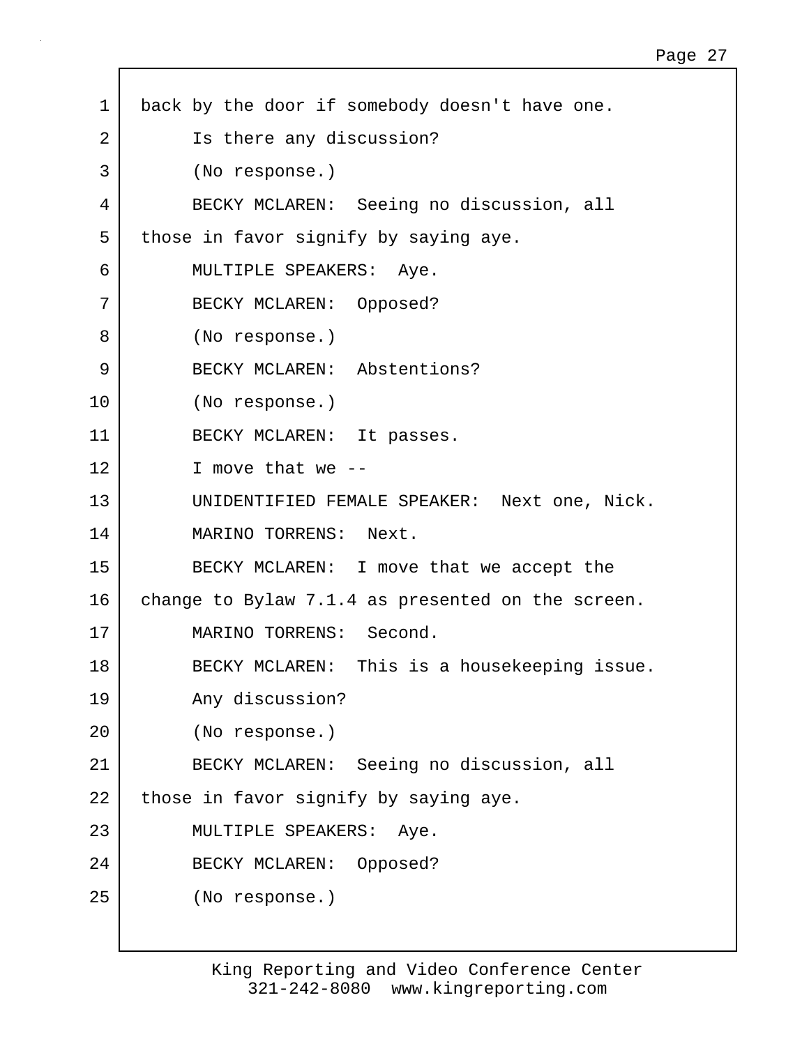back by the door if somebody doesn't have one.

Is there any discussion?

(No response.)

BECKY MCLAREN: Seeing no discussion, all those in favor signify by saying aye.

MULTIPLE SPEAKERS: Aye.

BECKY MCLAREN: Opposed?

(No response.)

BECKY MCLAREN: Abstentions?

(No response.)

BECKY MCLAREN: It passes.

I move that we --

UNIDENTIFIED FEMALE SPEAKER: Next one, Nick.

MARINO TORRENS: Next.

BECKY MCLAREN: I move that we accept the change to Bylaw 7.1.4 as presented on the screen.

MARINO TORRENS: Second.

BECKY MCLAREN: This is a housekeeping issue.

Any discussion?

(No response.)

BECKY MCLAREN: Seeing no discussion, all those in favor signify by saying aye.

MULTIPLE SPEAKERS: Aye.

BECKY MCLAREN: Opposed?

(No response.)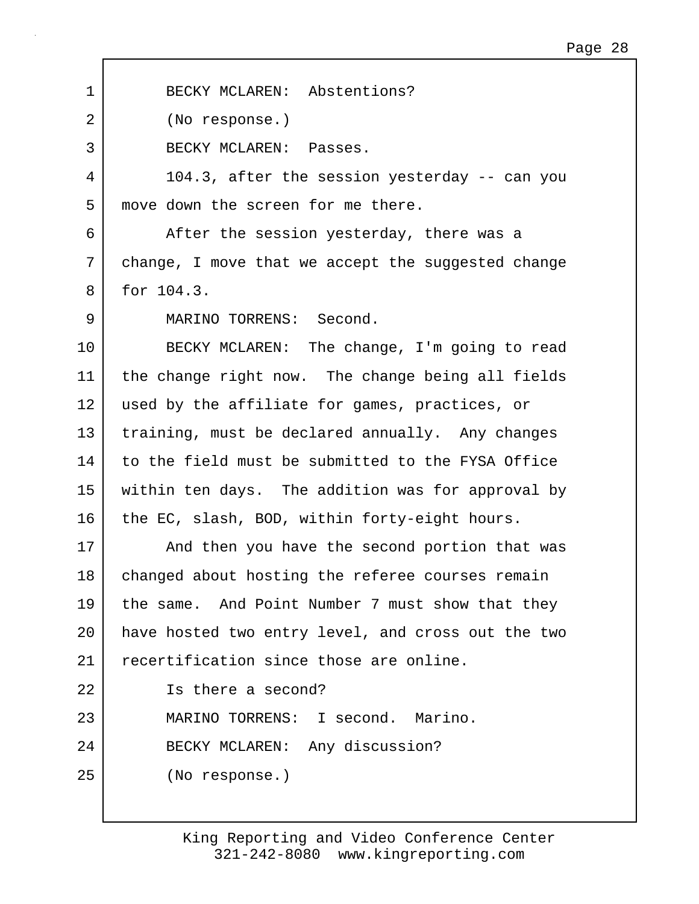1 BECKY MCLAREN: Abstentions?

2 (No response.)

3 BECKY MCLAREN: Passes.

4 104.3, after the session yesterday -- can you

5 move down the screen for me there.

6 After the session yesterday, there was a

7 change, I move that we accept the suggested change

8 for 104.3.

9 MARINO TORRENS: Second.

10 BECKY MCLAREN: The change, I'm going to read

11 the change right now. The change being all fields

12 used by the affiliate for games, practices, or

13 training, must be declared annually. Any changes

14 to the field must be submitted to the FYSA Office

15 within ten days. The addition was for approval by

16 the EC, slash, BOD, within forty-eight hours.

17 And then you have the second portion that was

18 changed about hosting the referee courses remain

19 the same. And Point Number 7 must show that they

20 have hosted two entry level, and cross out the two

21 recertification since those are online.

22 Is there a second?

23 MARINO TORRENS: I second. Marino.

24 BECKY MCLAREN: Any discussion?

25 (No response.)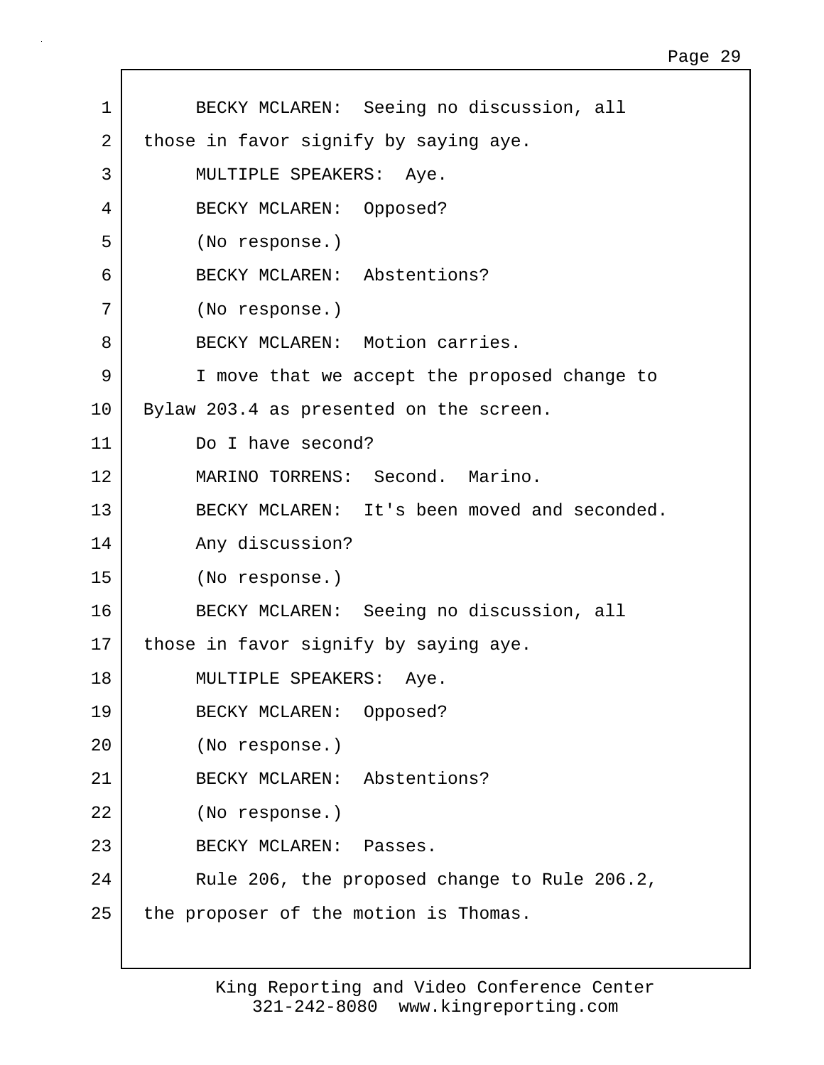BECKY MCLAREN: Seeing no discussion, all those in favor signify by saying aye.

MULTIPLE SPEAKERS: Aye.

BECKY MCLAREN: Opposed?

(No response.)

BECKY MCLAREN: Abstentions?

(No response.)

BECKY MCLAREN: Motion carries.

I move that we accept the proposed change to Bylaw 203.4 as presented on the screen.

Do I have second?

MARINO TORRENS: Second. Marino.

BECKY MCLAREN: It's been moved and seconded.

Any discussion?

(No response.)

BECKY MCLAREN: Seeing no discussion, all those in favor signify by saying aye.

MULTIPLE SPEAKERS: Aye.

BECKY MCLAREN: Opposed?

(No response.)

BECKY MCLAREN: Abstentions?

(No response.)

BECKY MCLAREN: Passes.

Rule 206, the proposed change to Rule 206.2, the proposer of the motion is Thomas.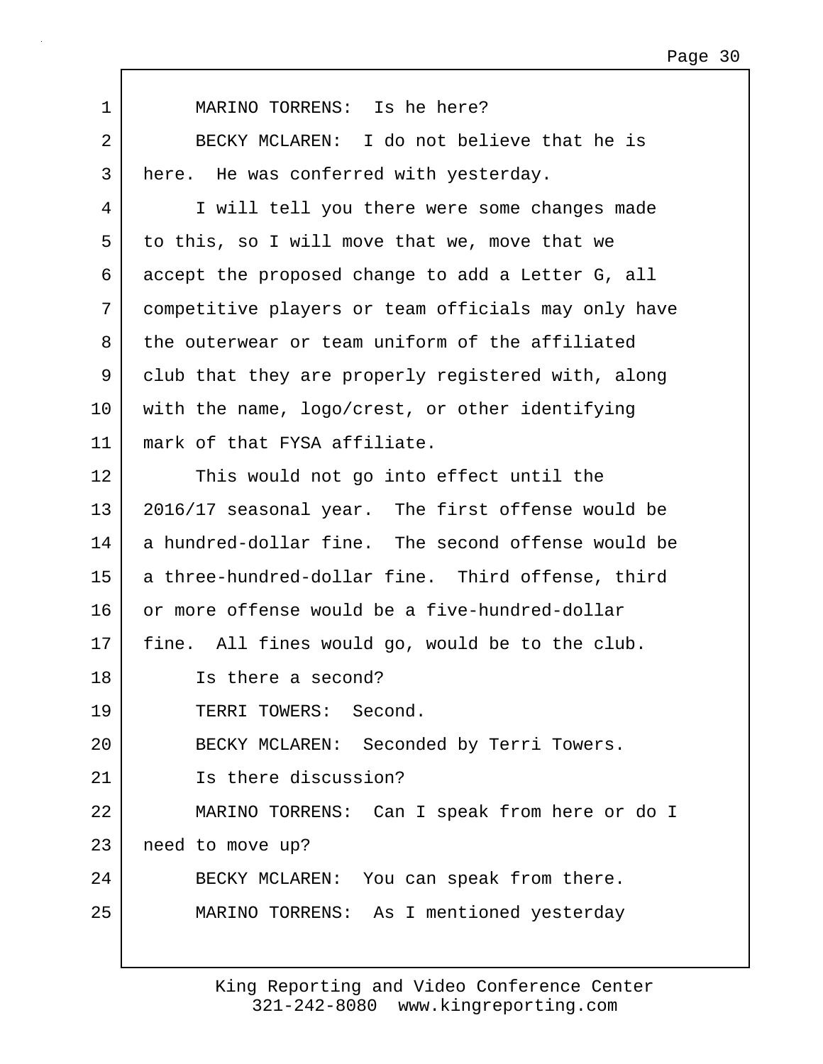MARINO TORRENS: Is he here?

BECKY MCLAREN: I do not believe that he is here. He was conferred with yesterday.

I will tell you there were some changes made to this, so I will move that we, move that we accept the proposed change to add a Letter G, all competitive players or team officials may only have the outerwear or team uniform of the affiliated club that they are properly registered with, along with the name, logo/crest, or other identifying mark of that FYSA affiliate.

This would not go into effect until the 2016/17 seasonal year. The first offense would be a hundred-dollar fine. The second offense would be a three-hundred-dollar fine. Third offense, third or more offense would be a five-hundred-dollar fine. All fines would go, would be to the club.

Is there a second?

TERRI TOWERS: Second.

BECKY MCLAREN: Seconded by Terri Towers.

Is there discussion?

MARINO TORRENS: Can I speak from here or do I need to move up?

BECKY MCLAREN: You can speak from there.

MARINO TORRENS: As I mentioned yesterday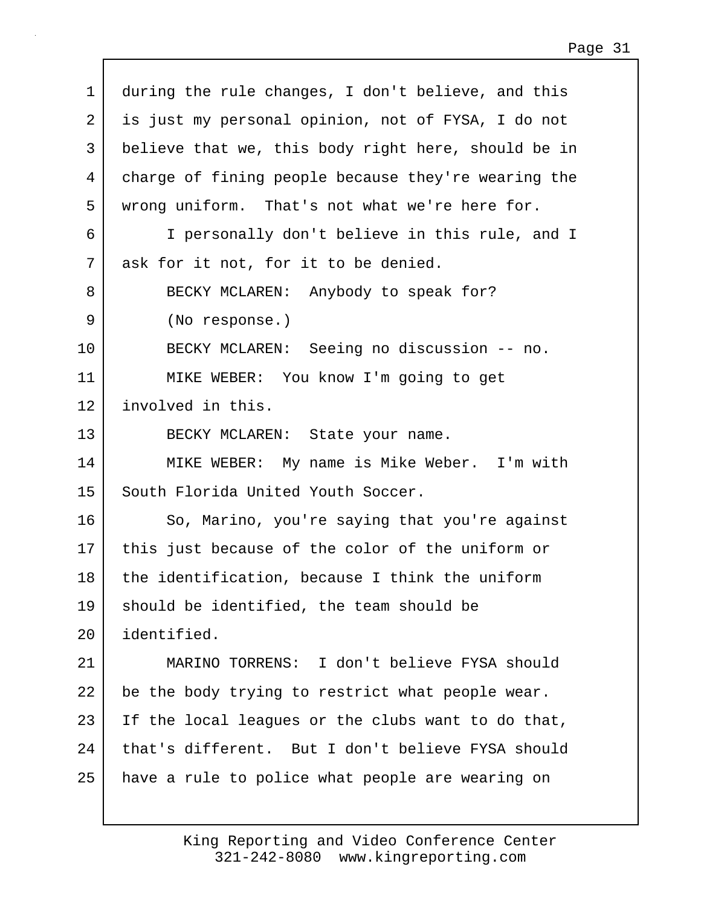during the rule changes, I don't believe, and this is just my personal opinion, not of FYSA, I do not believe that we, this body right here, should be in charge of fining people because they're wearing the wrong uniform. That's not what we're here for.

I personally don't believe in this rule, and I ask for it not, for it to be denied.

BECKY MCLAREN: Anybody to speak for?

(No response.)

BECKY MCLAREN: Seeing no discussion -- no.

MIKE WEBER: You know I'm going to get involved in this.

BECKY MCLAREN: State your name.

MIKE WEBER: My name is Mike Weber. I'm with South Florida United Youth Soccer.

So, Marino, you're saying that you're against this just because of the color of the uniform or the identification, because I think the uniform should be identified, the team should be identified.

MARINO TORRENS: I don't believe FYSA should be the body trying to restrict what people wear. If the local leagues or the clubs want to do that, that's different. But I don't believe FYSA should have a rule to police what people are wearing on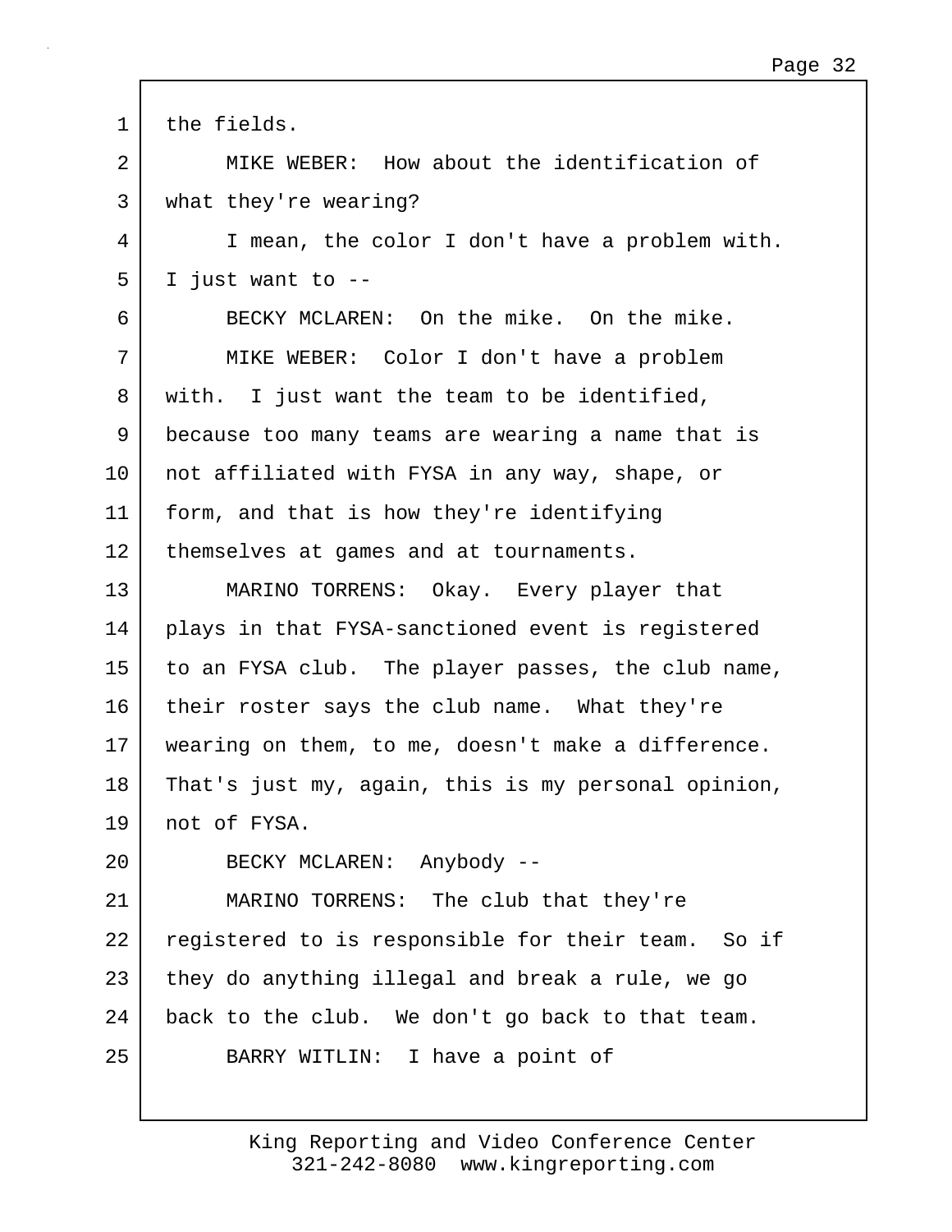the fields.

MIKE WEBER: How about the identification of what they're wearing?

I mean, the color I don't have a problem with. I just want to --

BECKY MCLAREN: On the mike. On the mike.

MIKE WEBER: Color I don't have a problem with. I just want the team to be identified, because too many teams are wearing a name that is not affiliated with FYSA in any way, shape, or form, and that is how they're identifying themselves at games and at tournaments.

MARINO TORRENS: Okay. Every player that plays in that FYSA-sanctioned event is registered to an FYSA club. The player passes, the club name, their roster says the club name. What they're wearing on them, to me, doesn't make a difference. That's just my, again, this is my personal opinion, not of FYSA.

BECKY MCLAREN: Anybody --

MARINO TORRENS: The club that they're registered to is responsible for their team. So if they do anything illegal and break a rule, we go back to the club. We don't go back to that team.

BARRY WITLIN: I have a point of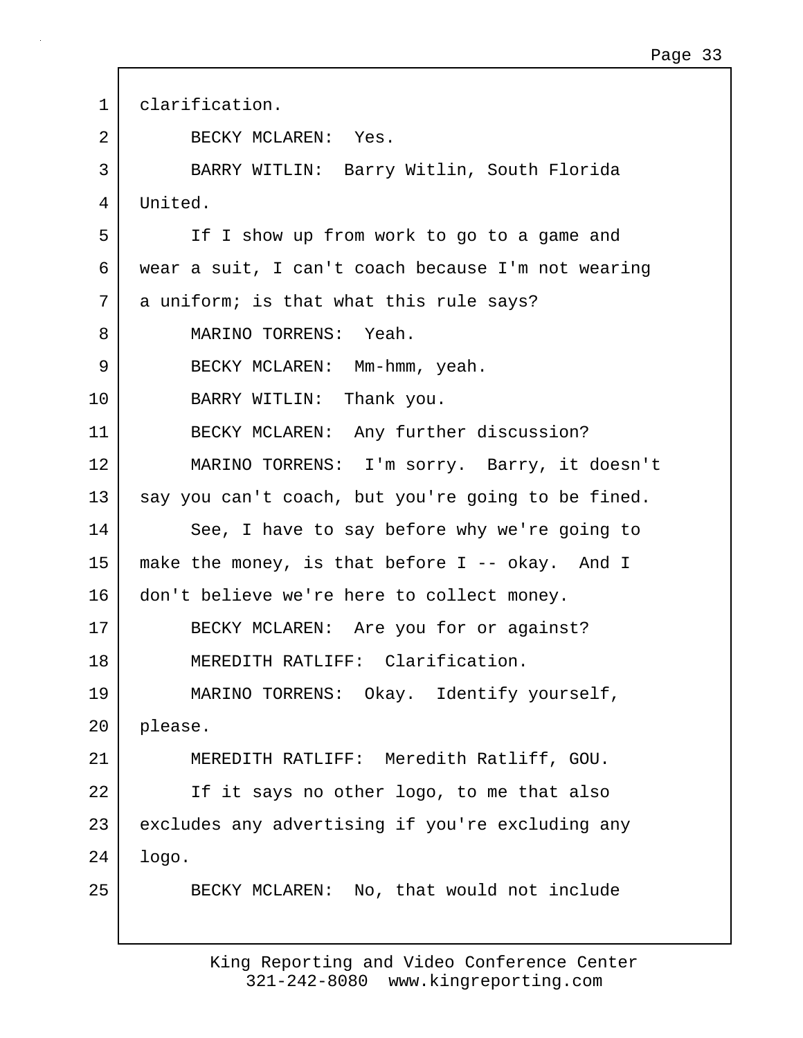clarification.

BECKY MCLAREN: Yes.

BARRY WITLIN: Barry Witlin, South Florida United.

If I show up from work to go to a game and wear a suit, I can't coach because I'm not wearing a uniform; is that what this rule says?

MARINO TORRENS: Yeah.

BECKY MCLAREN: Mm-hmm, yeah.

BARRY WITLIN: Thank you.

BECKY MCLAREN: Any further discussion?

MARINO TORRENS: I'm sorry. Barry, it doesn't say you can't coach, but you're going to be fined.

See, I have to say before why we're going to make the money, is that before I -- okay. And I don't believe we're here to collect money.

BECKY MCLAREN: Are you for or against?

MEREDITH RATLIFF: Clarification.

MARINO TORRENS: Okay. Identify yourself, please.

MEREDITH RATLIFF: Meredith Ratliff, GOU.

If it says no other logo, to me that also excludes any advertising if you're excluding any logo.

BECKY MCLAREN: No, that would not include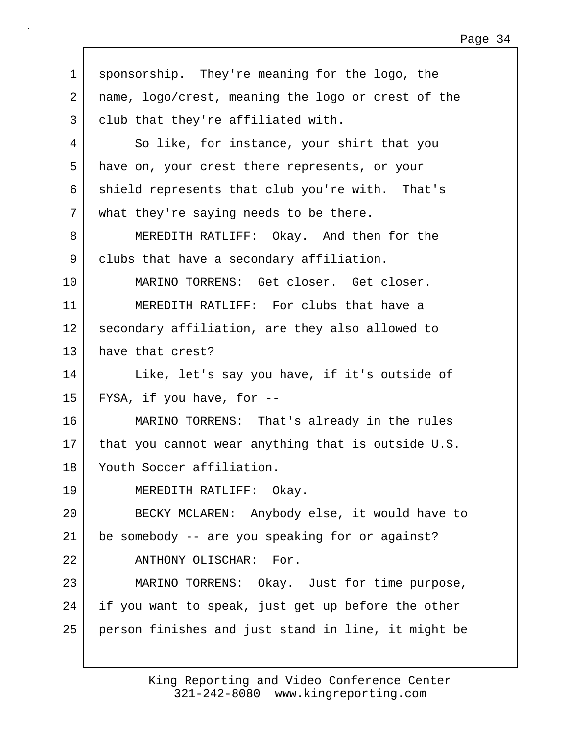sponsorship. They're meaning for the logo, the name, logo/crest, meaning the logo or crest of the club that they're affiliated with.

So like, for instance, your shirt that you have on, your crest there represents, or your shield represents that club you're with. That's what they're saying needs to be there.

MEREDITH RATLIFF: Okay. And then for the clubs that have a secondary affiliation.

MARINO TORRENS: Get closer. Get closer.

MEREDITH RATLIFF: For clubs that have a secondary affiliation, are they also allowed to have that crest?

Like, let's say you have, if it's outside of FYSA, if you have, for --

MARINO TORRENS: That's already in the rules that you cannot wear anything that is outside U.S. Youth Soccer affiliation.

MEREDITH RATLIFF: Okay.

BECKY MCLAREN: Anybody else, it would have to be somebody -- are you speaking for or against?

ANTHONY OLISCHAR: For.

MARINO TORRENS: Okay. Just for time purpose, if you want to speak, just get up before the other person finishes and just stand in line, it might be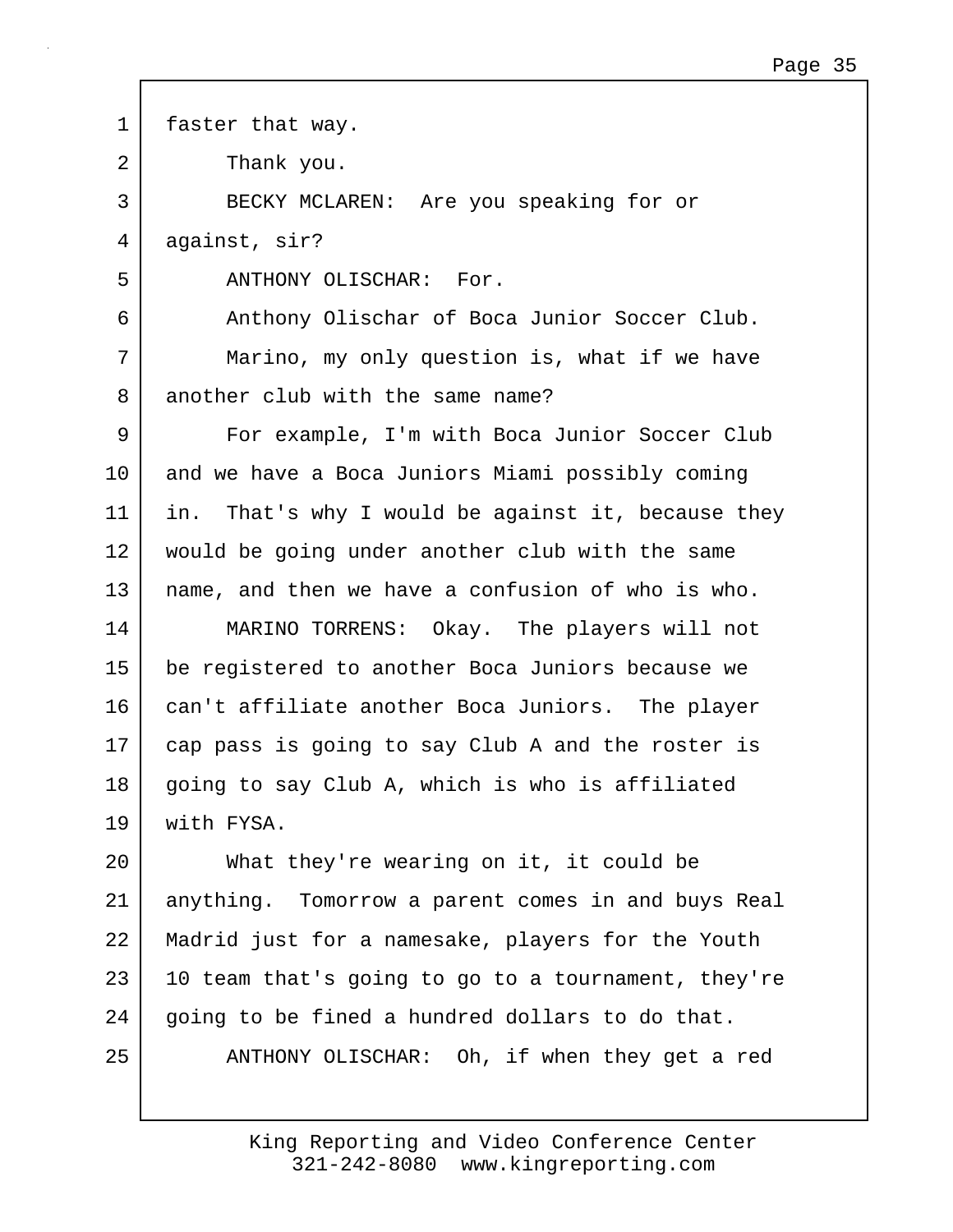faster that way.

Thank you.

BECKY MCLAREN: Are you speaking for or against, sir?

ANTHONY OLISCHAR: For.

Anthony Olischar of Boca Junior Soccer Club.

Marino, my only question is, what if we have another club with the same name?

For example, I'm with Boca Junior Soccer Club and we have a Boca Juniors Miami possibly coming in. That's why I would be against it, because they would be going under another club with the same name, and then we have a confusion of who is who.

MARINO TORRENS: Okay. The players will not be registered to another Boca Juniors because we can't affiliate another Boca Juniors. The player cap pass is going to say Club A and the roster is going to say Club A, which is who is affiliated with FYSA.

What they're wearing on it, it could be anything. Tomorrow a parent comes in and buys Real Madrid just for a namesake, players for the Youth 10 team that's going to go to a tournament, they're going to be fined a hundred dollars to do that.

ANTHONY OLISCHAR: Oh, if when they get a red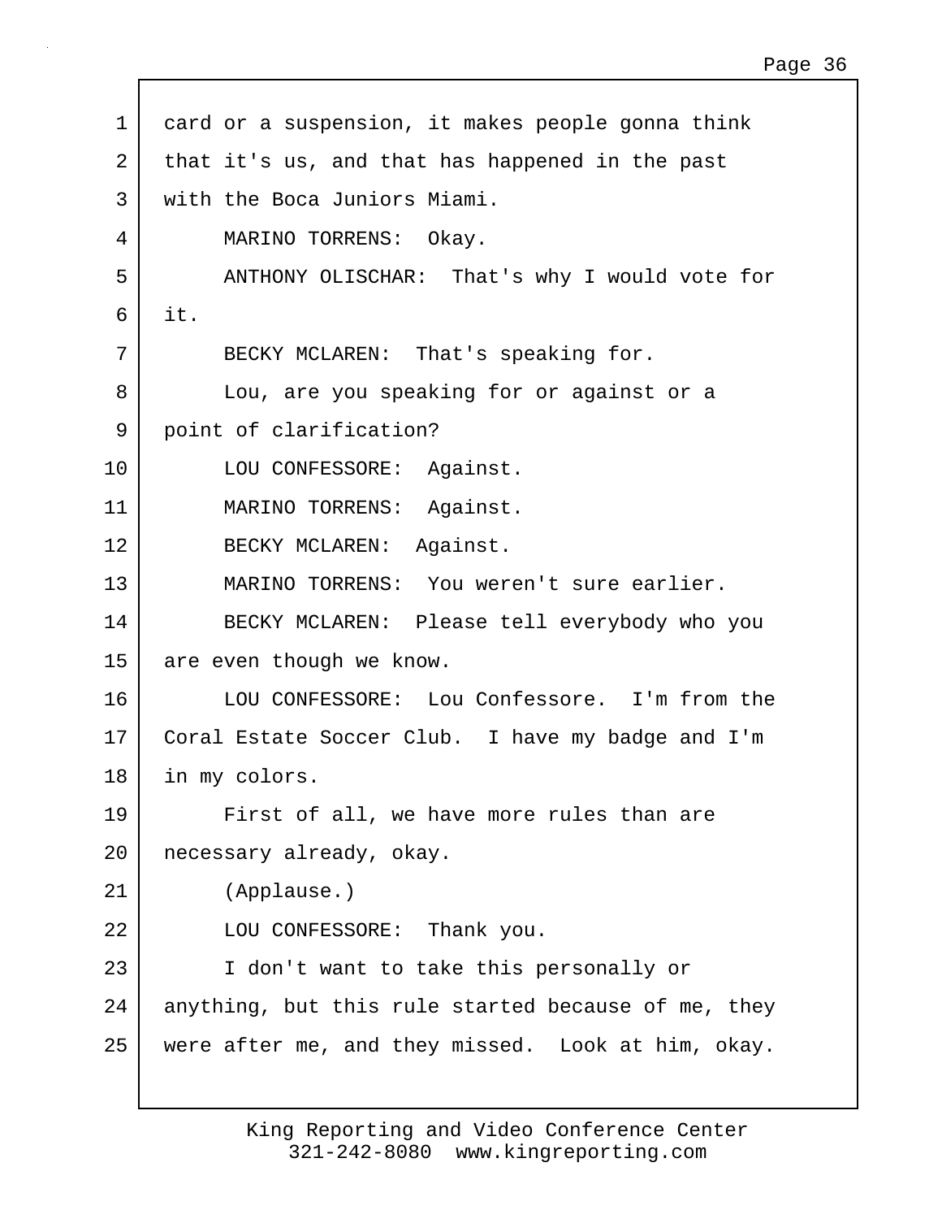card or a suspension, it makes people gonna think that it's us, and that has happened in the past with the Boca Juniors Miami.

MARINO TORRENS: Okay.

ANTHONY OLISCHAR: That's why I would vote for it.

BECKY MCLAREN: That's speaking for.

Lou, are you speaking for or against or a point of clarification?

LOU CONFESSORE: Against.

MARINO TORRENS: Against.

BECKY MCLAREN: Against.

MARINO TORRENS: You weren't sure earlier.

BECKY MCLAREN: Please tell everybody who you are even though we know.

LOU CONFESSORE: Lou Confessore. I'm from the Coral Estate Soccer Club. I have my badge and I'm in my colors.

First of all, we have more rules than are necessary already, okay.

(Applause.)

LOU CONFESSORE: Thank you.

I don't want to take this personally or anything, but this rule started because of me, they were after me, and they missed. Look at him, okay.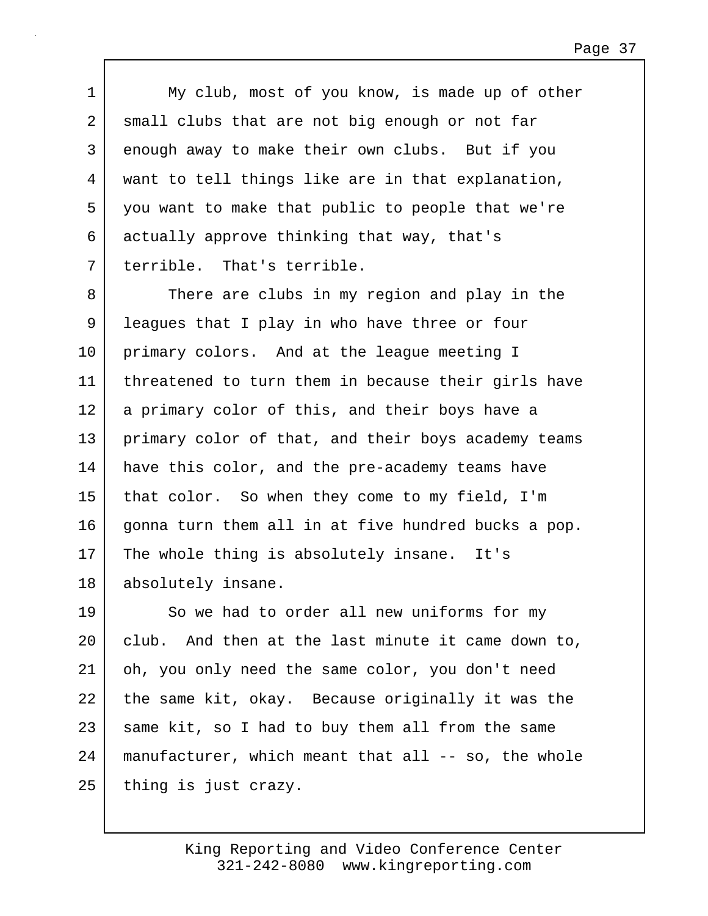My club, most of you know, is made up of other small clubs that are not big enough or not far enough away to make their own clubs. But if you want to tell things like are in that explanation, you want to make that public to people that we're actually approve thinking that way, that's terrible. That's terrible.

There are clubs in my region and play in the leagues that I play in who have three or four primary colors. And at the league meeting I threatened to turn them in because their girls have a primary color of this, and their boys have a primary color of that, and their boys academy teams have this color, and the pre-academy teams have that color. So when they come to my field, I'm gonna turn them all in at five hundred bucks a pop. The whole thing is absolutely insane. It's absolutely insane.

So we had to order all new uniforms for my club. And then at the last minute it came down to, oh, you only need the same color, you don't need the same kit, okay. Because originally it was the same kit, so I had to buy them all from the same manufacturer, which meant that all -- so, the whole thing is just crazy.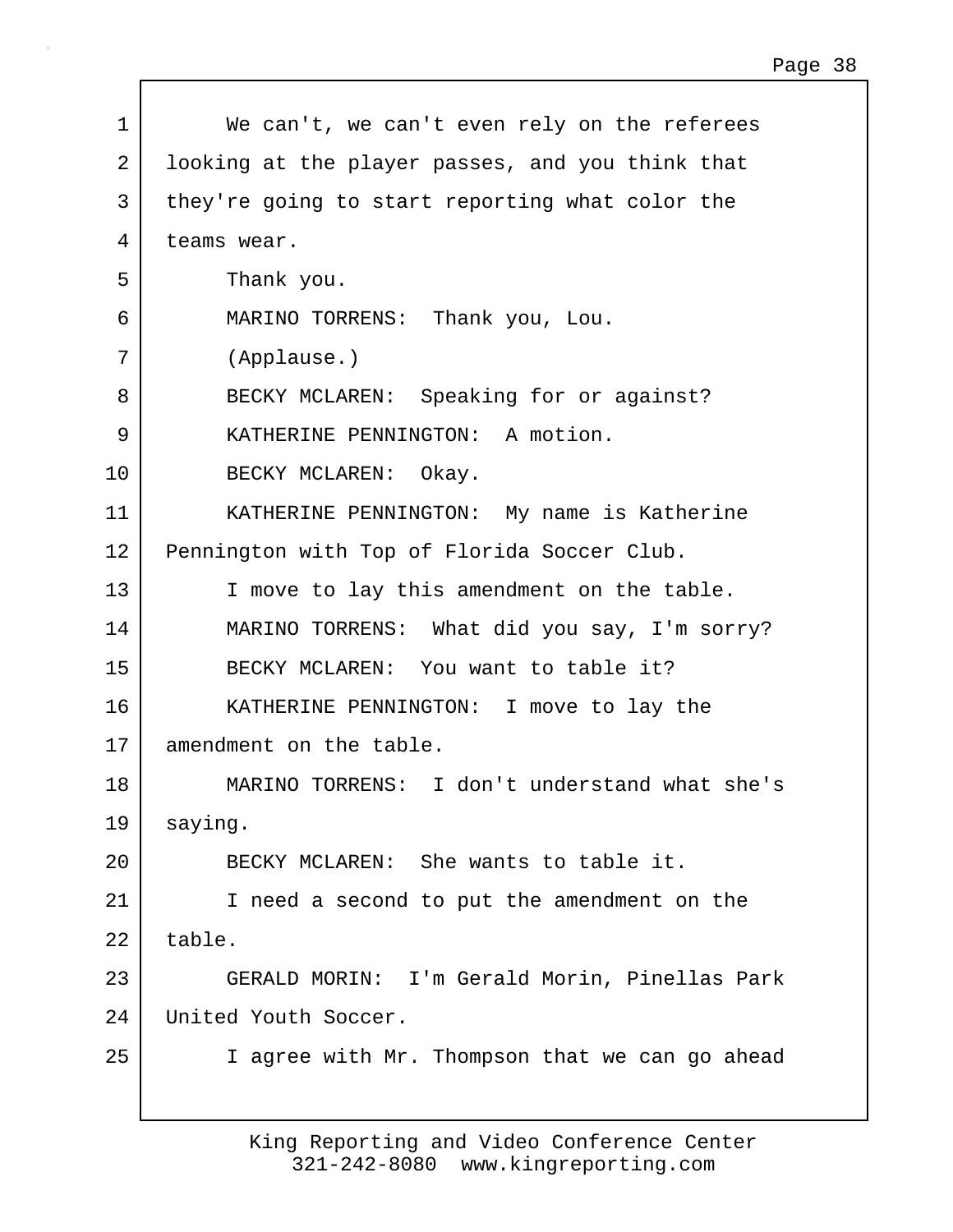We can't, we can't even rely on the referees looking at the player passes, and you think that they're going to start reporting what color the teams wear.

Thank you.

MARINO TORRENS: Thank you, Lou.

(Applause.)

BECKY MCLAREN: Speaking for or against?

KATHERINE PENNINGTON: A motion.

BECKY MCLAREN: Okay.

KATHERINE PENNINGTON: My name is Katherine Pennington with Top of Florida Soccer Club.

I move to lay this amendment on the table.

MARINO TORRENS: What did you say, I'm sorry?

BECKY MCLAREN: You want to table it?

KATHERINE PENNINGTON: I move to lay the amendment on the table.

MARINO TORRENS: I don't understand what she's saying.

BECKY MCLAREN: She wants to table it.

I need a second to put the amendment on the table.

GERALD MORIN: I'm Gerald Morin, Pinellas Park United Youth Soccer.

I agree with Mr. Thompson that we can go ahead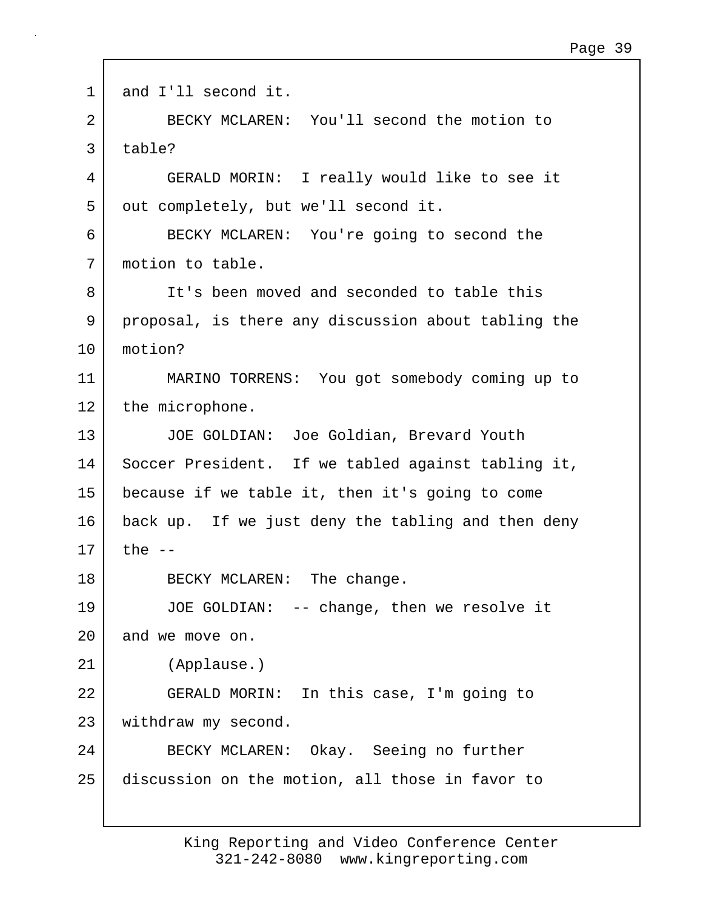and I'll second it.

BECKY MCLAREN: You'll second the motion to table?

GERALD MORIN: I really would like to see it out completely, but we'll second it.

BECKY MCLAREN: You're going to second the motion to table.

It's been moved and seconded to table this proposal, is there any discussion about tabling the motion?

MARINO TORRENS: You got somebody coming up to the microphone.

JOE GOLDIAN: Joe Goldian, Brevard Youth Soccer President. If we tabled against tabling it, because if we table it, then it's going to come back up. If we just deny the tabling and then deny the --

BECKY MCLAREN: The change.

JOE GOLDIAN: -- change, then we resolve it and we move on.

(Applause.)

GERALD MORIN: In this case, I'm going to withdraw my second.

BECKY MCLAREN: Okay. Seeing no further discussion on the motion, all those in favor to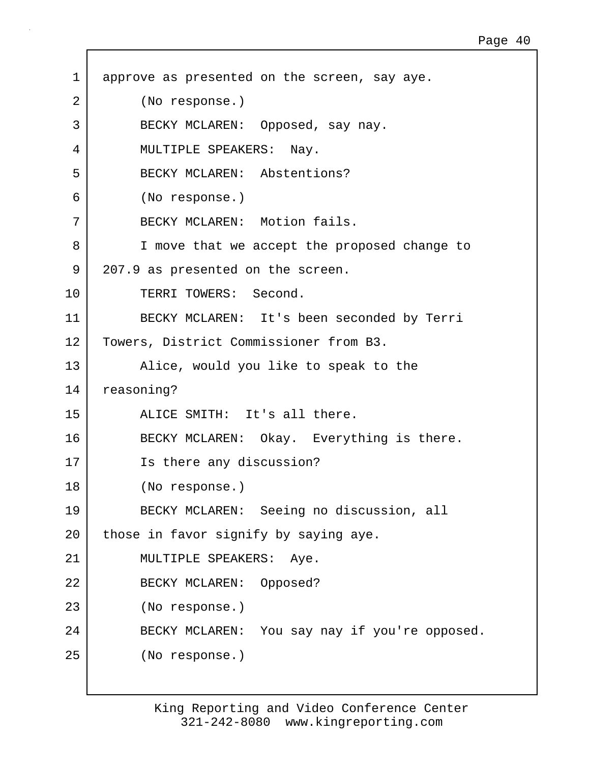approve as presented on the screen, say aye.

(No response.)

BECKY MCLAREN: Opposed, say nay.

MULTIPLE SPEAKERS: Nay.

BECKY MCLAREN: Abstentions?

(No response.)

BECKY MCLAREN: Motion fails.

I move that we accept the proposed change to 207.9 as presented on the screen.

TERRI TOWERS: Second.

BECKY MCLAREN: It's been seconded by Terri Towers, District Commissioner from B3.

Alice, would you like to speak to the reasoning?

ALICE SMITH: It's all there.

BECKY MCLAREN: Okay. Everything is there.

Is there any discussion?

(No response.)

BECKY MCLAREN: Seeing no discussion, all those in favor signify by saying aye.

MULTIPLE SPEAKERS: Aye.

BECKY MCLAREN: Opposed?

(No response.)

BECKY MCLAREN: You say nay if you're opposed.

(No response.)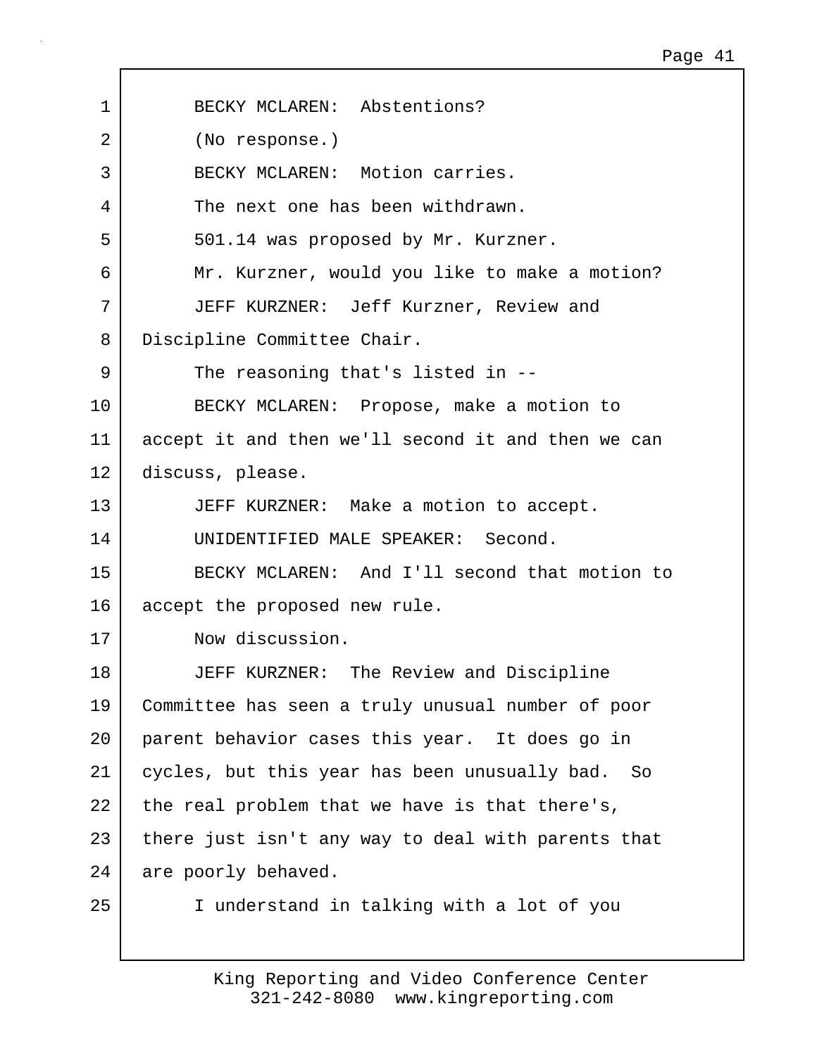1 BECKY MCLAREN: Abstentions?

2 (No response.)

3 BECKY MCLAREN: Motion carries.

4 The next one has been withdrawn.

5 501.14 was proposed by Mr. Kurzner.

6 Mr. Kurzner, would you like to make a motion?

7 JEFF KURZNER: Jeff Kurzner, Review and

8 Discipline Committee Chair.

9 The reasoning that's listed in --

10 BECKY MCLAREN: Propose, make a motion to

11 accept it and then we'll second it and then we can

12 discuss, please.

13 JEFF KURZNER: Make a motion to accept.

14 UNIDENTIFIED MALE SPEAKER: Second.

15 BECKY MCLAREN: And I'll second that motion to

16 accept the proposed new rule.

17 Now discussion.

18 JEFF KURZNER: The Review and Discipline

19 Committee has seen a truly unusual number of poor

20 parent behavior cases this year. It does go in

21 cycles, but this year has been unusually bad. So

22 the real problem that we have is that there's,

23 there just isn't any way to deal with parents that

24 are poorly behaved.

25 I understand in talking with a lot of you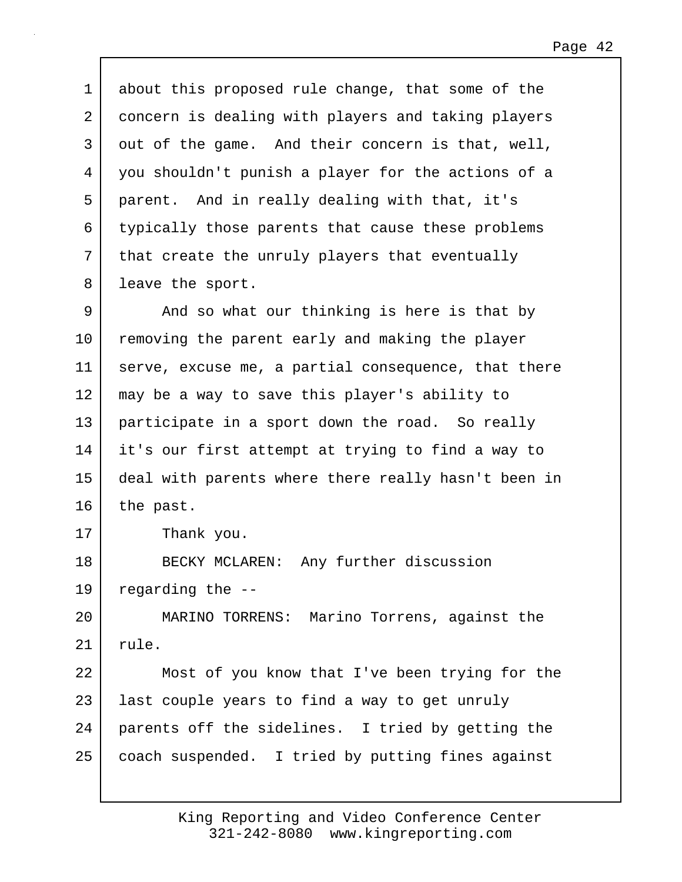about this proposed rule change, that some of the concern is dealing with players and taking players out of the game. And their concern is that, well, you shouldn't punish a player for the actions of a parent. And in really dealing with that, it's typically those parents that cause these problems that create the unruly players that eventually leave the sport.

And so what our thinking is here is that by removing the parent early and making the player serve, excuse me, a partial consequence, that there may be a way to save this player's ability to participate in a sport down the road. So really it's our first attempt at trying to find a way to deal with parents where there really hasn't been in the past.

Thank you.

BECKY MCLAREN: Any further discussion regarding the --

MARINO TORRENS: Marino Torrens, against the rule.

Most of you know that I've been trying for the last couple years to find a way to get unruly parents off the sidelines. I tried by getting the coach suspended. I tried by putting fines against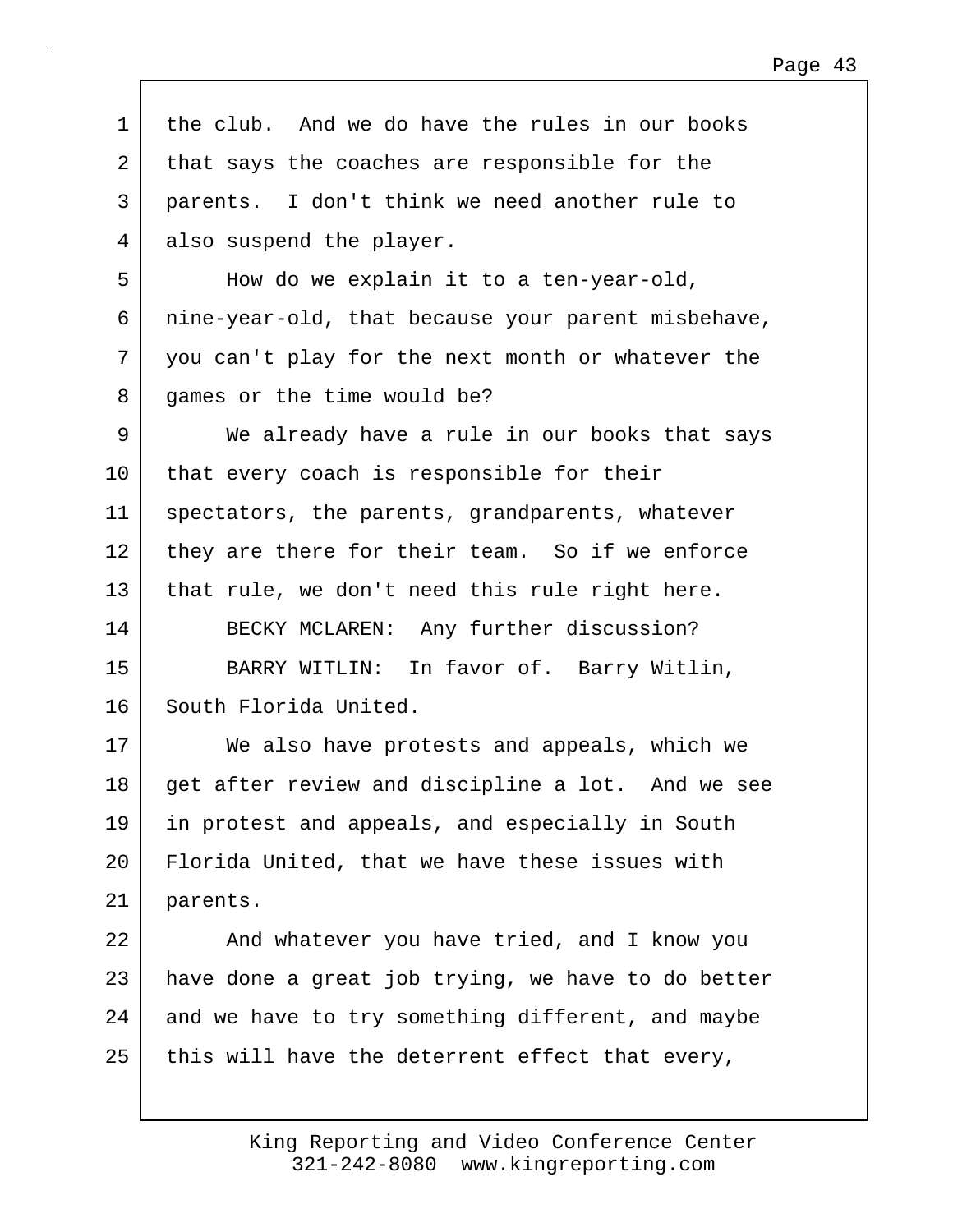the club. And we do have the rules in our books that says the coaches are responsible for the parents. I don't think we need another rule to also suspend the player.

How do we explain it to a ten-year-old, nine-year-old, that because your parent misbehave, you can't play for the next month or whatever the games or the time would be?

We already have a rule in our books that says that every coach is responsible for their spectators, the parents, grandparents, whatever they are there for their team. So if we enforce that rule, we don't need this rule right here.

BECKY MCLAREN: Any further discussion?

BARRY WITLIN: In favor of. Barry Witlin, South Florida United.

We also have protests and appeals, which we get after review and discipline a lot. And we see in protest and appeals, and especially in South Florida United, that we have these issues with parents.

And whatever you have tried, and I know you have done a great job trying, we have to do better and we have to try something different, and maybe this will have the deterrent effect that every,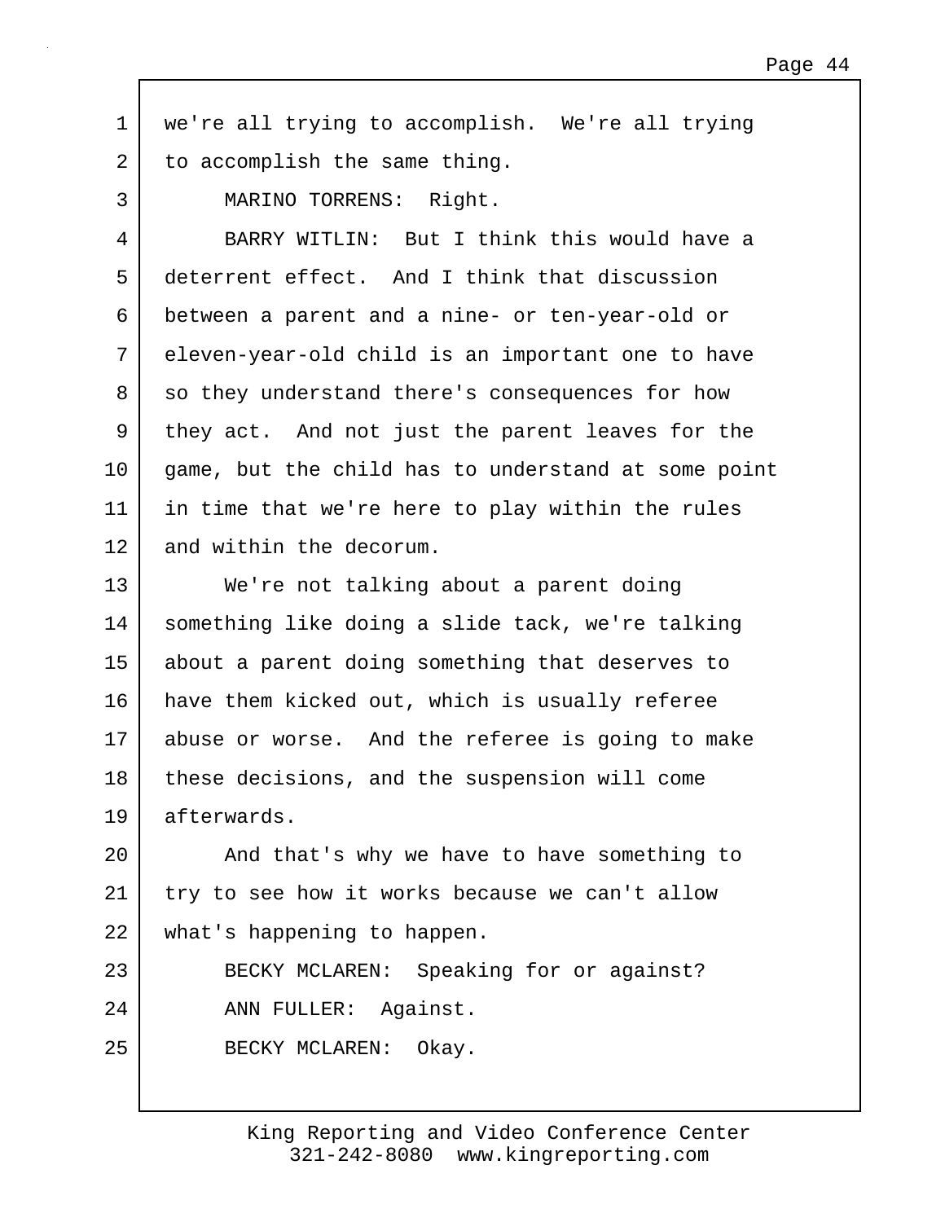we're all trying to accomplish. We're all trying to accomplish the same thing.

MARINO TORRENS: Right.

BARRY WITLIN: But I think this would have a deterrent effect. And I think that discussion between a parent and a nine- or ten-year-old or eleven-year-old child is an important one to have so they understand there's consequences for how they act. And not just the parent leaves for the game, but the child has to understand at some point in time that we're here to play within the rules and within the decorum.

We're not talking about a parent doing something like doing a slide tack, we're talking about a parent doing something that deserves to have them kicked out, which is usually referee abuse or worse. And the referee is going to make these decisions, and the suspension will come afterwards.

And that's why we have to have something to try to see how it works because we can't allow what's happening to happen.

BECKY MCLAREN: Speaking for or against?

ANN FULLER: Against.

BECKY MCLAREN: Okay.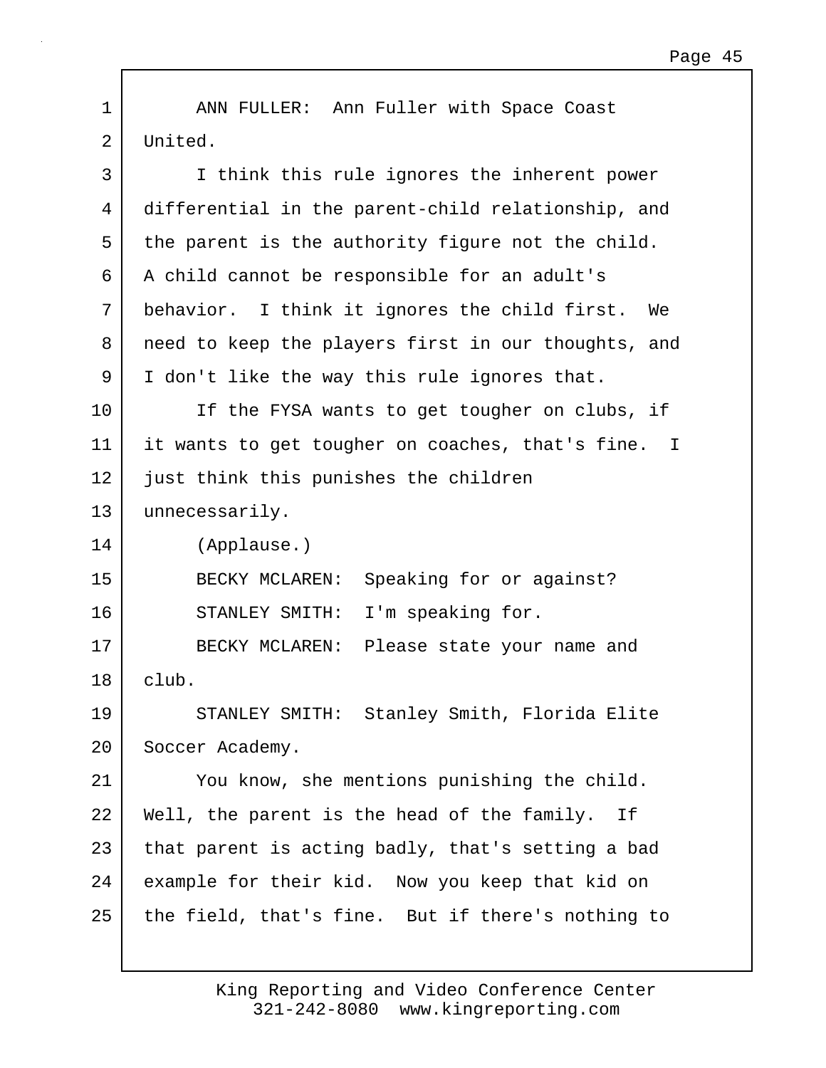ANN FULLER: Ann Fuller with Space Coast United.

I think this rule ignores the inherent power differential in the parent-child relationship, and the parent is the authority figure not the child. A child cannot be responsible for an adult's behavior. I think it ignores the child first. We need to keep the players first in our thoughts, and I don't like the way this rule ignores that.

If the FYSA wants to get tougher on clubs, if it wants to get tougher on coaches, that's fine. I just think this punishes the children unnecessarily.

(Applause.)

BECKY MCLAREN: Speaking for or against?

STANLEY SMITH: I'm speaking for.

BECKY MCLAREN: Please state your name and club.

STANLEY SMITH: Stanley Smith, Florida Elite Soccer Academy.

You know, she mentions punishing the child. Well, the parent is the head of the family. If that parent is acting badly, that's setting a bad example for their kid. Now you keep that kid on the field, that's fine. But if there's nothing to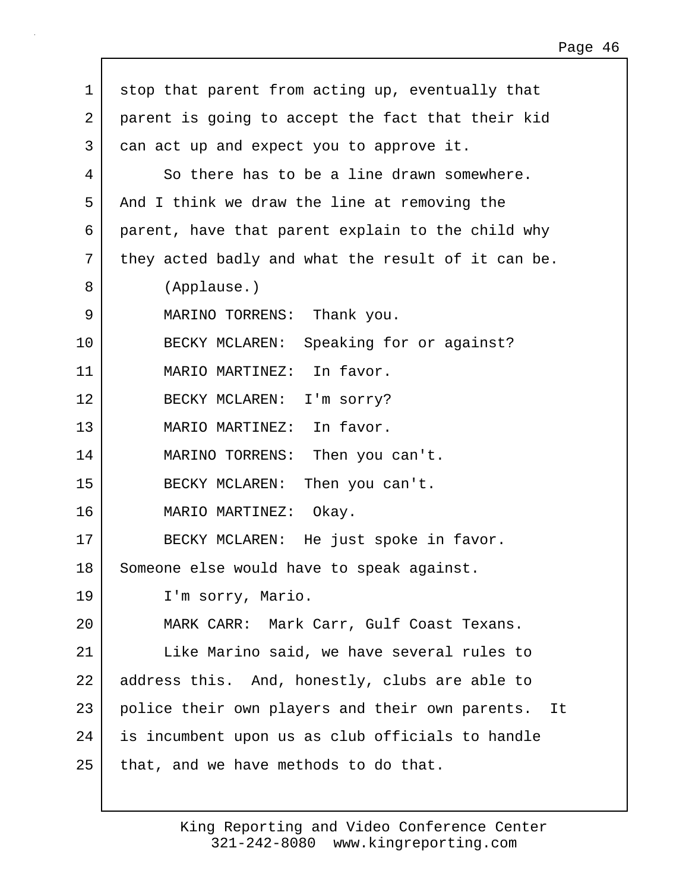stop that parent from acting up, eventually that parent is going to accept the fact that their kid can act up and expect you to approve it.

So there has to be a line drawn somewhere. And I think we draw the line at removing the parent, have that parent explain to the child why they acted badly and what the result of it can be.

(Applause.)

MARINO TORRENS: Thank you.

BECKY MCLAREN: Speaking for or against?

MARIO MARTINEZ: In favor.

BECKY MCLAREN: I'm sorry?

MARIO MARTINEZ: In favor.

MARINO TORRENS: Then you can't.

BECKY MCLAREN: Then you can't.

MARIO MARTINEZ: Okay.

BECKY MCLAREN: He just spoke in favor. Someone else would have to speak against.

I'm sorry, Mario.

MARK CARR: Mark Carr, Gulf Coast Texans.

Like Marino said, we have several rules to address this. And, honestly, clubs are able to police their own players and their own parents. It is incumbent upon us as club officials to handle that, and we have methods to do that.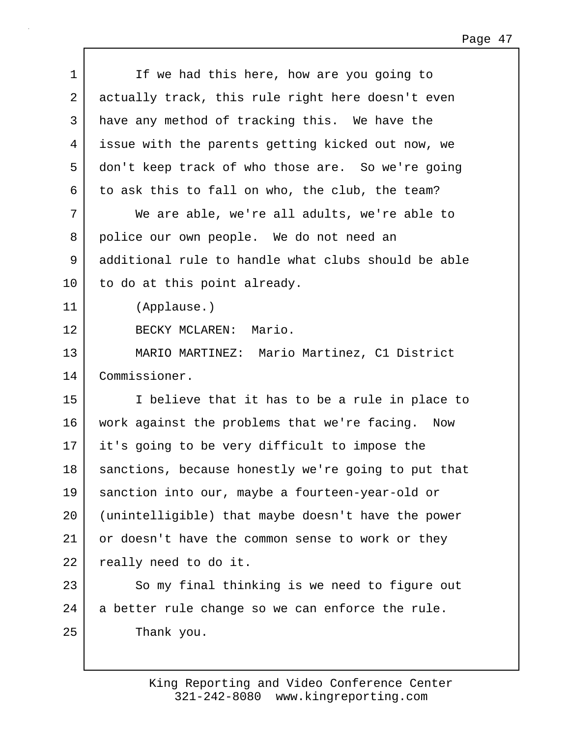If we had this here, how are you going to actually track, this rule right here doesn't even have any method of tracking this. We have the issue with the parents getting kicked out now, we don't keep track of who those are. So we're going to ask this to fall on who, the club, the team?

We are able, we're all adults, we're able to police our own people. We do not need an additional rule to handle what clubs should be able to do at this point already.

(Applause.)

BECKY MCLAREN: Mario.

MARIO MARTINEZ: Mario Martinez, C1 District Commissioner.

I believe that it has to be a rule in place to work against the problems that we're facing. Now it's going to be very difficult to impose the sanctions, because honestly we're going to put that sanction into our, maybe a fourteen-year-old or (unintelligible) that maybe doesn't have the power or doesn't have the common sense to work or they really need to do it.

So my final thinking is we need to figure out a better rule change so we can enforce the rule.

Thank you.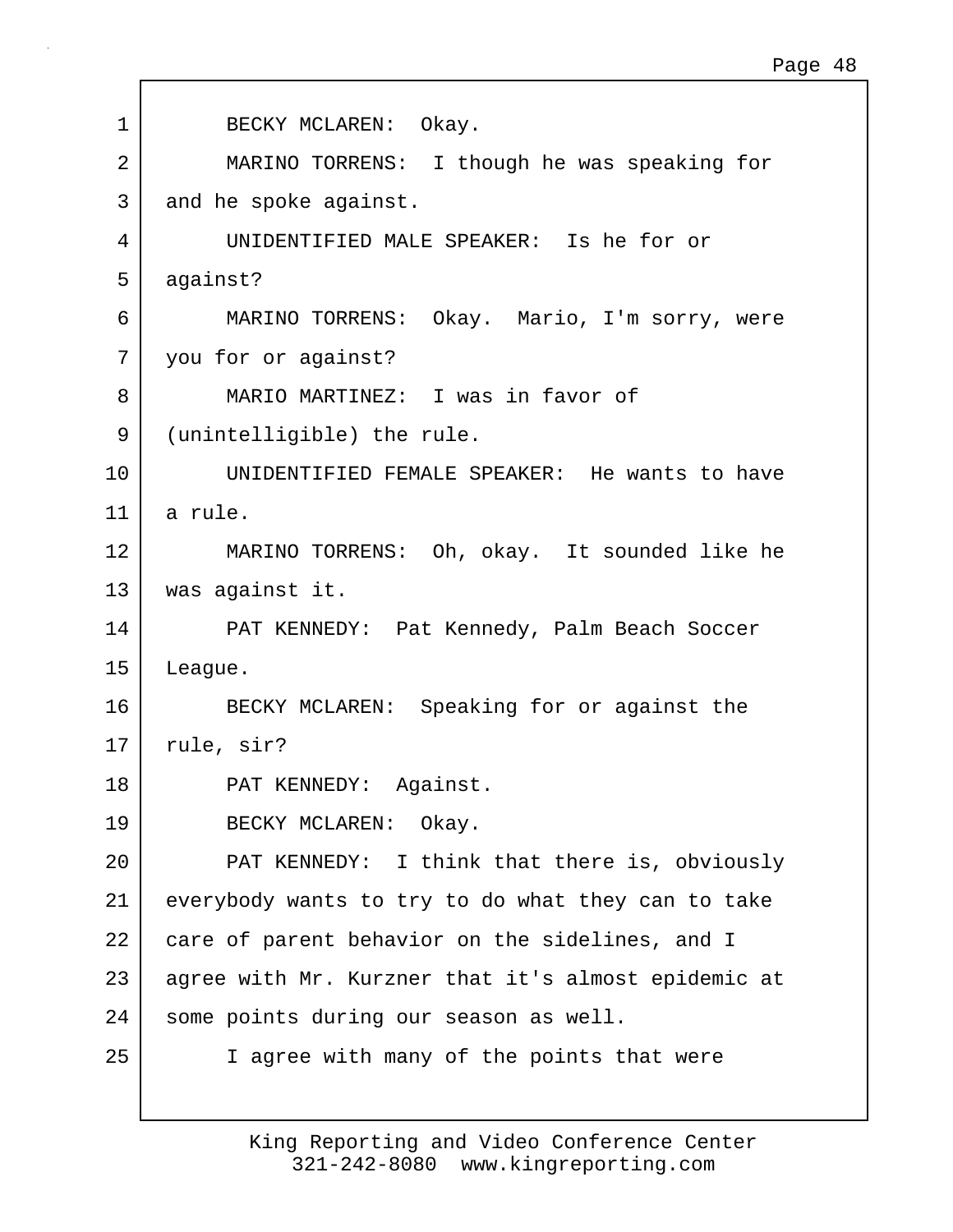1 BECKY MCLAREN: Okay.

2 MARINO TORRENS: I though he was speaking for
3 and he spoke against.

4 UNIDENTIFIED MALE SPEAKER: Is he for or
5 against?

6 MARINO TORRENS: Okay. Mario, I'm sorry, were
7 you for or against?

8 MARIO MARTINEZ: I was in favor of
9 (unintelligible) the rule.

10 UNIDENTIFIED FEMALE SPEAKER: He wants to have
11 a rule.

12 MARINO TORRENS: Oh, okay. It sounded like he
13 was against it.

14 PAT KENNEDY: Pat Kennedy, Palm Beach Soccer
15 League.

16 BECKY MCLAREN: Speaking for or against the
17 rule, sir?

18 PAT KENNEDY: Against.

19 BECKY MCLAREN: Okay.

20 PAT KENNEDY: I think that there is, obviously
21 everybody wants to try to do what they can to take
22 care of parent behavior on the sidelines, and I
23 agree with Mr. Kurzner that it's almost epidemic at
24 some points during our season as well.

25 I agree with many of the points that were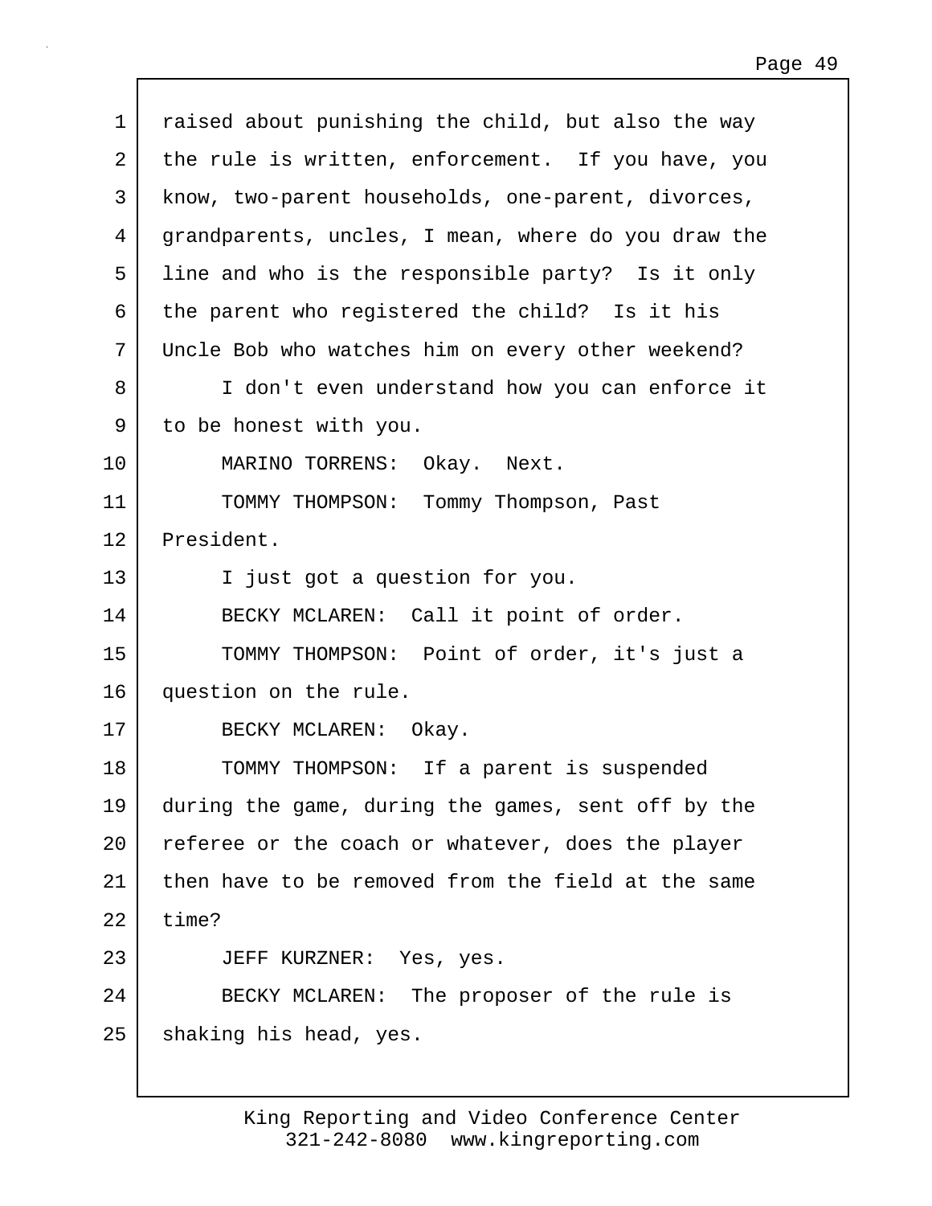raised about punishing the child, but also the way the rule is written, enforcement. If you have, you know, two-parent households, one-parent, divorces, grandparents, uncles, I mean, where do you draw the line and who is the responsible party? Is it only the parent who registered the child? Is it his Uncle Bob who watches him on every other weekend?

I don't even understand how you can enforce it to be honest with you.

MARINO TORRENS: Okay. Next.

TOMMY THOMPSON: Tommy Thompson, Past President.

I just got a question for you.

BECKY MCLAREN: Call it point of order.

TOMMY THOMPSON: Point of order, it's just a question on the rule.

BECKY MCLAREN: Okay.

TOMMY THOMPSON: If a parent is suspended during the game, during the games, sent off by the referee or the coach or whatever, does the player then have to be removed from the field at the same time?

JEFF KURZNER: Yes, yes.

BECKY MCLAREN: The proposer of the rule is shaking his head, yes.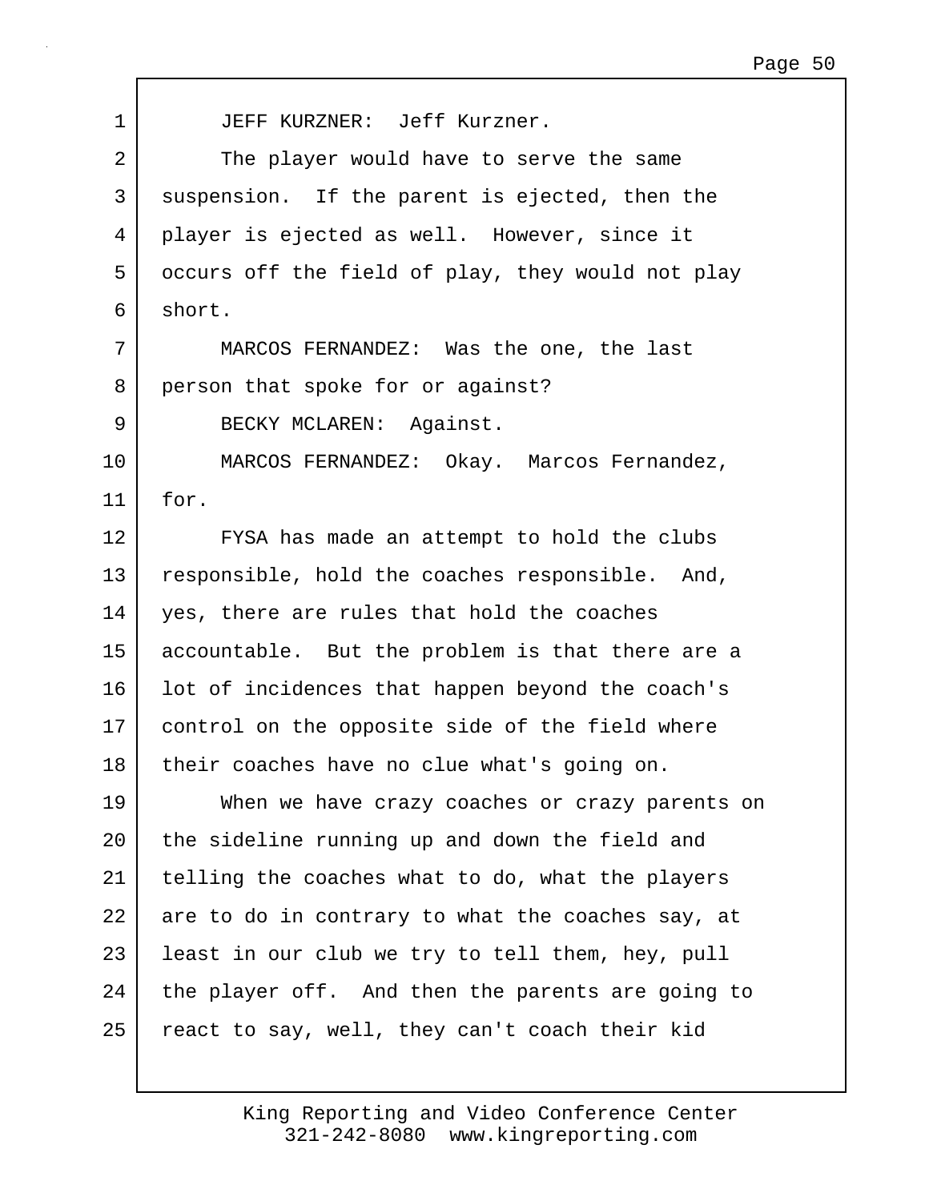JEFF KURZNER: Jeff Kurzner.

The player would have to serve the same suspension. If the parent is ejected, then the player is ejected as well. However, since it occurs off the field of play, they would not play short.

MARCOS FERNANDEZ: Was the one, the last person that spoke for or against?

BECKY MCLAREN: Against.

MARCOS FERNANDEZ: Okay. Marcos Fernandez, for.

FYSA has made an attempt to hold the clubs responsible, hold the coaches responsible. And, yes, there are rules that hold the coaches accountable. But the problem is that there are a lot of incidences that happen beyond the coach's control on the opposite side of the field where their coaches have no clue what's going on.

When we have crazy coaches or crazy parents on the sideline running up and down the field and telling the coaches what to do, what the players are to do in contrary to what the coaches say, at least in our club we try to tell them, hey, pull the player off. And then the parents are going to react to say, well, they can't coach their kid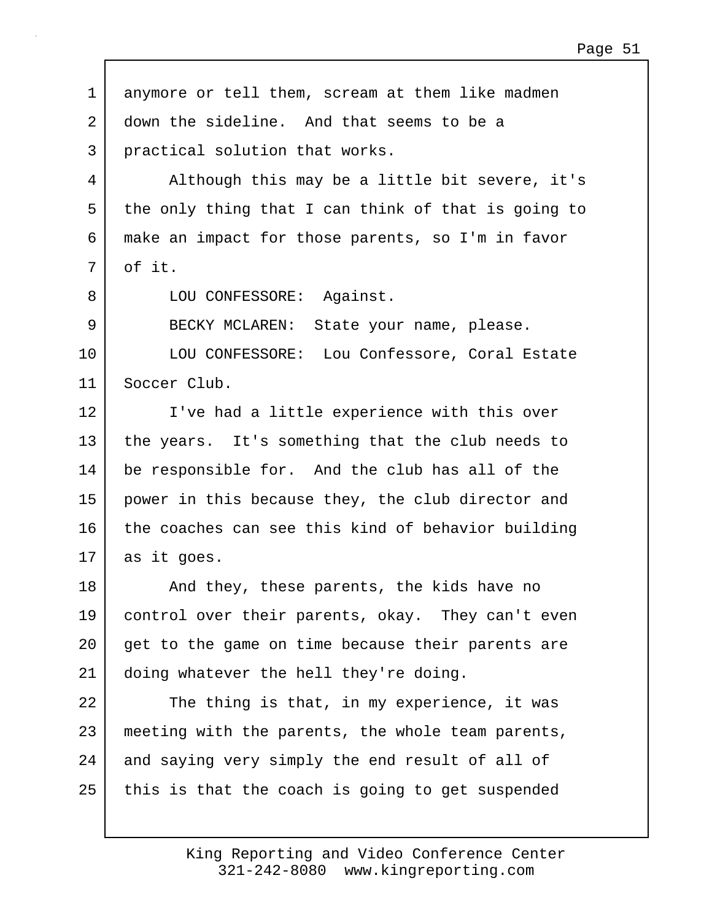anymore or tell them, scream at them like madmen down the sideline. And that seems to be a practical solution that works.

Although this may be a little bit severe, it's the only thing that I can think of that is going to make an impact for those parents, so I'm in favor of it.

LOU CONFESSORE: Against.

BECKY MCLAREN: State your name, please.

LOU CONFESSORE: Lou Confessore, Coral Estate Soccer Club.

I've had a little experience with this over the years. It's something that the club needs to be responsible for. And the club has all of the power in this because they, the club director and the coaches can see this kind of behavior building as it goes.

And they, these parents, the kids have no control over their parents, okay. They can't even get to the game on time because their parents are doing whatever the hell they're doing.

The thing is that, in my experience, it was meeting with the parents, the whole team parents, and saying very simply the end result of all of this is that the coach is going to get suspended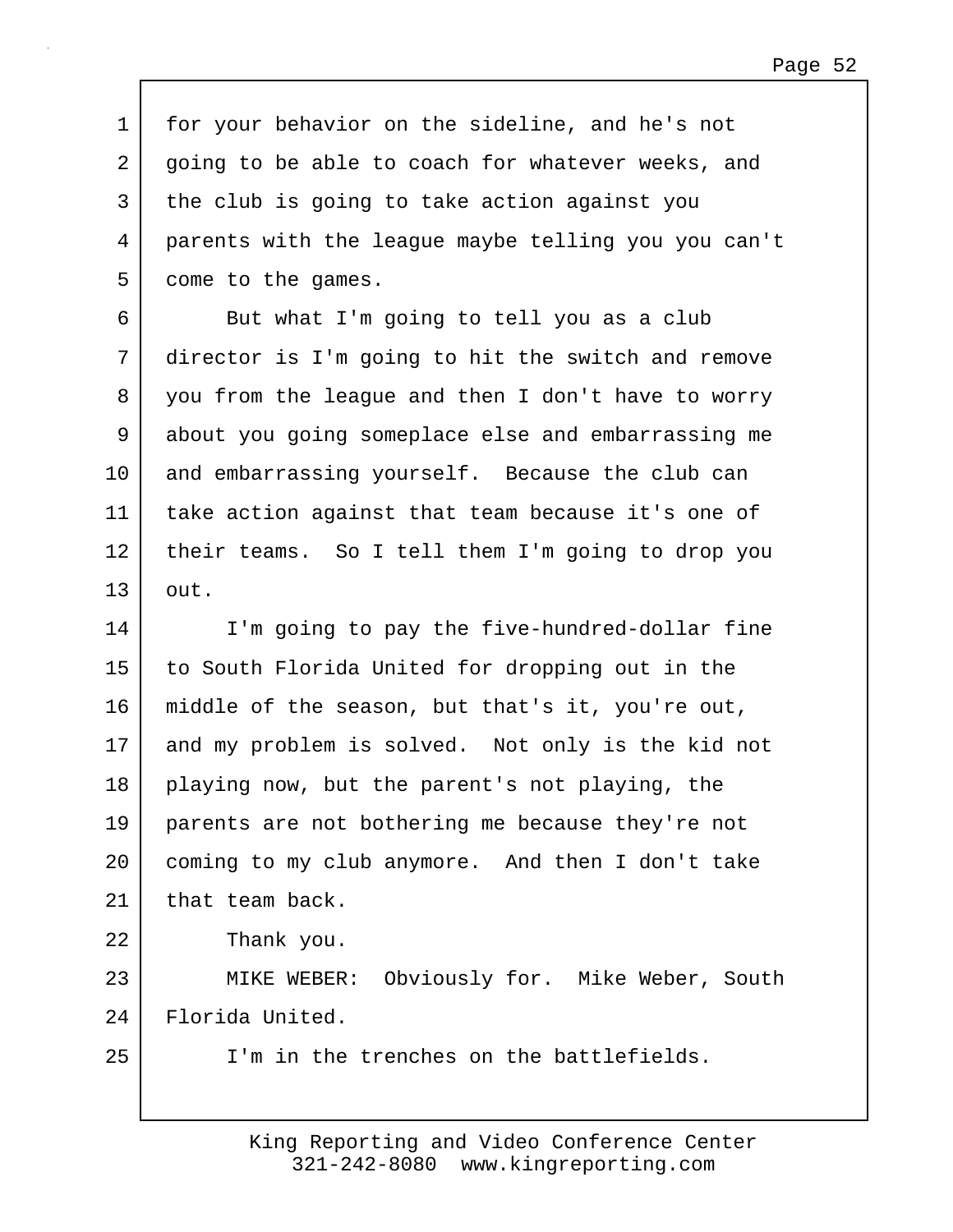for your behavior on the sideline, and he's not going to be able to coach for whatever weeks, and the club is going to take action against you parents with the league maybe telling you you can't come to the games.

But what I'm going to tell you as a club director is I'm going to hit the switch and remove you from the league and then I don't have to worry about you going someplace else and embarrassing me and embarrassing yourself. Because the club can take action against that team because it's one of their teams. So I tell them I'm going to drop you out.

I'm going to pay the five-hundred-dollar fine to South Florida United for dropping out in the middle of the season, but that's it, you're out, and my problem is solved. Not only is the kid not playing now, but the parent's not playing, the parents are not bothering me because they're not coming to my club anymore. And then I don't take that team back.

Thank you.

MIKE WEBER: Obviously for. Mike Weber, South Florida United.

I'm in the trenches on the battlefields.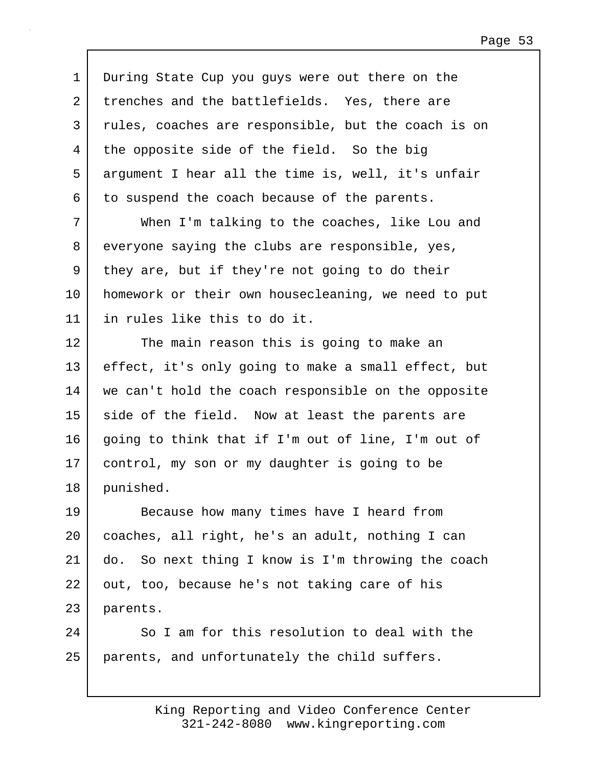During State Cup you guys were out there on the trenches and the battlefields. Yes, there are rules, coaches are responsible, but the coach is on the opposite side of the field. So the big argument I hear all the time is, well, it's unfair to suspend the coach because of the parents.

When I'm talking to the coaches, like Lou and everyone saying the clubs are responsible, yes, they are, but if they're not going to do their homework or their own housecleaning, we need to put in rules like this to do it.

The main reason this is going to make an effect, it's only going to make a small effect, but we can't hold the coach responsible on the opposite side of the field. Now at least the parents are going to think that if I'm out of line, I'm out of control, my son or my daughter is going to be punished.

Because how many times have I heard from coaches, all right, he's an adult, nothing I can do. So next thing I know is I'm throwing the coach out, too, because he's not taking care of his parents.

So I am for this resolution to deal with the parents, and unfortunately the child suffers.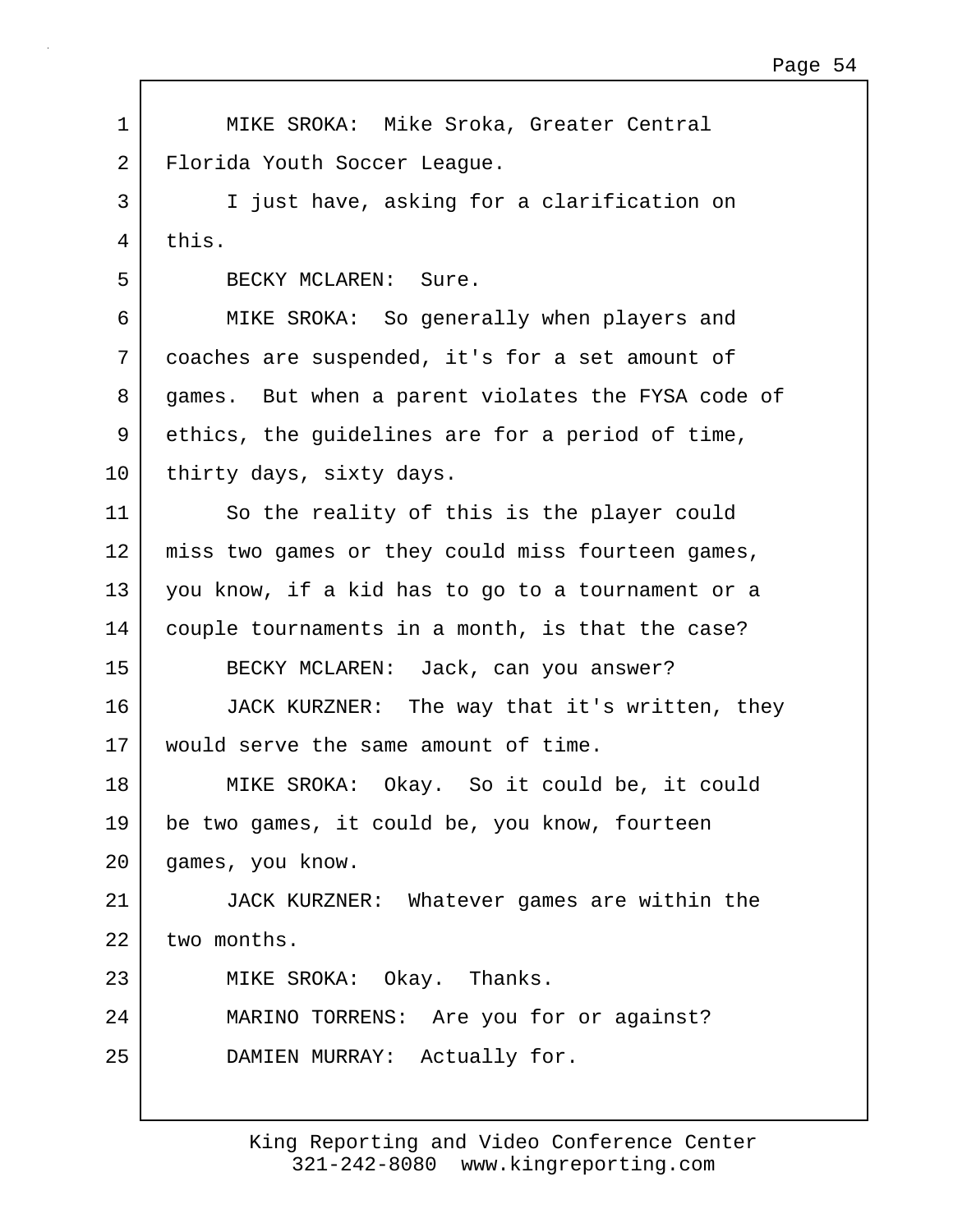MIKE SROKA: Mike Sroka, Greater Central Florida Youth Soccer League.

I just have, asking for a clarification on this.

BECKY MCLAREN: Sure.

MIKE SROKA: So generally when players and coaches are suspended, it's for a set amount of games. But when a parent violates the FYSA code of ethics, the guidelines are for a period of time, thirty days, sixty days.

So the reality of this is the player could miss two games or they could miss fourteen games, you know, if a kid has to go to a tournament or a couple tournaments in a month, is that the case?

BECKY MCLAREN: Jack, can you answer?

JACK KURZNER: The way that it's written, they would serve the same amount of time.

MIKE SROKA: Okay. So it could be, it could be two games, it could be, you know, fourteen games, you know.

JACK KURZNER: Whatever games are within the two months.

MIKE SROKA: Okay. Thanks.

MARINO TORRENS: Are you for or against?

DAMIEN MURRAY: Actually for.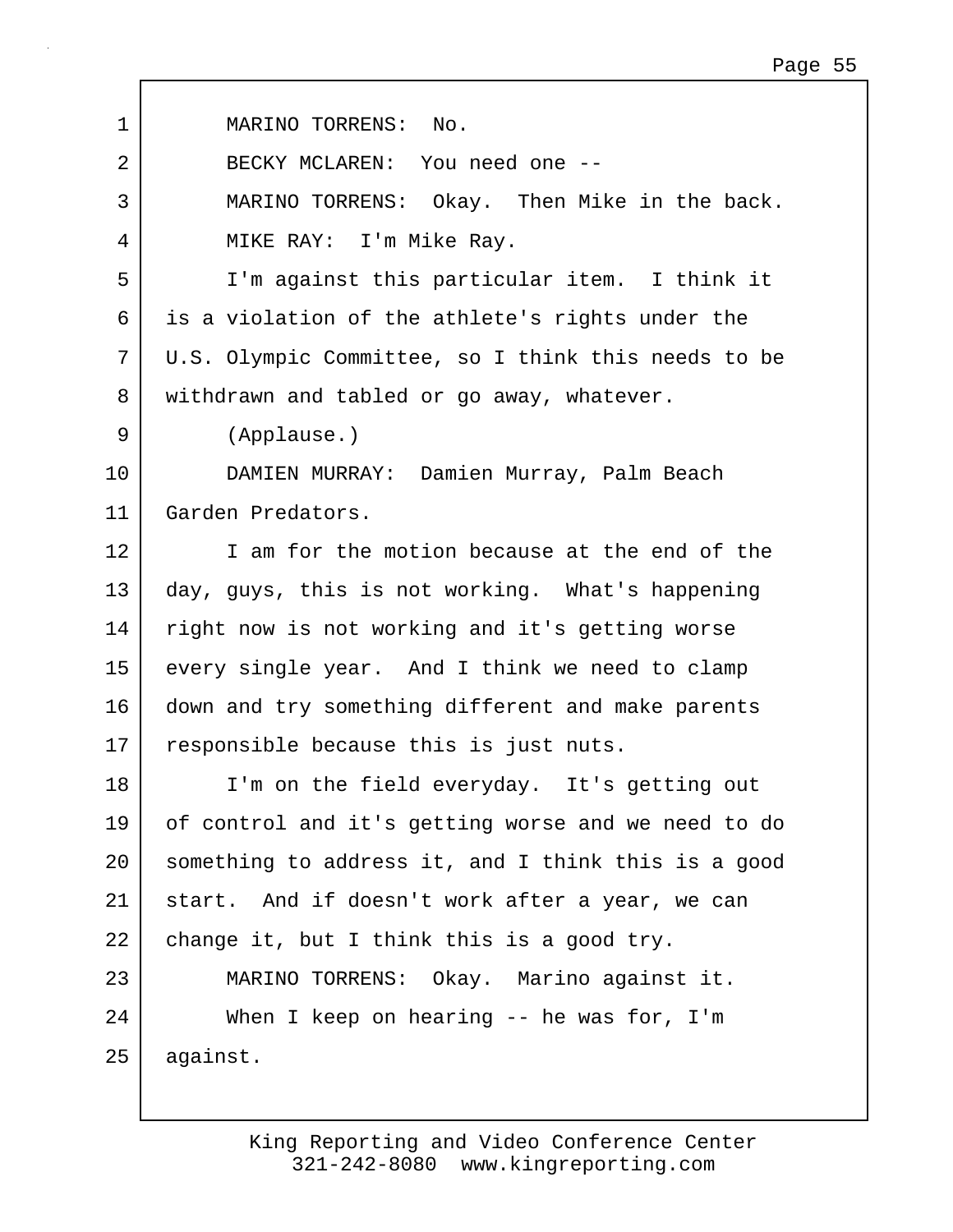MARINO TORRENS: No.

BECKY MCLAREN: You need one --

MARINO TORRENS: Okay. Then Mike in the back.

MIKE RAY: I'm Mike Ray.

I'm against this particular item. I think it is a violation of the athlete's rights under the U.S. Olympic Committee, so I think this needs to be withdrawn and tabled or go away, whatever.

(Applause.)

DAMIEN MURRAY: Damien Murray, Palm Beach Garden Predators.

I am for the motion because at the end of the day, guys, this is not working. What's happening right now is not working and it's getting worse every single year. And I think we need to clamp down and try something different and make parents responsible because this is just nuts.

I'm on the field everyday. It's getting out of control and it's getting worse and we need to do something to address it, and I think this is a good start. And if doesn't work after a year, we can change it, but I think this is a good try.

MARINO TORRENS: Okay. Marino against it.

When I keep on hearing -- he was for, I'm against.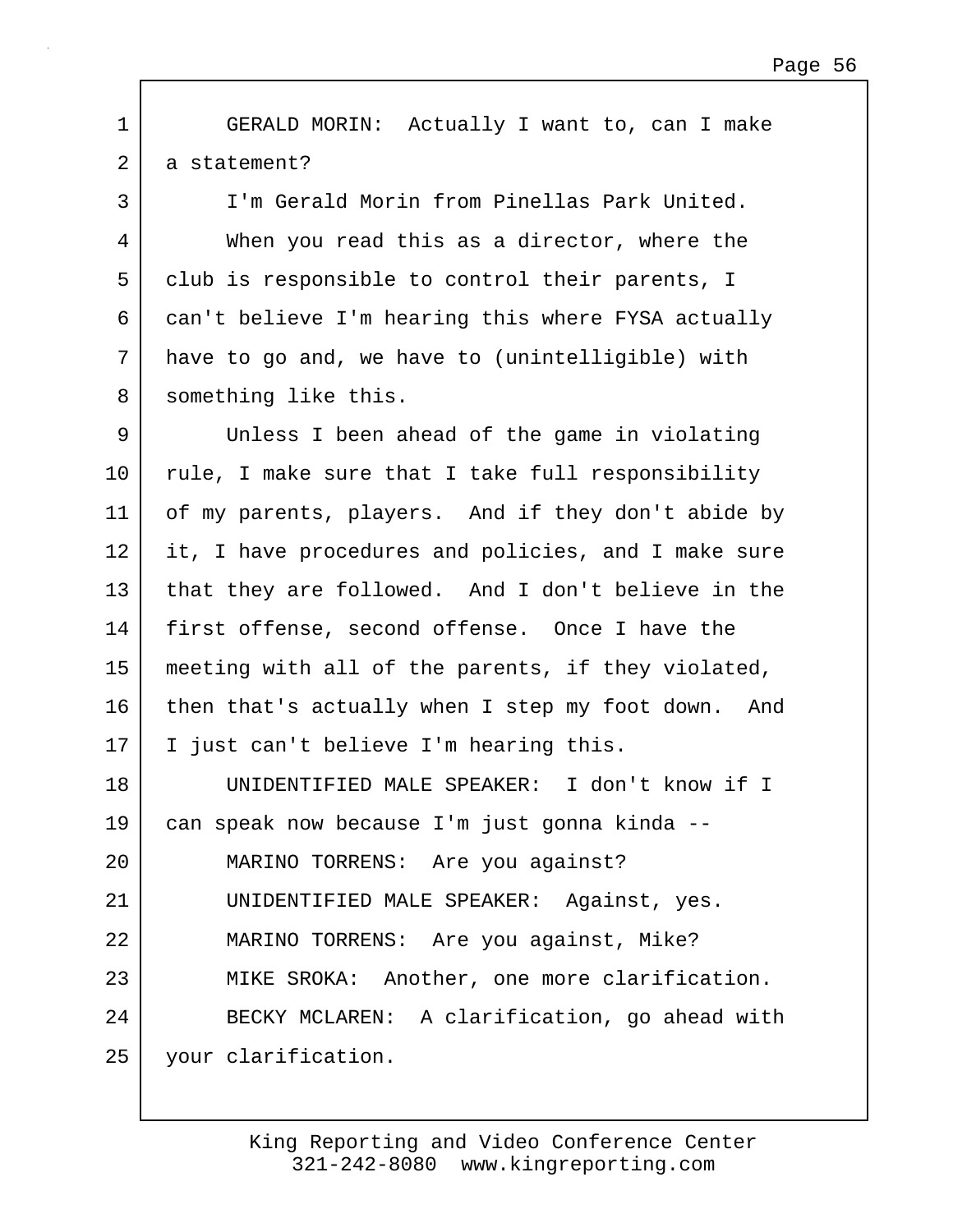GERALD MORIN: Actually I want to, can I make a statement?

I'm Gerald Morin from Pinellas Park United.

When you read this as a director, where the club is responsible to control their parents, I can't believe I'm hearing this where FYSA actually have to go and, we have to (unintelligible) with something like this.

Unless I been ahead of the game in violating rule, I make sure that I take full responsibility of my parents, players. And if they don't abide by it, I have procedures and policies, and I make sure that they are followed. And I don't believe in the first offense, second offense. Once I have the meeting with all of the parents, if they violated, then that's actually when I step my foot down. And I just can't believe I'm hearing this.

UNIDENTIFIED MALE SPEAKER: I don't know if I can speak now because I'm just gonna kinda --

MARINO TORRENS: Are you against?

UNIDENTIFIED MALE SPEAKER: Against, yes.

MARINO TORRENS: Are you against, Mike?

MIKE SROKA: Another, one more clarification.

BECKY MCLAREN: A clarification, go ahead with your clarification.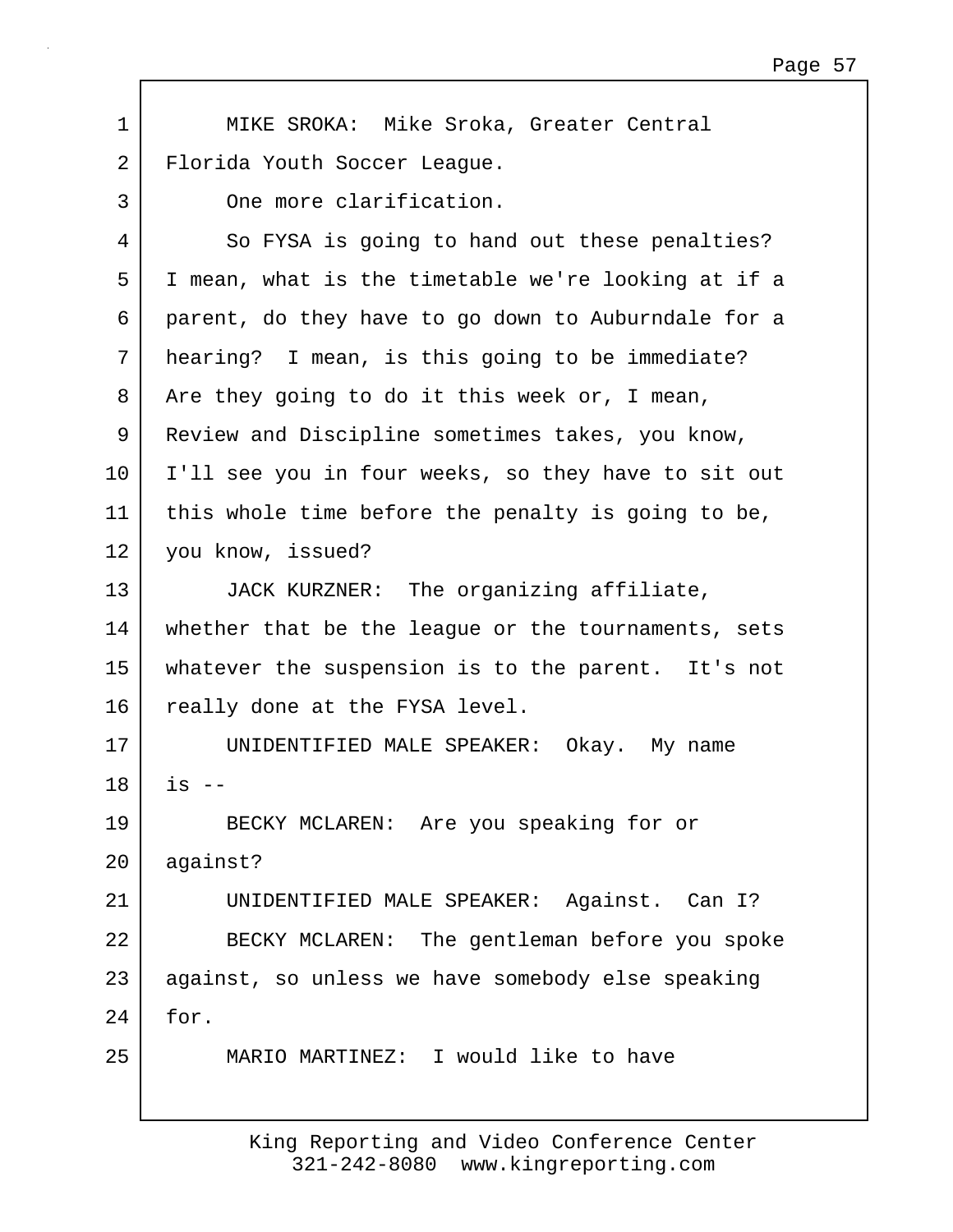MIKE SROKA: Mike Sroka, Greater Central Florida Youth Soccer League.

One more clarification.

So FYSA is going to hand out these penalties? I mean, what is the timetable we're looking at if a parent, do they have to go down to Auburndale for a hearing? I mean, is this going to be immediate? Are they going to do it this week or, I mean, Review and Discipline sometimes takes, you know, I'll see you in four weeks, so they have to sit out this whole time before the penalty is going to be, you know, issued?

JACK KURZNER: The organizing affiliate, whether that be the league or the tournaments, sets whatever the suspension is to the parent. It's not really done at the FYSA level.

UNIDENTIFIED MALE SPEAKER: Okay. My name is --

BECKY MCLAREN: Are you speaking for or against?

UNIDENTIFIED MALE SPEAKER: Against. Can I?

BECKY MCLAREN: The gentleman before you spoke against, so unless we have somebody else speaking for.

MARIO MARTINEZ: I would like to have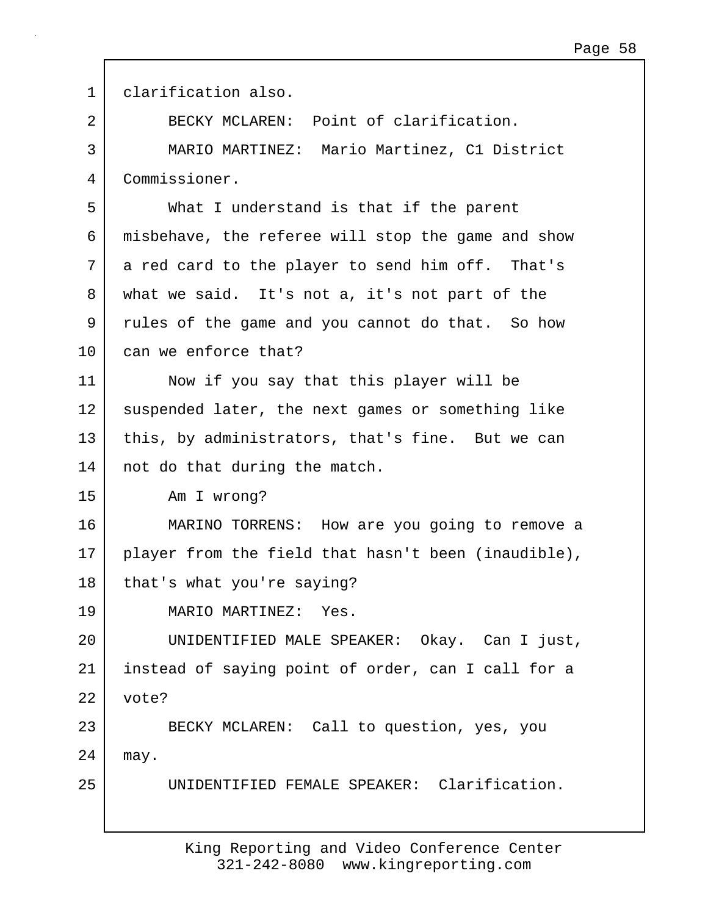1 clarification also.

2 BECKY MCLAREN: Point of clarification.

3 MARIO MARTINEZ: Mario Martinez, C1 District

4 Commissioner.

5 What I understand is that if the parent

6 misbehave, the referee will stop the game and show

7 a red card to the player to send him off. That's

8 what we said. It's not a, it's not part of the

9 rules of the game and you cannot do that. So how

10 can we enforce that?

11 Now if you say that this player will be

12 suspended later, the next games or something like

13 this, by administrators, that's fine. But we can

14 not do that during the match.

15 Am I wrong?

16 MARINO TORRENS: How are you going to remove a

17 player from the field that hasn't been (inaudible),

18 that's what you're saying?

19 MARIO MARTINEZ: Yes.

20 UNIDENTIFIED MALE SPEAKER: Okay. Can I just,

21 instead of saying point of order, can I call for a

22 vote?

23 BECKY MCLAREN: Call to question, yes, you

24 may.

25 UNIDENTIFIED FEMALE SPEAKER: Clarification.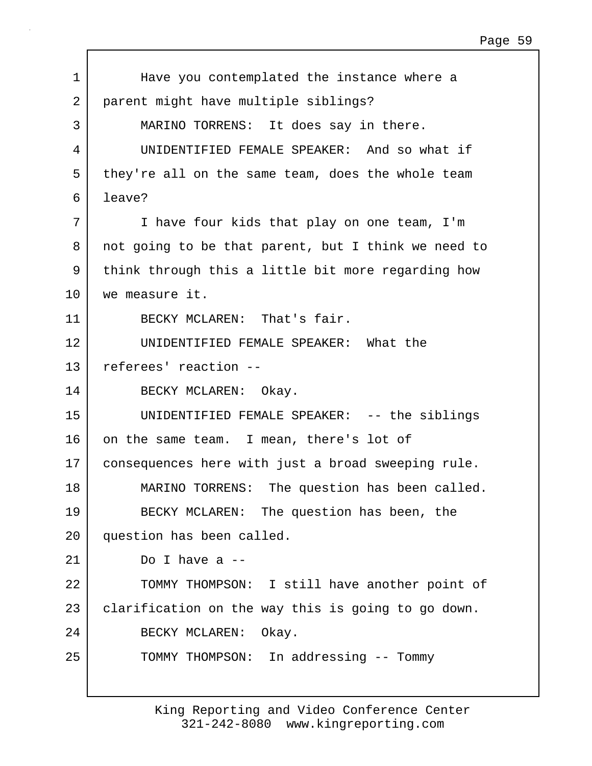1 Have you contemplated the instance where a
2 parent might have multiple siblings?
3 MARINO TORRENS: It does say in there.
4 UNIDENTIFIED FEMALE SPEAKER: And so what if
5 they're all on the same team, does the whole team
6 leave?
7 I have four kids that play on one team, I'm
8 not going to be that parent, but I think we need to
9 think through this a little bit more regarding how
10 we measure it.
11 BECKY MCLAREN: That's fair.
12 UNIDENTIFIED FEMALE SPEAKER: What the
13 referees' reaction --
14 BECKY MCLAREN: Okay.
15 UNIDENTIFIED FEMALE SPEAKER: -- the siblings
16 on the same team. I mean, there's lot of
17 consequences here with just a broad sweeping rule.
18 MARINO TORRENS: The question has been called.
19 BECKY MCLAREN: The question has been, the
20 question has been called.
21 Do I have a --
22 TOMMY THOMPSON: I still have another point of
23 clarification on the way this is going to go down.
24 BECKY MCLAREN: Okay.
25 TOMMY THOMPSON: In addressing -- Tommy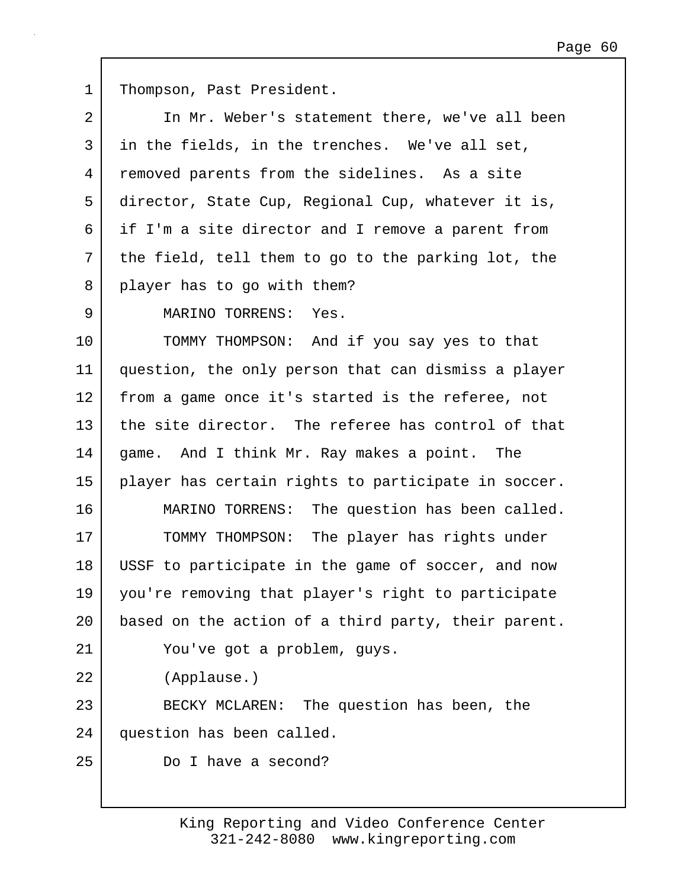Thompson, Past President.

In Mr. Weber's statement there, we've all been in the fields, in the trenches. We've all set, removed parents from the sidelines. As a site director, State Cup, Regional Cup, whatever it is, if I'm a site director and I remove a parent from the field, tell them to go to the parking lot, the player has to go with them?

MARINO TORRENS: Yes.

TOMMY THOMPSON: And if you say yes to that question, the only person that can dismiss a player from a game once it's started is the referee, not the site director. The referee has control of that game. And I think Mr. Ray makes a point. The player has certain rights to participate in soccer.

MARINO TORRENS: The question has been called.

TOMMY THOMPSON: The player has rights under USSF to participate in the game of soccer, and now you're removing that player's right to participate based on the action of a third party, their parent.

You've got a problem, guys.

(Applause.)

BECKY MCLAREN: The question has been, the question has been called.

Do I have a second?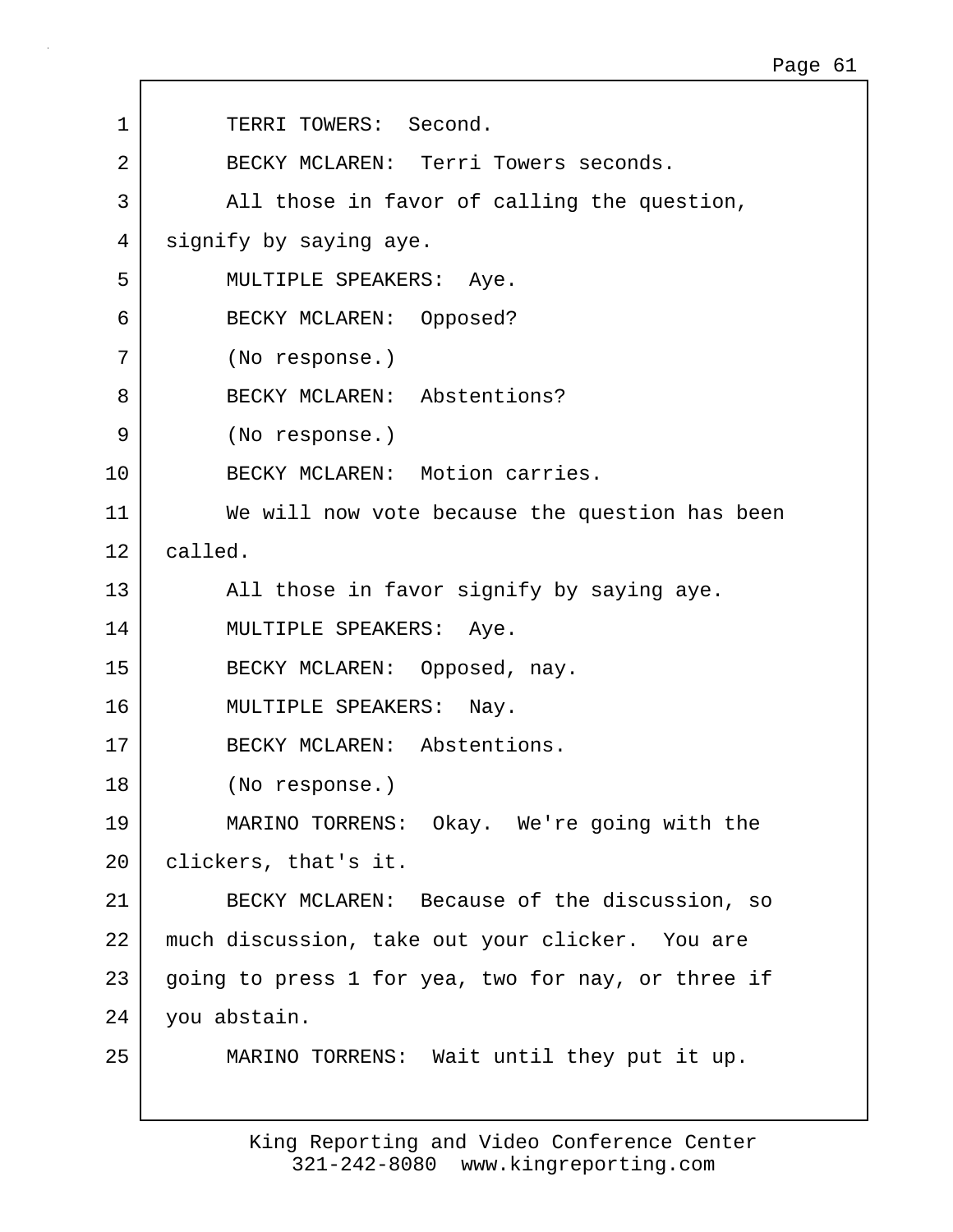TERRI TOWERS: Second.

BECKY MCLAREN: Terri Towers seconds.

All those in favor of calling the question, signify by saying aye.

MULTIPLE SPEAKERS: Aye.

BECKY MCLAREN: Opposed?

(No response.)

BECKY MCLAREN: Abstentions?

(No response.)

BECKY MCLAREN: Motion carries.

We will now vote because the question has been called.

All those in favor signify by saying aye.

MULTIPLE SPEAKERS: Aye.

BECKY MCLAREN: Opposed, nay.

MULTIPLE SPEAKERS: Nay.

BECKY MCLAREN: Abstentions.

(No response.)

MARINO TORRENS: Okay. We're going with the clickers, that's it.

BECKY MCLAREN: Because of the discussion, so much discussion, take out your clicker. You are going to press 1 for yea, two for nay, or three if you abstain.

MARINO TORRENS: Wait until they put it up.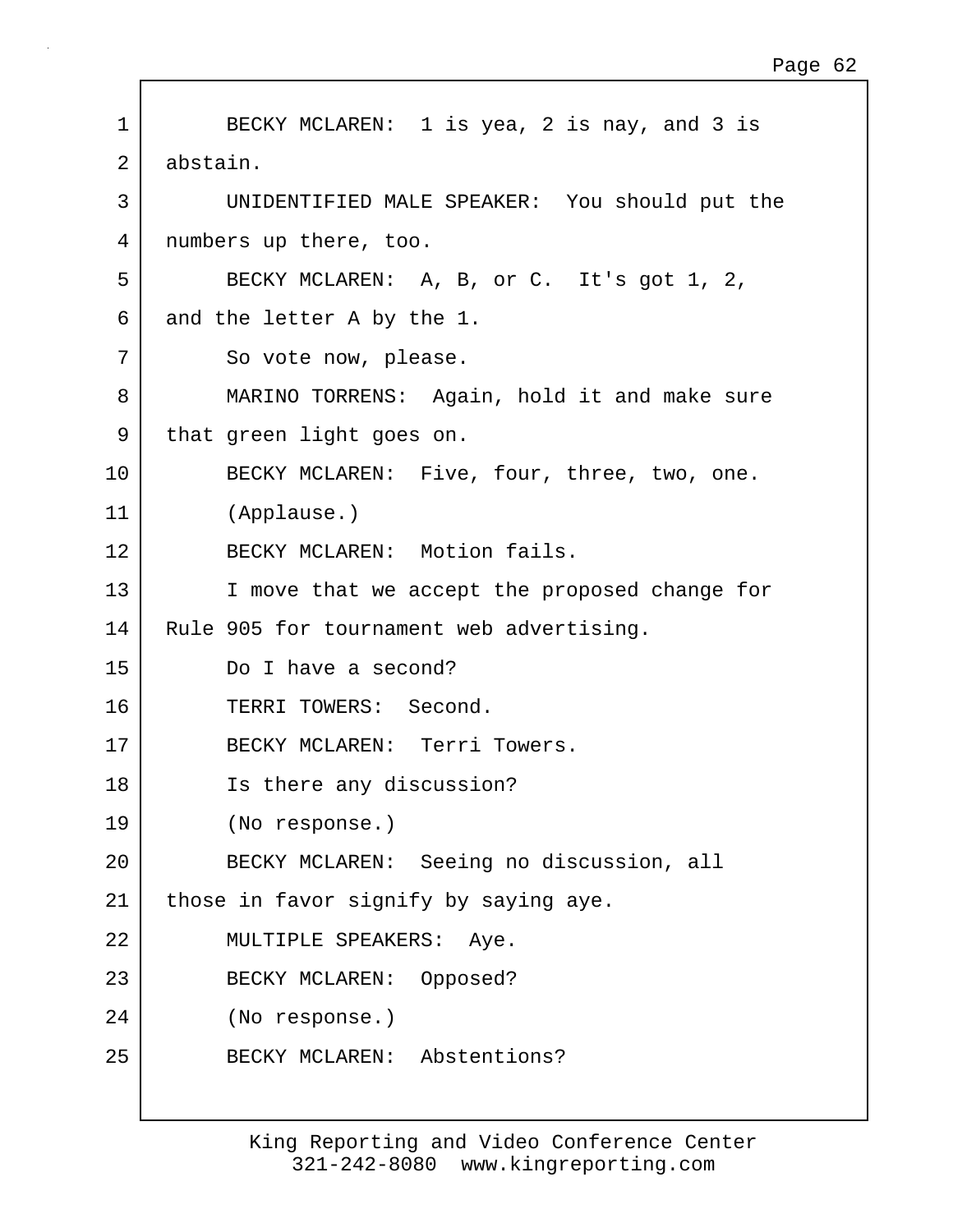BECKY MCLAREN: 1 is yea, 2 is nay, and 3 is abstain.

UNIDENTIFIED MALE SPEAKER: You should put the numbers up there, too.

BECKY MCLAREN: A, B, or C. It's got 1, 2, and the letter A by the 1.

So vote now, please.

MARINO TORRENS: Again, hold it and make sure that green light goes on.

BECKY MCLAREN: Five, four, three, two, one.

(Applause.)

BECKY MCLAREN: Motion fails.

I move that we accept the proposed change for Rule 905 for tournament web advertising.

Do I have a second?

TERRI TOWERS: Second.

BECKY MCLAREN: Terri Towers.

Is there any discussion?

(No response.)

BECKY MCLAREN: Seeing no discussion, all those in favor signify by saying aye.

MULTIPLE SPEAKERS: Aye.

BECKY MCLAREN: Opposed?

(No response.)

BECKY MCLAREN: Abstentions?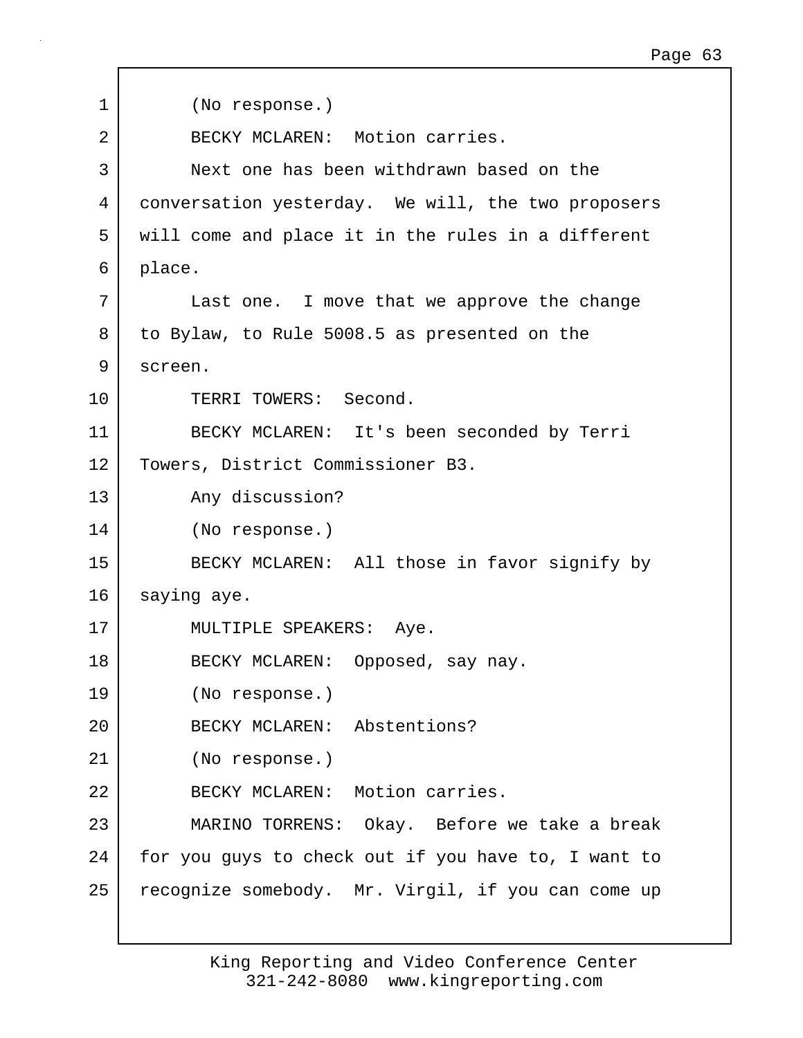(No response.)

BECKY MCLAREN: Motion carries.

Next one has been withdrawn based on the conversation yesterday. We will, the two proposers will come and place it in the rules in a different place.

Last one. I move that we approve the change to Bylaw, to Rule 5008.5 as presented on the screen.

TERRI TOWERS: Second.

BECKY MCLAREN: It's been seconded by Terri Towers, District Commissioner B3.

Any discussion?

(No response.)

BECKY MCLAREN: All those in favor signify by saying aye.

MULTIPLE SPEAKERS: Aye.

BECKY MCLAREN: Opposed, say nay.

(No response.)

BECKY MCLAREN: Abstentions?

(No response.)

BECKY MCLAREN: Motion carries.

MARINO TORRENS: Okay. Before we take a break for you guys to check out if you have to, I want to recognize somebody. Mr. Virgil, if you can come up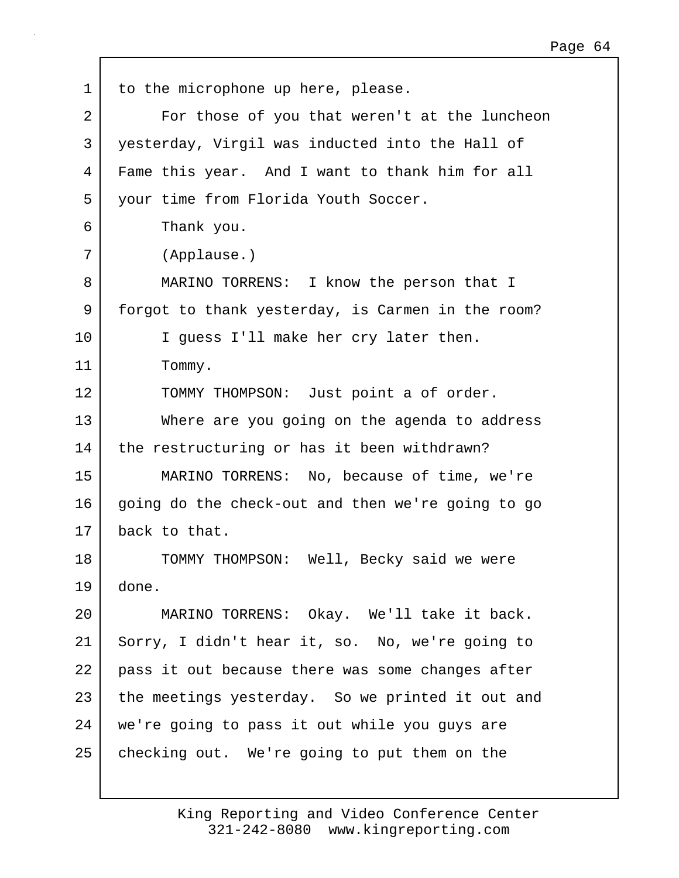to the microphone up here, please.

For those of you that weren't at the luncheon yesterday, Virgil was inducted into the Hall of Fame this year. And I want to thank him for all your time from Florida Youth Soccer.

Thank you.

(Applause.)

MARINO TORRENS: I know the person that I forgot to thank yesterday, is Carmen in the room?

I guess I'll make her cry later then.

Tommy.

TOMMY THOMPSON: Just point a of order.

Where are you going on the agenda to address the restructuring or has it been withdrawn?

MARINO TORRENS: No, because of time, we're going do the check-out and then we're going to go back to that.

TOMMY THOMPSON: Well, Becky said we were done.

MARINO TORRENS: Okay. We'll take it back. Sorry, I didn't hear it, so. No, we're going to pass it out because there was some changes after the meetings yesterday. So we printed it out and we're going to pass it out while you guys are checking out. We're going to put them on the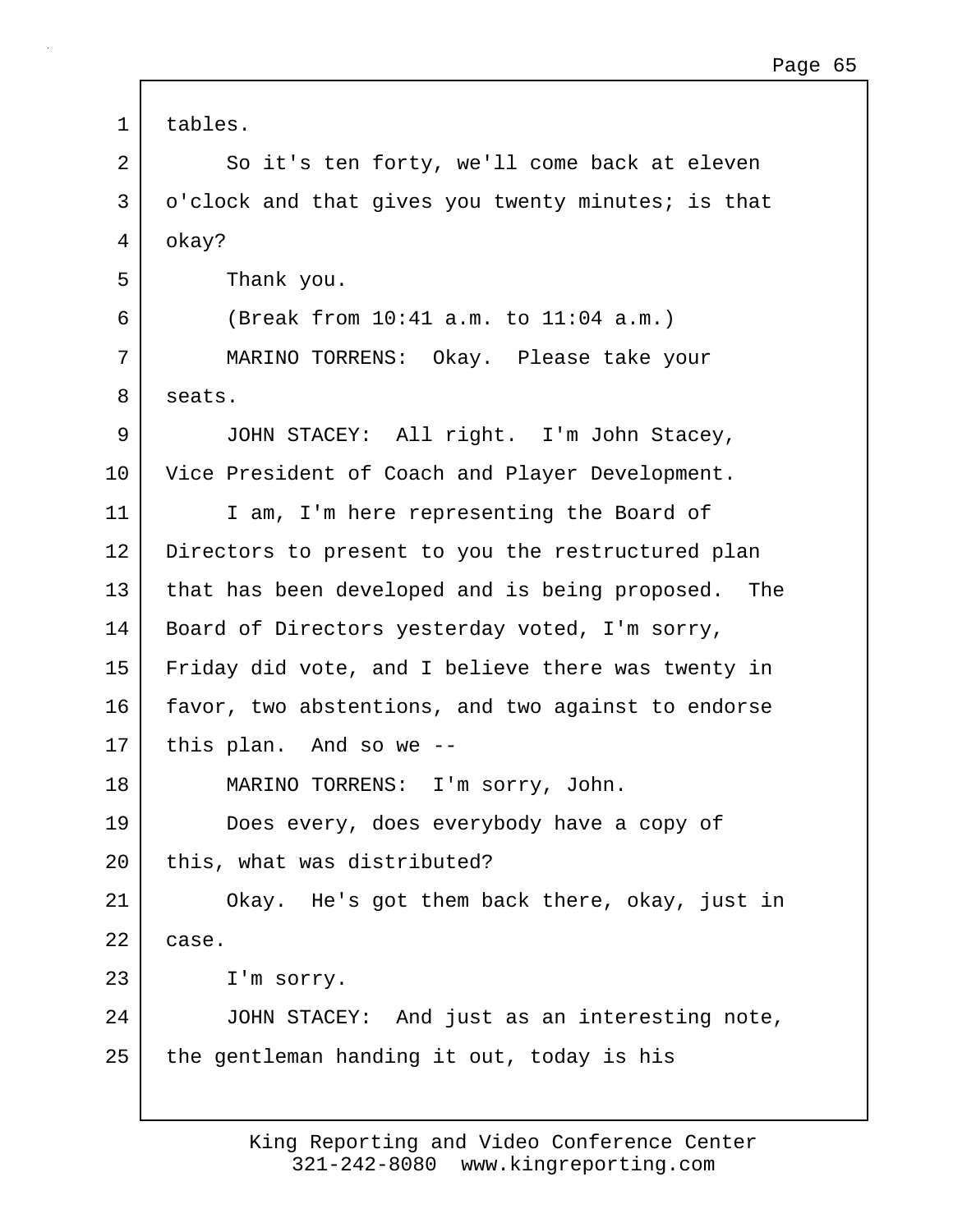tables.

So it's ten forty, we'll come back at eleven o'clock and that gives you twenty minutes; is that okay?

Thank you.

(Break from 10:41 a.m. to 11:04 a.m.)

MARINO TORRENS: Okay. Please take your seats.

JOHN STACEY: All right. I'm John Stacey, Vice President of Coach and Player Development.

I am, I'm here representing the Board of Directors to present to you the restructured plan that has been developed and is being proposed. The Board of Directors yesterday voted, I'm sorry, Friday did vote, and I believe there was twenty in favor, two abstentions, and two against to endorse this plan. And so we --

MARINO TORRENS: I'm sorry, John.

Does every, does everybody have a copy of this, what was distributed?

Okay. He's got them back there, okay, just in case.

I'm sorry.

JOHN STACEY: And just as an interesting note, the gentleman handing it out, today is his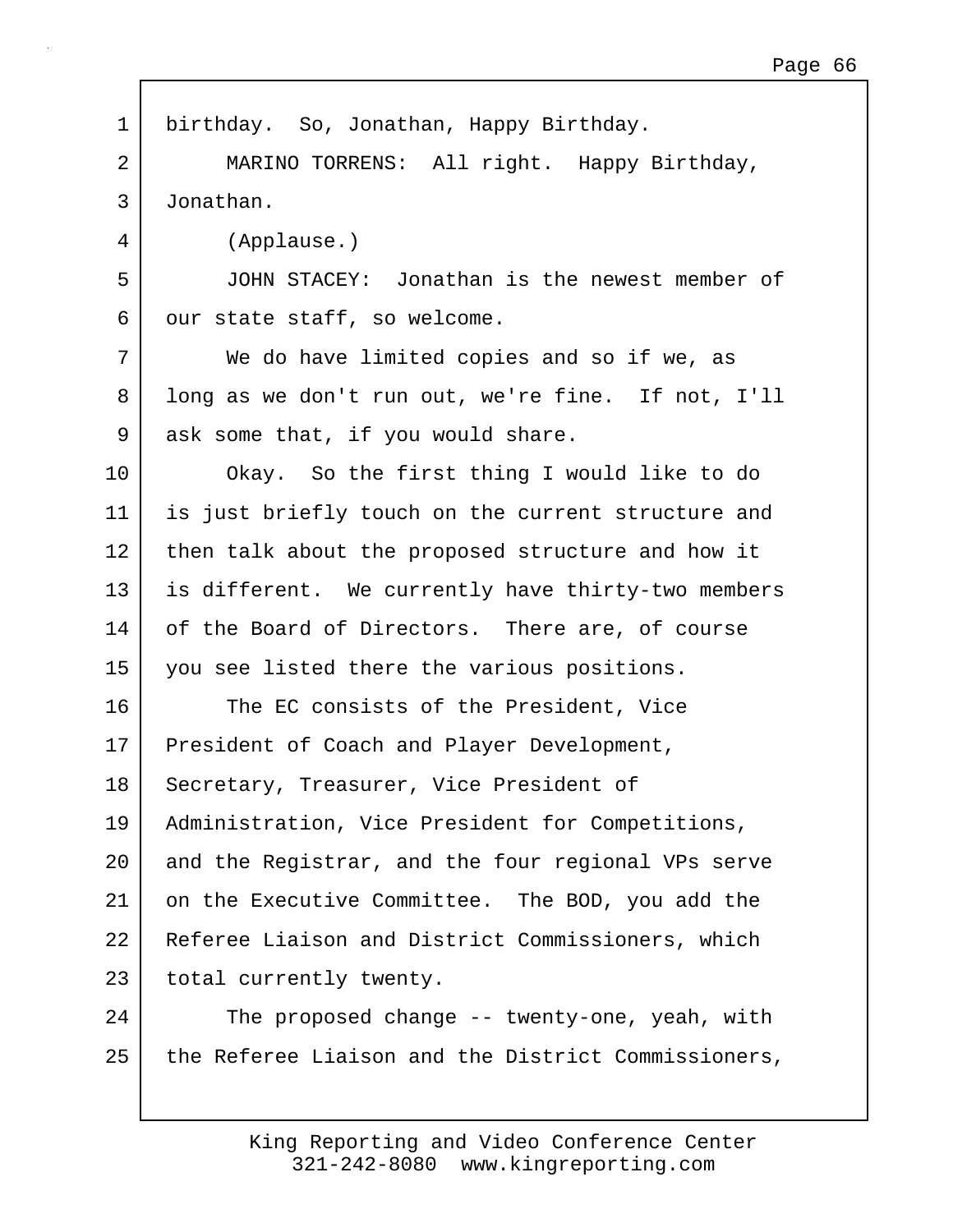birthday. So, Jonathan, Happy Birthday.

MARINO TORRENS: All right. Happy Birthday, Jonathan.

(Applause.)

JOHN STACEY: Jonathan is the newest member of our state staff, so welcome.

We do have limited copies and so if we, as long as we don't run out, we're fine. If not, I'll ask some that, if you would share.

Okay. So the first thing I would like to do is just briefly touch on the current structure and then talk about the proposed structure and how it is different. We currently have thirty-two members of the Board of Directors. There are, of course you see listed there the various positions.

The EC consists of the President, Vice President of Coach and Player Development, Secretary, Treasurer, Vice President of Administration, Vice President for Competitions, and the Registrar, and the four regional VPs serve on the Executive Committee. The BOD, you add the Referee Liaison and District Commissioners, which total currently twenty.

The proposed change -- twenty-one, yeah, with the Referee Liaison and the District Commissioners,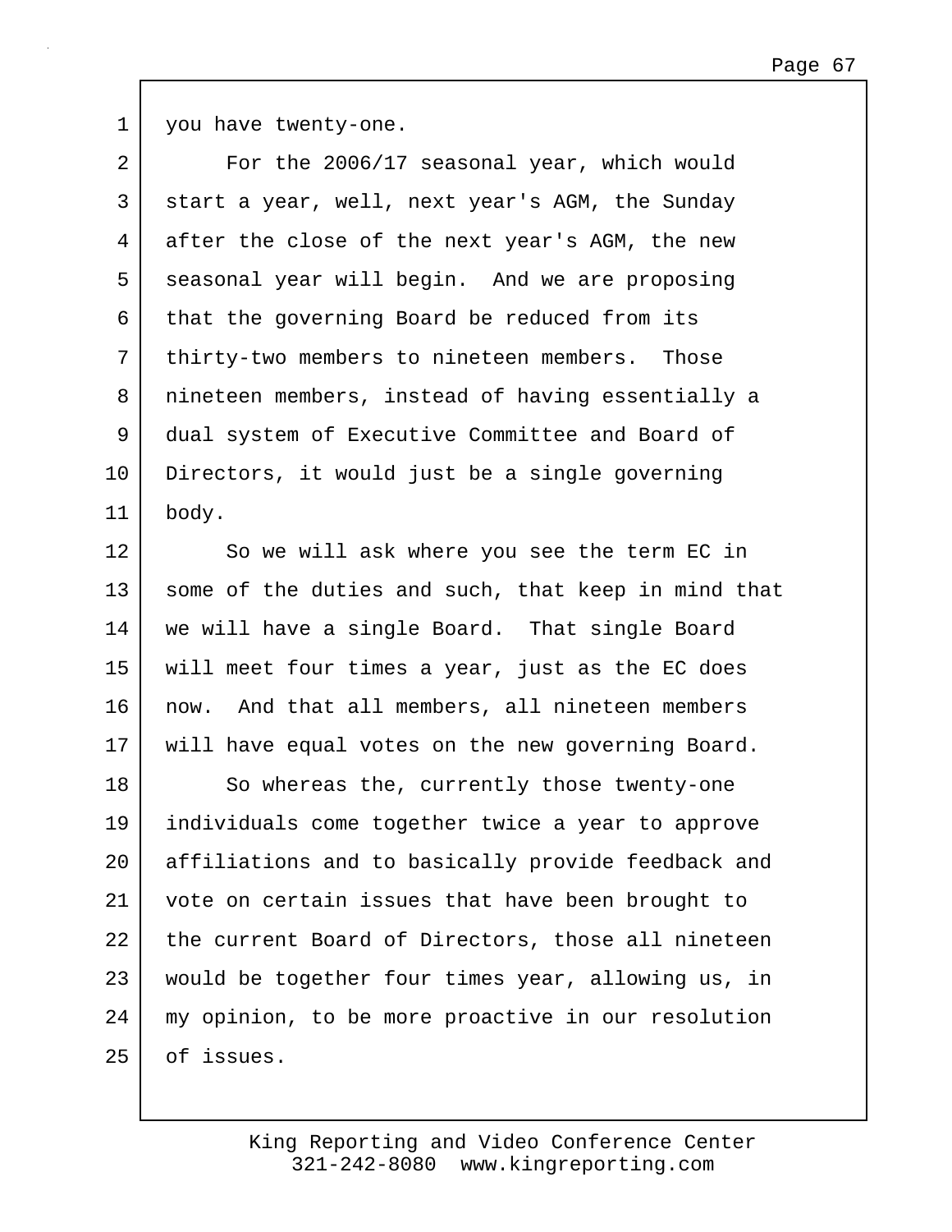you have twenty-one.

For the 2006/17 seasonal year, which would start a year, well, next year's AGM, the Sunday after the close of the next year's AGM, the new seasonal year will begin. And we are proposing that the governing Board be reduced from its thirty-two members to nineteen members. Those nineteen members, instead of having essentially a dual system of Executive Committee and Board of Directors, it would just be a single governing body.

So we will ask where you see the term EC in some of the duties and such, that keep in mind that we will have a single Board. That single Board will meet four times a year, just as the EC does now. And that all members, all nineteen members will have equal votes on the new governing Board.

So whereas the, currently those twenty-one individuals come together twice a year to approve affiliations and to basically provide feedback and vote on certain issues that have been brought to the current Board of Directors, those all nineteen would be together four times year, allowing us, in my opinion, to be more proactive in our resolution of issues.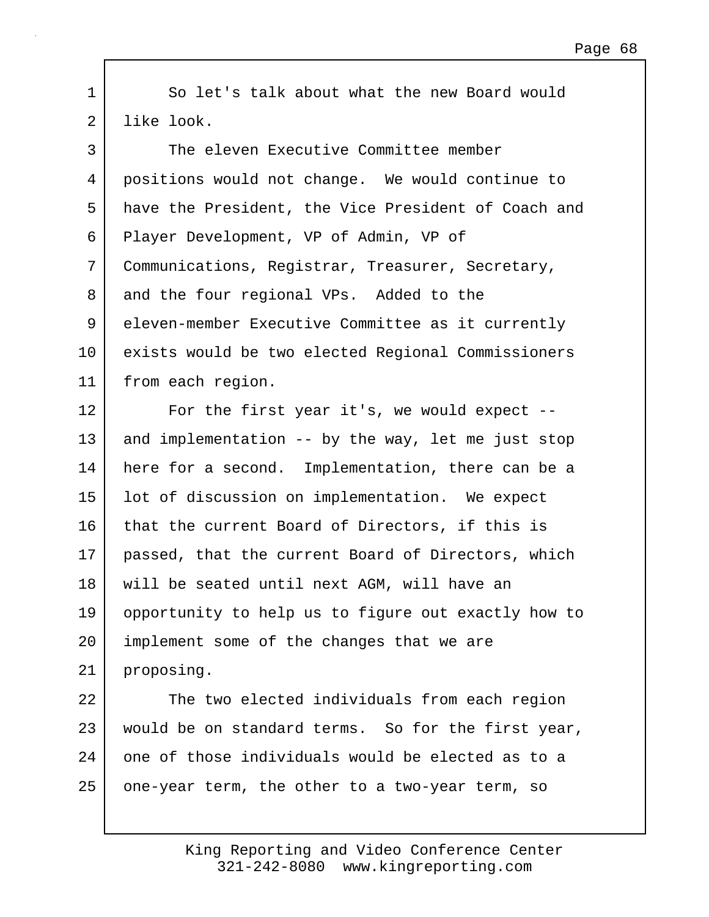So let's talk about what the new Board would like look.

The eleven Executive Committee member positions would not change. We would continue to have the President, the Vice President of Coach and Player Development, VP of Admin, VP of Communications, Registrar, Treasurer, Secretary, and the four regional VPs. Added to the eleven-member Executive Committee as it currently exists would be two elected Regional Commissioners from each region.

For the first year it's, we would expect -- and implementation -- by the way, let me just stop here for a second. Implementation, there can be a lot of discussion on implementation. We expect that the current Board of Directors, if this is passed, that the current Board of Directors, which will be seated until next AGM, will have an opportunity to help us to figure out exactly how to implement some of the changes that we are proposing.

The two elected individuals from each region would be on standard terms. So for the first year, one of those individuals would be elected as to a one-year term, the other to a two-year term, so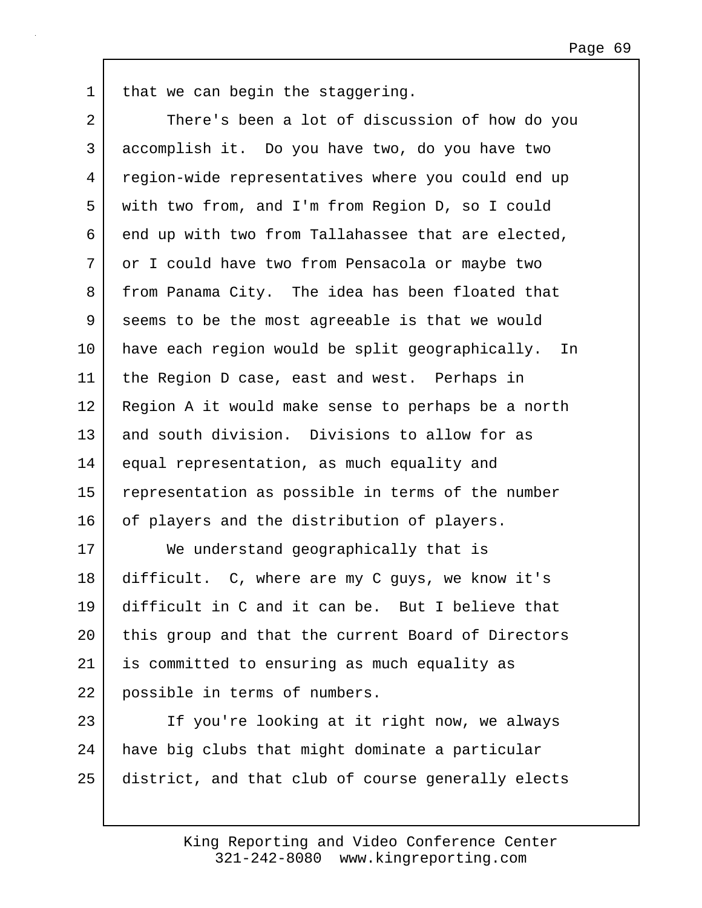that we can begin the staggering.

There's been a lot of discussion of how do you accomplish it. Do you have two, do you have two region-wide representatives where you could end up with two from, and I'm from Region D, so I could end up with two from Tallahassee that are elected, or I could have two from Pensacola or maybe two from Panama City. The idea has been floated that seems to be the most agreeable is that we would have each region would be split geographically. In the Region D case, east and west. Perhaps in Region A it would make sense to perhaps be a north and south division. Divisions to allow for as equal representation, as much equality and representation as possible in terms of the number of players and the distribution of players.

We understand geographically that is difficult. C, where are my C guys, we know it's difficult in C and it can be. But I believe that this group and that the current Board of Directors is committed to ensuring as much equality as possible in terms of numbers.

If you're looking at it right now, we always have big clubs that might dominate a particular district, and that club of course generally elects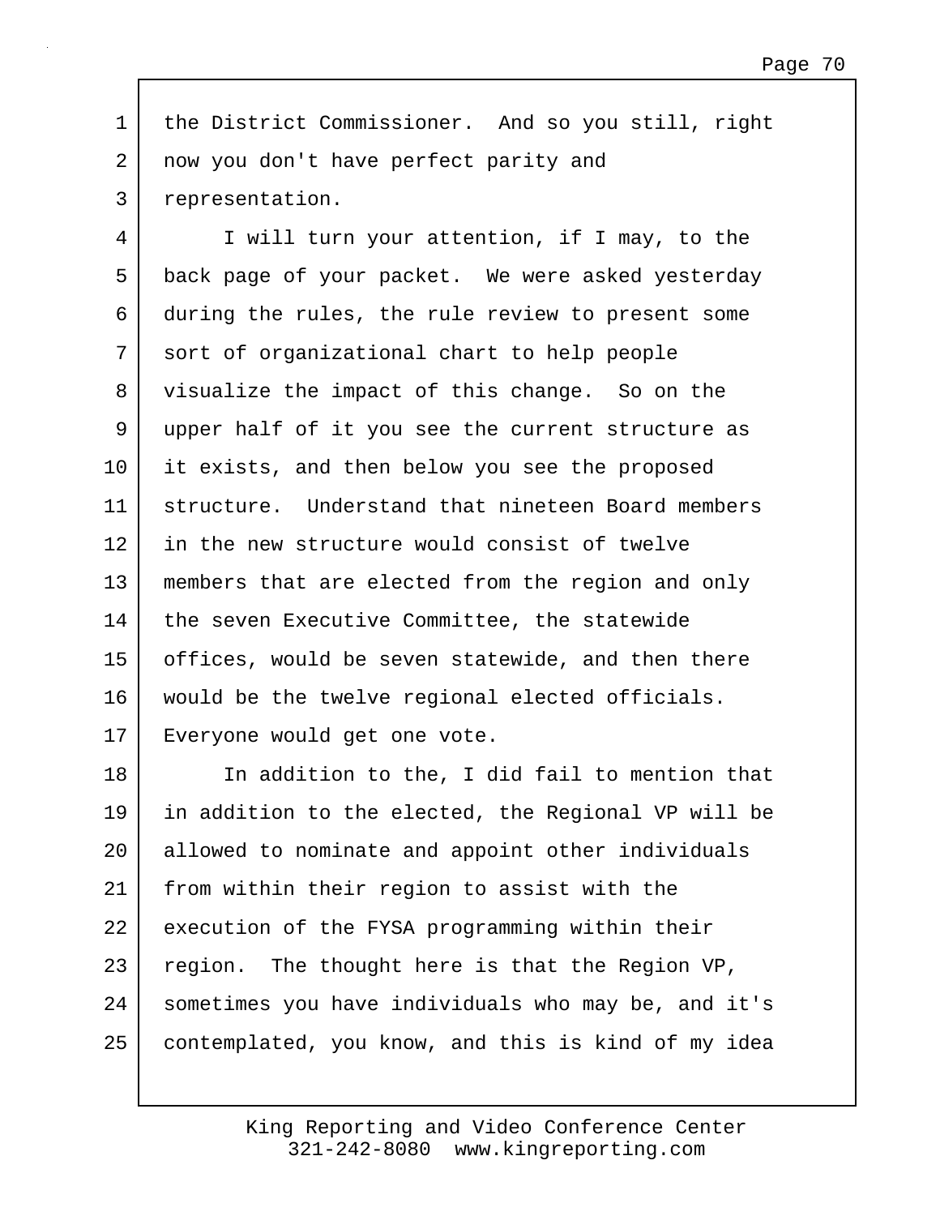1 the District Commissioner. And so you still, right
2 now you don't have perfect parity and
3 representation.

4 I will turn your attention, if I may, to the
5 back page of your packet. We were asked yesterday
6 during the rules, the rule review to present some
7 sort of organizational chart to help people
8 visualize the impact of this change. So on the
9 upper half of it you see the current structure as
10 it exists, and then below you see the proposed
11 structure. Understand that nineteen Board members
12 in the new structure would consist of twelve
13 members that are elected from the region and only
14 the seven Executive Committee, the statewide
15 offices, would be seven statewide, and then there
16 would be the twelve regional elected officials.
17 Everyone would get one vote.

18 In addition to the, I did fail to mention that
19 in addition to the elected, the Regional VP will be
20 allowed to nominate and appoint other individuals
21 from within their region to assist with the
22 execution of the FYSA programming within their
23 region. The thought here is that the Region VP,
24 sometimes you have individuals who may be, and it's
25 contemplated, you know, and this is kind of my idea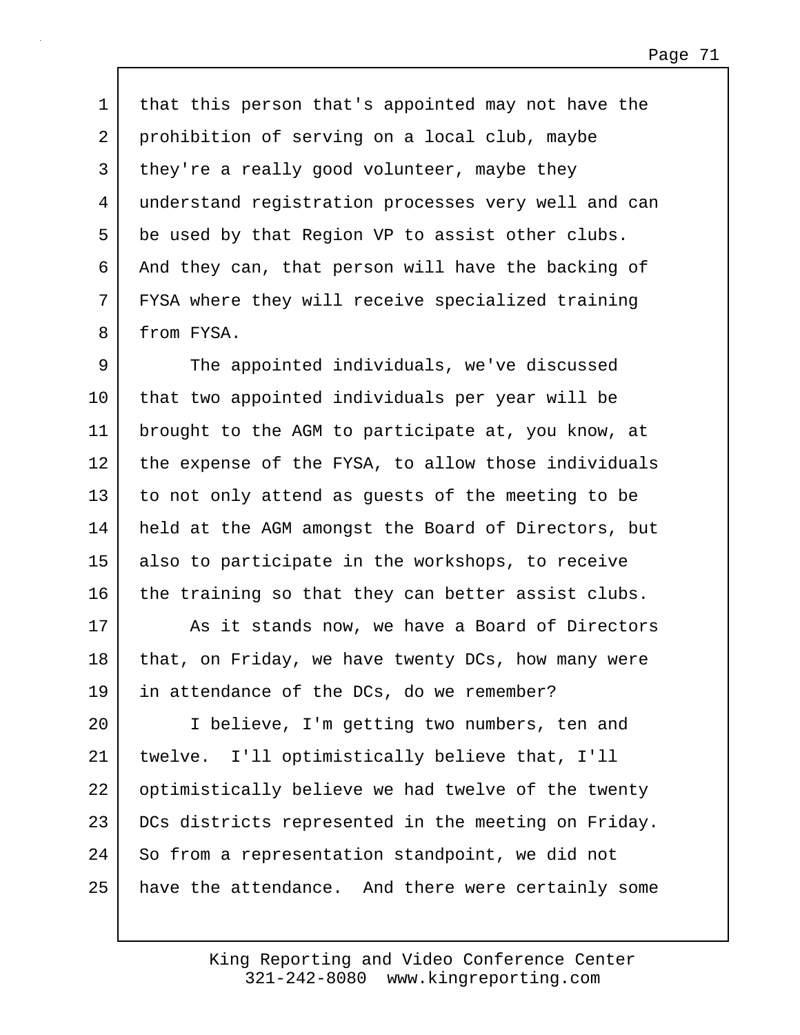that this person that's appointed may not have the prohibition of serving on a local club, maybe they're a really good volunteer, maybe they understand registration processes very well and can be used by that Region VP to assist other clubs. And they can, that person will have the backing of FYSA where they will receive specialized training from FYSA.

The appointed individuals, we've discussed that two appointed individuals per year will be brought to the AGM to participate at, you know, at the expense of the FYSA, to allow those individuals to not only attend as guests of the meeting to be held at the AGM amongst the Board of Directors, but also to participate in the workshops, to receive the training so that they can better assist clubs.

As it stands now, we have a Board of Directors that, on Friday, we have twenty DCs, how many were in attendance of the DCs, do we remember?

I believe, I'm getting two numbers, ten and twelve. I'll optimistically believe that, I'll optimistically believe we had twelve of the twenty DCs districts represented in the meeting on Friday. So from a representation standpoint, we did not have the attendance. And there were certainly some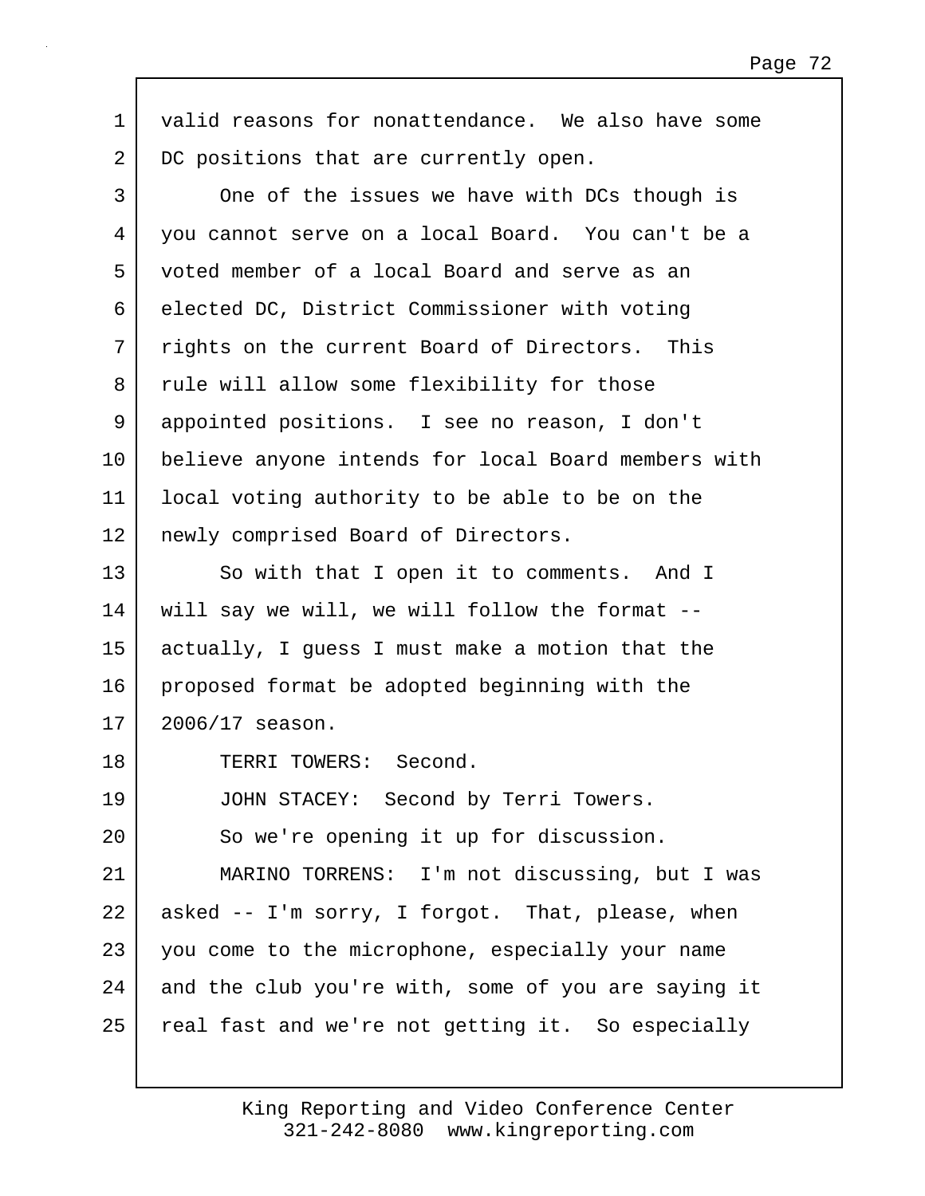valid reasons for nonattendance. We also have some DC positions that are currently open.

One of the issues we have with DCs though is you cannot serve on a local Board. You can't be a voted member of a local Board and serve as an elected DC, District Commissioner with voting rights on the current Board of Directors. This rule will allow some flexibility for those appointed positions. I see no reason, I don't believe anyone intends for local Board members with local voting authority to be able to be on the newly comprised Board of Directors.

So with that I open it to comments. And I will say we will, we will follow the format -- actually, I guess I must make a motion that the proposed format be adopted beginning with the 2006/17 season.

TERRI TOWERS: Second.

JOHN STACEY: Second by Terri Towers.

So we're opening it up for discussion.

MARINO TORRENS: I'm not discussing, but I was asked -- I'm sorry, I forgot. That, please, when you come to the microphone, especially your name and the club you're with, some of you are saying it real fast and we're not getting it. So especially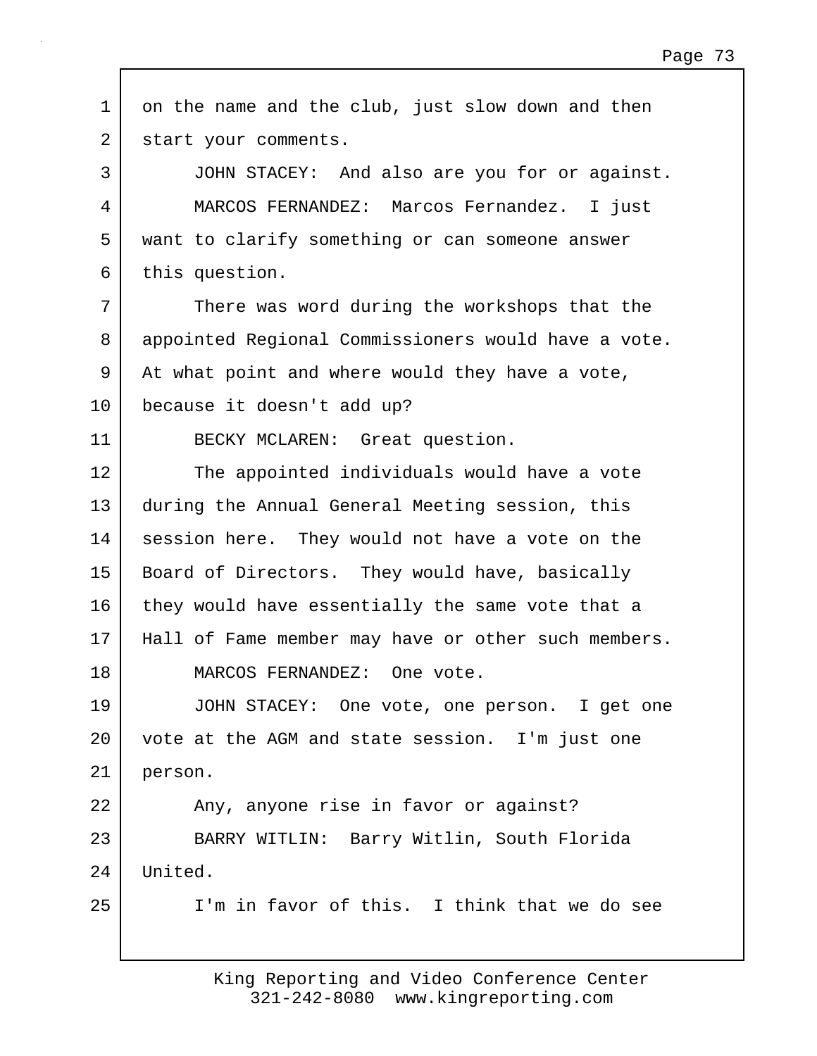on the name and the club, just slow down and then start your comments.

JOHN STACEY: And also are you for or against.

MARCOS FERNANDEZ: Marcos Fernandez. I just want to clarify something or can someone answer this question.

There was word during the workshops that the appointed Regional Commissioners would have a vote. At what point and where would they have a vote, because it doesn't add up?

BECKY MCLAREN: Great question.

The appointed individuals would have a vote during the Annual General Meeting session, this session here. They would not have a vote on the Board of Directors. They would have, basically they would have essentially the same vote that a Hall of Fame member may have or other such members.

MARCOS FERNANDEZ: One vote.

JOHN STACEY: One vote, one person. I get one vote at the AGM and state session. I'm just one person.

Any, anyone rise in favor or against?

BARRY WITLIN: Barry Witlin, South Florida United.

I'm in favor of this. I think that we do see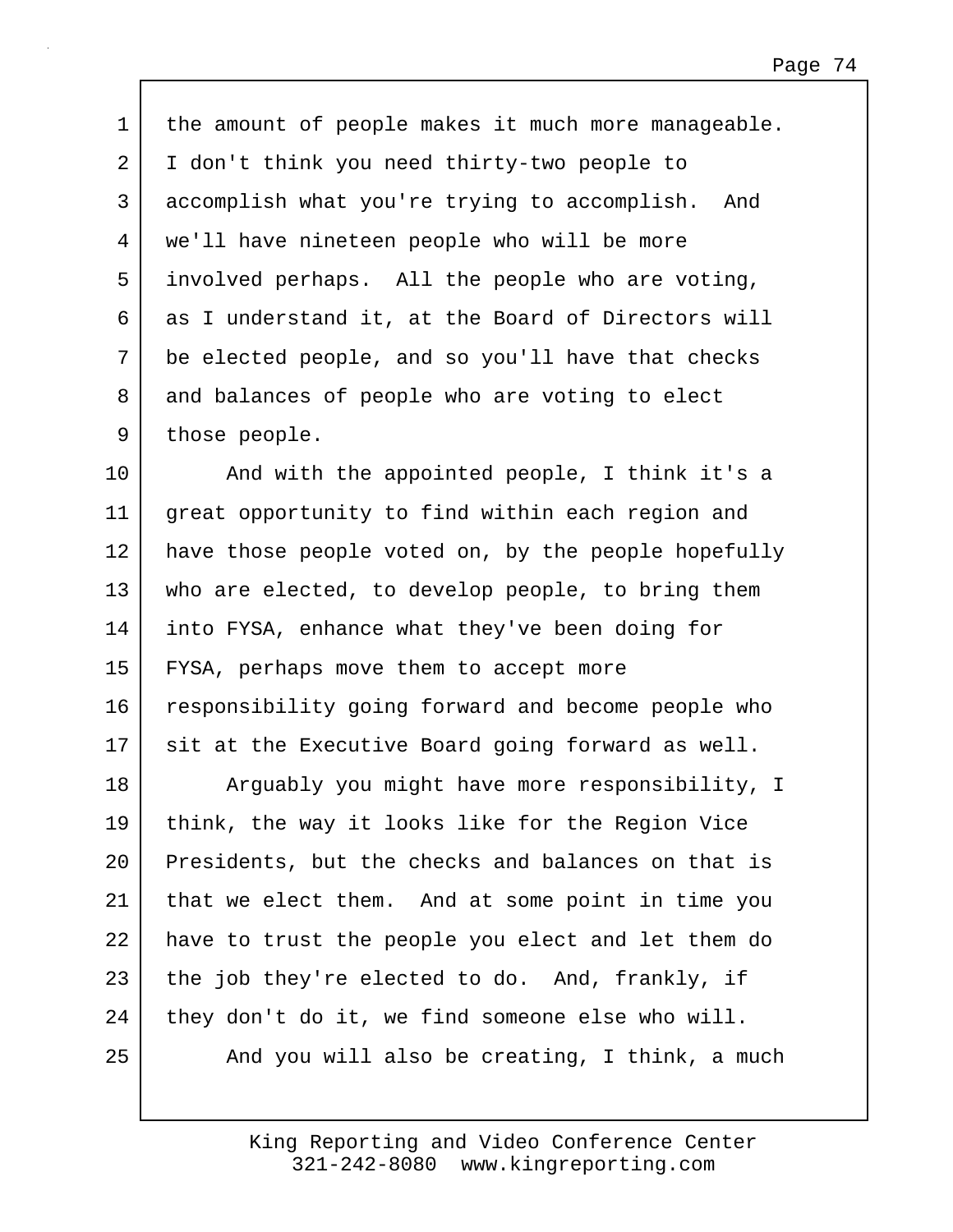the amount of people makes it much more manageable. I don't think you need thirty-two people to accomplish what you're trying to accomplish. And we'll have nineteen people who will be more involved perhaps. All the people who are voting, as I understand it, at the Board of Directors will be elected people, and so you'll have that checks and balances of people who are voting to elect those people.

And with the appointed people, I think it's a great opportunity to find within each region and have those people voted on, by the people hopefully who are elected, to develop people, to bring them into FYSA, enhance what they've been doing for FYSA, perhaps move them to accept more responsibility going forward and become people who sit at the Executive Board going forward as well.

Arguably you might have more responsibility, I think, the way it looks like for the Region Vice Presidents, but the checks and balances on that is that we elect them. And at some point in time you have to trust the people you elect and let them do the job they're elected to do. And, frankly, if they don't do it, we find someone else who will.

And you will also be creating, I think, a much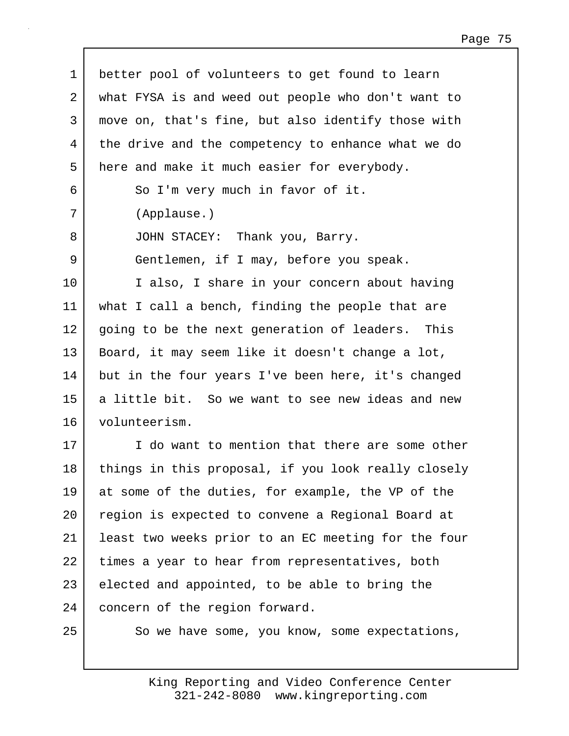better pool of volunteers to get found to learn what FYSA is and weed out people who don't want to move on, that's fine, but also identify those with the drive and the competency to enhance what we do here and make it much easier for everybody.

So I'm very much in favor of it.

(Applause.)

JOHN STACEY: Thank you, Barry.

Gentlemen, if I may, before you speak.

I also, I share in your concern about having what I call a bench, finding the people that are going to be the next generation of leaders. This Board, it may seem like it doesn't change a lot, but in the four years I've been here, it's changed a little bit. So we want to see new ideas and new volunteerism.

I do want to mention that there are some other things in this proposal, if you look really closely at some of the duties, for example, the VP of the region is expected to convene a Regional Board at least two weeks prior to an EC meeting for the four times a year to hear from representatives, both elected and appointed, to be able to bring the concern of the region forward.

So we have some, you know, some expectations,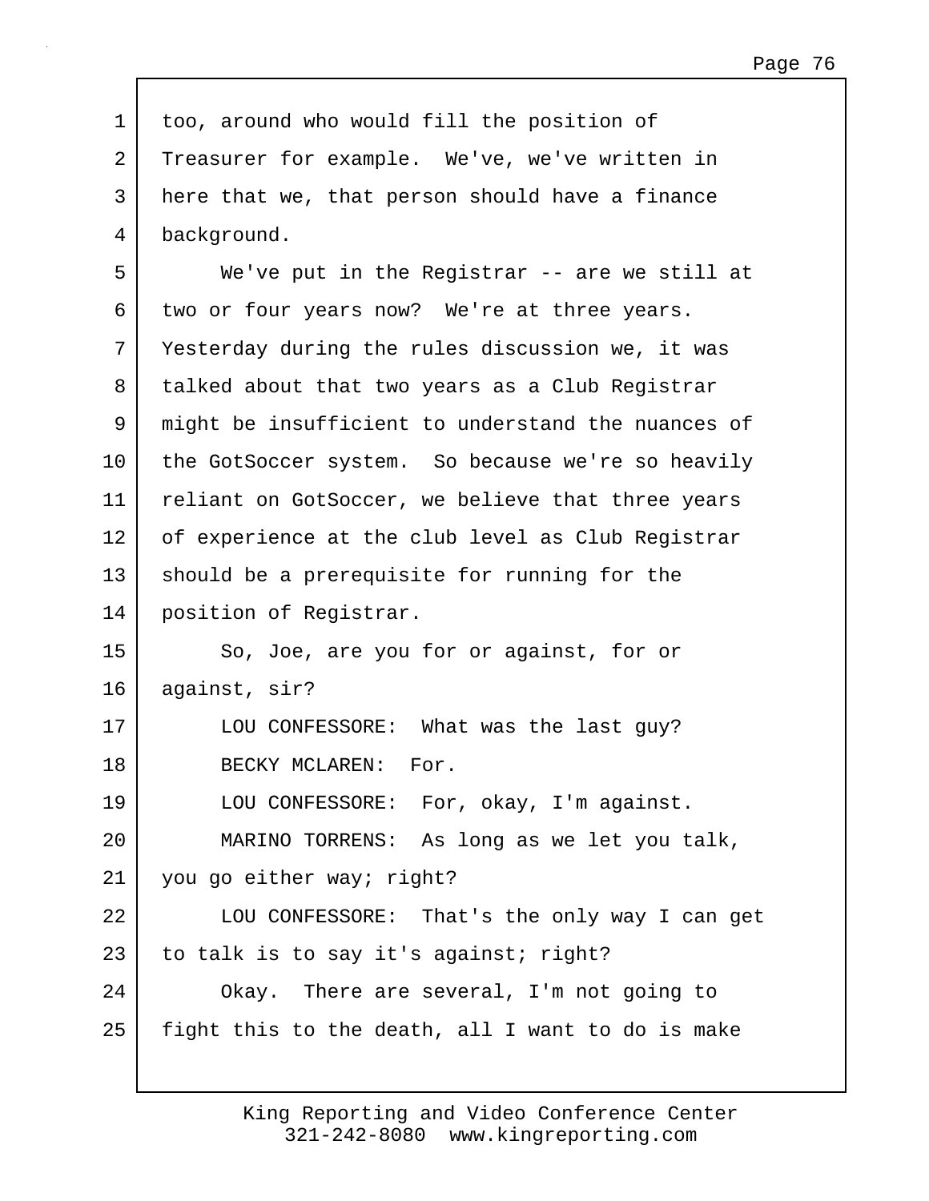too, around who would fill the position of Treasurer for example. We've, we've written in here that we, that person should have a finance background.

We've put in the Registrar -- are we still at two or four years now? We're at three years. Yesterday during the rules discussion we, it was talked about that two years as a Club Registrar might be insufficient to understand the nuances of the GotSoccer system. So because we're so heavily reliant on GotSoccer, we believe that three years of experience at the club level as Club Registrar should be a prerequisite for running for the position of Registrar.

So, Joe, are you for or against, for or against, sir?

LOU CONFESSORE: What was the last guy?

BECKY MCLAREN: For.

LOU CONFESSORE: For, okay, I'm against.

MARINO TORRENS: As long as we let you talk, you go either way; right?

LOU CONFESSORE: That's the only way I can get to talk is to say it's against; right?

Okay. There are several, I'm not going to fight this to the death, all I want to do is make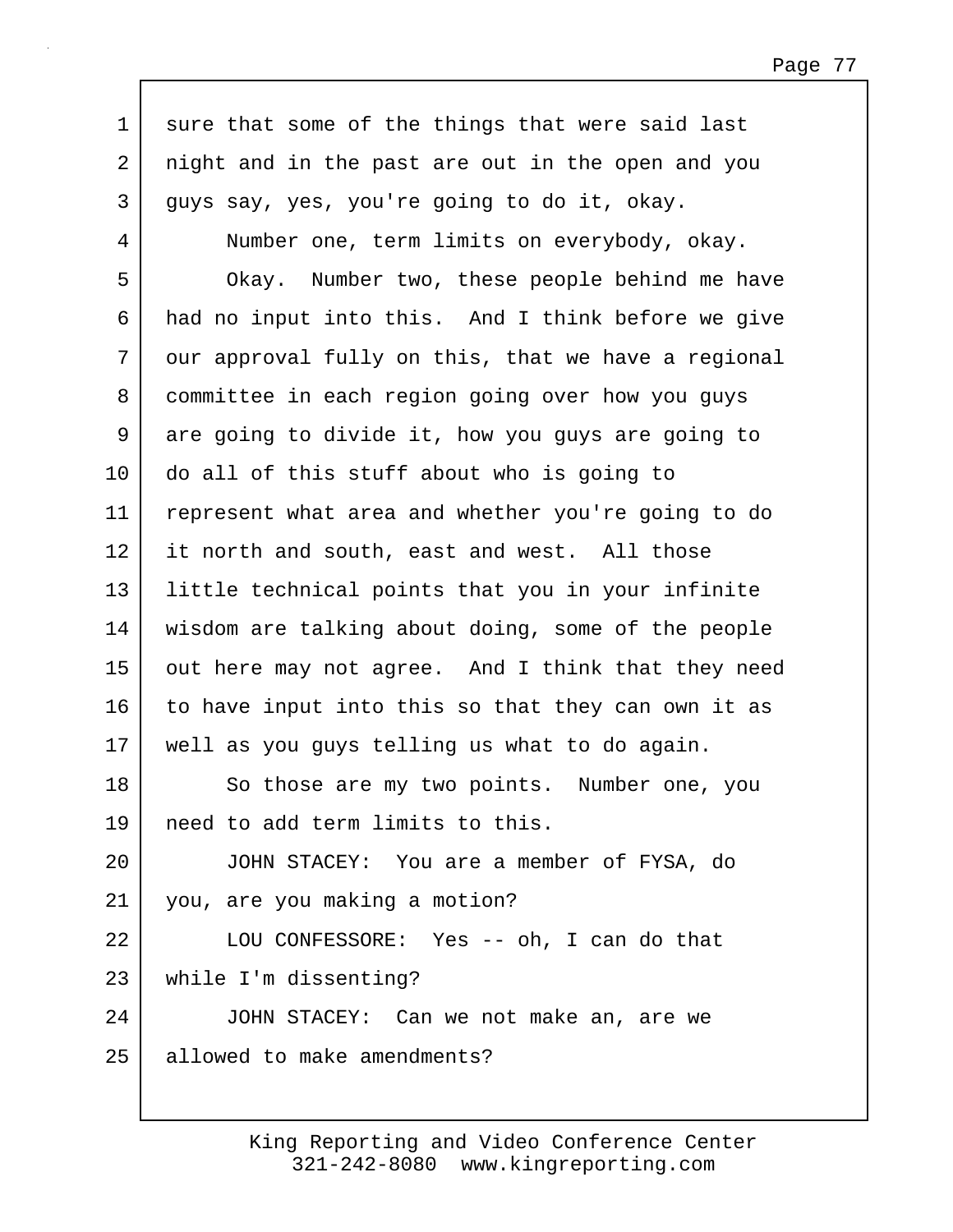sure that some of the things that were said last night and in the past are out in the open and you guys say, yes, you're going to do it, okay.

Number one, term limits on everybody, okay.

Okay. Number two, these people behind me have had no input into this. And I think before we give our approval fully on this, that we have a regional committee in each region going over how you guys are going to divide it, how you guys are going to do all of this stuff about who is going to represent what area and whether you're going to do it north and south, east and west. All those little technical points that you in your infinite wisdom are talking about doing, some of the people out here may not agree. And I think that they need to have input into this so that they can own it as well as you guys telling us what to do again.

So those are my two points. Number one, you need to add term limits to this.

JOHN STACEY: You are a member of FYSA, do you, are you making a motion?

LOU CONFESSORE: Yes -- oh, I can do that while I'm dissenting?

JOHN STACEY: Can we not make an, are we allowed to make amendments?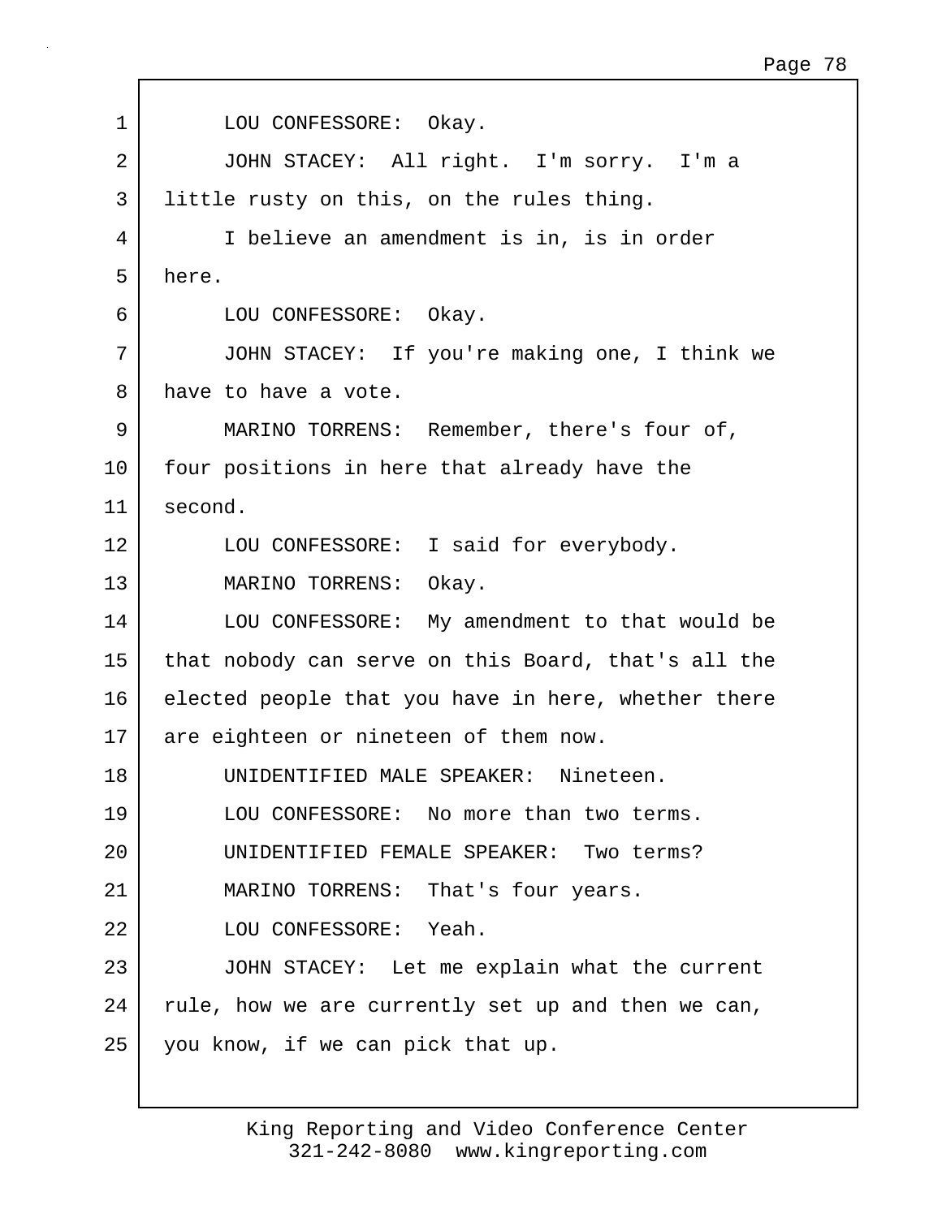LOU CONFESSORE: Okay.

JOHN STACEY: All right. I'm sorry. I'm a little rusty on this, on the rules thing.

I believe an amendment is in, is in order here.

LOU CONFESSORE: Okay.

JOHN STACEY: If you're making one, I think we have to have a vote.

MARINO TORRENS: Remember, there's four of, four positions in here that already have the second.

LOU CONFESSORE: I said for everybody.

MARINO TORRENS: Okay.

LOU CONFESSORE: My amendment to that would be that nobody can serve on this Board, that's all the elected people that you have in here, whether there are eighteen or nineteen of them now.

UNIDENTIFIED MALE SPEAKER: Nineteen.

LOU CONFESSORE: No more than two terms.

UNIDENTIFIED FEMALE SPEAKER: Two terms?

MARINO TORRENS: That's four years.

LOU CONFESSORE: Yeah.

JOHN STACEY: Let me explain what the current rule, how we are currently set up and then we can, you know, if we can pick that up.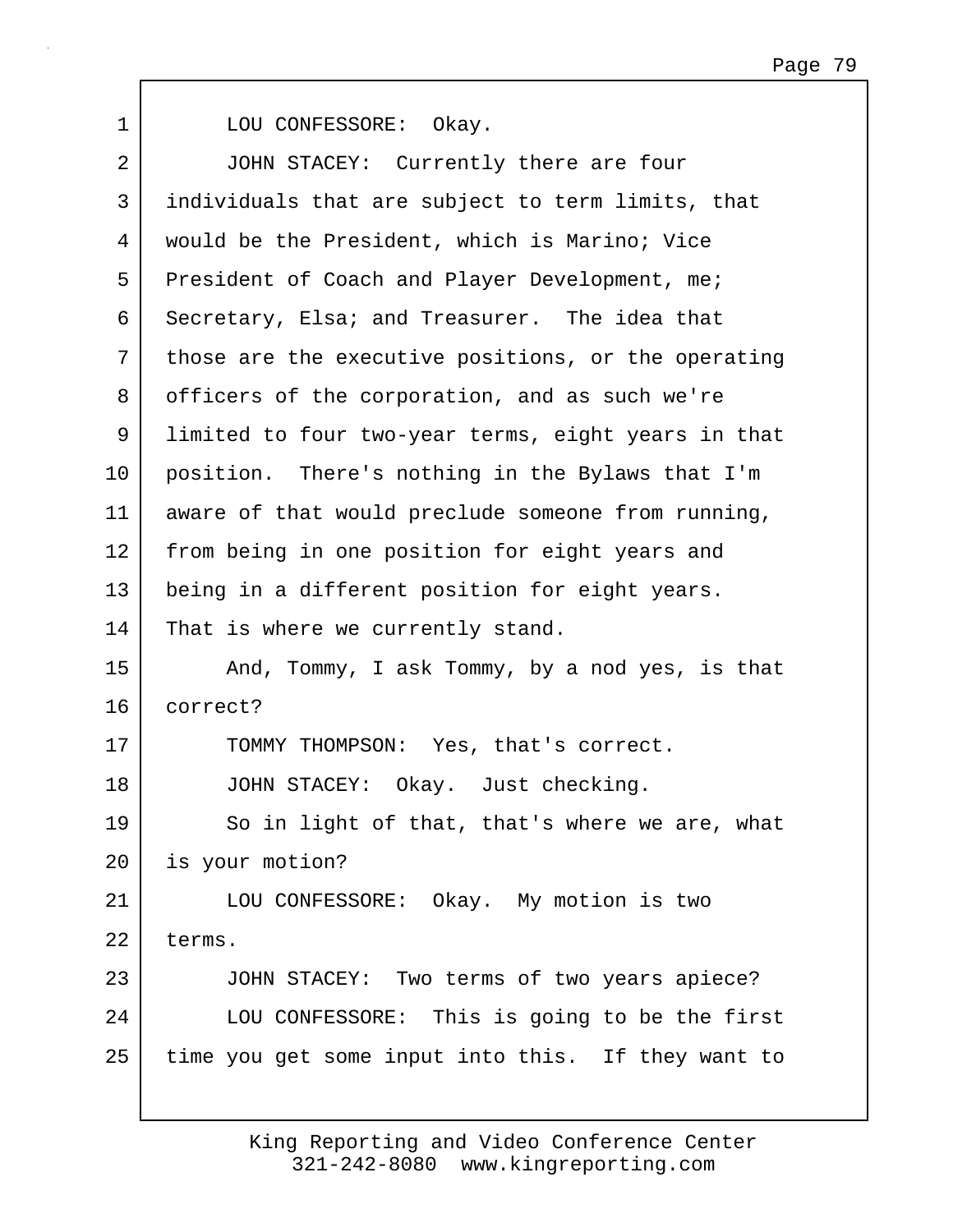1 LOU CONFESSORE: Okay.
2 JOHN STACEY: Currently there are four
3 individuals that are subject to term limits, that
4 would be the President, which is Marino; Vice
5 President of Coach and Player Development, me;
6 Secretary, Elsa; and Treasurer. The idea that
7 those are the executive positions, or the operating
8 officers of the corporation, and as such we're
9 limited to four two-year terms, eight years in that
10 position. There's nothing in the Bylaws that I'm
11 aware of that would preclude someone from running,
12 from being in one position for eight years and
13 being in a different position for eight years.
14 That is where we currently stand.
15 And, Tommy, I ask Tommy, by a nod yes, is that
16 correct?
17 TOMMY THOMPSON: Yes, that's correct.
18 JOHN STACEY: Okay. Just checking.
19 So in light of that, that's where we are, what
20 is your motion?
21 LOU CONFESSORE: Okay. My motion is two
22 terms.
23 JOHN STACEY: Two terms of two years apiece?
24 LOU CONFESSORE: This is going to be the first
25 time you get some input into this. If they want to

King Reporting and Video Conference Center
321-242-8080 www.kingreporting.com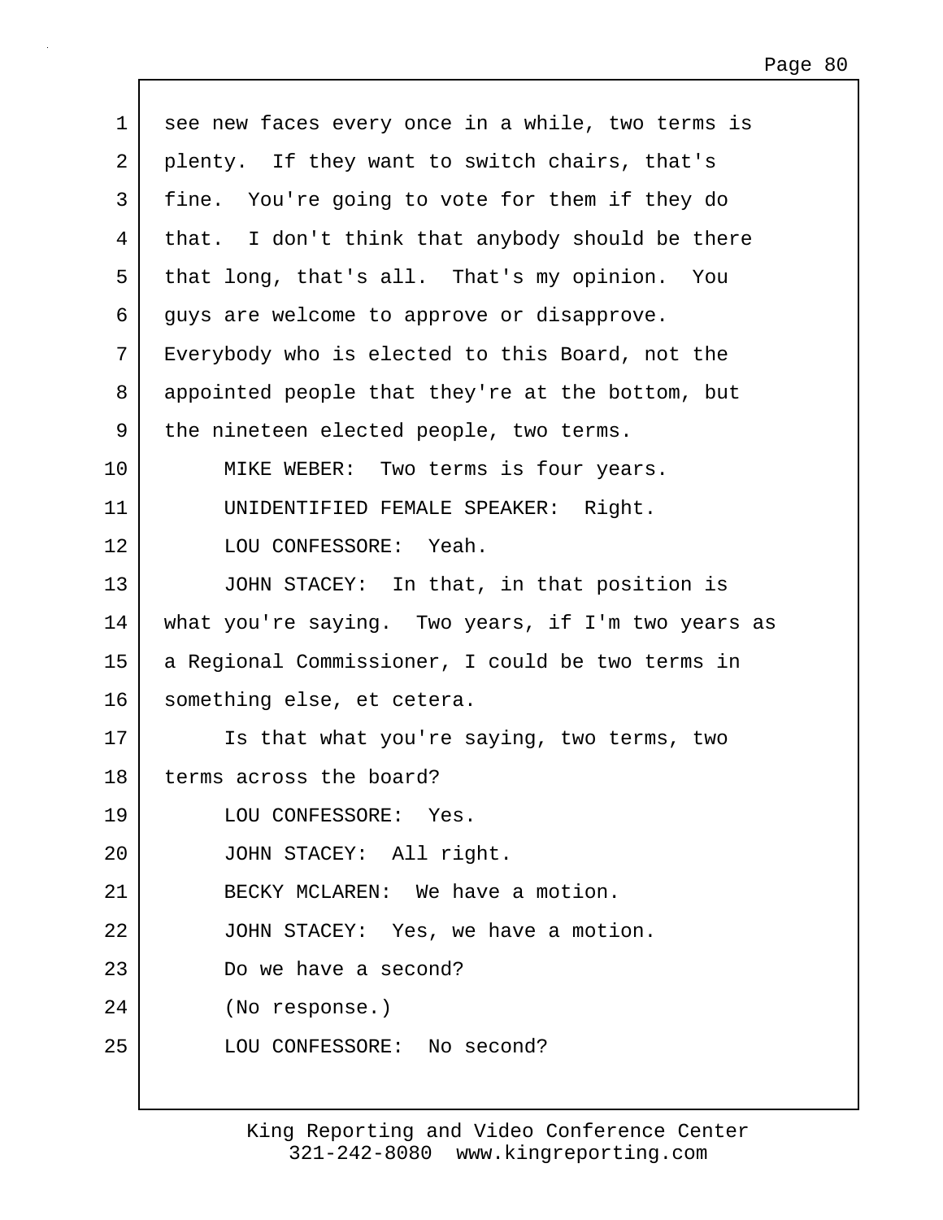see new faces every once in a while, two terms is plenty. If they want to switch chairs, that's fine. You're going to vote for them if they do that. I don't think that anybody should be there that long, that's all. That's my opinion. You guys are welcome to approve or disapprove. Everybody who is elected to this Board, not the appointed people that they're at the bottom, but the nineteen elected people, two terms.

MIKE WEBER: Two terms is four years.

UNIDENTIFIED FEMALE SPEAKER: Right.

LOU CONFESSORE: Yeah.

JOHN STACEY: In that, in that position is what you're saying. Two years, if I'm two years as a Regional Commissioner, I could be two terms in something else, et cetera.

Is that what you're saying, two terms, two terms across the board?

LOU CONFESSORE: Yes.

JOHN STACEY: All right.

BECKY MCLAREN: We have a motion.

JOHN STACEY: Yes, we have a motion.

Do we have a second?

(No response.)

LOU CONFESSORE: No second?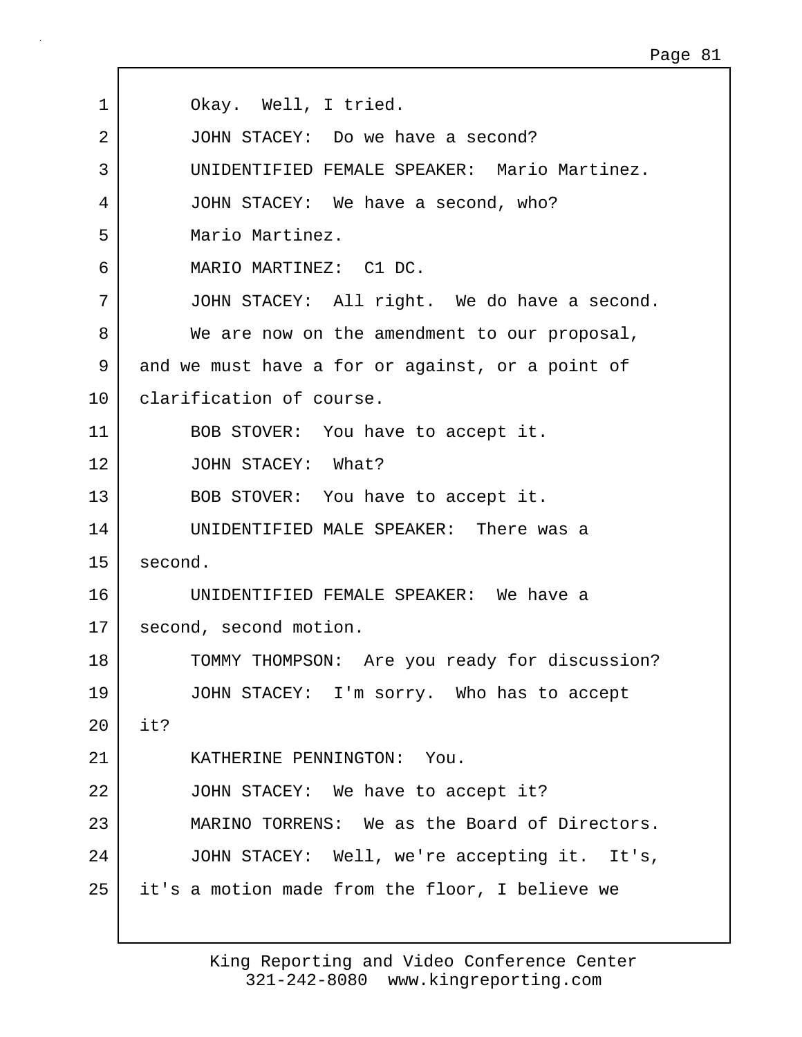1 Okay. Well, I tried.

2 JOHN STACEY: Do we have a second?

3 UNIDENTIFIED FEMALE SPEAKER: Mario Martinez.

4 JOHN STACEY: We have a second, who?

5 Mario Martinez.

6 MARIO MARTINEZ: C1 DC.

7 JOHN STACEY: All right. We do have a second.

8 We are now on the amendment to our proposal,

9 and we must have a for or against, or a point of

10 clarification of course.

11 BOB STOVER: You have to accept it.

12 JOHN STACEY: What?

13 BOB STOVER: You have to accept it.

14 UNIDENTIFIED MALE SPEAKER: There was a

15 second.

16 UNIDENTIFIED FEMALE SPEAKER: We have a

17 second, second motion.

18 TOMMY THOMPSON: Are you ready for discussion?

19 JOHN STACEY: I'm sorry. Who has to accept

20 it?

21 KATHERINE PENNINGTON: You.

22 JOHN STACEY: We have to accept it?

23 MARINO TORRENS: We as the Board of Directors.

24 JOHN STACEY: Well, we're accepting it. It's,

25 it's a motion made from the floor, I believe we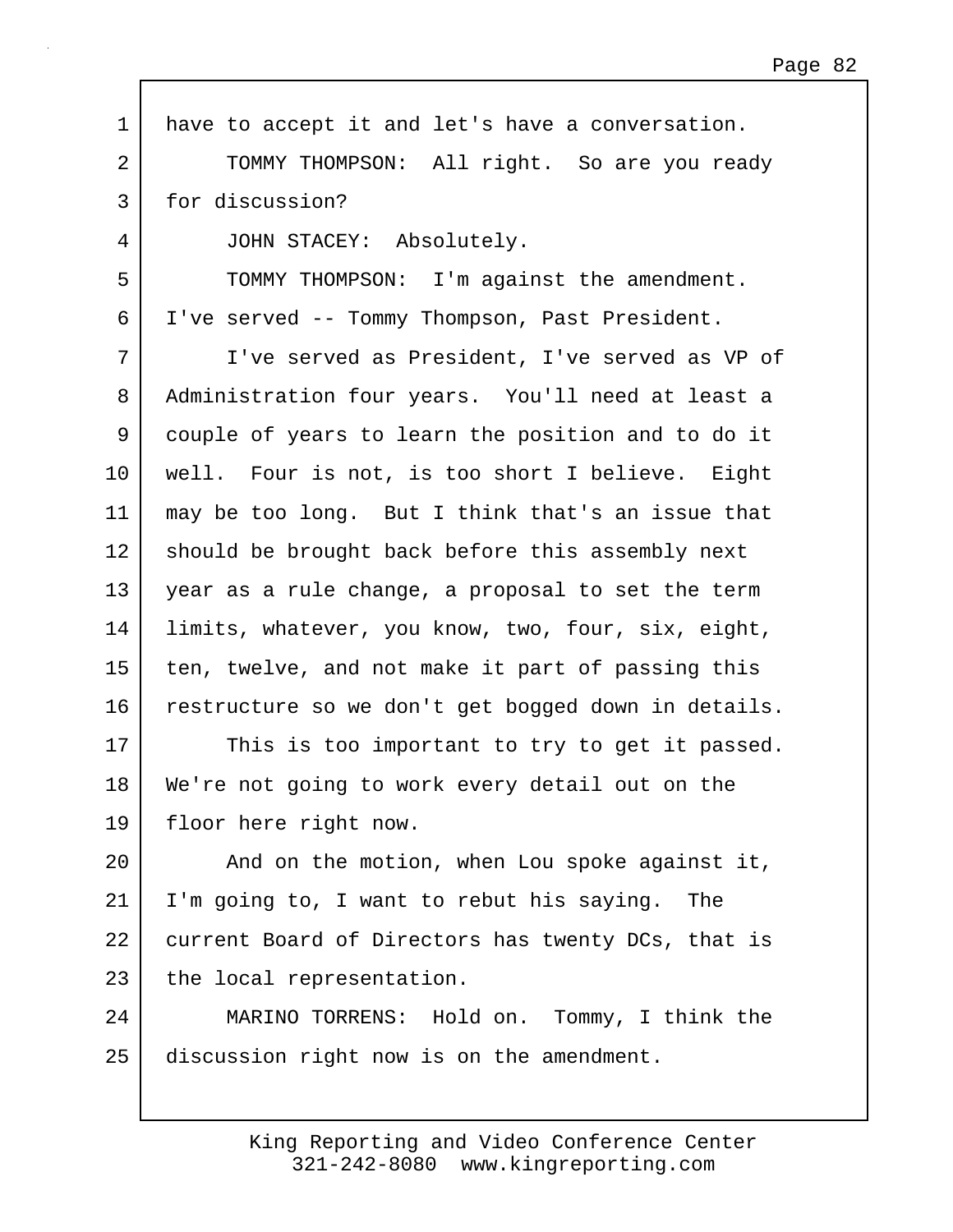have to accept it and let's have a conversation.

TOMMY THOMPSON: All right. So are you ready for discussion?

JOHN STACEY: Absolutely.

TOMMY THOMPSON: I'm against the amendment. I've served -- Tommy Thompson, Past President.

I've served as President, I've served as VP of Administration four years. You'll need at least a couple of years to learn the position and to do it well. Four is not, is too short I believe. Eight may be too long. But I think that's an issue that should be brought back before this assembly next year as a rule change, a proposal to set the term limits, whatever, you know, two, four, six, eight, ten, twelve, and not make it part of passing this restructure so we don't get bogged down in details.

This is too important to try to get it passed. We're not going to work every detail out on the floor here right now.

And on the motion, when Lou spoke against it, I'm going to, I want to rebut his saying. The current Board of Directors has twenty DCs, that is the local representation.

MARINO TORRENS: Hold on. Tommy, I think the discussion right now is on the amendment.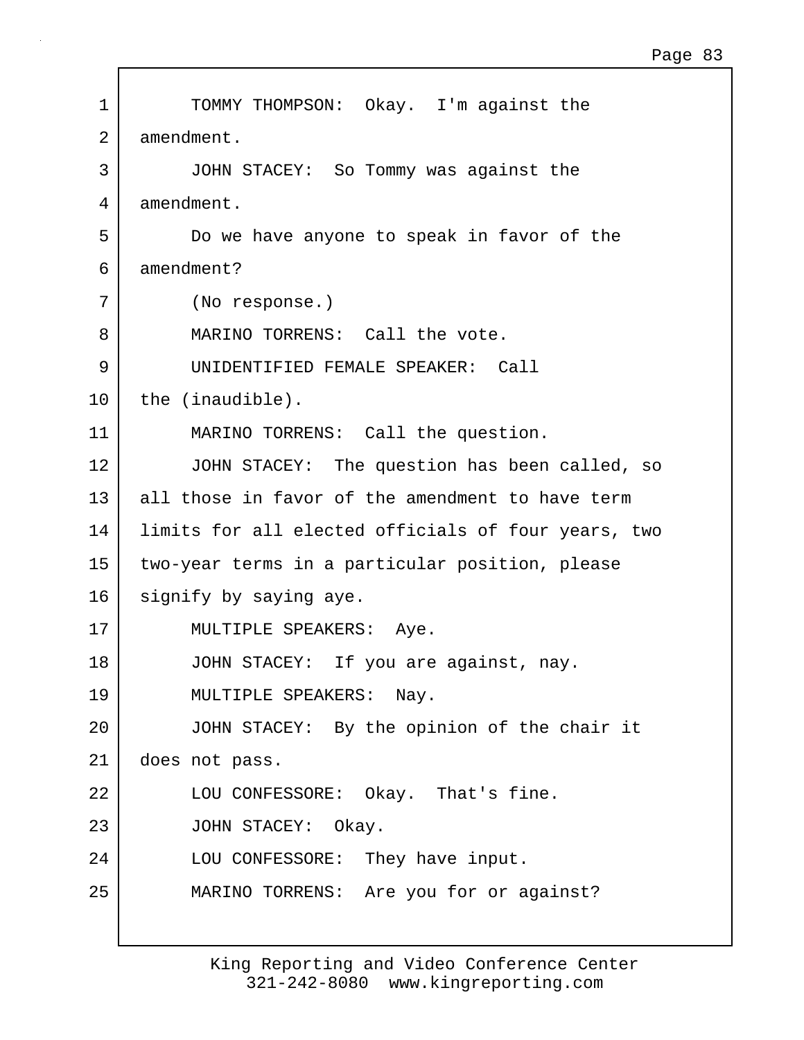TOMMY THOMPSON: Okay. I'm against the amendment.

JOHN STACEY: So Tommy was against the amendment.

Do we have anyone to speak in favor of the amendment?

(No response.)

MARINO TORRENS: Call the vote.

UNIDENTIFIED FEMALE SPEAKER: Call the (inaudible).

MARINO TORRENS: Call the question.

JOHN STACEY: The question has been called, so all those in favor of the amendment to have term limits for all elected officials of four years, two two-year terms in a particular position, please signify by saying aye.

MULTIPLE SPEAKERS: Aye.

JOHN STACEY: If you are against, nay.

MULTIPLE SPEAKERS: Nay.

JOHN STACEY: By the opinion of the chair it does not pass.

LOU CONFESSORE: Okay. That's fine.

JOHN STACEY: Okay.

LOU CONFESSORE: They have input.

MARINO TORRENS: Are you for or against?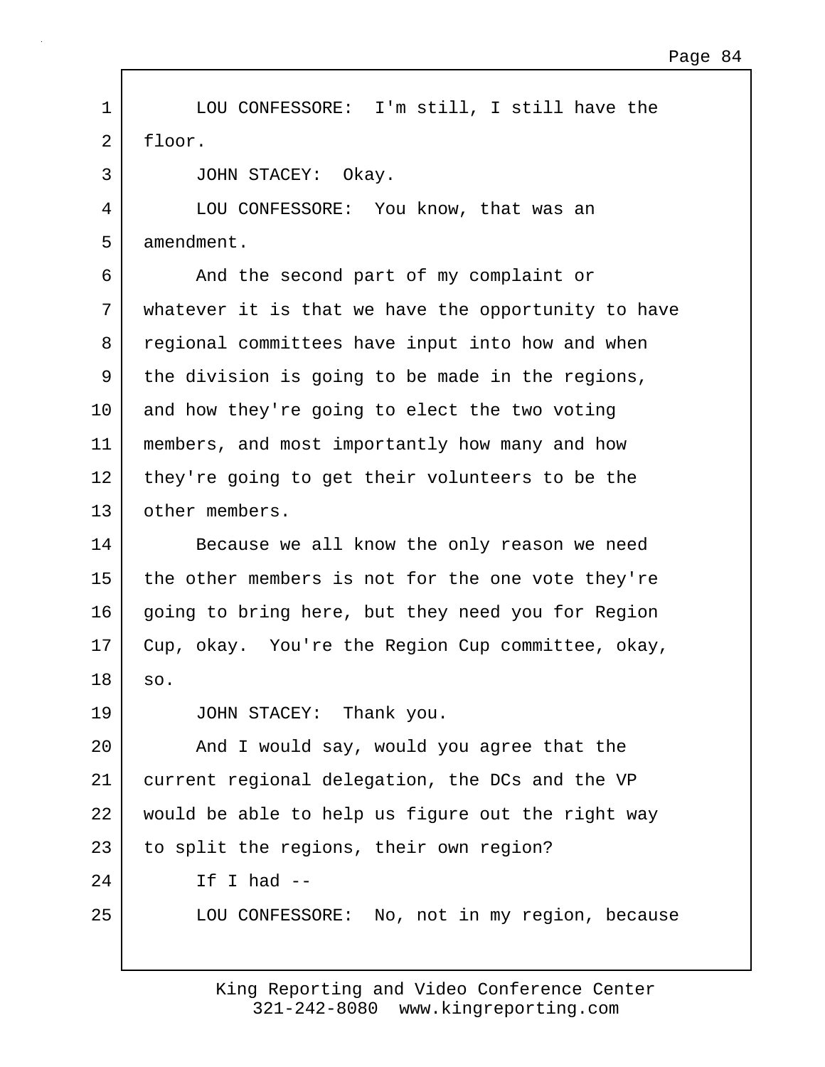LOU CONFESSORE: I'm still, I still have the floor.

JOHN STACEY: Okay.

LOU CONFESSORE: You know, that was an amendment.

And the second part of my complaint or whatever it is that we have the opportunity to have regional committees have input into how and when the division is going to be made in the regions, and how they're going to elect the two voting members, and most importantly how many and how they're going to get their volunteers to be the other members.

Because we all know the only reason we need the other members is not for the one vote they're going to bring here, but they need you for Region Cup, okay. You're the Region Cup committee, okay, so.

JOHN STACEY: Thank you.

And I would say, would you agree that the current regional delegation, the DCs and the VP would be able to help us figure out the right way to split the regions, their own region?

If I had --

LOU CONFESSORE: No, not in my region, because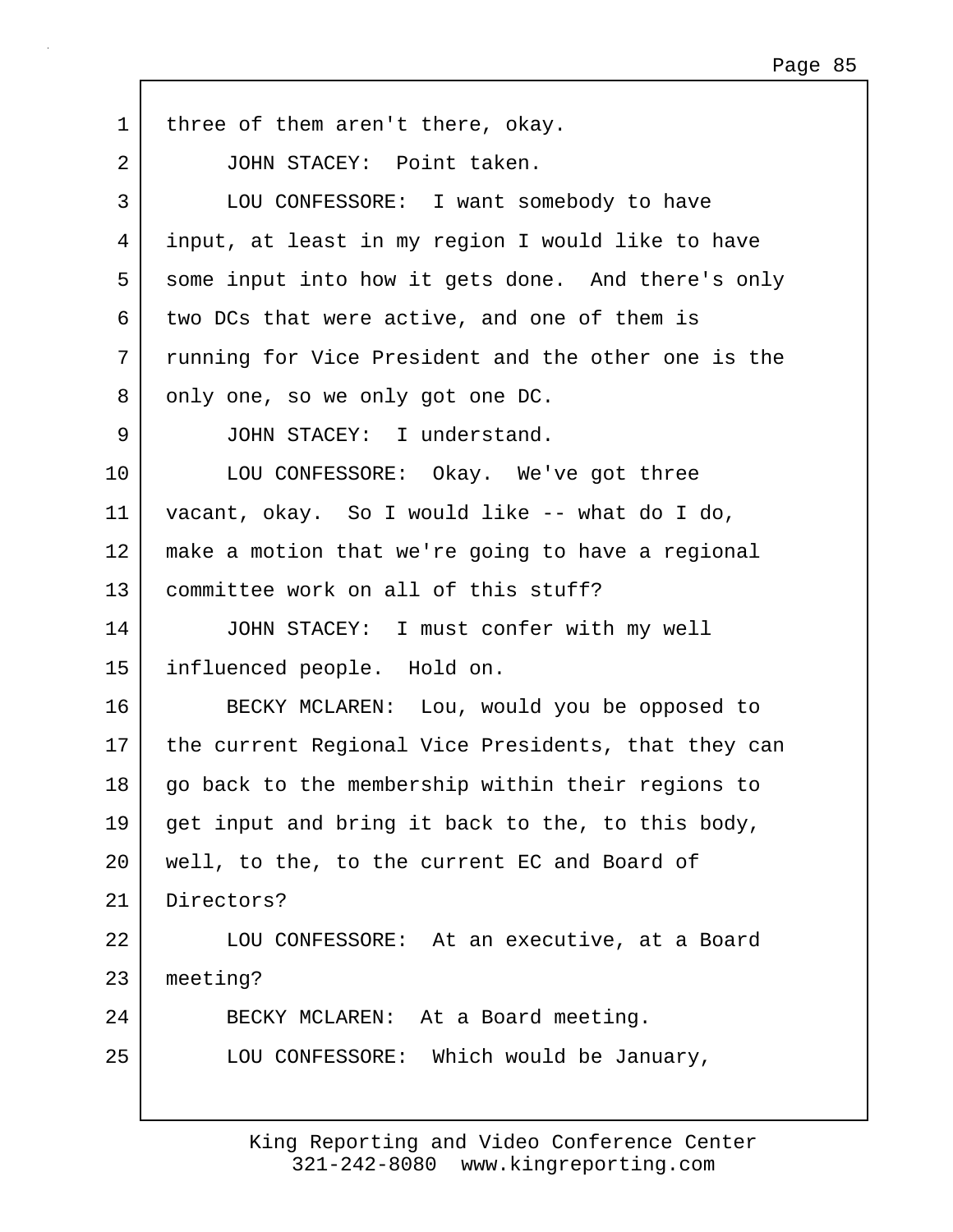three of them aren't there, okay.

JOHN STACEY: Point taken.

LOU CONFESSORE: I want somebody to have input, at least in my region I would like to have some input into how it gets done. And there's only two DCs that were active, and one of them is running for Vice President and the other one is the only one, so we only got one DC.

JOHN STACEY: I understand.

LOU CONFESSORE: Okay. We've got three vacant, okay. So I would like -- what do I do, make a motion that we're going to have a regional committee work on all of this stuff?

JOHN STACEY: I must confer with my well influenced people. Hold on.

BECKY MCLAREN: Lou, would you be opposed to the current Regional Vice Presidents, that they can go back to the membership within their regions to get input and bring it back to the, to this body, well, to the, to the current EC and Board of Directors?

LOU CONFESSORE: At an executive, at a Board meeting?

BECKY MCLAREN: At a Board meeting.

LOU CONFESSORE: Which would be January,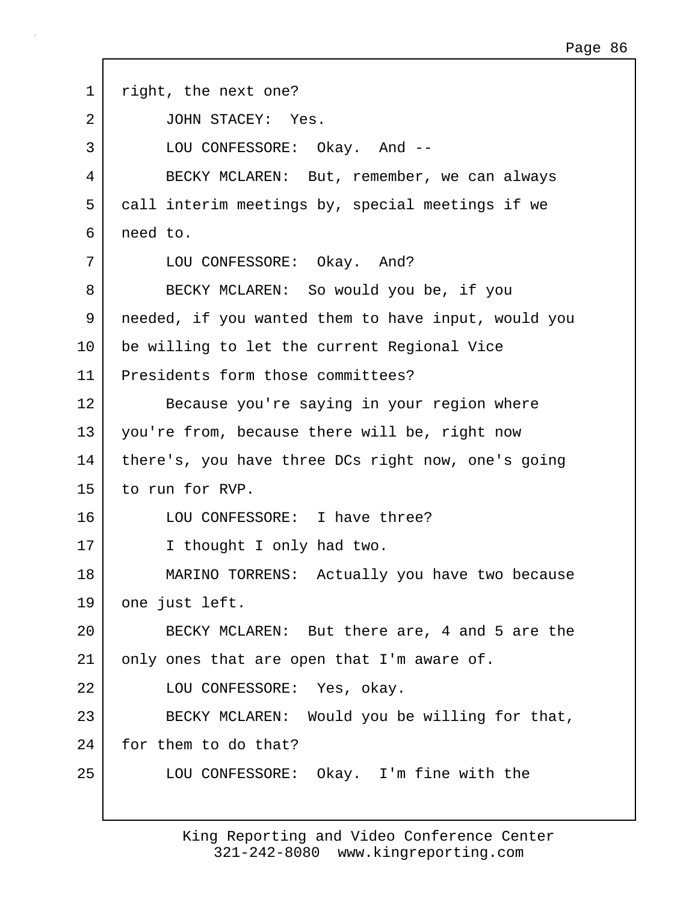right, the next one?

JOHN STACEY: Yes.

LOU CONFESSORE: Okay. And --

BECKY MCLAREN: But, remember, we can always call interim meetings by, special meetings if we need to.

LOU CONFESSORE: Okay. And?

BECKY MCLAREN: So would you be, if you needed, if you wanted them to have input, would you be willing to let the current Regional Vice Presidents form those committees?

Because you're saying in your region where you're from, because there will be, right now there's, you have three DCs right now, one's going to run for RVP.

LOU CONFESSORE: I have three?

I thought I only had two.

MARINO TORRENS: Actually you have two because one just left.

BECKY MCLAREN: But there are, 4 and 5 are the only ones that are open that I'm aware of.

LOU CONFESSORE: Yes, okay.

BECKY MCLAREN: Would you be willing for that, for them to do that?

LOU CONFESSORE: Okay. I'm fine with the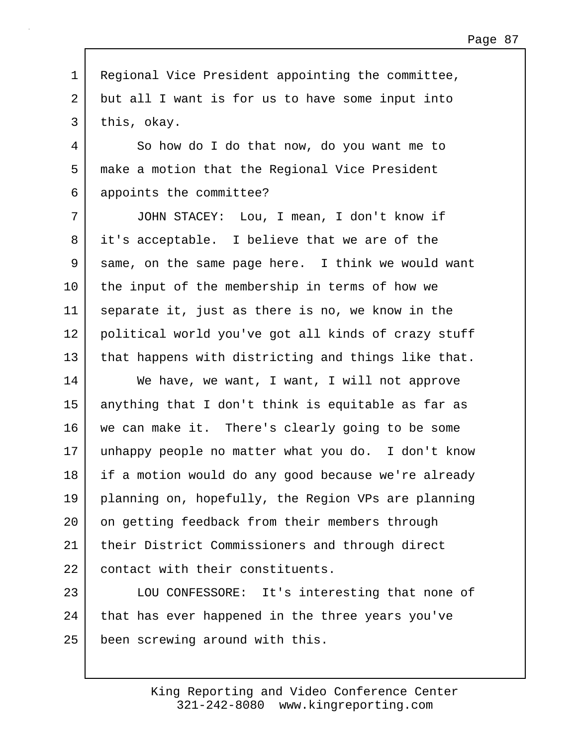Regional Vice President appointing the committee, but all I want is for us to have some input into this, okay.

So how do I do that now, do you want me to make a motion that the Regional Vice President appoints the committee?

JOHN STACEY: Lou, I mean, I don't know if it's acceptable. I believe that we are of the same, on the same page here. I think we would want the input of the membership in terms of how we separate it, just as there is no, we know in the political world you've got all kinds of crazy stuff that happens with districting and things like that.

We have, we want, I want, I will not approve anything that I don't think is equitable as far as we can make it. There's clearly going to be some unhappy people no matter what you do. I don't know if a motion would do any good because we're already planning on, hopefully, the Region VPs are planning on getting feedback from their members through their District Commissioners and through direct contact with their constituents.

LOU CONFESSORE: It's interesting that none of that has ever happened in the three years you've been screwing around with this.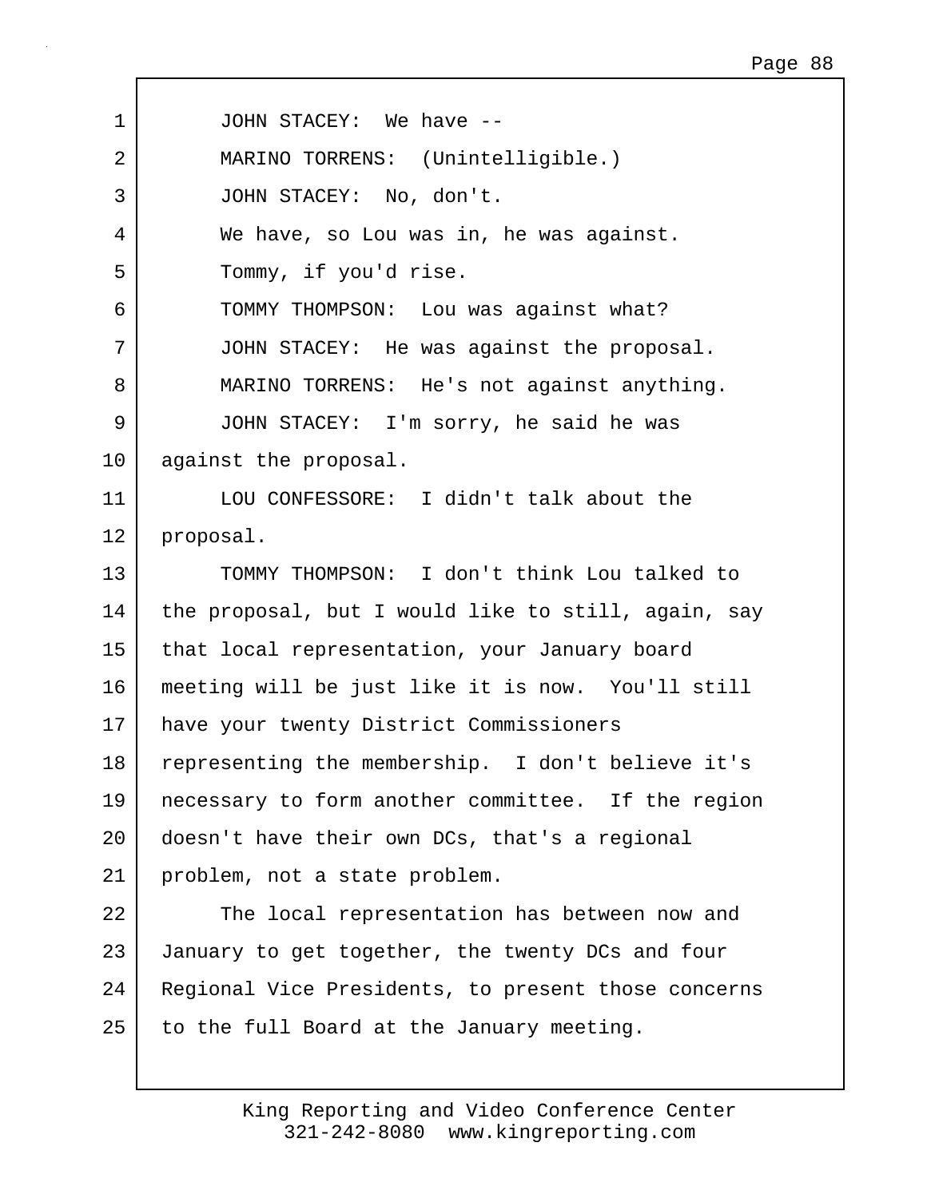JOHN STACEY: We have --

MARINO TORRENS: (Unintelligible.)

JOHN STACEY: No, don't.

We have, so Lou was in, he was against.

Tommy, if you'd rise.

TOMMY THOMPSON: Lou was against what?

JOHN STACEY: He was against the proposal.

MARINO TORRENS: He's not against anything.

JOHN STACEY: I'm sorry, he said he was against the proposal.

LOU CONFESSORE: I didn't talk about the proposal.

TOMMY THOMPSON: I don't think Lou talked to the proposal, but I would like to still, again, say that local representation, your January board meeting will be just like it is now. You'll still have your twenty District Commissioners representing the membership. I don't believe it's necessary to form another committee. If the region doesn't have their own DCs, that's a regional problem, not a state problem.

The local representation has between now and January to get together, the twenty DCs and four Regional Vice Presidents, to present those concerns to the full Board at the January meeting.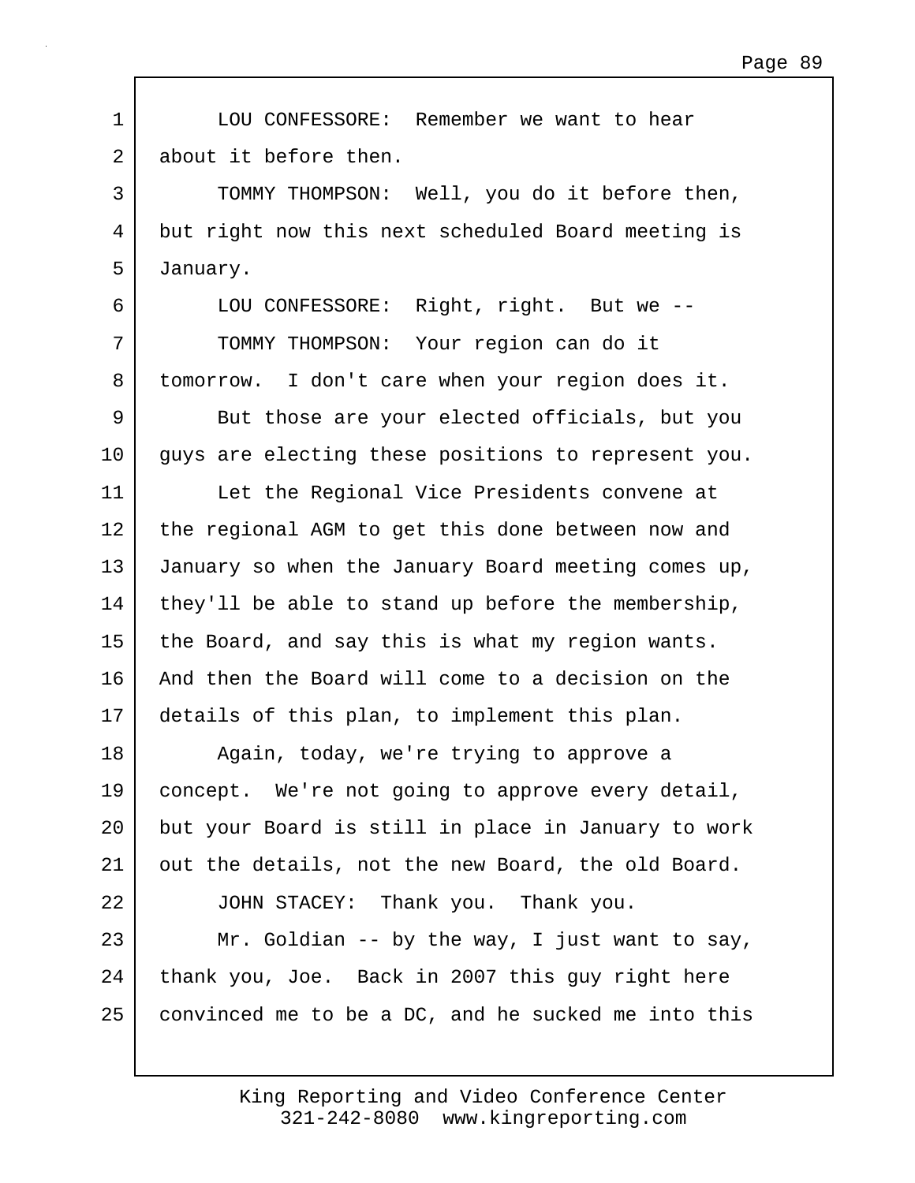LOU CONFESSORE: Remember we want to hear about it before then.

TOMMY THOMPSON: Well, you do it before then, but right now this next scheduled Board meeting is January.

LOU CONFESSORE: Right, right. But we --

TOMMY THOMPSON: Your region can do it tomorrow. I don't care when your region does it.

But those are your elected officials, but you guys are electing these positions to represent you.

Let the Regional Vice Presidents convene at the regional AGM to get this done between now and January so when the January Board meeting comes up, they'll be able to stand up before the membership, the Board, and say this is what my region wants. And then the Board will come to a decision on the details of this plan, to implement this plan.

Again, today, we're trying to approve a concept. We're not going to approve every detail, but your Board is still in place in January to work out the details, not the new Board, the old Board.

JOHN STACEY: Thank you. Thank you.

Mr. Goldian -- by the way, I just want to say, thank you, Joe. Back in 2007 this guy right here convinced me to be a DC, and he sucked me into this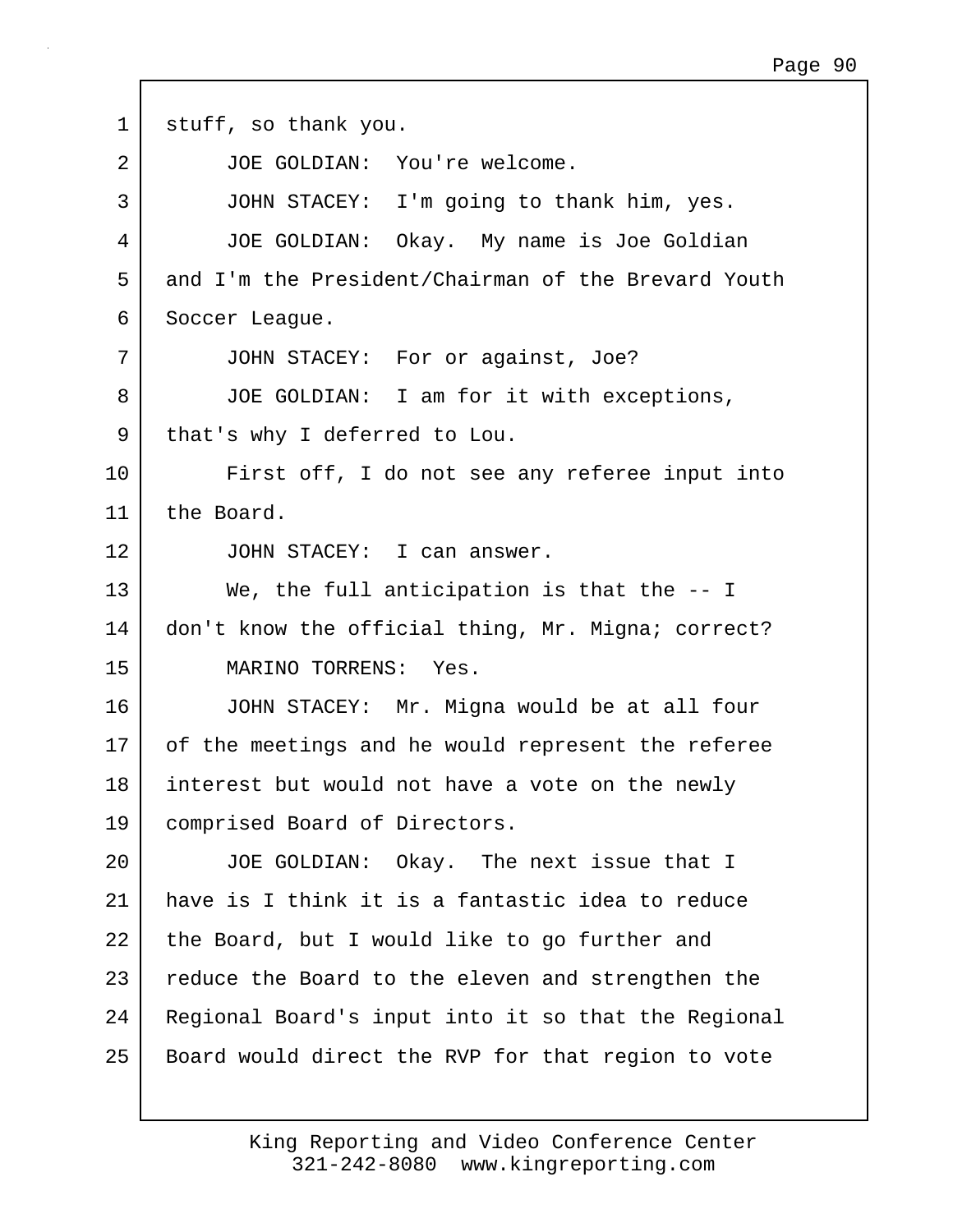stuff, so thank you.

JOE GOLDIAN: You're welcome.

JOHN STACEY: I'm going to thank him, yes.

JOE GOLDIAN: Okay. My name is Joe Goldian and I'm the President/Chairman of the Brevard Youth Soccer League.

JOHN STACEY: For or against, Joe?

JOE GOLDIAN: I am for it with exceptions, that's why I deferred to Lou.

First off, I do not see any referee input into the Board.

JOHN STACEY: I can answer.

We, the full anticipation is that the -- I don't know the official thing, Mr. Migna; correct?

MARINO TORRENS: Yes.

JOHN STACEY: Mr. Migna would be at all four of the meetings and he would represent the referee interest but would not have a vote on the newly comprised Board of Directors.

JOE GOLDIAN: Okay. The next issue that I have is I think it is a fantastic idea to reduce the Board, but I would like to go further and reduce the Board to the eleven and strengthen the Regional Board's input into it so that the Regional Board would direct the RVP for that region to vote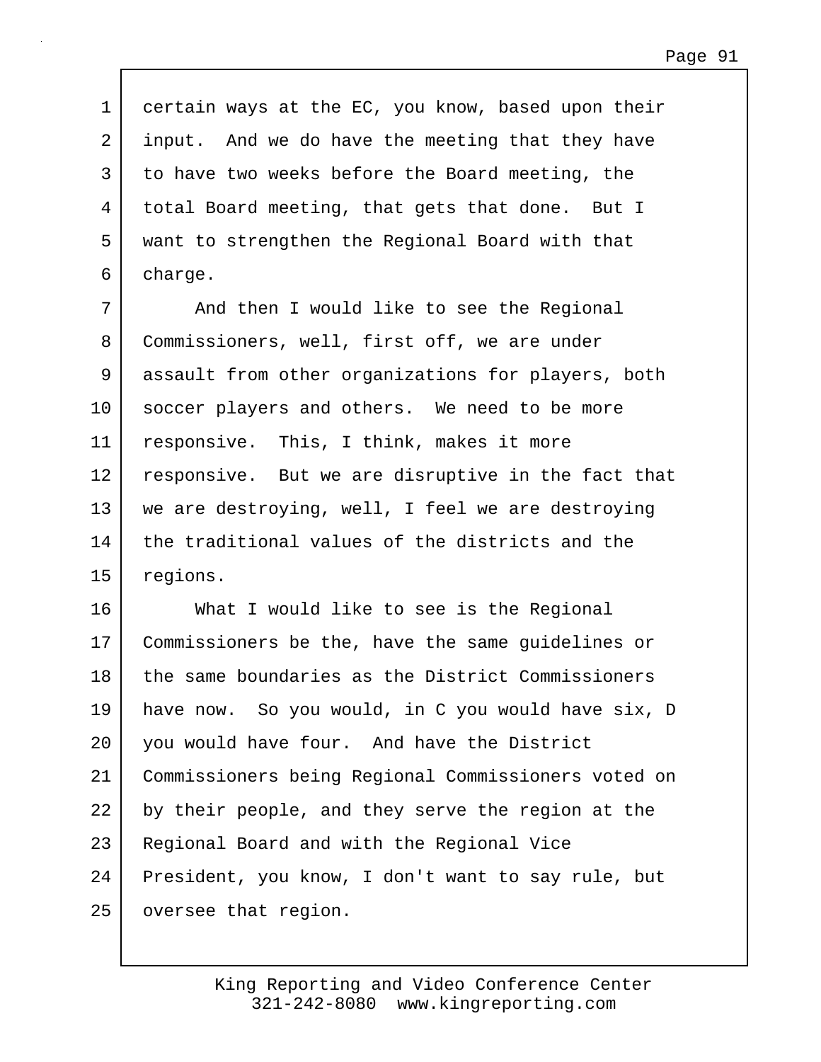certain ways at the EC, you know, based upon their input. And we do have the meeting that they have to have two weeks before the Board meeting, the total Board meeting, that gets that done. But I want to strengthen the Regional Board with that charge.

And then I would like to see the Regional Commissioners, well, first off, we are under assault from other organizations for players, both soccer players and others. We need to be more responsive. This, I think, makes it more responsive. But we are disruptive in the fact that we are destroying, well, I feel we are destroying the traditional values of the districts and the regions.

What I would like to see is the Regional Commissioners be the, have the same guidelines or the same boundaries as the District Commissioners have now. So you would, in C you would have six, D you would have four. And have the District Commissioners being Regional Commissioners voted on by their people, and they serve the region at the Regional Board and with the Regional Vice President, you know, I don't want to say rule, but oversee that region.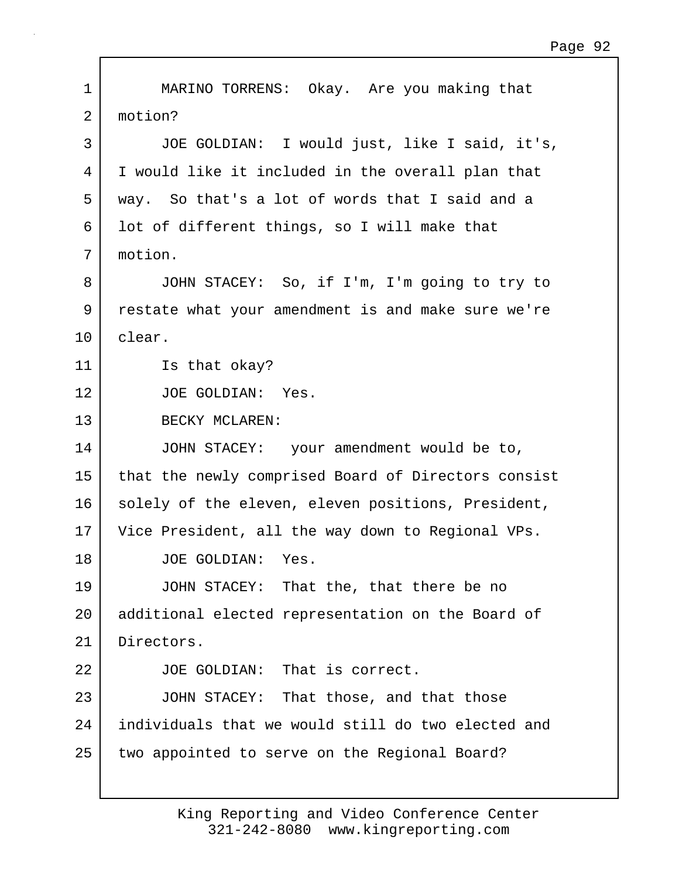MARINO TORRENS: Okay. Are you making that motion?

JOE GOLDIAN: I would just, like I said, it's, I would like it included in the overall plan that way. So that's a lot of words that I said and a lot of different things, so I will make that motion.

JOHN STACEY: So, if I'm, I'm going to try to restate what your amendment is and make sure we're clear.

Is that okay?

JOE GOLDIAN: Yes.

BECKY MCLAREN:

JOHN STACEY: your amendment would be to, that the newly comprised Board of Directors consist solely of the eleven, eleven positions, President, Vice President, all the way down to Regional VPs.

JOE GOLDIAN: Yes.

JOHN STACEY: That the, that there be no additional elected representation on the Board of Directors.

JOE GOLDIAN: That is correct.

JOHN STACEY: That those, and that those individuals that we would still do two elected and two appointed to serve on the Regional Board?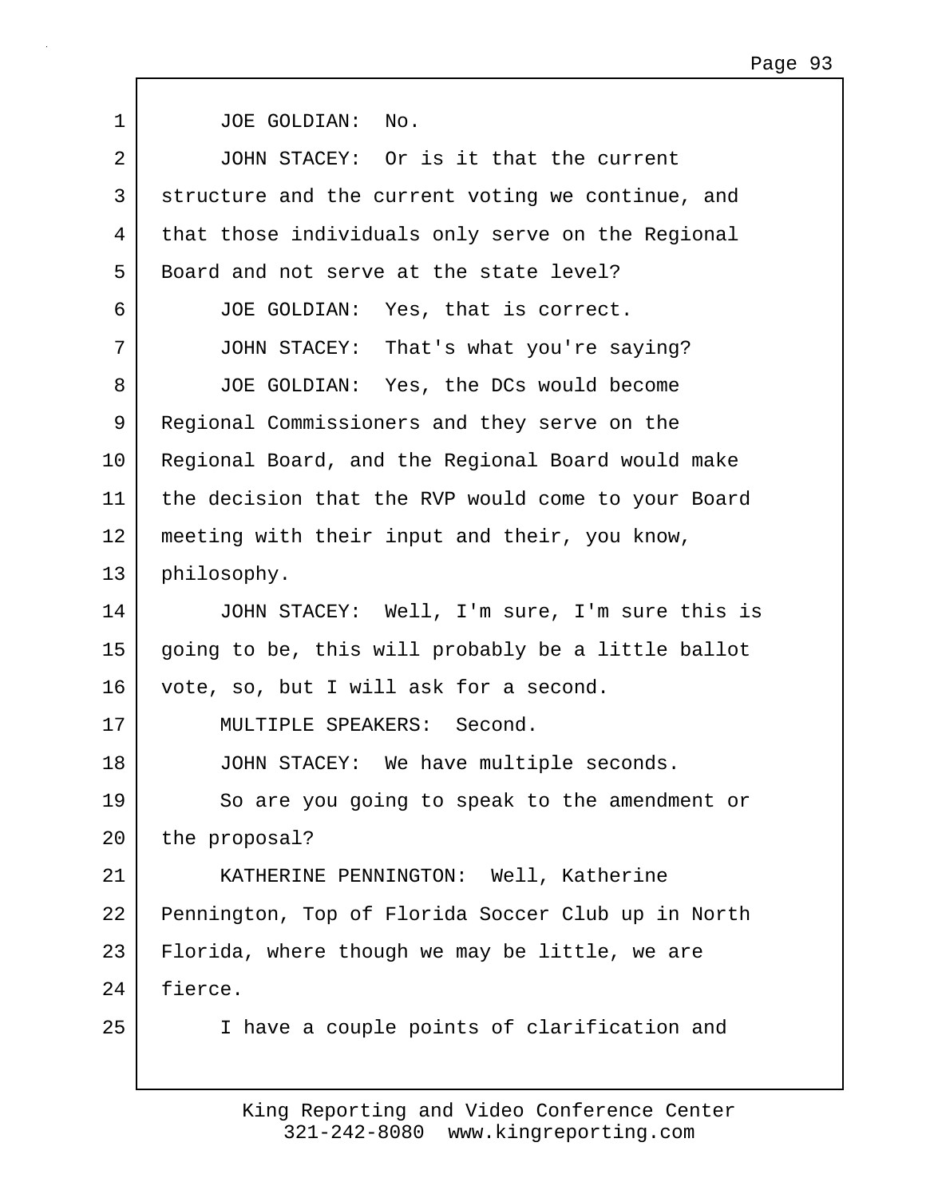JOE GOLDIAN: No.

JOHN STACEY: Or is it that the current structure and the current voting we continue, and that those individuals only serve on the Regional Board and not serve at the state level?

JOE GOLDIAN: Yes, that is correct.

JOHN STACEY: That's what you're saying?

JOE GOLDIAN: Yes, the DCs would become Regional Commissioners and they serve on the Regional Board, and the Regional Board would make the decision that the RVP would come to your Board meeting with their input and their, you know, philosophy.

JOHN STACEY: Well, I'm sure, I'm sure this is going to be, this will probably be a little ballot vote, so, but I will ask for a second.

MULTIPLE SPEAKERS: Second.

JOHN STACEY: We have multiple seconds.

So are you going to speak to the amendment or the proposal?

KATHERINE PENNINGTON: Well, Katherine Pennington, Top of Florida Soccer Club up in North Florida, where though we may be little, we are fierce.

I have a couple points of clarification and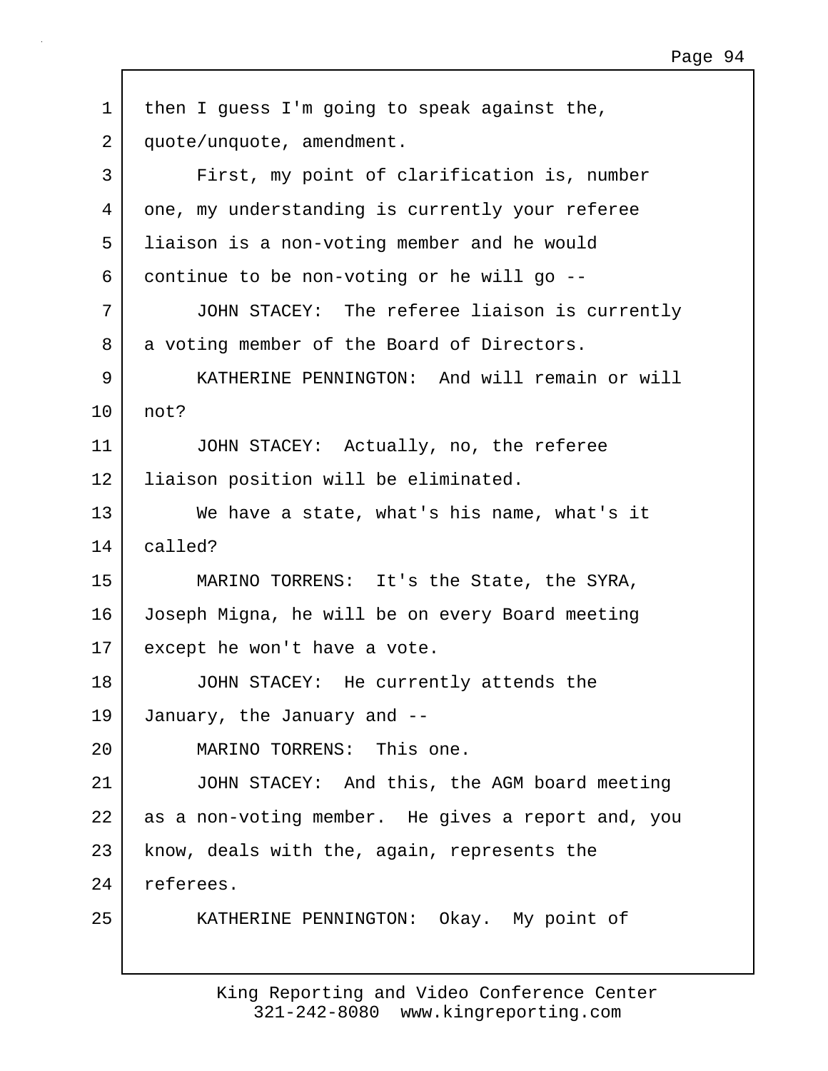then I guess I'm going to speak against the, quote/unquote, amendment.

First, my point of clarification is, number one, my understanding is currently your referee liaison is a non-voting member and he would continue to be non-voting or he will go --

JOHN STACEY: The referee liaison is currently a voting member of the Board of Directors.

KATHERINE PENNINGTON: And will remain or will not?

JOHN STACEY: Actually, no, the referee liaison position will be eliminated.

We have a state, what's his name, what's it called?

MARINO TORRENS: It's the State, the SYRA, Joseph Migna, he will be on every Board meeting except he won't have a vote.

JOHN STACEY: He currently attends the January, the January and --

MARINO TORRENS: This one.

JOHN STACEY: And this, the AGM board meeting as a non-voting member. He gives a report and, you know, deals with the, again, represents the referees.

KATHERINE PENNINGTON: Okay. My point of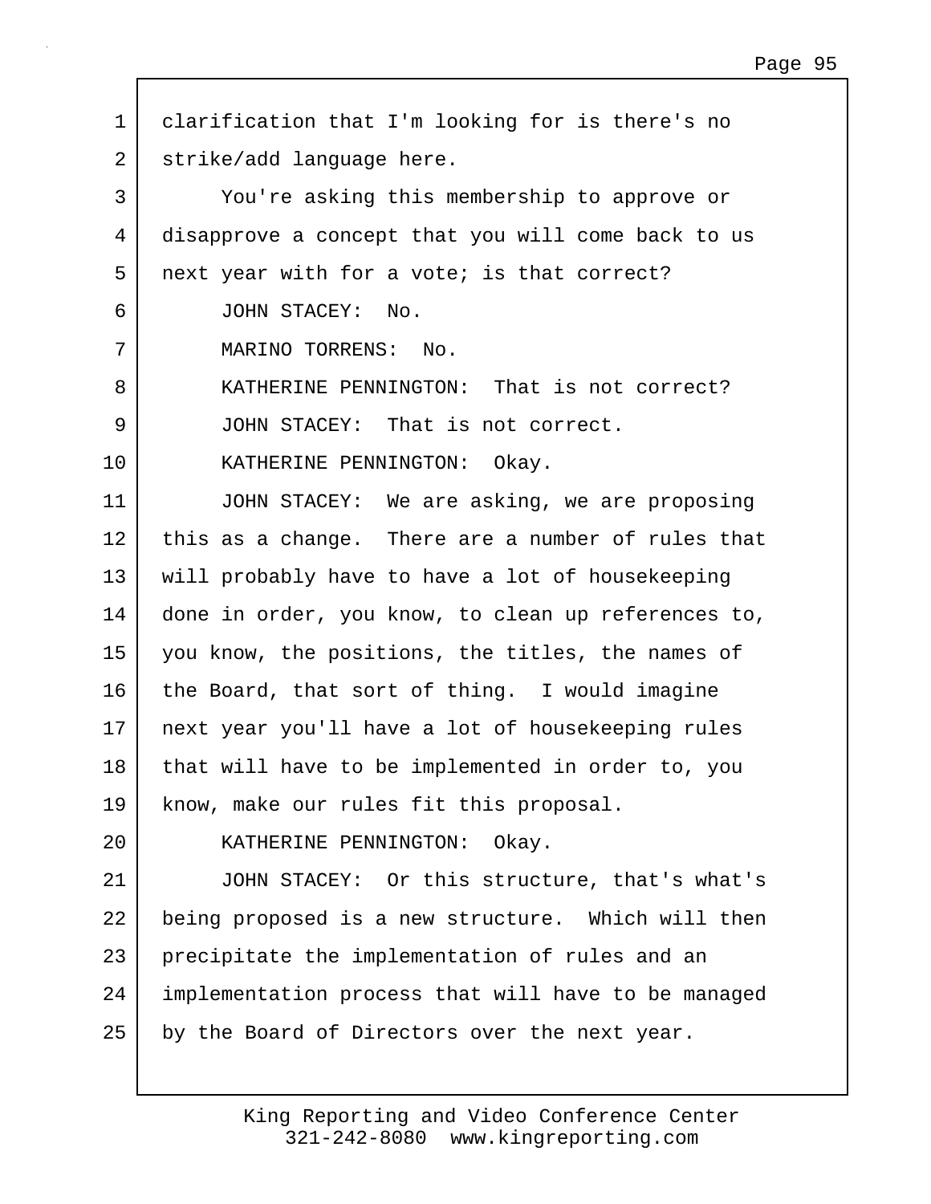clarification that I'm looking for is there's no strike/add language here.

You're asking this membership to approve or disapprove a concept that you will come back to us next year with for a vote; is that correct?

JOHN STACEY: No.

MARINO TORRENS: No.

KATHERINE PENNINGTON: That is not correct?

JOHN STACEY: That is not correct.

KATHERINE PENNINGTON: Okay.

JOHN STACEY: We are asking, we are proposing this as a change. There are a number of rules that will probably have to have a lot of housekeeping done in order, you know, to clean up references to, you know, the positions, the titles, the names of the Board, that sort of thing. I would imagine next year you'll have a lot of housekeeping rules that will have to be implemented in order to, you know, make our rules fit this proposal.

KATHERINE PENNINGTON: Okay.

JOHN STACEY: Or this structure, that's what's being proposed is a new structure. Which will then precipitate the implementation of rules and an implementation process that will have to be managed by the Board of Directors over the next year.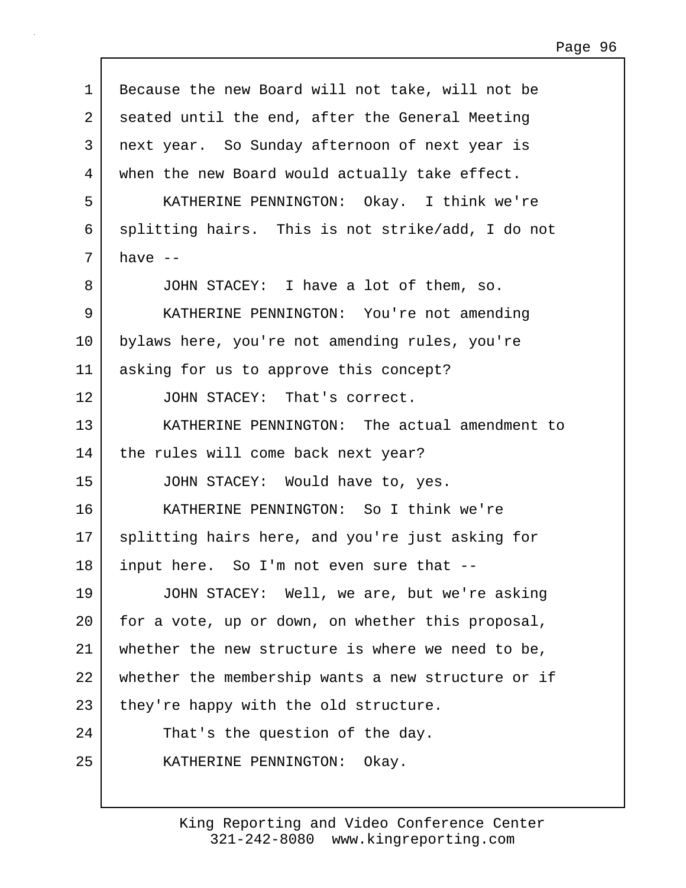Because the new Board will not take, will not be seated until the end, after the General Meeting next year. So Sunday afternoon of next year is when the new Board would actually take effect.

KATHERINE PENNINGTON: Okay. I think we're splitting hairs. This is not strike/add, I do not have --

JOHN STACEY: I have a lot of them, so.

KATHERINE PENNINGTON: You're not amending bylaws here, you're not amending rules, you're asking for us to approve this concept?

JOHN STACEY: That's correct.

KATHERINE PENNINGTON: The actual amendment to the rules will come back next year?

JOHN STACEY: Would have to, yes.

KATHERINE PENNINGTON: So I think we're splitting hairs here, and you're just asking for input here. So I'm not even sure that --

JOHN STACEY: Well, we are, but we're asking for a vote, up or down, on whether this proposal, whether the new structure is where we need to be, whether the membership wants a new structure or if they're happy with the old structure.

That's the question of the day.

KATHERINE PENNINGTON: Okay.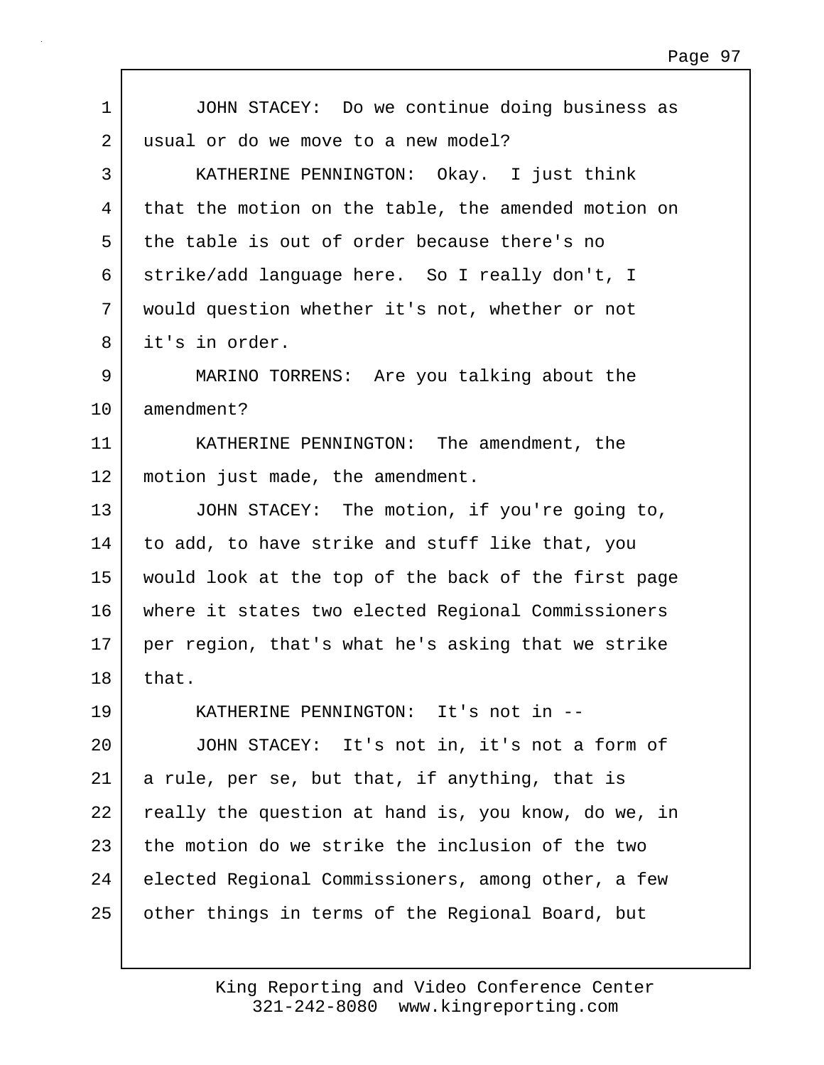JOHN STACEY: Do we continue doing business as usual or do we move to a new model?

KATHERINE PENNINGTON: Okay. I just think that the motion on the table, the amended motion on the table is out of order because there's no strike/add language here. So I really don't, I would question whether it's not, whether or not it's in order.

MARINO TORRENS: Are you talking about the amendment?

KATHERINE PENNINGTON: The amendment, the motion just made, the amendment.

JOHN STACEY: The motion, if you're going to, to add, to have strike and stuff like that, you would look at the top of the back of the first page where it states two elected Regional Commissioners per region, that's what he's asking that we strike that.

KATHERINE PENNINGTON: It's not in --

JOHN STACEY: It's not in, it's not a form of a rule, per se, but that, if anything, that is really the question at hand is, you know, do we, in the motion do we strike the inclusion of the two elected Regional Commissioners, among other, a few other things in terms of the Regional Board, but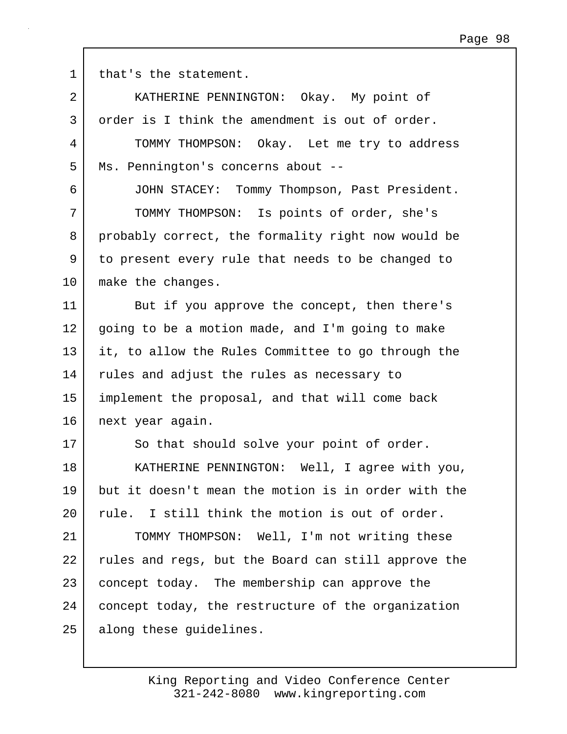1 that's the statement.

2 KATHERINE PENNINGTON: Okay. My point of

3 order is I think the amendment is out of order.

4 TOMMY THOMPSON: Okay. Let me try to address

5 Ms. Pennington's concerns about --

6 JOHN STACEY: Tommy Thompson, Past President.

7 TOMMY THOMPSON: Is points of order, she's

8 probably correct, the formality right now would be

9 to present every rule that needs to be changed to

10 make the changes.

11 But if you approve the concept, then there's

12 going to be a motion made, and I'm going to make

13 it, to allow the Rules Committee to go through the

14 rules and adjust the rules as necessary to

15 implement the proposal, and that will come back

16 next year again.

17 So that should solve your point of order.

18 KATHERINE PENNINGTON: Well, I agree with you,

19 but it doesn't mean the motion is in order with the

20 rule. I still think the motion is out of order.

21 TOMMY THOMPSON: Well, I'm not writing these

22 rules and regs, but the Board can still approve the

23 concept today. The membership can approve the

24 concept today, the restructure of the organization

25 along these guidelines.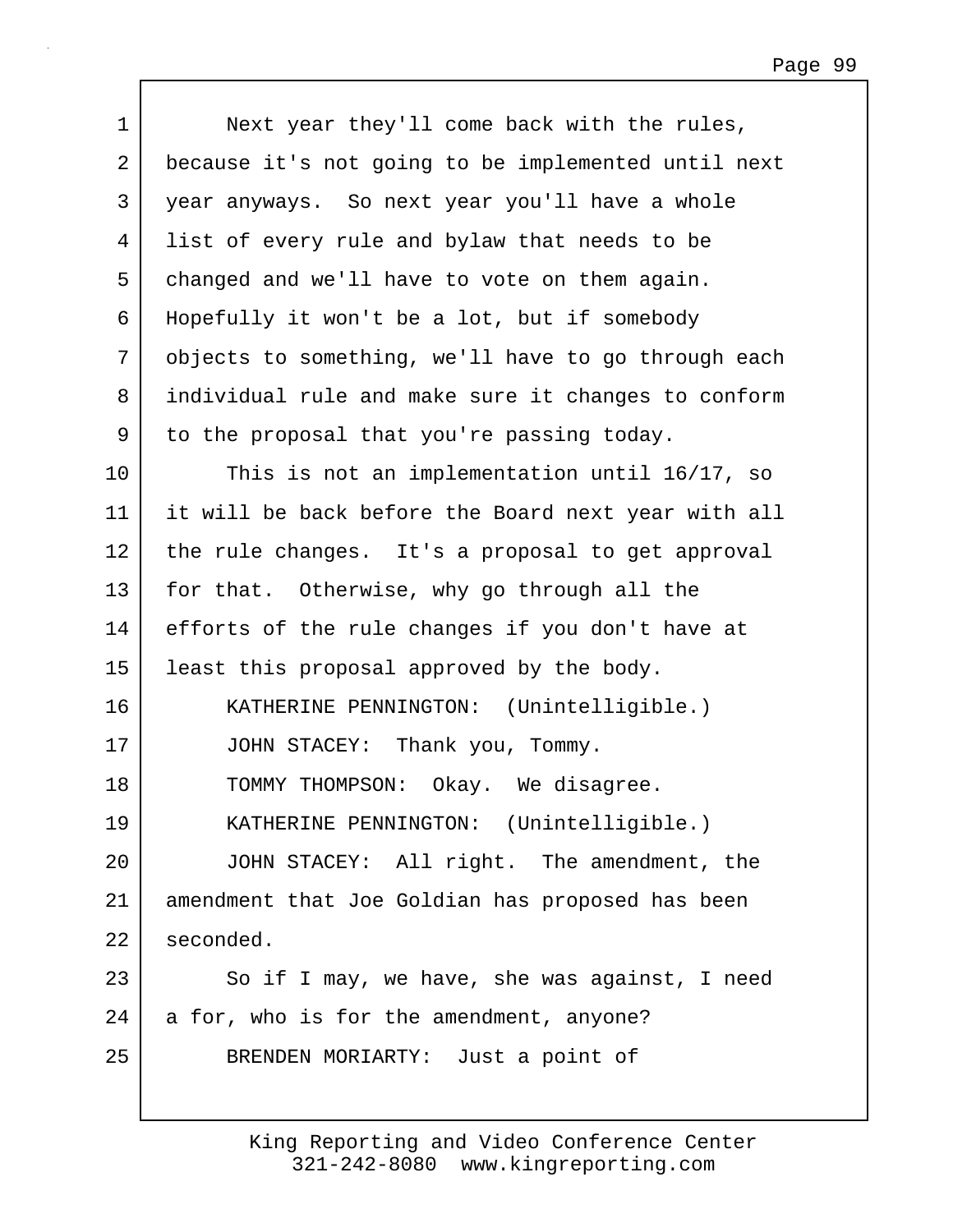Next year they'll come back with the rules, because it's not going to be implemented until next year anyways. So next year you'll have a whole list of every rule and bylaw that needs to be changed and we'll have to vote on them again. Hopefully it won't be a lot, but if somebody objects to something, we'll have to go through each individual rule and make sure it changes to conform to the proposal that you're passing today.

This is not an implementation until 16/17, so it will be back before the Board next year with all the rule changes. It's a proposal to get approval for that. Otherwise, why go through all the efforts of the rule changes if you don't have at least this proposal approved by the body.

KATHERINE PENNINGTON: (Unintelligible.)

JOHN STACEY: Thank you, Tommy.

TOMMY THOMPSON: Okay. We disagree.

KATHERINE PENNINGTON: (Unintelligible.)

JOHN STACEY: All right. The amendment, the amendment that Joe Goldian has proposed has been seconded.

So if I may, we have, she was against, I need a for, who is for the amendment, anyone?

BRENDEN MORIARTY: Just a point of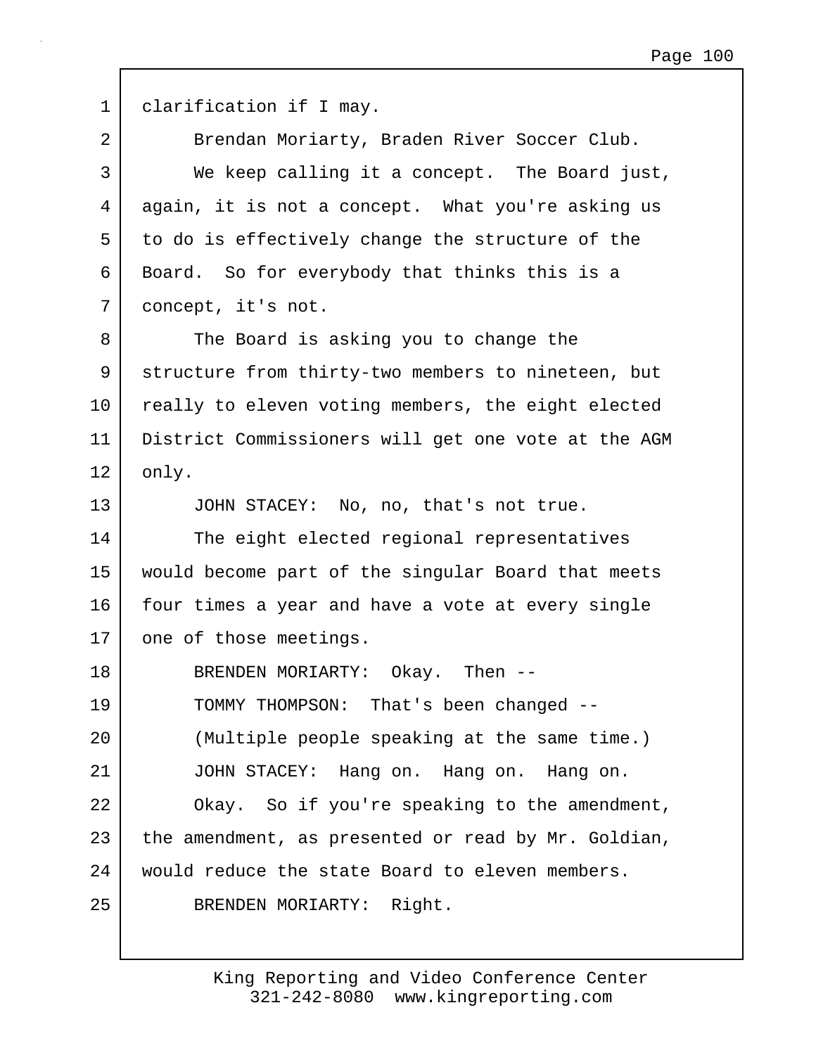1 clarification if I may.

2 Brendan Moriarty, Braden River Soccer Club.

3 We keep calling it a concept. The Board just,

4 again, it is not a concept. What you're asking us

5 to do is effectively change the structure of the

6 Board. So for everybody that thinks this is a

7 concept, it's not.

8 The Board is asking you to change the

9 structure from thirty-two members to nineteen, but

10 really to eleven voting members, the eight elected

11 District Commissioners will get one vote at the AGM

12 only.

13 JOHN STACEY: No, no, that's not true.

14 The eight elected regional representatives

15 would become part of the singular Board that meets

16 four times a year and have a vote at every single

17 one of those meetings.

18 BRENDEN MORIARTY: Okay. Then --

19 TOMMY THOMPSON: That's been changed --

20 (Multiple people speaking at the same time.)

21 JOHN STACEY: Hang on. Hang on. Hang on.

22 Okay. So if you're speaking to the amendment,

23 the amendment, as presented or read by Mr. Goldian,

24 would reduce the state Board to eleven members.

25 BRENDEN MORIARTY: Right.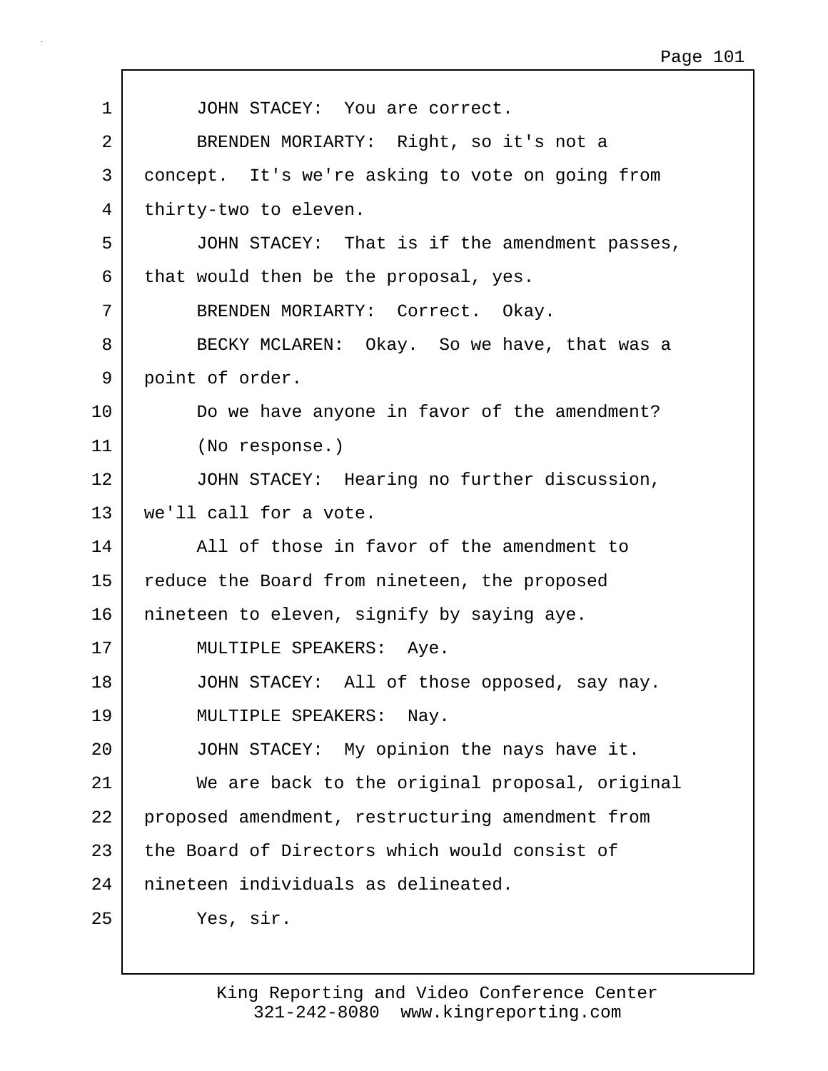1 JOHN STACEY: You are correct.

2 BRENDEN MORIARTY: Right, so it's not a

3 concept. It's we're asking to vote on going from

4 thirty-two to eleven.

5 JOHN STACEY: That is if the amendment passes,

6 that would then be the proposal, yes.

7 BRENDEN MORIARTY: Correct. Okay.

8 BECKY MCLAREN: Okay. So we have, that was a

9 point of order.

10 Do we have anyone in favor of the amendment?

11 (No response.)

12 JOHN STACEY: Hearing no further discussion,

13 we'll call for a vote.

14 All of those in favor of the amendment to

15 reduce the Board from nineteen, the proposed

16 nineteen to eleven, signify by saying aye.

17 MULTIPLE SPEAKERS: Aye.

18 JOHN STACEY: All of those opposed, say nay.

19 MULTIPLE SPEAKERS: Nay.

20 JOHN STACEY: My opinion the nays have it.

21 We are back to the original proposal, original

22 proposed amendment, restructuring amendment from

23 the Board of Directors which would consist of

24 nineteen individuals as delineated.

25 Yes, sir.

King Reporting and Video Conference Center
321-242-8080 www.kingreporting.com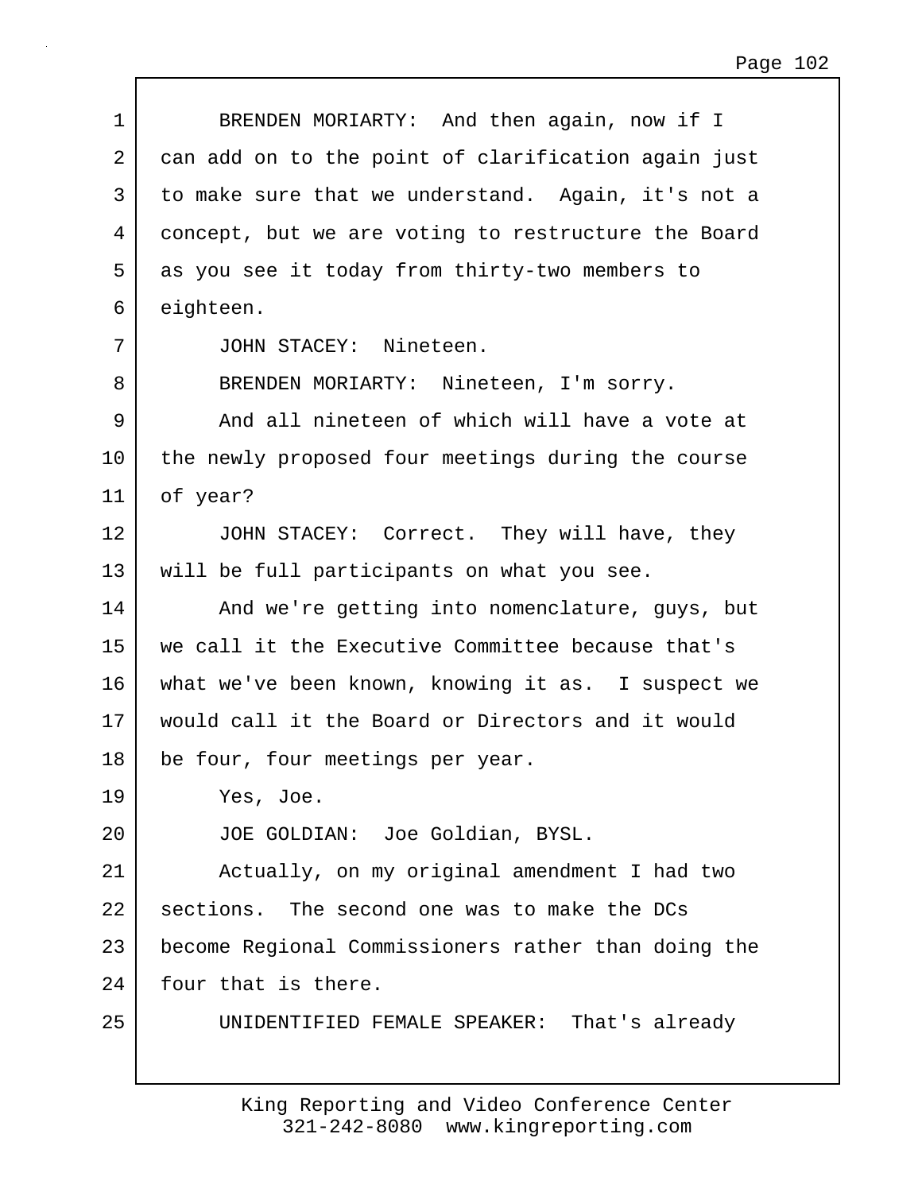1 BRENDEN MORIARTY: And then again, now if I
2 can add on to the point of clarification again just
3 to make sure that we understand. Again, it's not a
4 concept, but we are voting to restructure the Board
5 as you see it today from thirty-two members to
6 eighteen.
7 JOHN STACEY: Nineteen.
8 BRENDEN MORIARTY: Nineteen, I'm sorry.
9 And all nineteen of which will have a vote at
10 the newly proposed four meetings during the course
11 of year?
12 JOHN STACEY: Correct. They will have, they
13 will be full participants on what you see.
14 And we're getting into nomenclature, guys, but
15 we call it the Executive Committee because that's
16 what we've been known, knowing it as. I suspect we
17 would call it the Board or Directors and it would
18 be four, four meetings per year.
19 Yes, Joe.
20 JOE GOLDIAN: Joe Goldian, BYSL.
21 Actually, on my original amendment I had two
22 sections. The second one was to make the DCs
23 become Regional Commissioners rather than doing the
24 four that is there.
25 UNIDENTIFIED FEMALE SPEAKER: That's already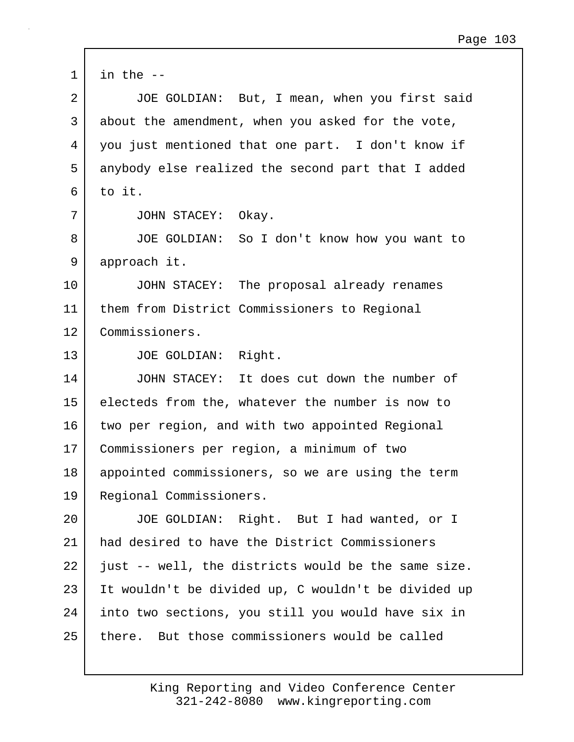in the --

JOE GOLDIAN: But, I mean, when you first said about the amendment, when you asked for the vote, you just mentioned that one part. I don't know if anybody else realized the second part that I added to it.

JOHN STACEY: Okay.

JOE GOLDIAN: So I don't know how you want to approach it.

JOHN STACEY: The proposal already renames them from District Commissioners to Regional Commissioners.

JOE GOLDIAN: Right.

JOHN STACEY: It does cut down the number of electeds from the, whatever the number is now to two per region, and with two appointed Regional Commissioners per region, a minimum of two appointed commissioners, so we are using the term Regional Commissioners.

JOE GOLDIAN: Right. But I had wanted, or I had desired to have the District Commissioners just -- well, the districts would be the same size. It wouldn't be divided up, C wouldn't be divided up into two sections, you still you would have six in there. But those commissioners would be called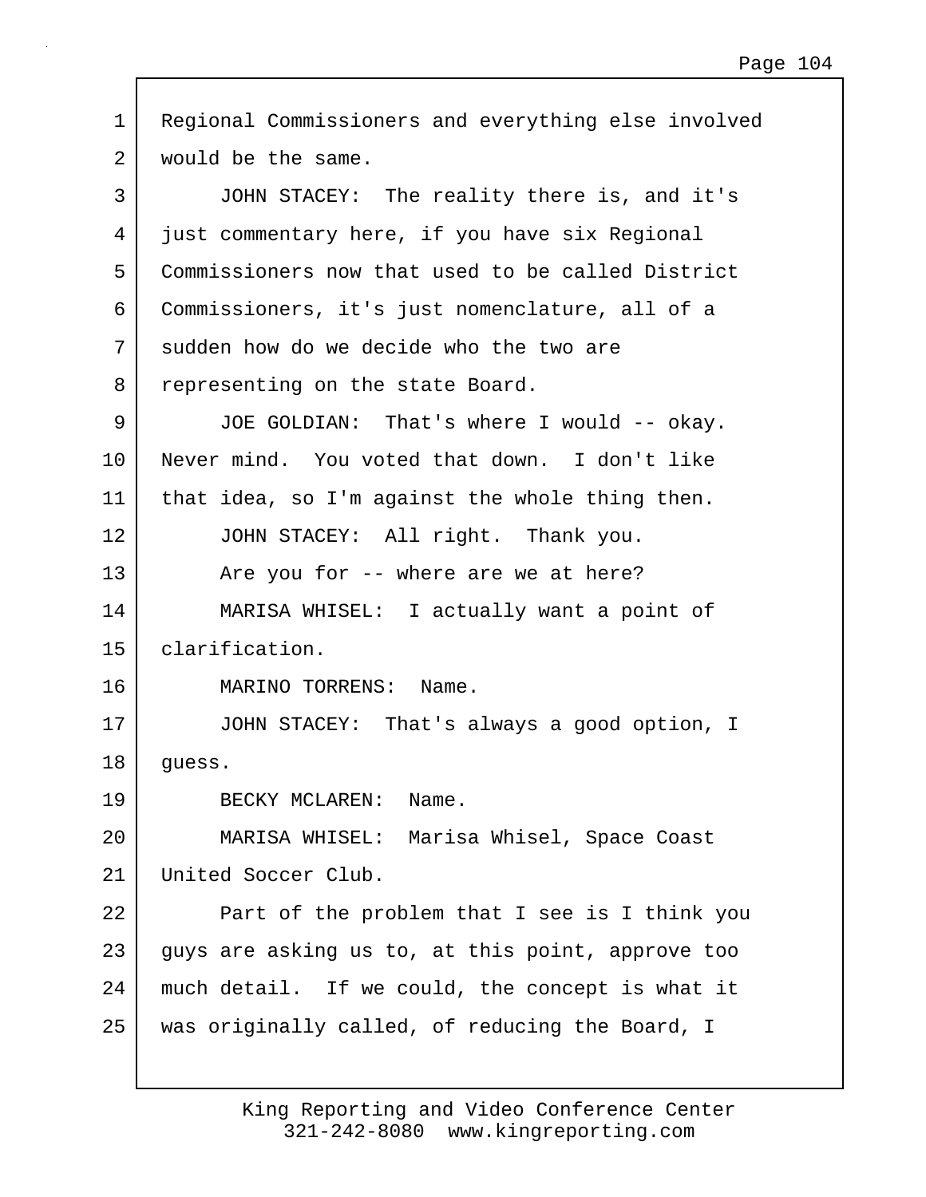Regional Commissioners and everything else involved would be the same.

JOHN STACEY: The reality there is, and it's just commentary here, if you have six Regional Commissioners now that used to be called District Commissioners, it's just nomenclature, all of a sudden how do we decide who the two are representing on the state Board.

JOE GOLDIAN: That's where I would -- okay. Never mind. You voted that down. I don't like that idea, so I'm against the whole thing then.

JOHN STACEY: All right. Thank you.

Are you for -- where are we at here?

MARISA WHISEL: I actually want a point of clarification.

MARINO TORRENS: Name.

JOHN STACEY: That's always a good option, I guess.

BECKY MCLAREN: Name.

MARISA WHISEL: Marisa Whisel, Space Coast United Soccer Club.

Part of the problem that I see is I think you guys are asking us to, at this point, approve too much detail. If we could, the concept is what it was originally called, of reducing the Board, I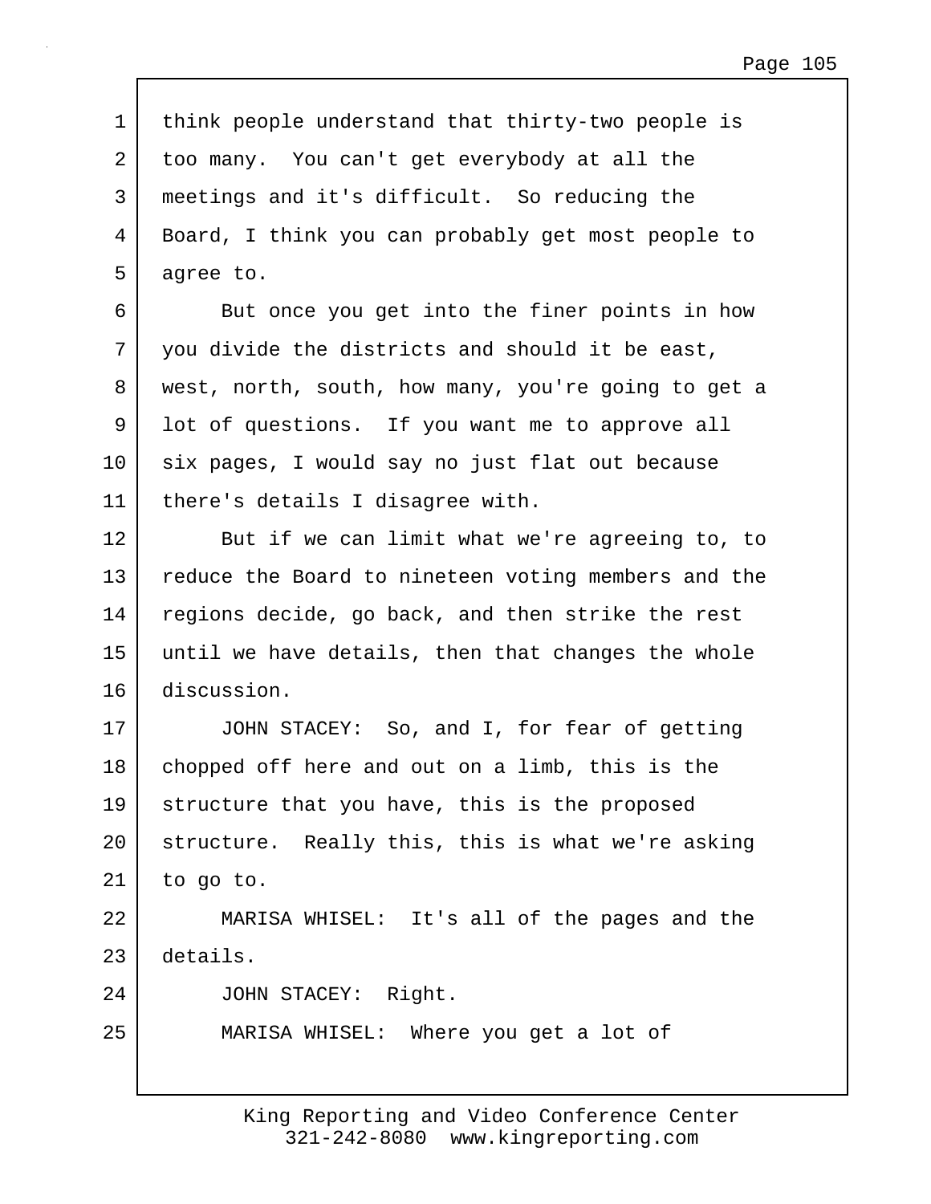think people understand that thirty-two people is too many. You can't get everybody at all the meetings and it's difficult. So reducing the Board, I think you can probably get most people to agree to.

But once you get into the finer points in how you divide the districts and should it be east, west, north, south, how many, you're going to get a lot of questions. If you want me to approve all six pages, I would say no just flat out because there's details I disagree with.

But if we can limit what we're agreeing to, to reduce the Board to nineteen voting members and the regions decide, go back, and then strike the rest until we have details, then that changes the whole discussion.

JOHN STACEY: So, and I, for fear of getting chopped off here and out on a limb, this is the structure that you have, this is the proposed structure. Really this, this is what we're asking to go to.

MARISA WHISEL: It's all of the pages and the details.

JOHN STACEY: Right.

MARISA WHISEL: Where you get a lot of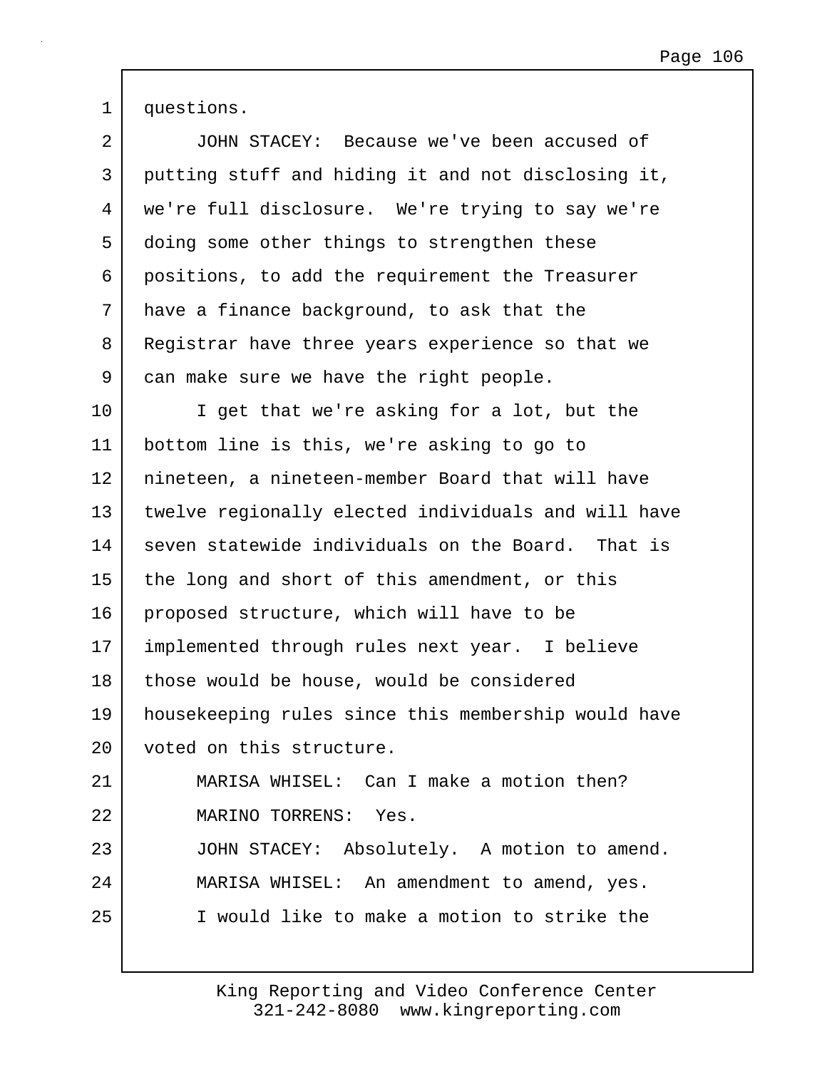questions.

JOHN STACEY: Because we've been accused of putting stuff and hiding it and not disclosing it, we're full disclosure. We're trying to say we're doing some other things to strengthen these positions, to add the requirement the Treasurer have a finance background, to ask that the Registrar have three years experience so that we can make sure we have the right people.

I get that we're asking for a lot, but the bottom line is this, we're asking to go to nineteen, a nineteen-member Board that will have twelve regionally elected individuals and will have seven statewide individuals on the Board. That is the long and short of this amendment, or this proposed structure, which will have to be implemented through rules next year. I believe those would be house, would be considered housekeeping rules since this membership would have voted on this structure.

MARISA WHISEL: Can I make a motion then?

MARINO TORRENS: Yes.

JOHN STACEY: Absolutely. A motion to amend.

MARISA WHISEL: An amendment to amend, yes.

I would like to make a motion to strike the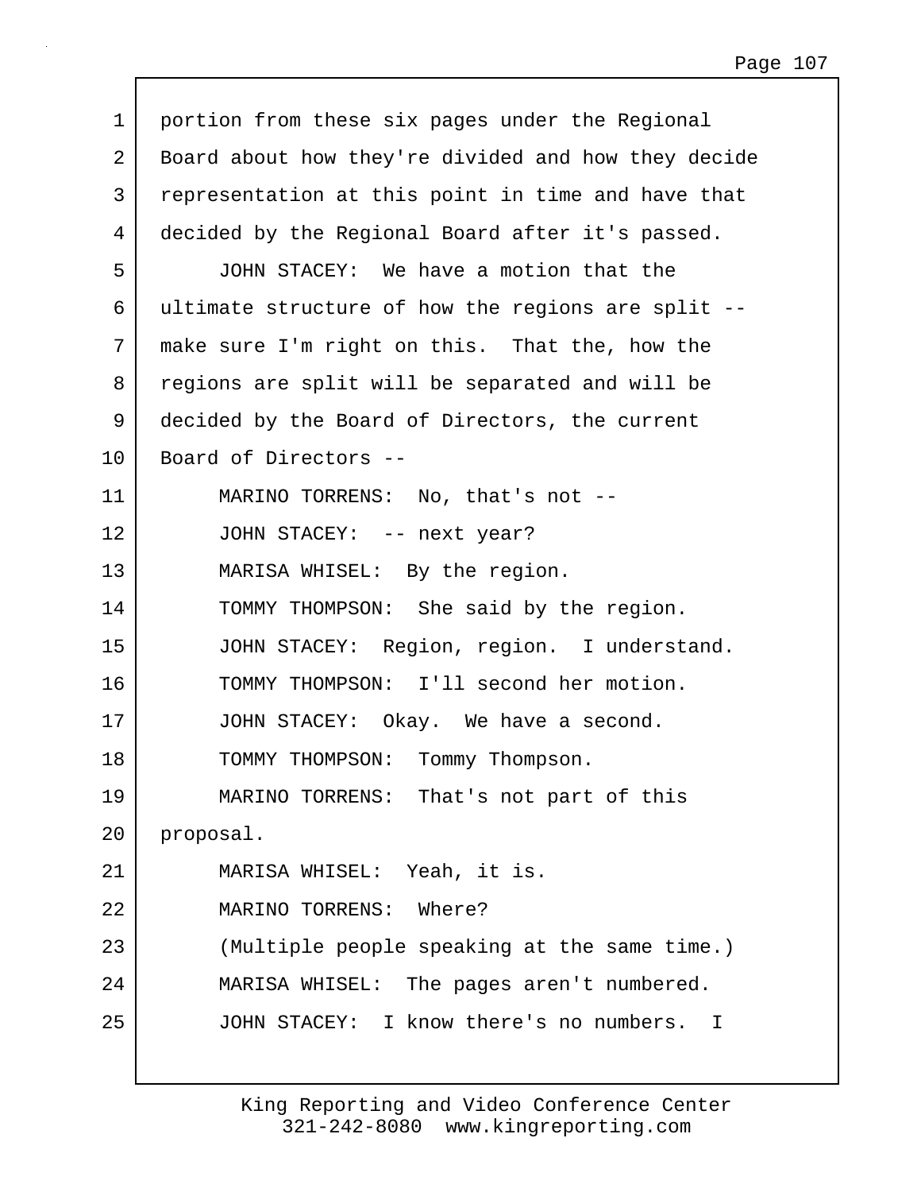portion from these six pages under the Regional Board about how they're divided and how they decide representation at this point in time and have that decided by the Regional Board after it's passed.

JOHN STACEY: We have a motion that the ultimate structure of how the regions are split -- make sure I'm right on this. That the, how the regions are split will be separated and will be decided by the Board of Directors, the current Board of Directors --

MARINO TORRENS: No, that's not --

JOHN STACEY: -- next year?

MARISA WHISEL: By the region.

TOMMY THOMPSON: She said by the region.

JOHN STACEY: Region, region. I understand.

TOMMY THOMPSON: I'll second her motion.

JOHN STACEY: Okay. We have a second.

TOMMY THOMPSON: Tommy Thompson.

MARINO TORRENS: That's not part of this proposal.

MARISA WHISEL: Yeah, it is.

MARINO TORRENS: Where?

(Multiple people speaking at the same time.)

MARISA WHISEL: The pages aren't numbered.

JOHN STACEY: I know there's no numbers. I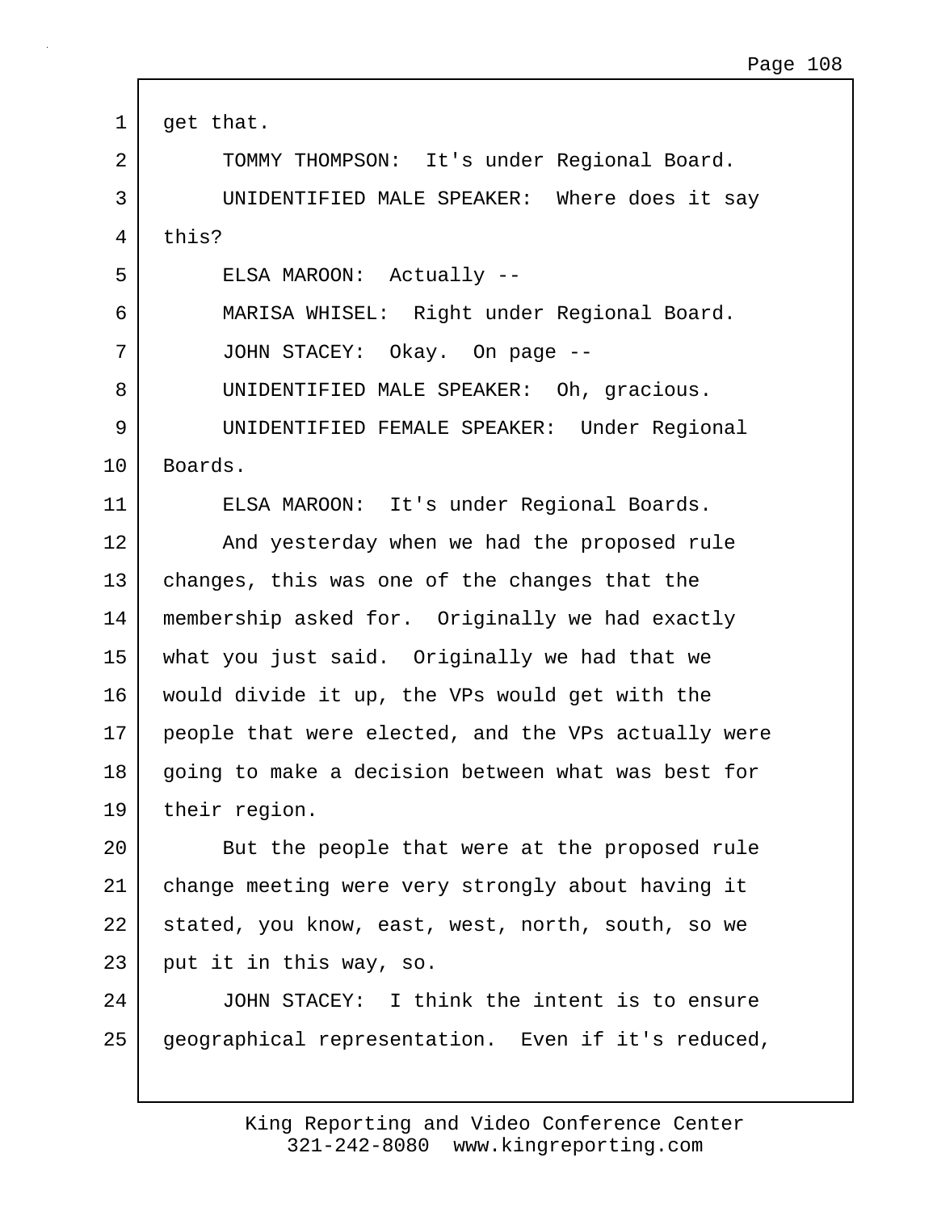get that.

TOMMY THOMPSON: It's under Regional Board.

UNIDENTIFIED MALE SPEAKER: Where does it say this?

ELSA MAROON: Actually --

MARISA WHISEL: Right under Regional Board.

JOHN STACEY: Okay. On page --

UNIDENTIFIED MALE SPEAKER: Oh, gracious.

UNIDENTIFIED FEMALE SPEAKER: Under Regional Boards.

ELSA MAROON: It's under Regional Boards.

And yesterday when we had the proposed rule changes, this was one of the changes that the membership asked for. Originally we had exactly what you just said. Originally we had that we would divide it up, the VPs would get with the people that were elected, and the VPs actually were going to make a decision between what was best for their region.

But the people that were at the proposed rule change meeting were very strongly about having it stated, you know, east, west, north, south, so we put it in this way, so.

JOHN STACEY: I think the intent is to ensure geographical representation. Even if it's reduced,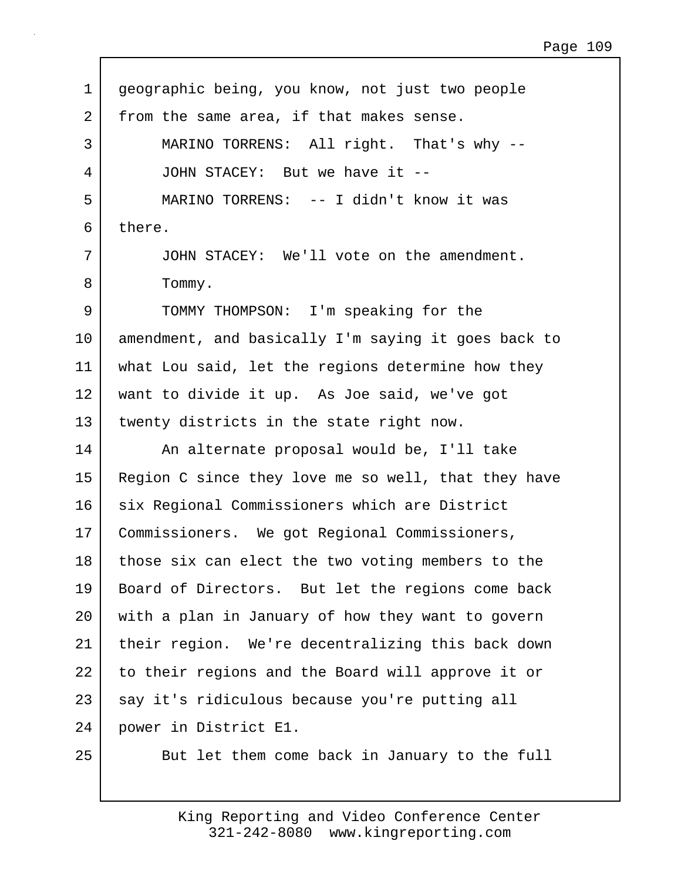geographic being, you know, not just two people from the same area, if that makes sense.

MARINO TORRENS: All right. That's why --

JOHN STACEY: But we have it --

MARINO TORRENS: -- I didn't know it was there.

JOHN STACEY: We'll vote on the amendment.

Tommy.

TOMMY THOMPSON: I'm speaking for the amendment, and basically I'm saying it goes back to what Lou said, let the regions determine how they want to divide it up. As Joe said, we've got twenty districts in the state right now.

An alternate proposal would be, I'll take Region C since they love me so well, that they have six Regional Commissioners which are District Commissioners. We got Regional Commissioners, those six can elect the two voting members to the Board of Directors. But let the regions come back with a plan in January of how they want to govern their region. We're decentralizing this back down to their regions and the Board will approve it or say it's ridiculous because you're putting all power in District E1.

But let them come back in January to the full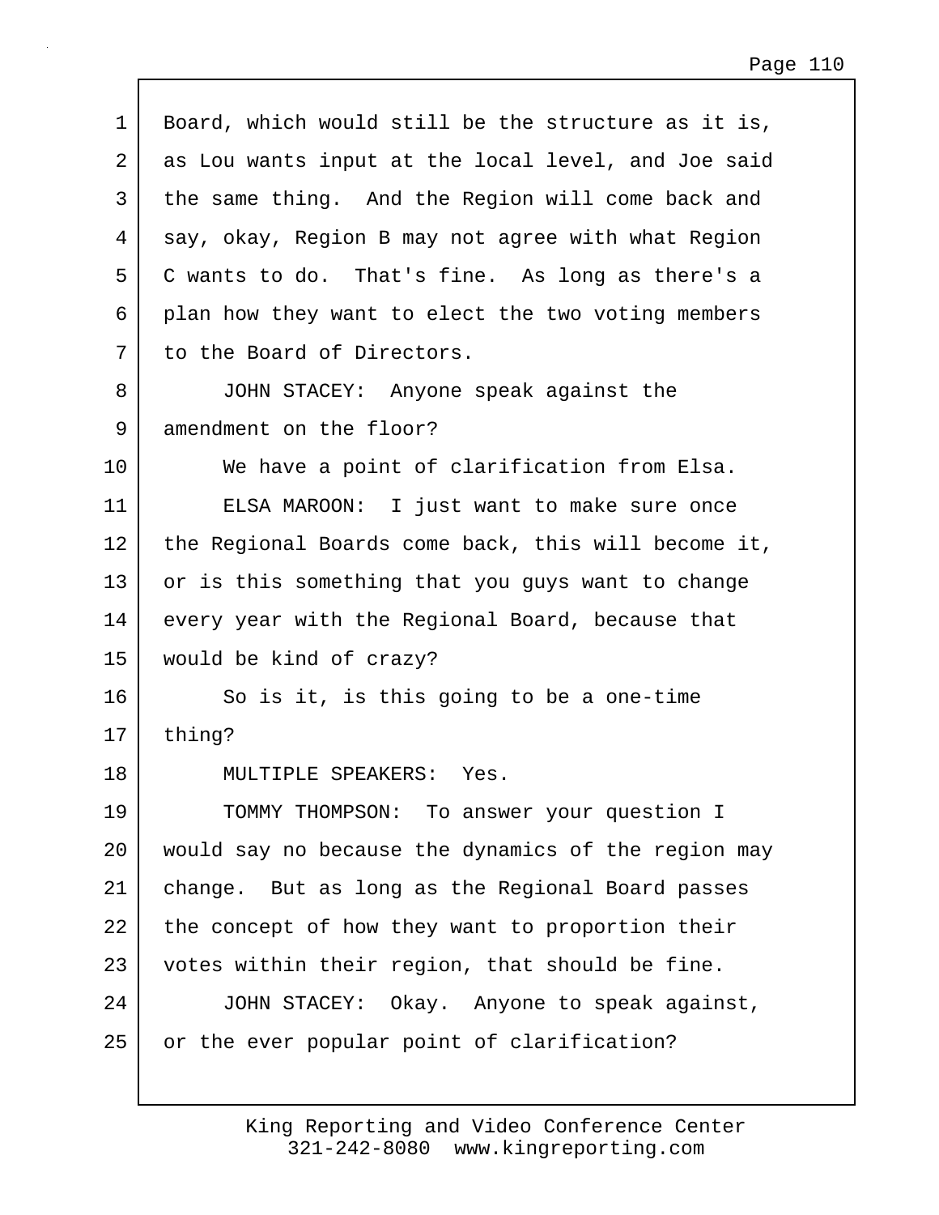Board, which would still be the structure as it is, as Lou wants input at the local level, and Joe said the same thing. And the Region will come back and say, okay, Region B may not agree with what Region C wants to do. That's fine. As long as there's a plan how they want to elect the two voting members to the Board of Directors.

JOHN STACEY: Anyone speak against the amendment on the floor?

We have a point of clarification from Elsa.

ELSA MAROON: I just want to make sure once the Regional Boards come back, this will become it, or is this something that you guys want to change every year with the Regional Board, because that would be kind of crazy?

So is it, is this going to be a one-time thing?

MULTIPLE SPEAKERS: Yes.

TOMMY THOMPSON: To answer your question I would say no because the dynamics of the region may change. But as long as the Regional Board passes the concept of how they want to proportion their votes within their region, that should be fine.

JOHN STACEY: Okay. Anyone to speak against, or the ever popular point of clarification?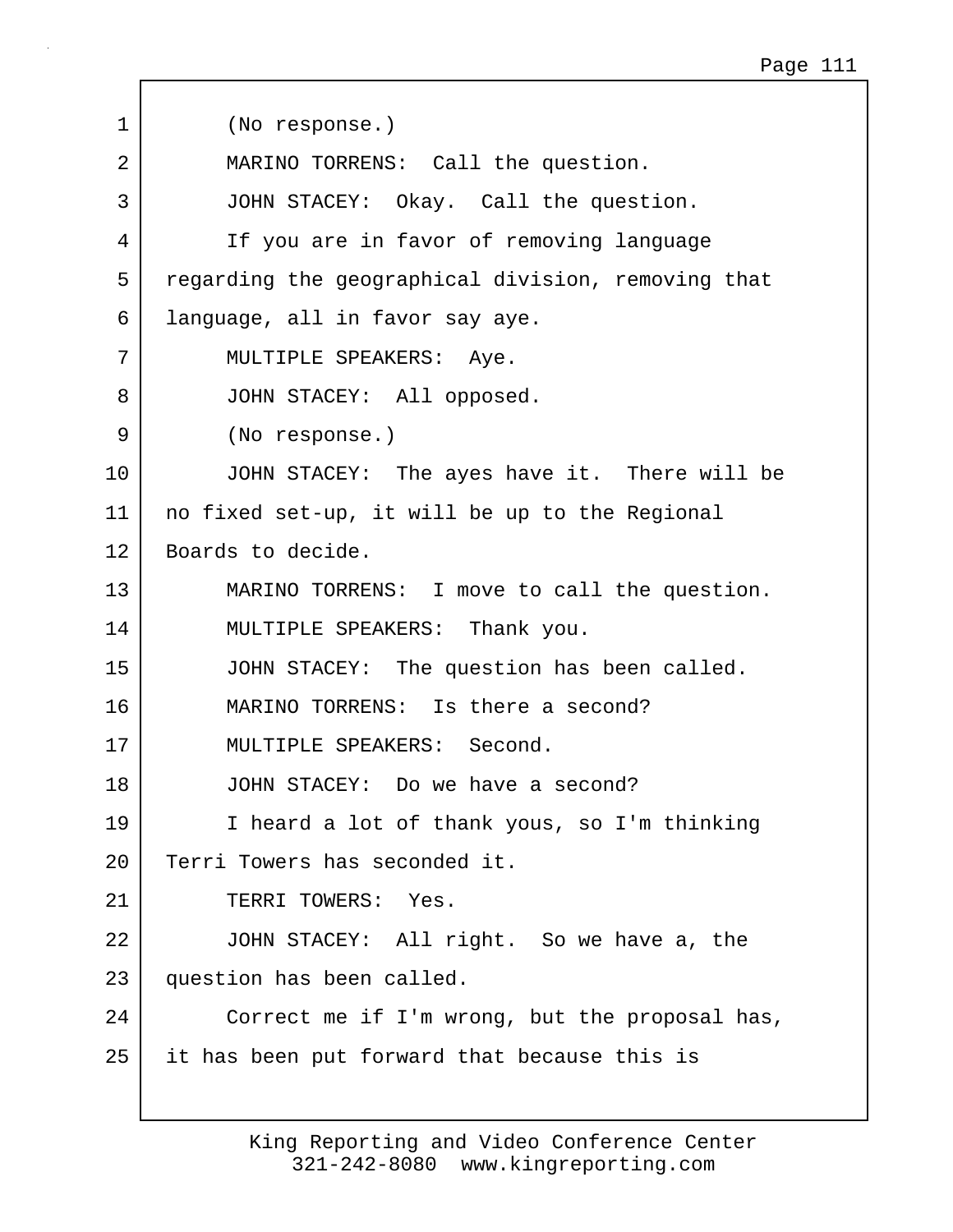1 (No response.)

2 MARINO TORRENS: Call the question.

3 JOHN STACEY: Okay. Call the question.

4 If you are in favor of removing language

5 regarding the geographical division, removing that

6 language, all in favor say aye.

7 MULTIPLE SPEAKERS: Aye.

8 JOHN STACEY: All opposed.

9 (No response.)

10 JOHN STACEY: The ayes have it. There will be

11 no fixed set-up, it will be up to the Regional

12 Boards to decide.

13 MARINO TORRENS: I move to call the question.

14 MULTIPLE SPEAKERS: Thank you.

15 JOHN STACEY: The question has been called.

16 MARINO TORRENS: Is there a second?

17 MULTIPLE SPEAKERS: Second.

18 JOHN STACEY: Do we have a second?

19 I heard a lot of thank yous, so I'm thinking

20 Terri Towers has seconded it.

21 TERRI TOWERS: Yes.

22 JOHN STACEY: All right. So we have a, the

23 question has been called.

24 Correct me if I'm wrong, but the proposal has,

25 it has been put forward that because this is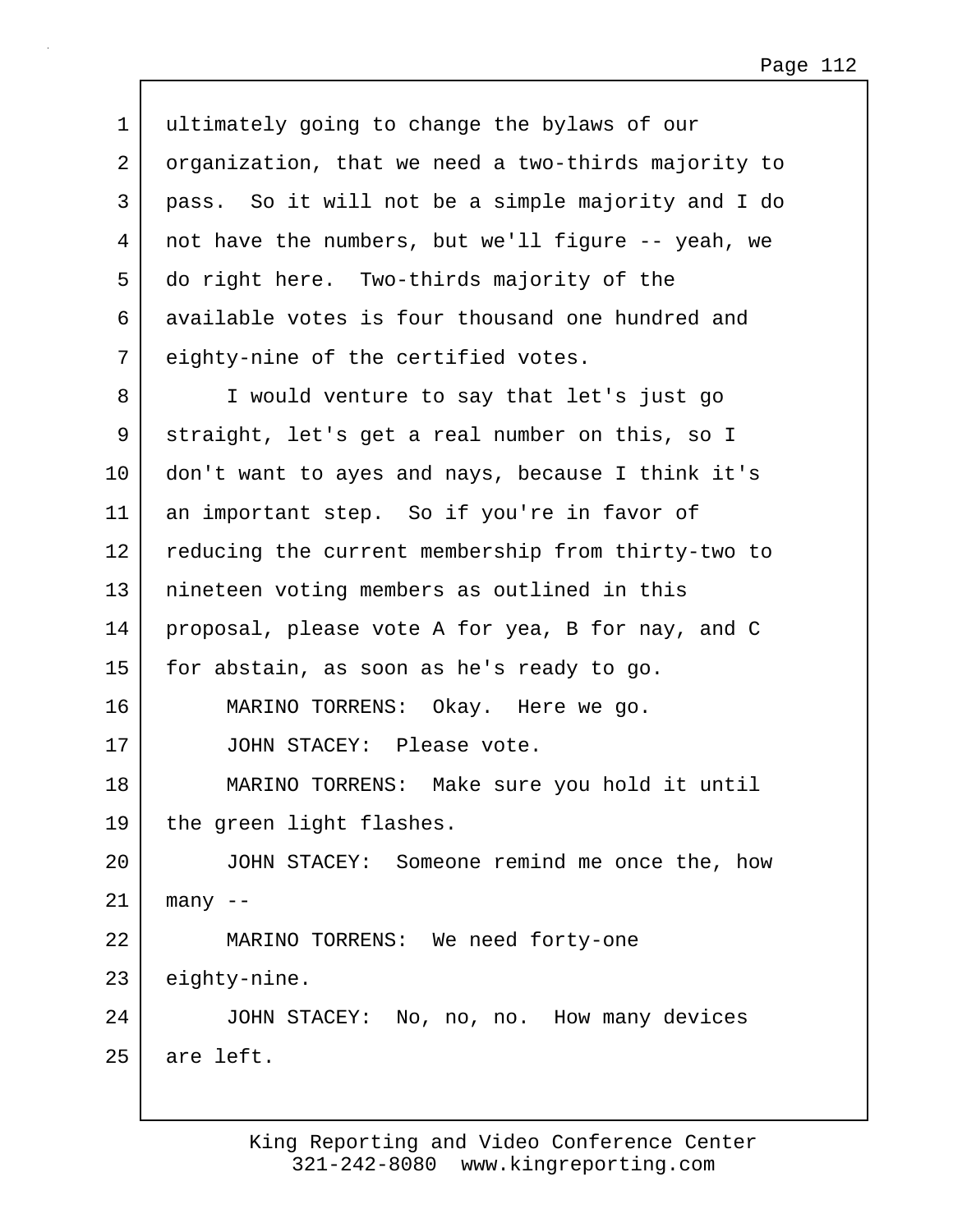1 ultimately going to change the bylaws of our
2 organization, that we need a two-thirds majority to
3 pass. So it will not be a simple majority and I do
4 not have the numbers, but we'll figure -- yeah, we
5 do right here. Two-thirds majority of the
6 available votes is four thousand one hundred and
7 eighty-nine of the certified votes.
8 I would venture to say that let's just go
9 straight, let's get a real number on this, so I
10 don't want to ayes and nays, because I think it's
11 an important step. So if you're in favor of
12 reducing the current membership from thirty-two to
13 nineteen voting members as outlined in this
14 proposal, please vote A for yea, B for nay, and C
15 for abstain, as soon as he's ready to go.
16 MARINO TORRENS: Okay. Here we go.
17 JOHN STACEY: Please vote.
18 MARINO TORRENS: Make sure you hold it until
19 the green light flashes.
20 JOHN STACEY: Someone remind me once the, how
21 many --
22 MARINO TORRENS: We need forty-one
23 eighty-nine.
24 JOHN STACEY: No, no, no. How many devices
25 are left.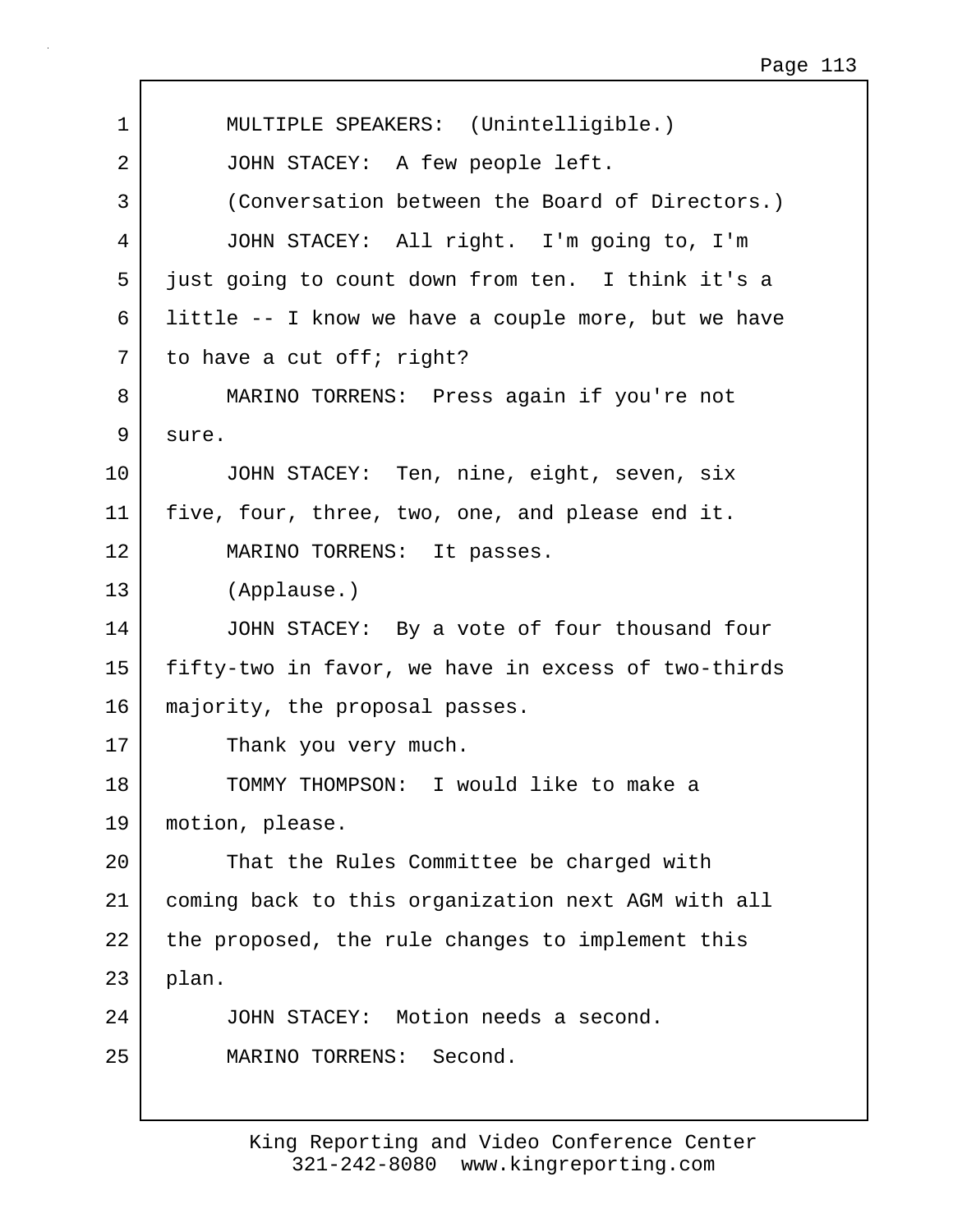MULTIPLE SPEAKERS: (Unintelligible.)

JOHN STACEY: A few people left.

(Conversation between the Board of Directors.)

JOHN STACEY: All right. I'm going to, I'm just going to count down from ten. I think it's a little -- I know we have a couple more, but we have to have a cut off; right?

MARINO TORRENS: Press again if you're not sure.

JOHN STACEY: Ten, nine, eight, seven, six five, four, three, two, one, and please end it.

MARINO TORRENS: It passes.

(Applause.)

JOHN STACEY: By a vote of four thousand four fifty-two in favor, we have in excess of two-thirds majority, the proposal passes.

Thank you very much.

TOMMY THOMPSON: I would like to make a motion, please.

That the Rules Committee be charged with coming back to this organization next AGM with all the proposed, the rule changes to implement this plan.

JOHN STACEY: Motion needs a second.

MARINO TORRENS: Second.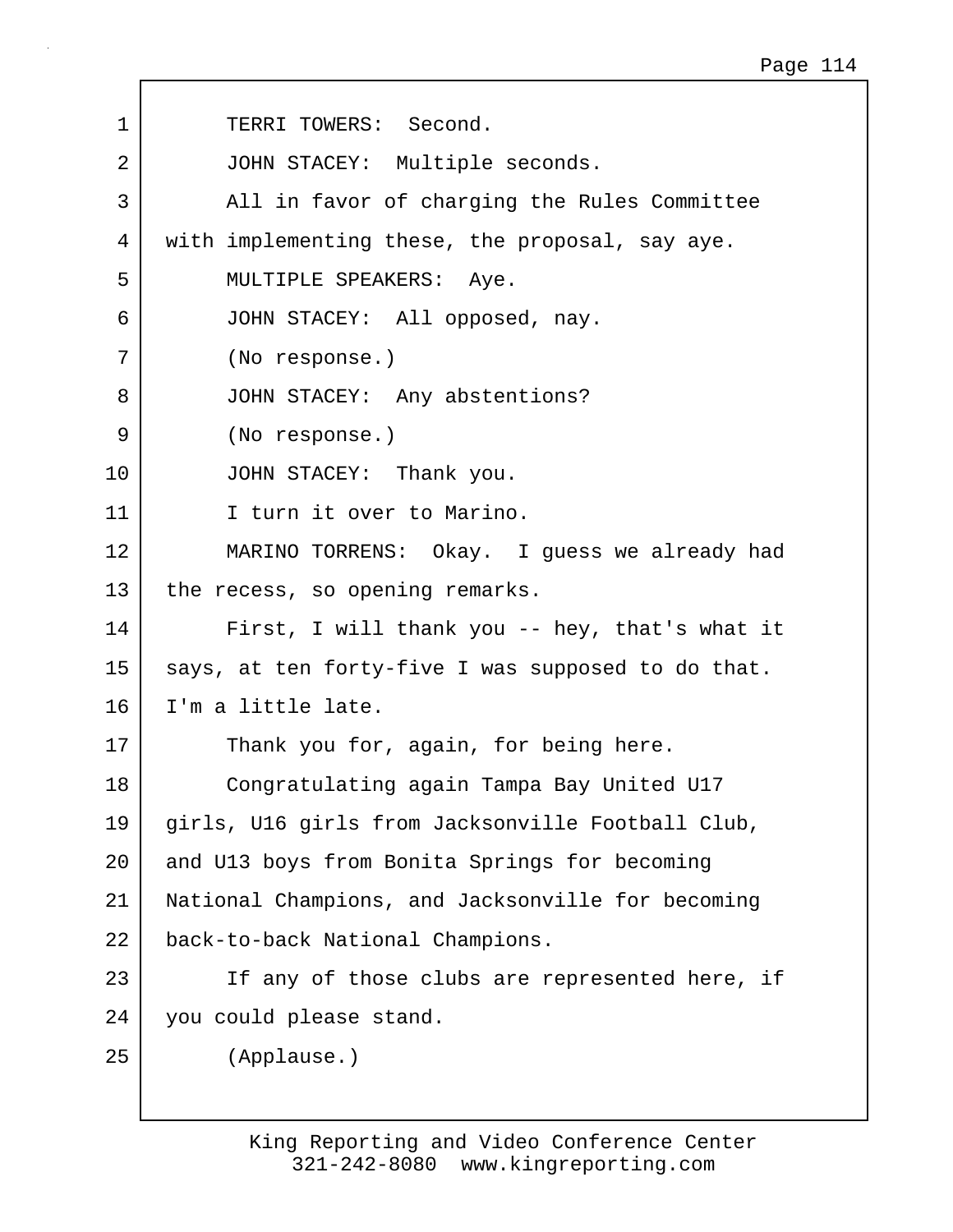TERRI TOWERS: Second.

JOHN STACEY: Multiple seconds.

All in favor of charging the Rules Committee with implementing these, the proposal, say aye.

MULTIPLE SPEAKERS: Aye.

JOHN STACEY: All opposed, nay.

(No response.)

JOHN STACEY: Any abstentions?

(No response.)

JOHN STACEY: Thank you.

I turn it over to Marino.

MARINO TORRENS: Okay. I guess we already had the recess, so opening remarks.

First, I will thank you -- hey, that's what it says, at ten forty-five I was supposed to do that. I'm a little late.

Thank you for, again, for being here.

Congratulating again Tampa Bay United U17 girls, U16 girls from Jacksonville Football Club, and U13 boys from Bonita Springs for becoming National Champions, and Jacksonville for becoming back-to-back National Champions.

If any of those clubs are represented here, if you could please stand.

(Applause.)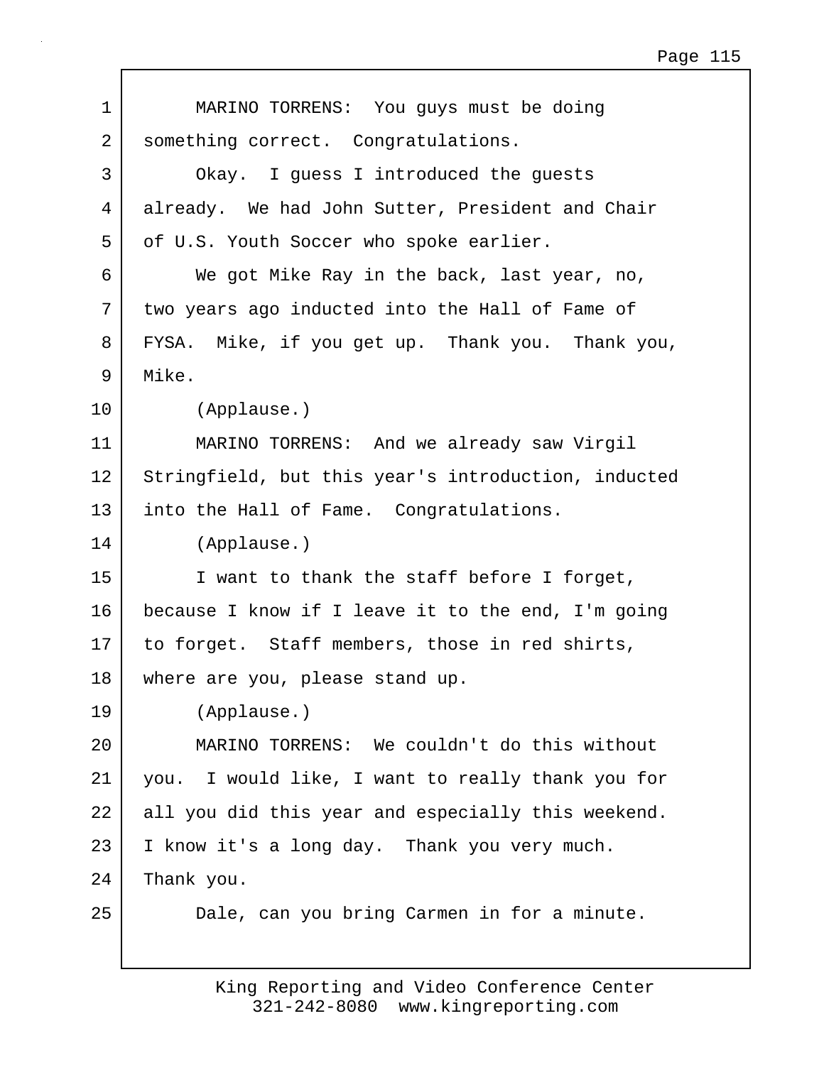MARINO TORRENS: You guys must be doing something correct. Congratulations.

Okay. I guess I introduced the guests already. We had John Sutter, President and Chair of U.S. Youth Soccer who spoke earlier.

We got Mike Ray in the back, last year, no, two years ago inducted into the Hall of Fame of FYSA. Mike, if you get up. Thank you. Thank you, Mike.

(Applause.)

MARINO TORRENS: And we already saw Virgil Stringfield, but this year's introduction, inducted into the Hall of Fame. Congratulations.

(Applause.)

I want to thank the staff before I forget, because I know if I leave it to the end, I'm going to forget. Staff members, those in red shirts, where are you, please stand up.

(Applause.)

MARINO TORRENS: We couldn't do this without you. I would like, I want to really thank you for all you did this year and especially this weekend. I know it's a long day. Thank you very much. Thank you.

Dale, can you bring Carmen in for a minute.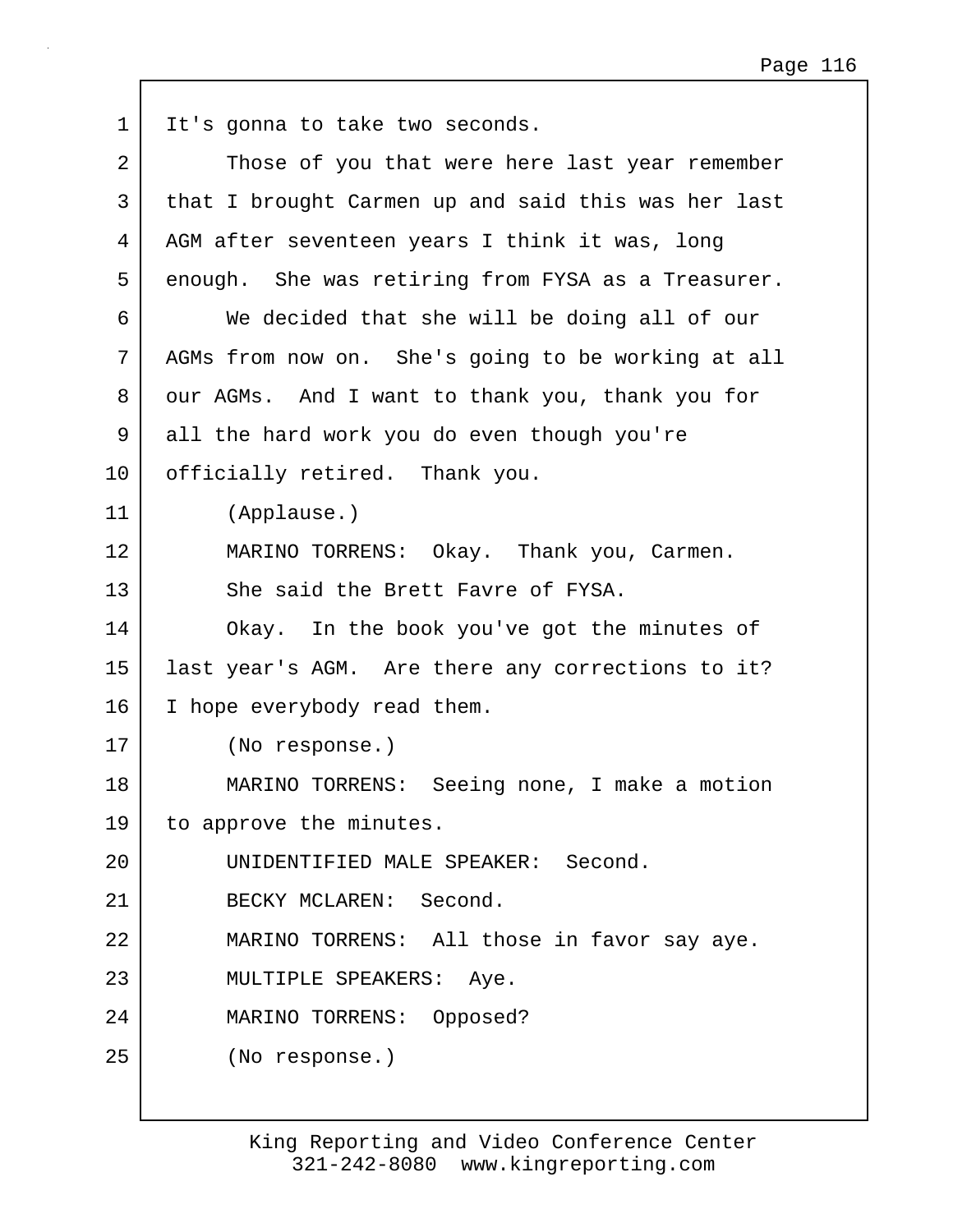1 It's gonna to take two seconds.

2 Those of you that were here last year remember

3 that I brought Carmen up and said this was her last

4 AGM after seventeen years I think it was, long

5 enough. She was retiring from FYSA as a Treasurer.

6 We decided that she will be doing all of our

7 AGMs from now on. She's going to be working at all

8 our AGMs. And I want to thank you, thank you for

9 all the hard work you do even though you're

10 officially retired. Thank you.

11 (Applause.)

12 MARINO TORRENS: Okay. Thank you, Carmen.

13 She said the Brett Favre of FYSA.

14 Okay. In the book you've got the minutes of

15 last year's AGM. Are there any corrections to it?

16 I hope everybody read them.

17 (No response.)

18 MARINO TORRENS: Seeing none, I make a motion

19 to approve the minutes.

20 UNIDENTIFIED MALE SPEAKER: Second.

21 BECKY MCLAREN: Second.

22 MARINO TORRENS: All those in favor say aye.

23 MULTIPLE SPEAKERS: Aye.

24 MARINO TORRENS: Opposed?

25 (No response.)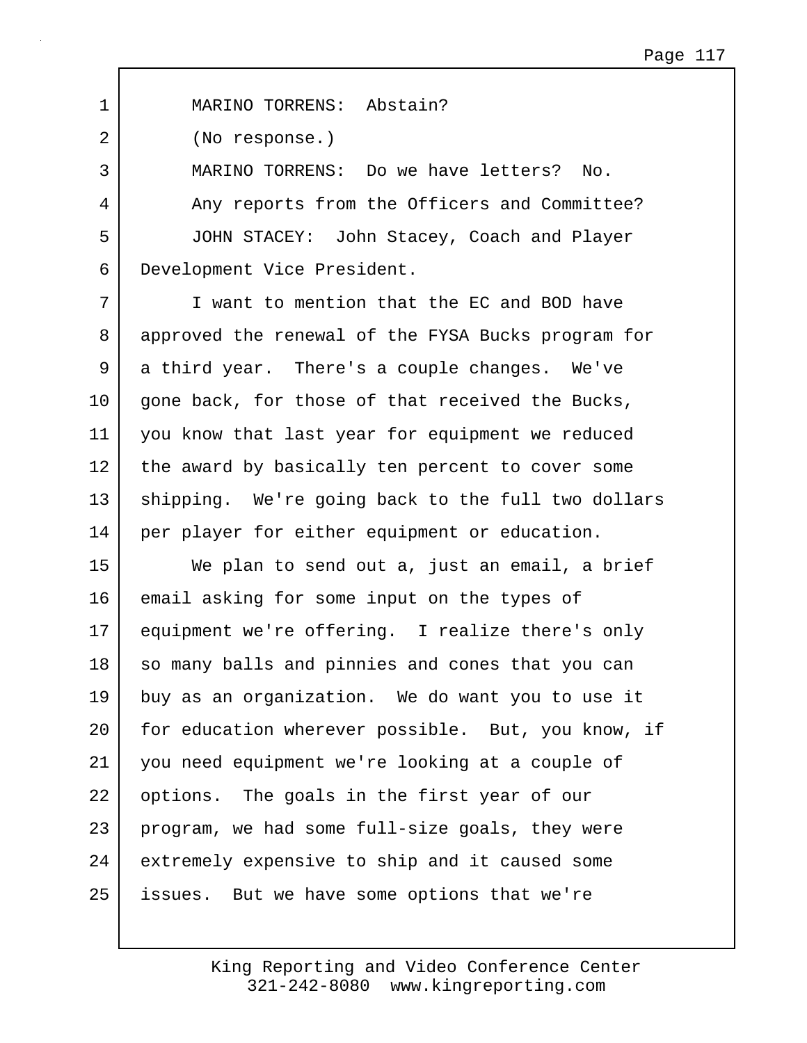MARINO TORRENS: Abstain?

(No response.)

MARINO TORRENS: Do we have letters? No.

Any reports from the Officers and Committee?

JOHN STACEY: John Stacey, Coach and Player Development Vice President.

I want to mention that the EC and BOD have approved the renewal of the FYSA Bucks program for a third year. There's a couple changes. We've gone back, for those of that received the Bucks, you know that last year for equipment we reduced the award by basically ten percent to cover some shipping. We're going back to the full two dollars per player for either equipment or education.

We plan to send out a, just an email, a brief email asking for some input on the types of equipment we're offering. I realize there's only so many balls and pinnies and cones that you can buy as an organization. We do want you to use it for education wherever possible. But, you know, if you need equipment we're looking at a couple of options. The goals in the first year of our program, we had some full-size goals, they were extremely expensive to ship and it caused some issues. But we have some options that we're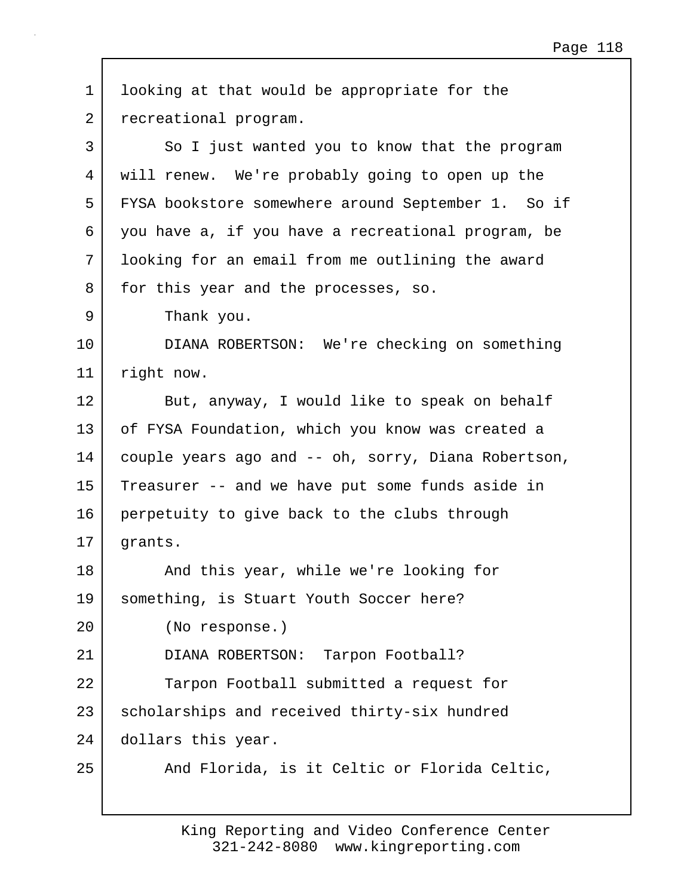looking at that would be appropriate for the recreational program.

So I just wanted you to know that the program will renew. We're probably going to open up the FYSA bookstore somewhere around September 1. So if you have a, if you have a recreational program, be looking for an email from me outlining the award for this year and the processes, so.

Thank you.

DIANA ROBERTSON: We're checking on something right now.

But, anyway, I would like to speak on behalf of FYSA Foundation, which you know was created a couple years ago and -- oh, sorry, Diana Robertson, Treasurer -- and we have put some funds aside in perpetuity to give back to the clubs through grants.

And this year, while we're looking for something, is Stuart Youth Soccer here?

(No response.)

DIANA ROBERTSON: Tarpon Football?

Tarpon Football submitted a request for scholarships and received thirty-six hundred dollars this year.

And Florida, is it Celtic or Florida Celtic,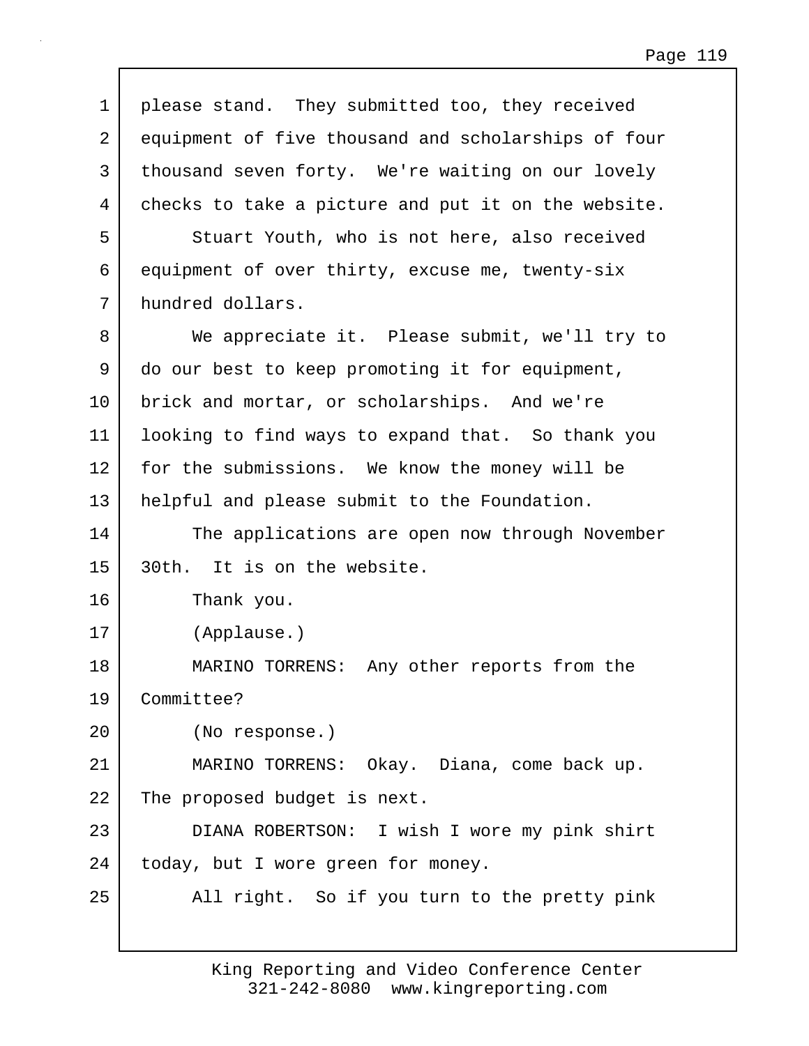1 please stand. They submitted too, they received
2 equipment of five thousand and scholarships of four
3 thousand seven forty. We're waiting on our lovely
4 checks to take a picture and put it on the website.
5 Stuart Youth, who is not here, also received
6 equipment of over thirty, excuse me, twenty-six
7 hundred dollars.
8 We appreciate it. Please submit, we'll try to
9 do our best to keep promoting it for equipment,
10 brick and mortar, or scholarships. And we're
11 looking to find ways to expand that. So thank you
12 for the submissions. We know the money will be
13 helpful and please submit to the Foundation.
14 The applications are open now through November
15 30th. It is on the website.
16 Thank you.
17 (Applause.)
18 MARINO TORRENS: Any other reports from the
19 Committee?
20 (No response.)
21 MARINO TORRENS: Okay. Diana, come back up.
22 The proposed budget is next.
23 DIANA ROBERTSON: I wish I wore my pink shirt
24 today, but I wore green for money.
25 All right. So if you turn to the pretty pink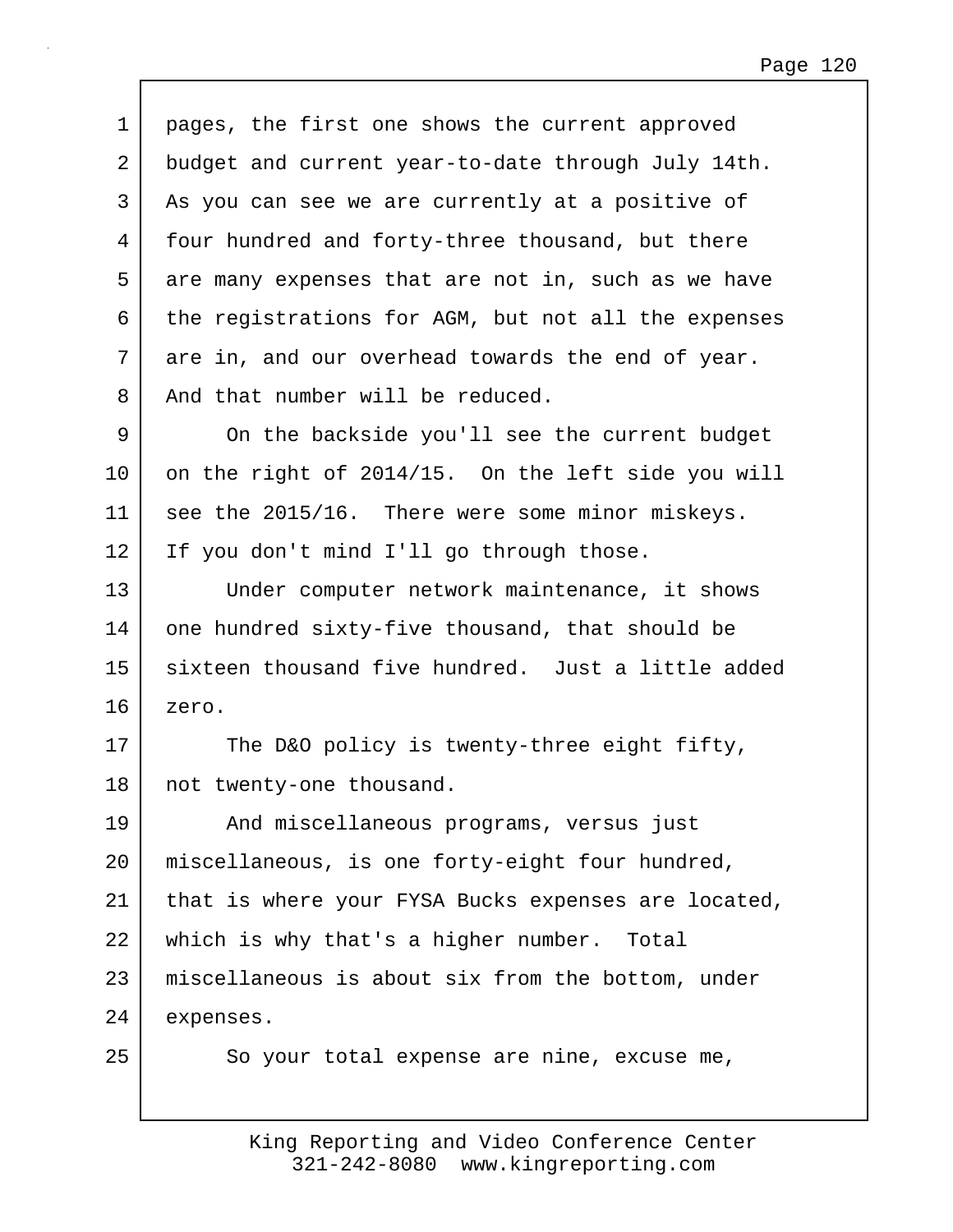pages, the first one shows the current approved budget and current year-to-date through July 14th. As you can see we are currently at a positive of four hundred and forty-three thousand, but there are many expenses that are not in, such as we have the registrations for AGM, but not all the expenses are in, and our overhead towards the end of year. And that number will be reduced.

On the backside you'll see the current budget on the right of 2014/15. On the left side you will see the 2015/16. There were some minor miskeys. If you don't mind I'll go through those.

Under computer network maintenance, it shows one hundred sixty-five thousand, that should be sixteen thousand five hundred. Just a little added zero.

The D&O policy is twenty-three eight fifty, not twenty-one thousand.

And miscellaneous programs, versus just miscellaneous, is one forty-eight four hundred, that is where your FYSA Bucks expenses are located, which is why that's a higher number. Total miscellaneous is about six from the bottom, under expenses.

So your total expense are nine, excuse me,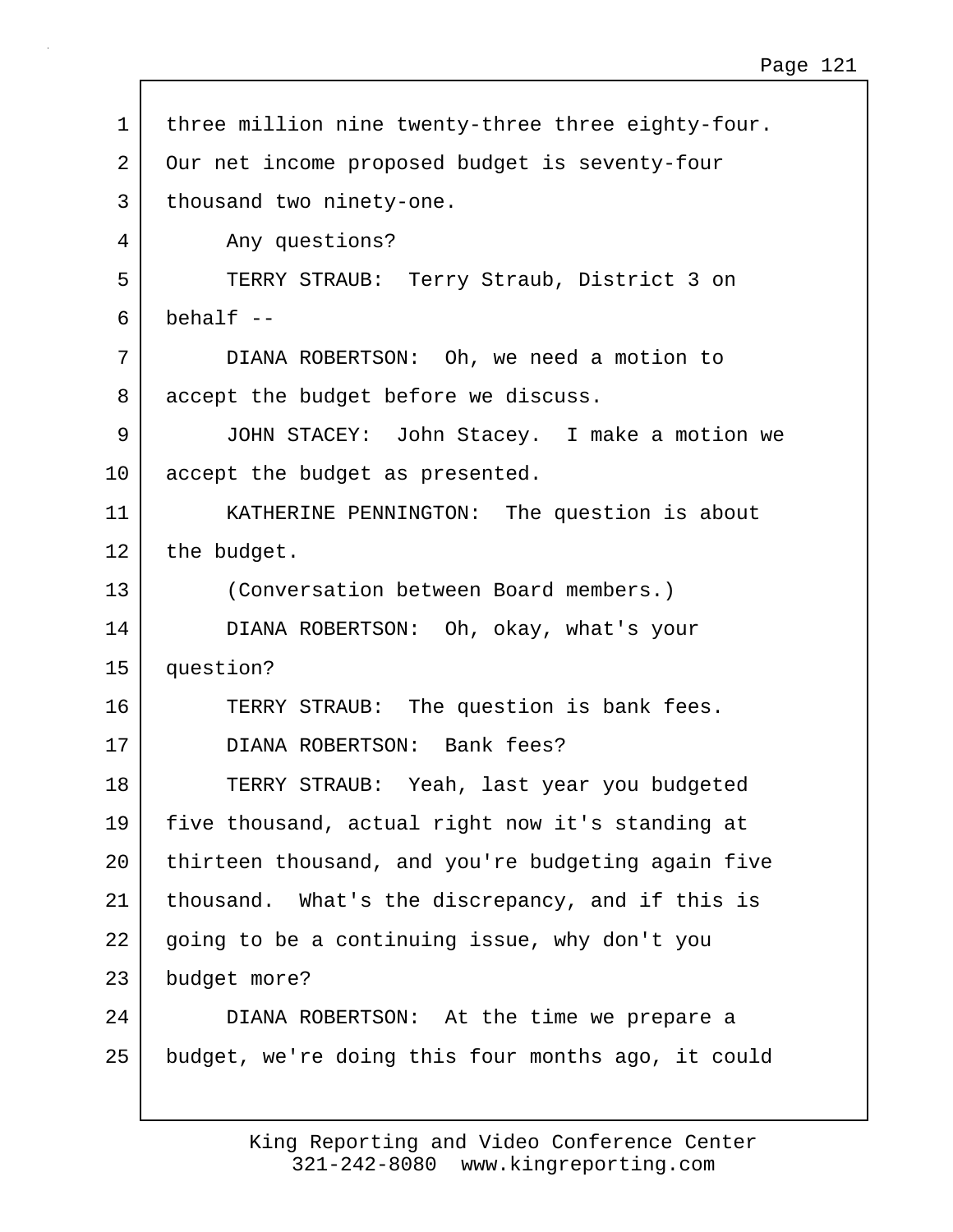three million nine twenty-three three eighty-four. Our net income proposed budget is seventy-four thousand two ninety-one.

Any questions?

TERRY STRAUB: Terry Straub, District 3 on behalf --

DIANA ROBERTSON: Oh, we need a motion to accept the budget before we discuss.

JOHN STACEY: John Stacey. I make a motion we accept the budget as presented.

KATHERINE PENNINGTON: The question is about the budget.

(Conversation between Board members.)

DIANA ROBERTSON: Oh, okay, what's your question?

TERRY STRAUB: The question is bank fees.

DIANA ROBERTSON: Bank fees?

TERRY STRAUB: Yeah, last year you budgeted five thousand, actual right now it's standing at thirteen thousand, and you're budgeting again five thousand. What's the discrepancy, and if this is going to be a continuing issue, why don't you budget more?

DIANA ROBERTSON: At the time we prepare a budget, we're doing this four months ago, it could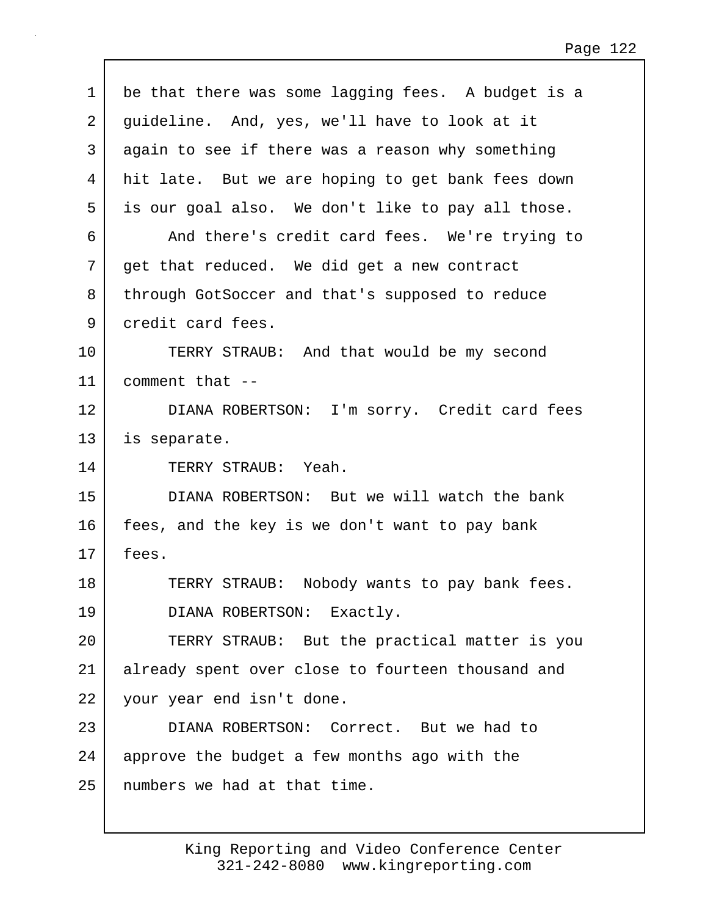be that there was some lagging fees. A budget is a guideline. And, yes, we'll have to look at it again to see if there was a reason why something hit late. But we are hoping to get bank fees down is our goal also. We don't like to pay all those.

And there's credit card fees. We're trying to get that reduced. We did get a new contract through GotSoccer and that's supposed to reduce credit card fees.

TERRY STRAUB: And that would be my second comment that --

DIANA ROBERTSON: I'm sorry. Credit card fees is separate.

TERRY STRAUB: Yeah.

DIANA ROBERTSON: But we will watch the bank fees, and the key is we don't want to pay bank fees.

TERRY STRAUB: Nobody wants to pay bank fees.

DIANA ROBERTSON: Exactly.

TERRY STRAUB: But the practical matter is you already spent over close to fourteen thousand and your year end isn't done.

DIANA ROBERTSON: Correct. But we had to approve the budget a few months ago with the numbers we had at that time.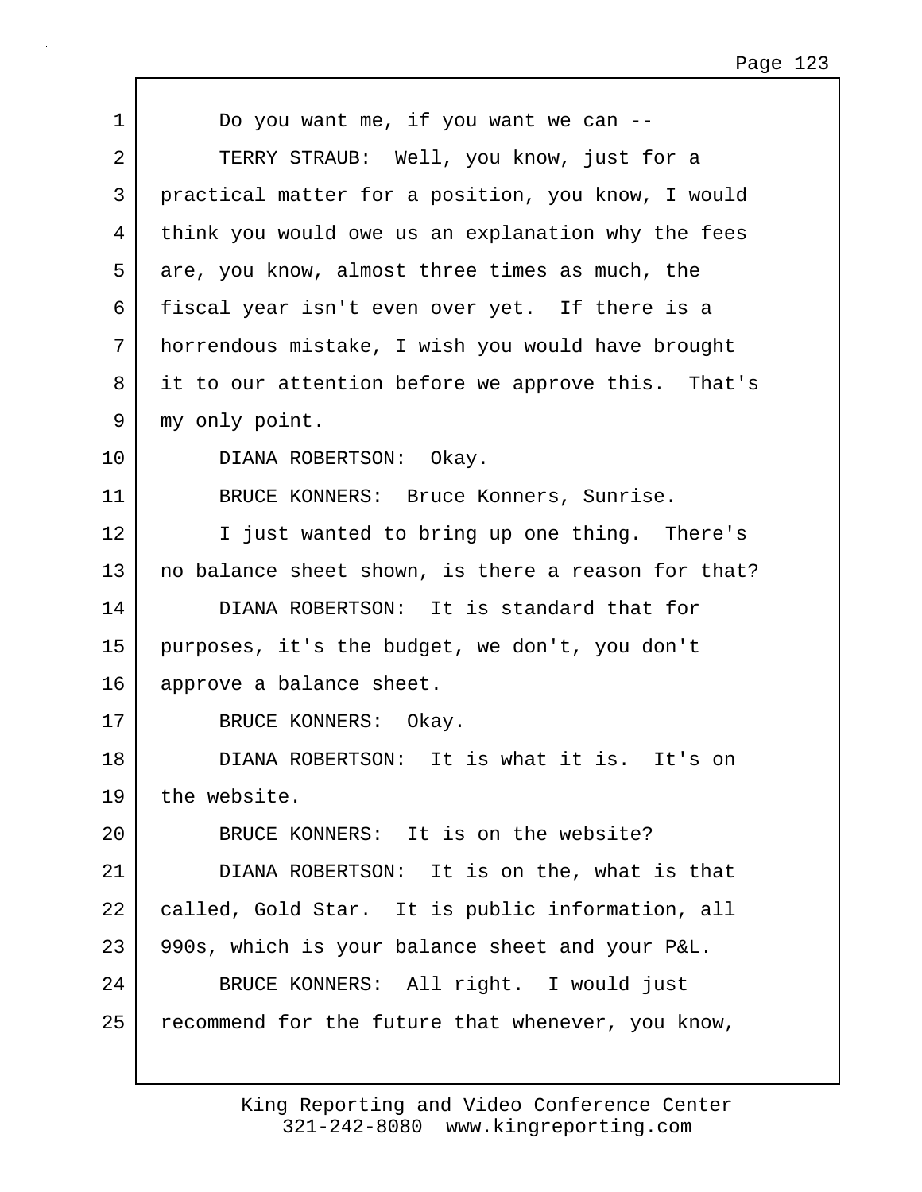Do you want me, if you want we can --

TERRY STRAUB: Well, you know, just for a practical matter for a position, you know, I would think you would owe us an explanation why the fees are, you know, almost three times as much, the fiscal year isn't even over yet. If there is a horrendous mistake, I wish you would have brought it to our attention before we approve this. That's my only point.

DIANA ROBERTSON: Okay.

BRUCE KONNERS: Bruce Konners, Sunrise.

I just wanted to bring up one thing. There's no balance sheet shown, is there a reason for that?

DIANA ROBERTSON: It is standard that for purposes, it's the budget, we don't, you don't approve a balance sheet.

BRUCE KONNERS: Okay.

DIANA ROBERTSON: It is what it is. It's on the website.

BRUCE KONNERS: It is on the website?

DIANA ROBERTSON: It is on the, what is that called, Gold Star. It is public information, all 990s, which is your balance sheet and your P&L.

BRUCE KONNERS: All right. I would just recommend for the future that whenever, you know,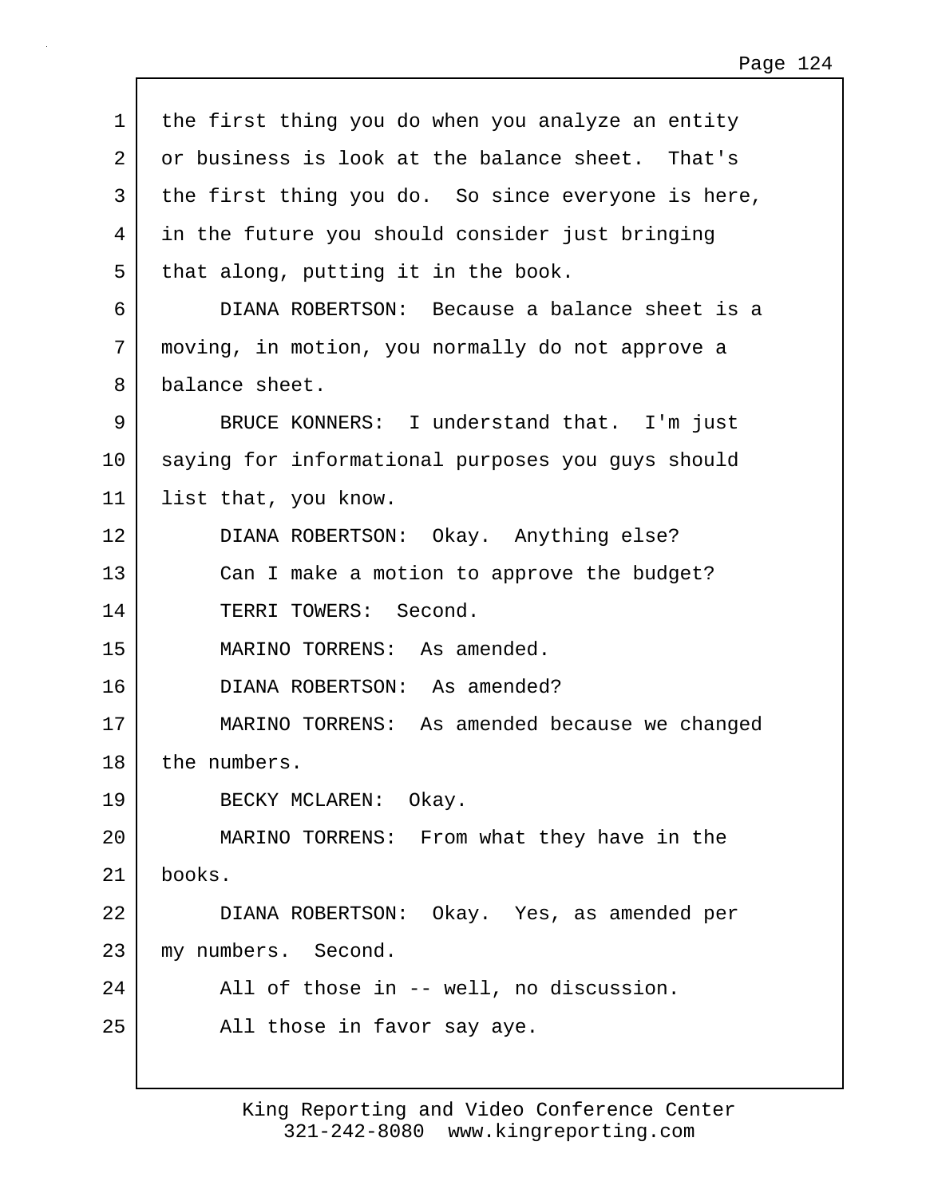the first thing you do when you analyze an entity or business is look at the balance sheet. That's the first thing you do. So since everyone is here, in the future you should consider just bringing that along, putting it in the book.

DIANA ROBERTSON: Because a balance sheet is a moving, in motion, you normally do not approve a balance sheet.

BRUCE KONNERS: I understand that. I'm just saying for informational purposes you guys should list that, you know.

DIANA ROBERTSON: Okay. Anything else?

Can I make a motion to approve the budget?

TERRI TOWERS: Second.

MARINO TORRENS: As amended.

DIANA ROBERTSON: As amended?

MARINO TORRENS: As amended because we changed the numbers.

BECKY MCLAREN: Okay.

MARINO TORRENS: From what they have in the books.

DIANA ROBERTSON: Okay. Yes, as amended per my numbers. Second.

All of those in -- well, no discussion.

All those in favor say aye.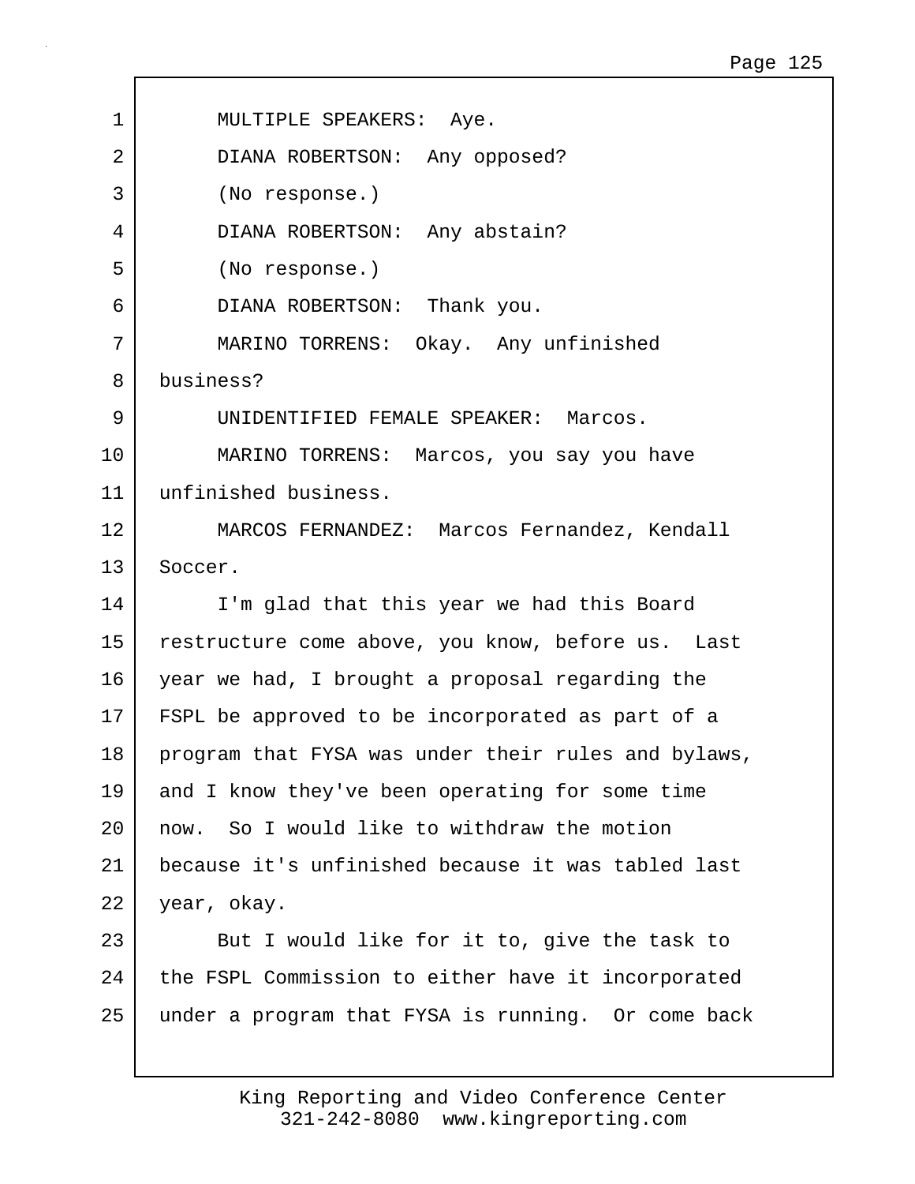MULTIPLE SPEAKERS: Aye.

DIANA ROBERTSON: Any opposed?

(No response.)

DIANA ROBERTSON: Any abstain?

(No response.)

DIANA ROBERTSON: Thank you.

MARINO TORRENS: Okay. Any unfinished business?

UNIDENTIFIED FEMALE SPEAKER: Marcos.

MARINO TORRENS: Marcos, you say you have unfinished business.

MARCOS FERNANDEZ: Marcos Fernandez, Kendall Soccer.

I'm glad that this year we had this Board restructure come above, you know, before us. Last year we had, I brought a proposal regarding the FSPL be approved to be incorporated as part of a program that FYSA was under their rules and bylaws, and I know they've been operating for some time now. So I would like to withdraw the motion because it's unfinished because it was tabled last year, okay.

But I would like for it to, give the task to the FSPL Commission to either have it incorporated under a program that FYSA is running. Or come back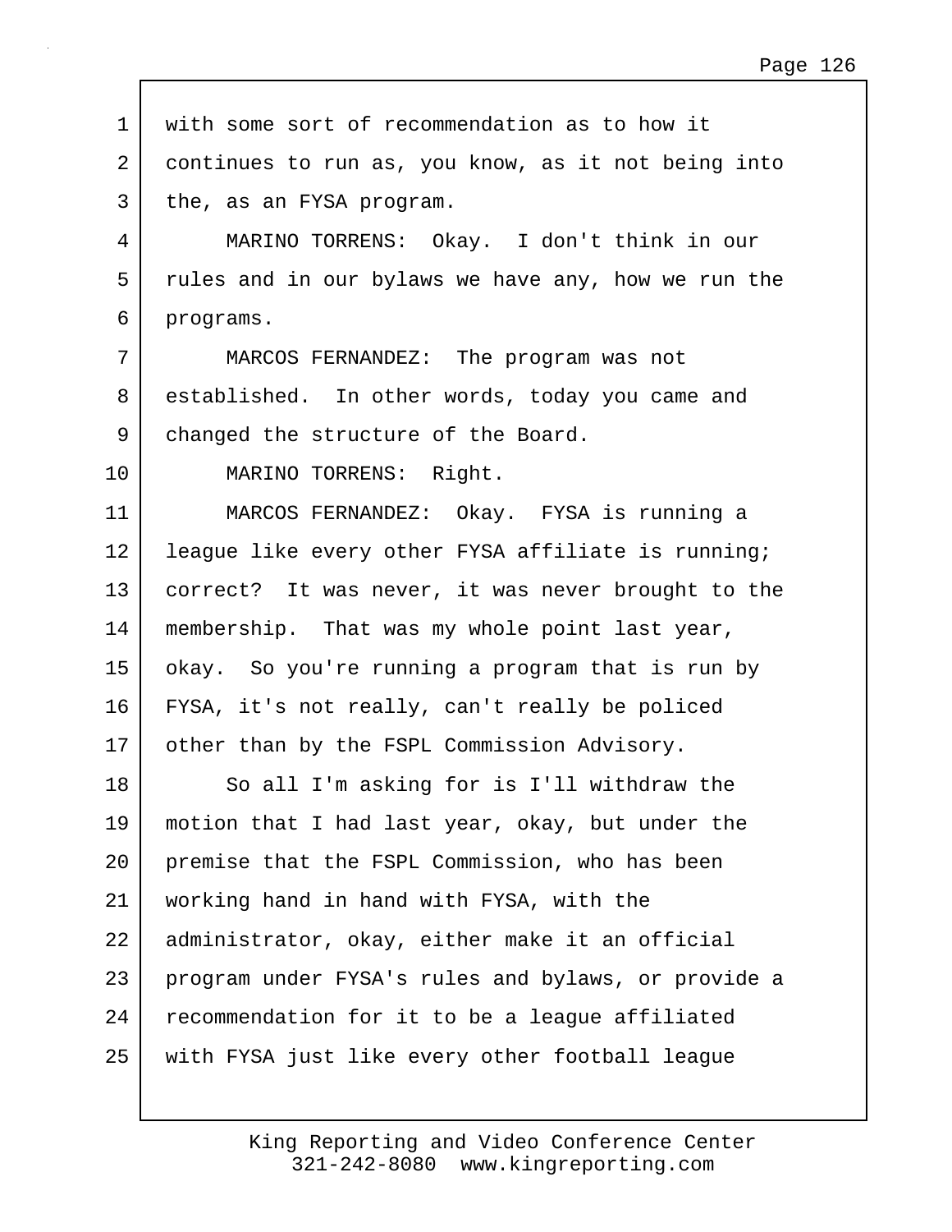with some sort of recommendation as to how it continues to run as, you know, as it not being into the, as an FYSA program.

MARINO TORRENS: Okay. I don't think in our rules and in our bylaws we have any, how we run the programs.

MARCOS FERNANDEZ: The program was not established. In other words, today you came and changed the structure of the Board.

MARINO TORRENS: Right.

MARCOS FERNANDEZ: Okay. FYSA is running a league like every other FYSA affiliate is running; correct? It was never, it was never brought to the membership. That was my whole point last year, okay. So you're running a program that is run by FYSA, it's not really, can't really be policed other than by the FSPL Commission Advisory.

So all I'm asking for is I'll withdraw the motion that I had last year, okay, but under the premise that the FSPL Commission, who has been working hand in hand with FYSA, with the administrator, okay, either make it an official program under FYSA's rules and bylaws, or provide a recommendation for it to be a league affiliated with FYSA just like every other football league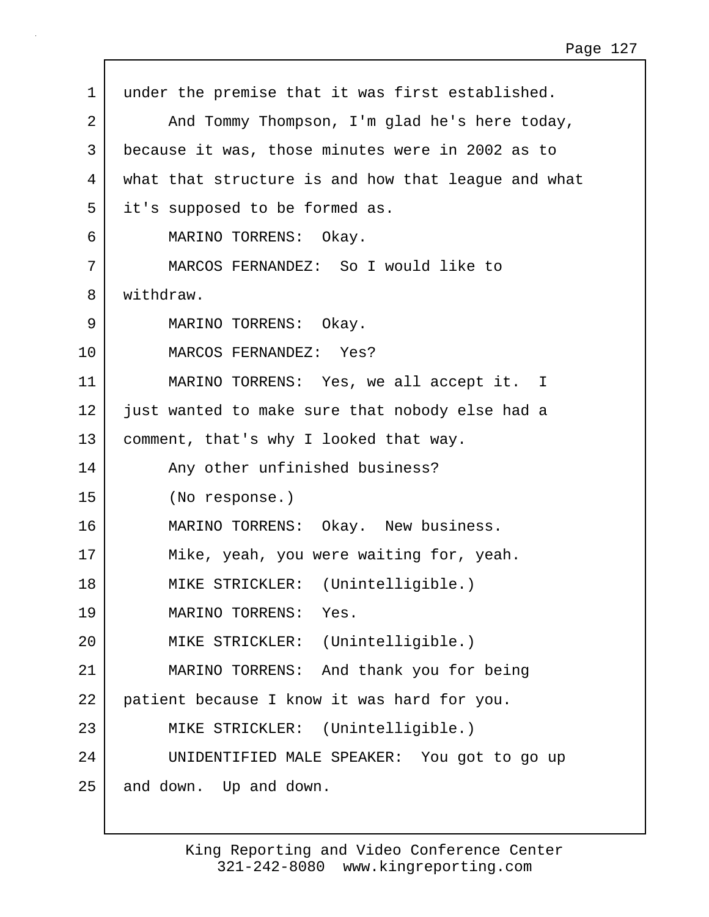under the premise that it was first established.

And Tommy Thompson, I'm glad he's here today, because it was, those minutes were in 2002 as to what that structure is and how that league and what it's supposed to be formed as.

MARINO TORRENS: Okay.

MARCOS FERNANDEZ: So I would like to withdraw.

MARINO TORRENS: Okay.

MARCOS FERNANDEZ: Yes?

MARINO TORRENS: Yes, we all accept it. I just wanted to make sure that nobody else had a comment, that's why I looked that way.

Any other unfinished business?

(No response.)

MARINO TORRENS: Okay. New business.

Mike, yeah, you were waiting for, yeah.

MIKE STRICKLER: (Unintelligible.)

MARINO TORRENS: Yes.

MIKE STRICKLER: (Unintelligible.)

MARINO TORRENS: And thank you for being patient because I know it was hard for you.

MIKE STRICKLER: (Unintelligible.)

UNIDENTIFIED MALE SPEAKER: You got to go up and down. Up and down.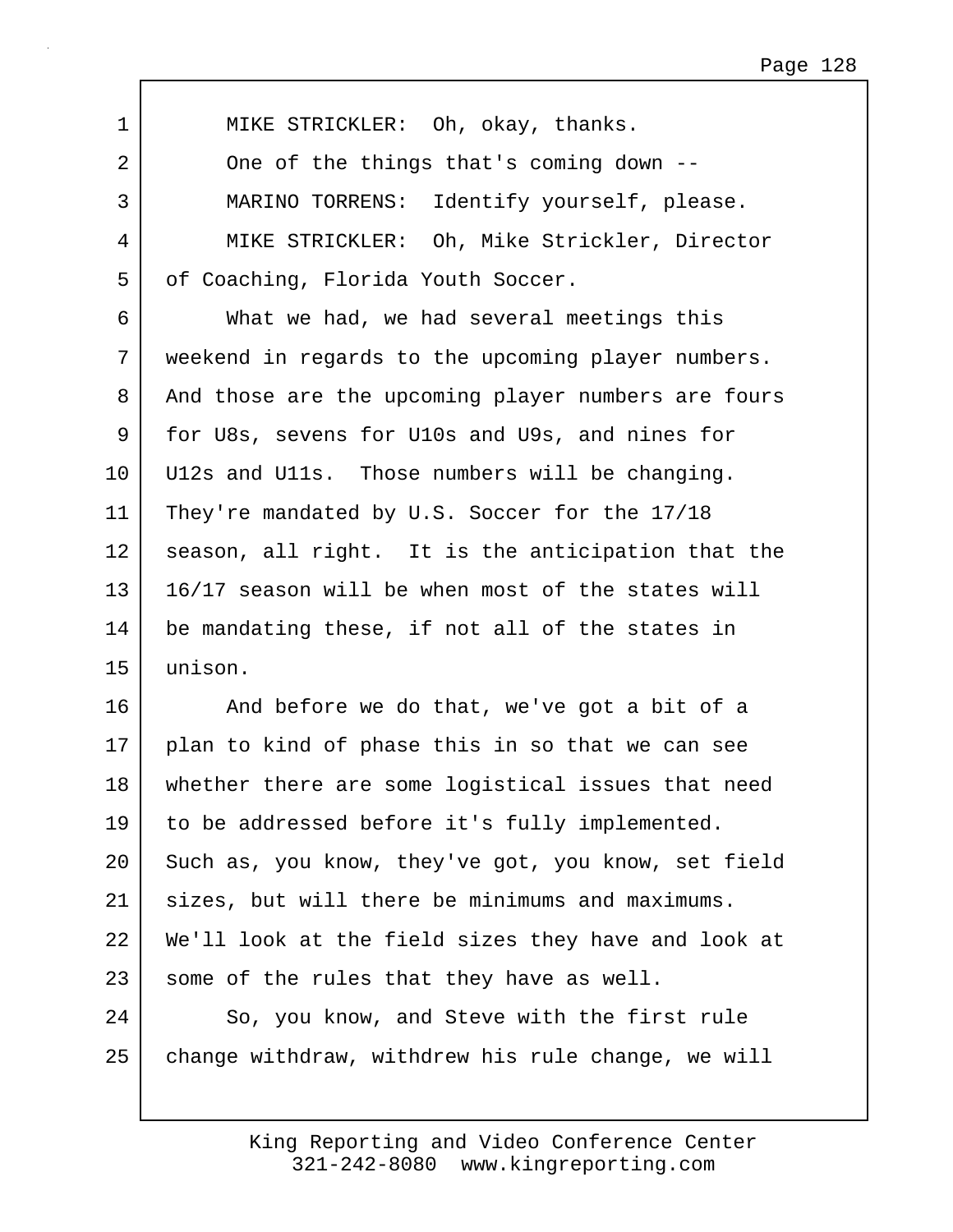MIKE STRICKLER: Oh, okay, thanks.

One of the things that's coming down --

MARINO TORRENS: Identify yourself, please.

MIKE STRICKLER: Oh, Mike Strickler, Director of Coaching, Florida Youth Soccer.

What we had, we had several meetings this weekend in regards to the upcoming player numbers. And those are the upcoming player numbers are fours for U8s, sevens for U10s and U9s, and nines for U12s and U11s. Those numbers will be changing. They're mandated by U.S. Soccer for the 17/18 season, all right. It is the anticipation that the 16/17 season will be when most of the states will be mandating these, if not all of the states in unison.

And before we do that, we've got a bit of a plan to kind of phase this in so that we can see whether there are some logistical issues that need to be addressed before it's fully implemented. Such as, you know, they've got, you know, set field sizes, but will there be minimums and maximums. We'll look at the field sizes they have and look at some of the rules that they have as well.

So, you know, and Steve with the first rule change withdraw, withdrew his rule change, we will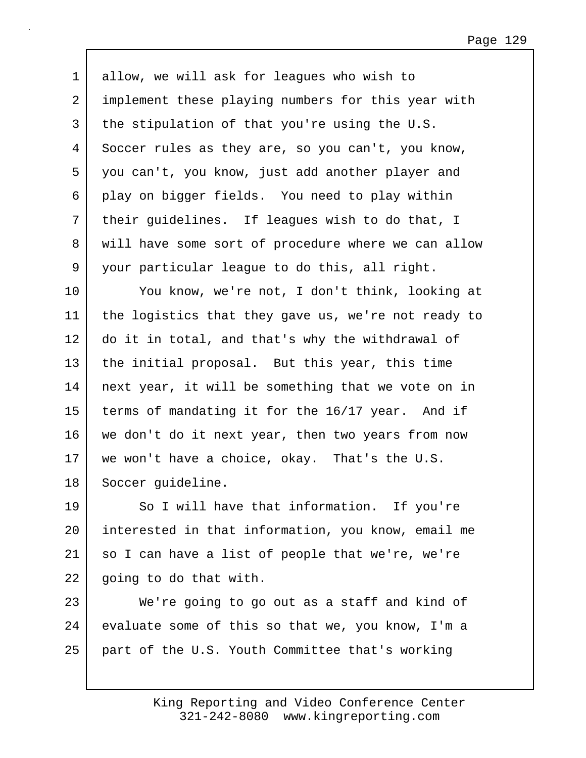allow, we will ask for leagues who wish to implement these playing numbers for this year with the stipulation of that you're using the U.S. Soccer rules as they are, so you can't, you know, you can't, you know, just add another player and play on bigger fields. You need to play within their guidelines. If leagues wish to do that, I will have some sort of procedure where we can allow your particular league to do this, all right.

You know, we're not, I don't think, looking at the logistics that they gave us, we're not ready to do it in total, and that's why the withdrawal of the initial proposal. But this year, this time next year, it will be something that we vote on in terms of mandating it for the 16/17 year. And if we don't do it next year, then two years from now we won't have a choice, okay. That's the U.S. Soccer guideline.

So I will have that information. If you're interested in that information, you know, email me so I can have a list of people that we're, we're going to do that with.

We're going to go out as a staff and kind of evaluate some of this so that we, you know, I'm a part of the U.S. Youth Committee that's working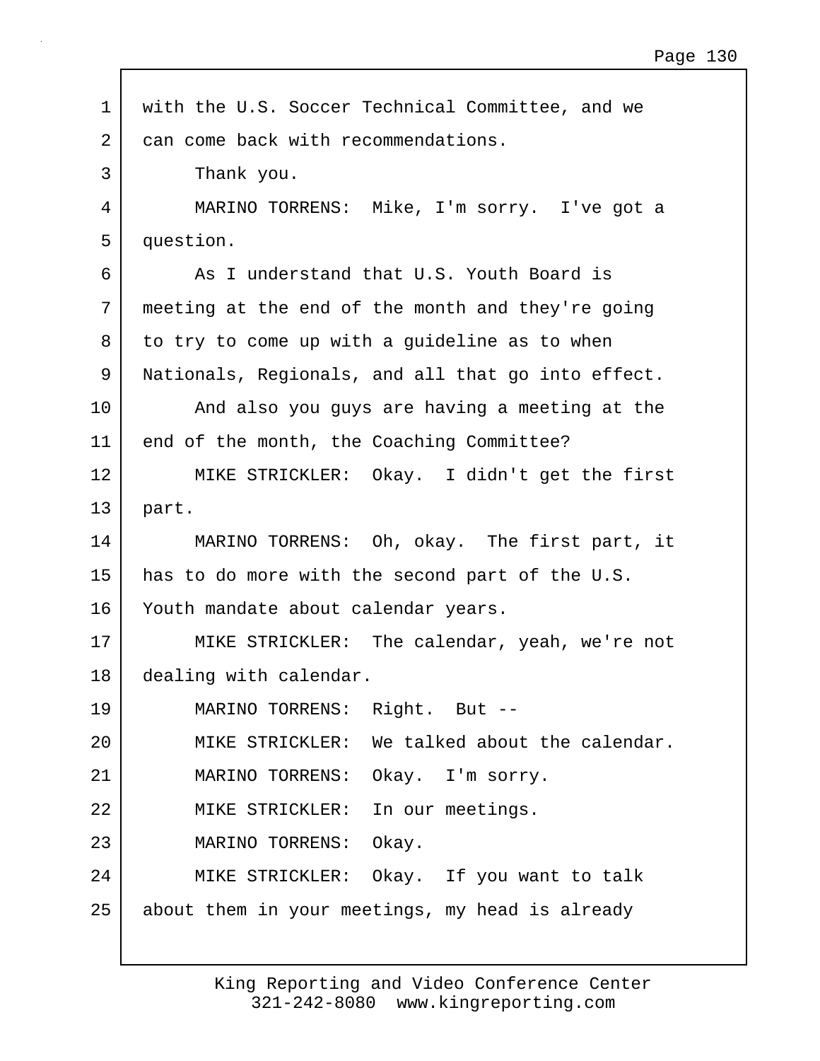with the U.S. Soccer Technical Committee, and we can come back with recommendations.

Thank you.

MARINO TORRENS: Mike, I'm sorry. I've got a question.

As I understand that U.S. Youth Board is meeting at the end of the month and they're going to try to come up with a guideline as to when Nationals, Regionals, and all that go into effect.

And also you guys are having a meeting at the end of the month, the Coaching Committee?

MIKE STRICKLER: Okay. I didn't get the first part.

MARINO TORRENS: Oh, okay. The first part, it has to do more with the second part of the U.S. Youth mandate about calendar years.

MIKE STRICKLER: The calendar, yeah, we're not dealing with calendar.

MARINO TORRENS: Right. But --

MIKE STRICKLER: We talked about the calendar.

MARINO TORRENS: Okay. I'm sorry.

MIKE STRICKLER: In our meetings.

MARINO TORRENS: Okay.

MIKE STRICKLER: Okay. If you want to talk about them in your meetings, my head is already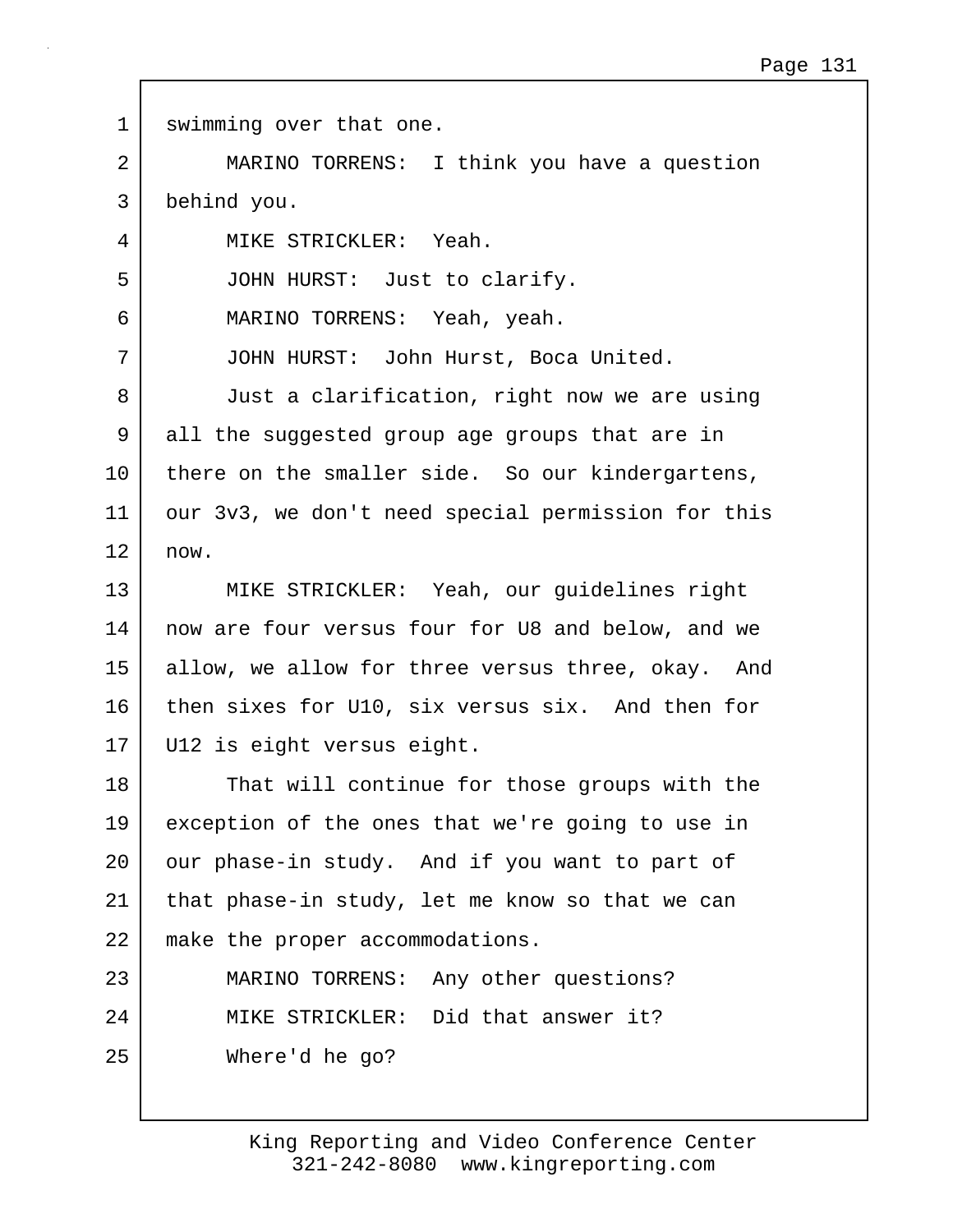swimming over that one.

MARINO TORRENS: I think you have a question behind you.

MIKE STRICKLER: Yeah.

JOHN HURST: Just to clarify.

MARINO TORRENS: Yeah, yeah.

JOHN HURST: John Hurst, Boca United.

Just a clarification, right now we are using all the suggested group age groups that are in there on the smaller side. So our kindergartens, our 3v3, we don't need special permission for this now.

MIKE STRICKLER: Yeah, our guidelines right now are four versus four for U8 and below, and we allow, we allow for three versus three, okay. And then sixes for U10, six versus six. And then for U12 is eight versus eight.

That will continue for those groups with the exception of the ones that we're going to use in our phase-in study. And if you want to part of that phase-in study, let me know so that we can make the proper accommodations.

MARINO TORRENS: Any other questions?

MIKE STRICKLER: Did that answer it?

Where'd he go?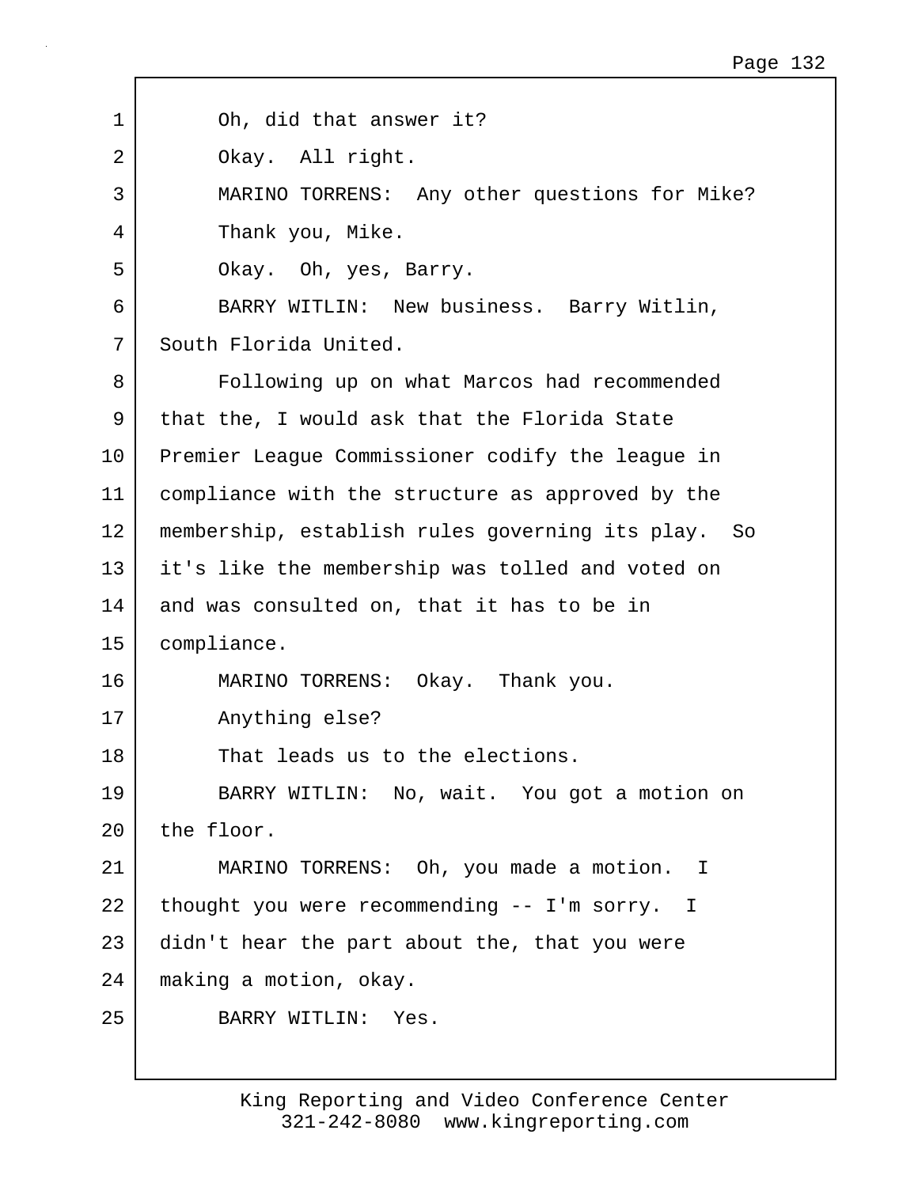1 Oh, did that answer it?

2 Okay. All right.

3 MARINO TORRENS: Any other questions for Mike?

4 Thank you, Mike.

5 Okay. Oh, yes, Barry.

6 BARRY WITLIN: New business. Barry Witlin,

7 South Florida United.

8 Following up on what Marcos had recommended

9 that the, I would ask that the Florida State

10 Premier League Commissioner codify the league in

11 compliance with the structure as approved by the

12 membership, establish rules governing its play. So

13 it's like the membership was tolled and voted on

14 and was consulted on, that it has to be in

15 compliance.

16 MARINO TORRENS: Okay. Thank you.

17 Anything else?

18 That leads us to the elections.

19 BARRY WITLIN: No, wait. You got a motion on

20 the floor.

21 MARINO TORRENS: Oh, you made a motion. I

22 thought you were recommending -- I'm sorry. I

23 didn't hear the part about the, that you were

24 making a motion, okay.

25 BARRY WITLIN: Yes.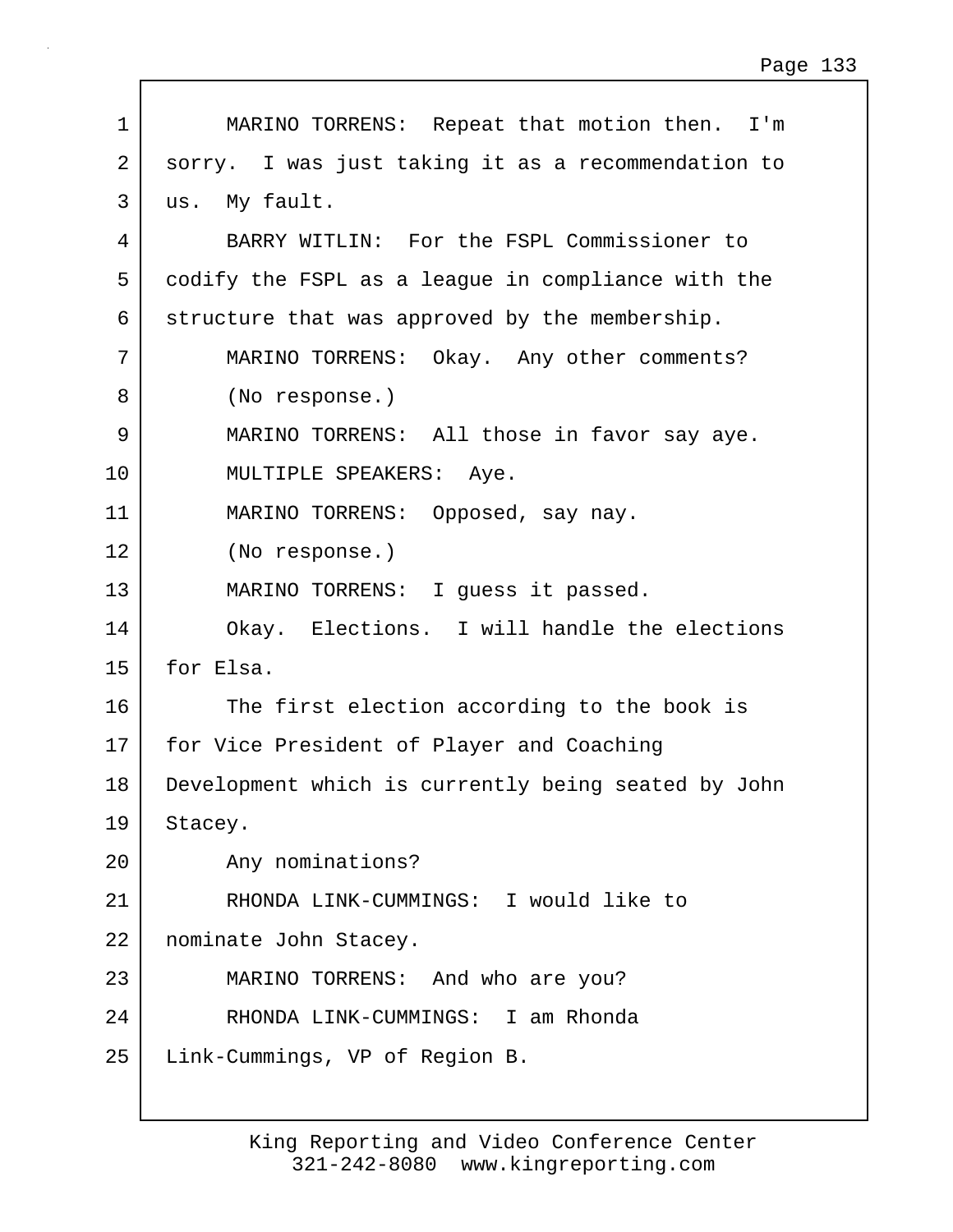1 MARINO TORRENS: Repeat that motion then. I'm
2 sorry. I was just taking it as a recommendation to
3 us. My fault.
4 BARRY WITLIN: For the FSPL Commissioner to
5 codify the FSPL as a league in compliance with the
6 structure that was approved by the membership.
7 MARINO TORRENS: Okay. Any other comments?
8 (No response.)
9 MARINO TORRENS: All those in favor say aye.
10 MULTIPLE SPEAKERS: Aye.
11 MARINO TORRENS: Opposed, say nay.
12 (No response.)
13 MARINO TORRENS: I guess it passed.
14 Okay. Elections. I will handle the elections
15 for Elsa.
16 The first election according to the book is
17 for Vice President of Player and Coaching
18 Development which is currently being seated by John
19 Stacey.
20 Any nominations?
21 RHONDA LINK-CUMMINGS: I would like to
22 nominate John Stacey.
23 MARINO TORRENS: And who are you?
24 RHONDA LINK-CUMMINGS: I am Rhonda
25 Link-Cummings, VP of Region B.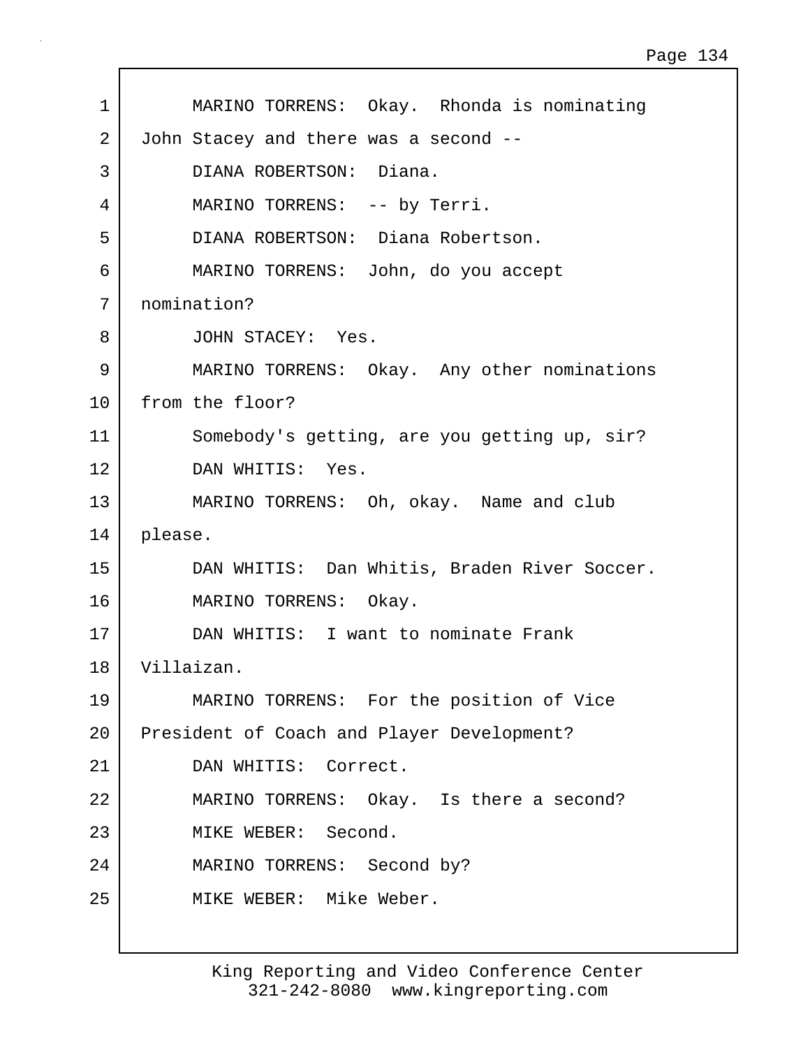MARINO TORRENS: Okay. Rhonda is nominating John Stacey and there was a second --

DIANA ROBERTSON: Diana.

MARINO TORRENS: -- by Terri.

DIANA ROBERTSON: Diana Robertson.

MARINO TORRENS: John, do you accept nomination?

JOHN STACEY: Yes.

MARINO TORRENS: Okay. Any other nominations from the floor?

Somebody's getting, are you getting up, sir?

DAN WHITIS: Yes.

MARINO TORRENS: Oh, okay. Name and club please.

DAN WHITIS: Dan Whitis, Braden River Soccer.

MARINO TORRENS: Okay.

DAN WHITIS: I want to nominate Frank Villaizan.

MARINO TORRENS: For the position of Vice President of Coach and Player Development?

DAN WHITIS: Correct.

MARINO TORRENS: Okay. Is there a second?

MIKE WEBER: Second.

MARINO TORRENS: Second by?

MIKE WEBER: Mike Weber.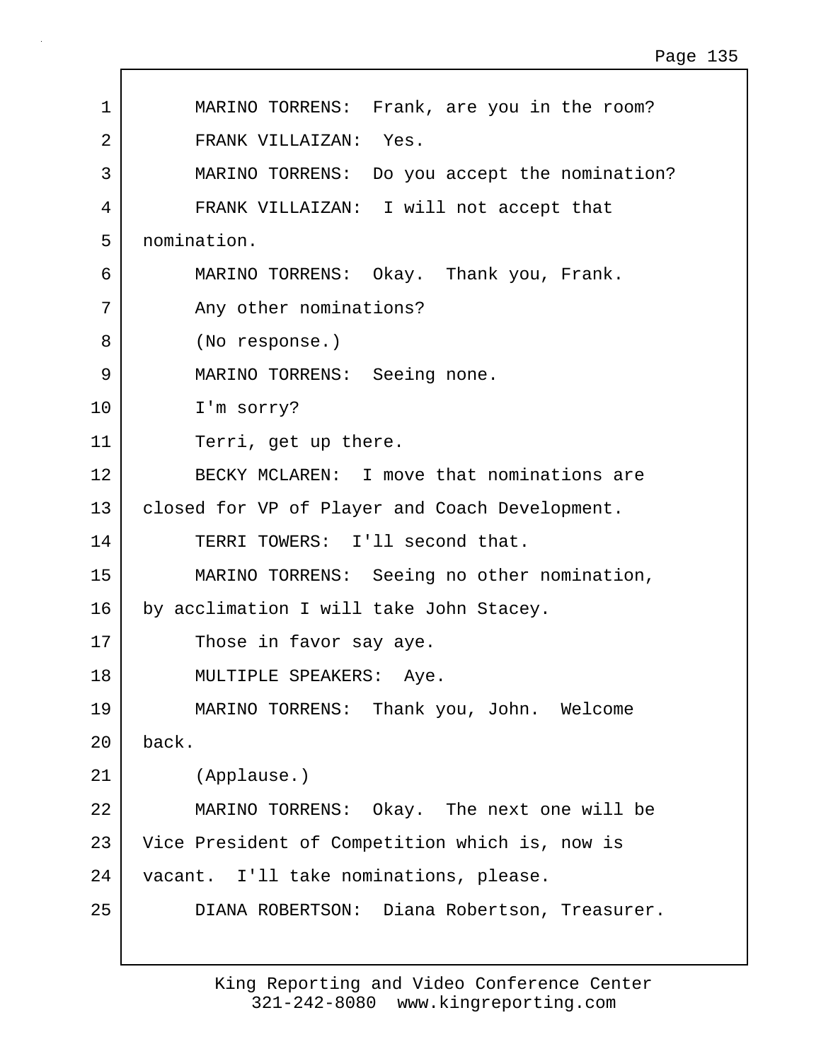1 MARINO TORRENS: Frank, are you in the room?

2 FRANK VILLAIZAN: Yes.

3 MARINO TORRENS: Do you accept the nomination?

4 FRANK VILLAIZAN: I will not accept that

5 nomination.

6 MARINO TORRENS: Okay. Thank you, Frank.

7 Any other nominations?

8 (No response.)

9 MARINO TORRENS: Seeing none.

10 I'm sorry?

11 Terri, get up there.

12 BECKY MCLAREN: I move that nominations are

13 closed for VP of Player and Coach Development.

14 TERRI TOWERS: I'll second that.

15 MARINO TORRENS: Seeing no other nomination,

16 by acclimation I will take John Stacey.

17 Those in favor say aye.

18 MULTIPLE SPEAKERS: Aye.

19 MARINO TORRENS: Thank you, John. Welcome

20 back.

21 (Applause.)

22 MARINO TORRENS: Okay. The next one will be

23 Vice President of Competition which is, now is

24 vacant. I'll take nominations, please.

25 DIANA ROBERTSON: Diana Robertson, Treasurer.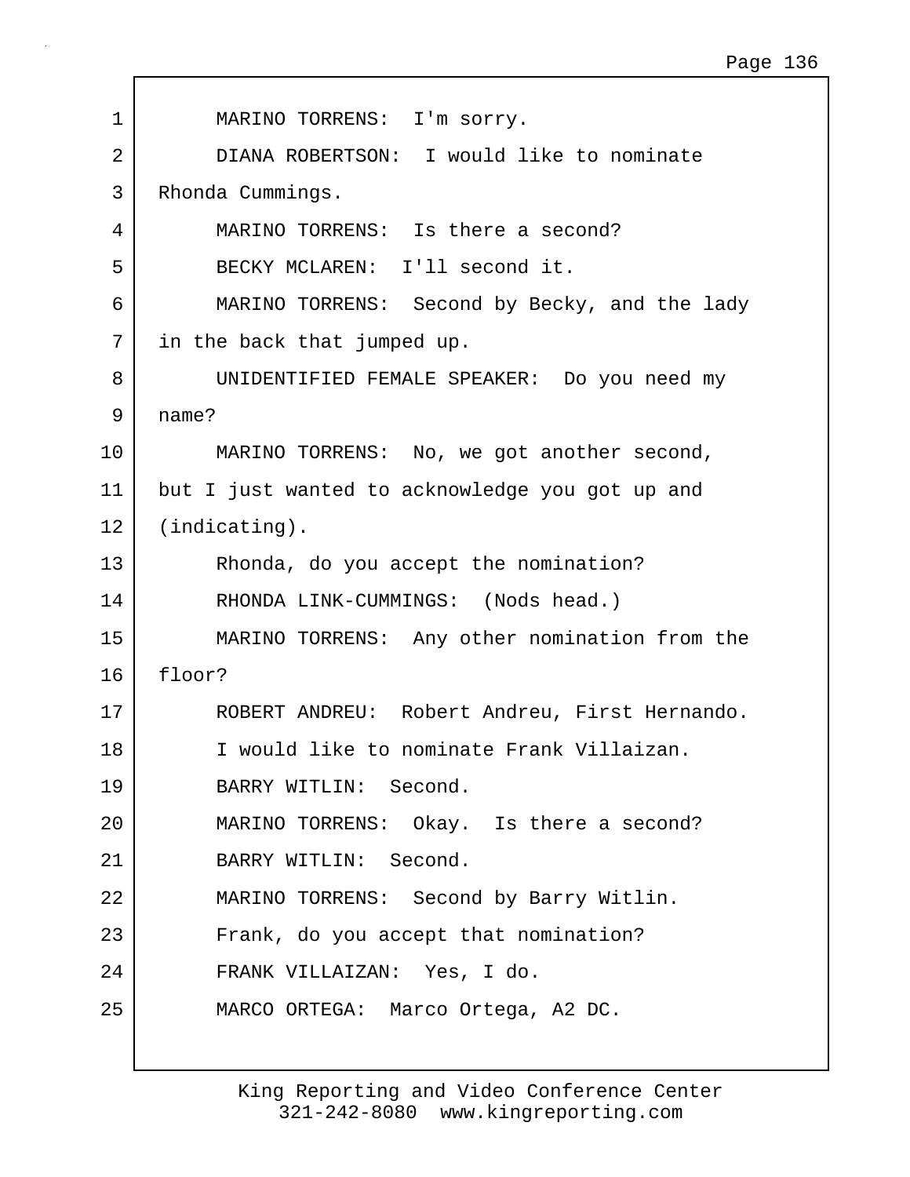MARINO TORRENS: I'm sorry.

DIANA ROBERTSON: I would like to nominate Rhonda Cummings.

MARINO TORRENS: Is there a second?

BECKY MCLAREN: I'll second it.

MARINO TORRENS: Second by Becky, and the lady in the back that jumped up.

UNIDENTIFIED FEMALE SPEAKER: Do you need my name?

MARINO TORRENS: No, we got another second, but I just wanted to acknowledge you got up and (indicating).

Rhonda, do you accept the nomination?

RHONDA LINK-CUMMINGS: (Nods head.)

MARINO TORRENS: Any other nomination from the floor?

ROBERT ANDREU: Robert Andreu, First Hernando.

I would like to nominate Frank Villaizan.

BARRY WITLIN: Second.

MARINO TORRENS: Okay. Is there a second?

BARRY WITLIN: Second.

MARINO TORRENS: Second by Barry Witlin.

Frank, do you accept that nomination?

FRANK VILLAIZAN: Yes, I do.

MARCO ORTEGA: Marco Ortega, A2 DC.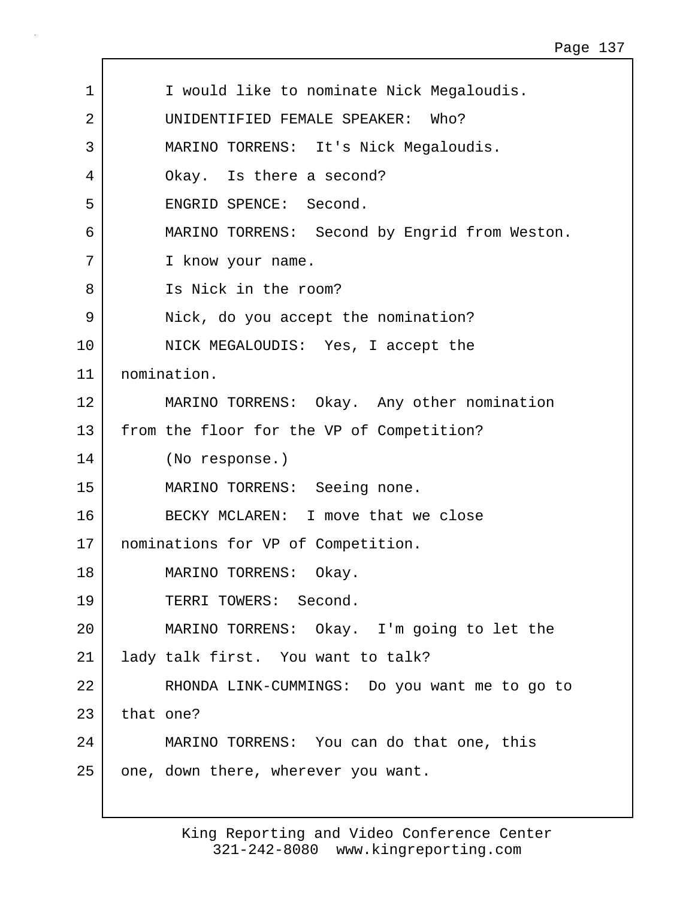1 I would like to nominate Nick Megaloudis.

2 UNIDENTIFIED FEMALE SPEAKER: Who?

3 MARINO TORRENS: It's Nick Megaloudis.

4 Okay. Is there a second?

5 ENGRID SPENCE: Second.

6 MARINO TORRENS: Second by Engrid from Weston.

7 I know your name.

8 Is Nick in the room?

9 Nick, do you accept the nomination?

10 NICK MEGALOUDIS: Yes, I accept the

11 nomination.

12 MARINO TORRENS: Okay. Any other nomination

13 from the floor for the VP of Competition?

14 (No response.)

15 MARINO TORRENS: Seeing none.

16 BECKY MCLAREN: I move that we close

17 nominations for VP of Competition.

18 MARINO TORRENS: Okay.

19 TERRI TOWERS: Second.

20 MARINO TORRENS: Okay. I'm going to let the

21 lady talk first. You want to talk?

22 RHONDA LINK-CUMMINGS: Do you want me to go to

23 that one?

24 MARINO TORRENS: You can do that one, this

25 one, down there, wherever you want.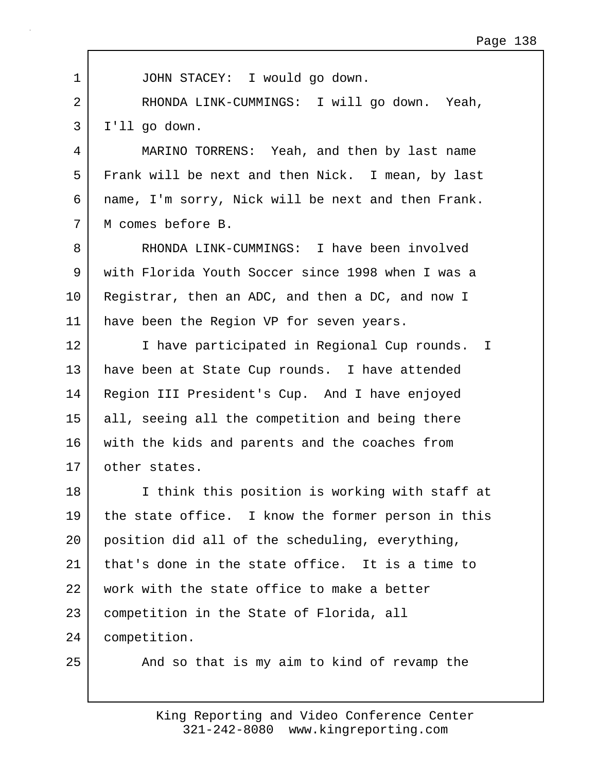JOHN STACEY: I would go down.

RHONDA LINK-CUMMINGS: I will go down. Yeah, I'll go down.

MARINO TORRENS: Yeah, and then by last name Frank will be next and then Nick. I mean, by last name, I'm sorry, Nick will be next and then Frank. M comes before B.

RHONDA LINK-CUMMINGS: I have been involved with Florida Youth Soccer since 1998 when I was a Registrar, then an ADC, and then a DC, and now I have been the Region VP for seven years.

I have participated in Regional Cup rounds. I have been at State Cup rounds. I have attended Region III President's Cup. And I have enjoyed all, seeing all the competition and being there with the kids and parents and the coaches from other states.

I think this position is working with staff at the state office. I know the former person in this position did all of the scheduling, everything, that's done in the state office. It is a time to work with the state office to make a better competition in the State of Florida, all competition.

And so that is my aim to kind of revamp the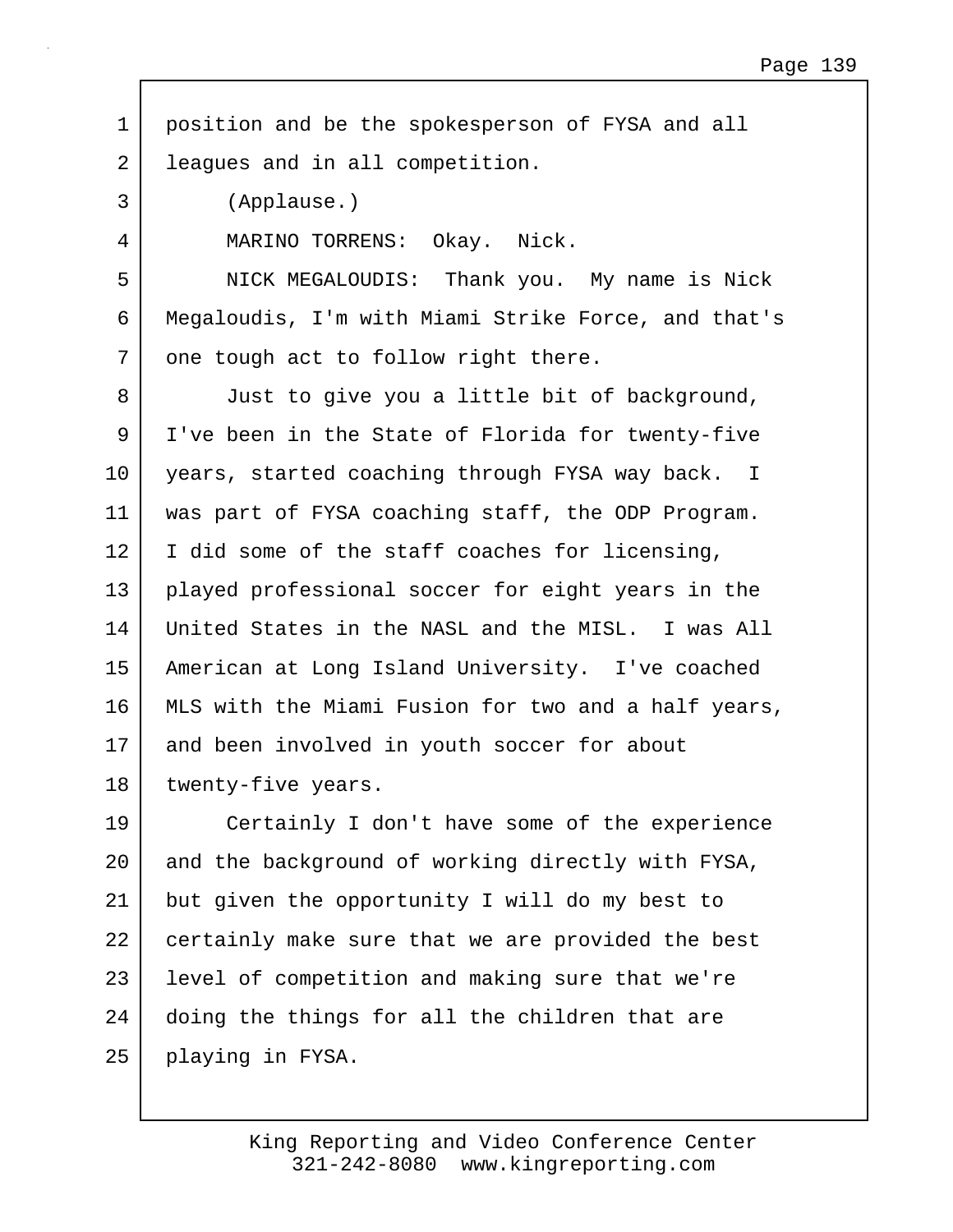position and be the spokesperson of FYSA and all leagues and in all competition.

(Applause.)

MARINO TORRENS: Okay. Nick.

NICK MEGALOUDIS: Thank you. My name is Nick Megaloudis, I'm with Miami Strike Force, and that's one tough act to follow right there.

Just to give you a little bit of background, I've been in the State of Florida for twenty-five years, started coaching through FYSA way back. I was part of FYSA coaching staff, the ODP Program. I did some of the staff coaches for licensing, played professional soccer for eight years in the United States in the NASL and the MISL. I was All American at Long Island University. I've coached MLS with the Miami Fusion for two and a half years, and been involved in youth soccer for about twenty-five years.

Certainly I don't have some of the experience and the background of working directly with FYSA, but given the opportunity I will do my best to certainly make sure that we are provided the best level of competition and making sure that we're doing the things for all the children that are playing in FYSA.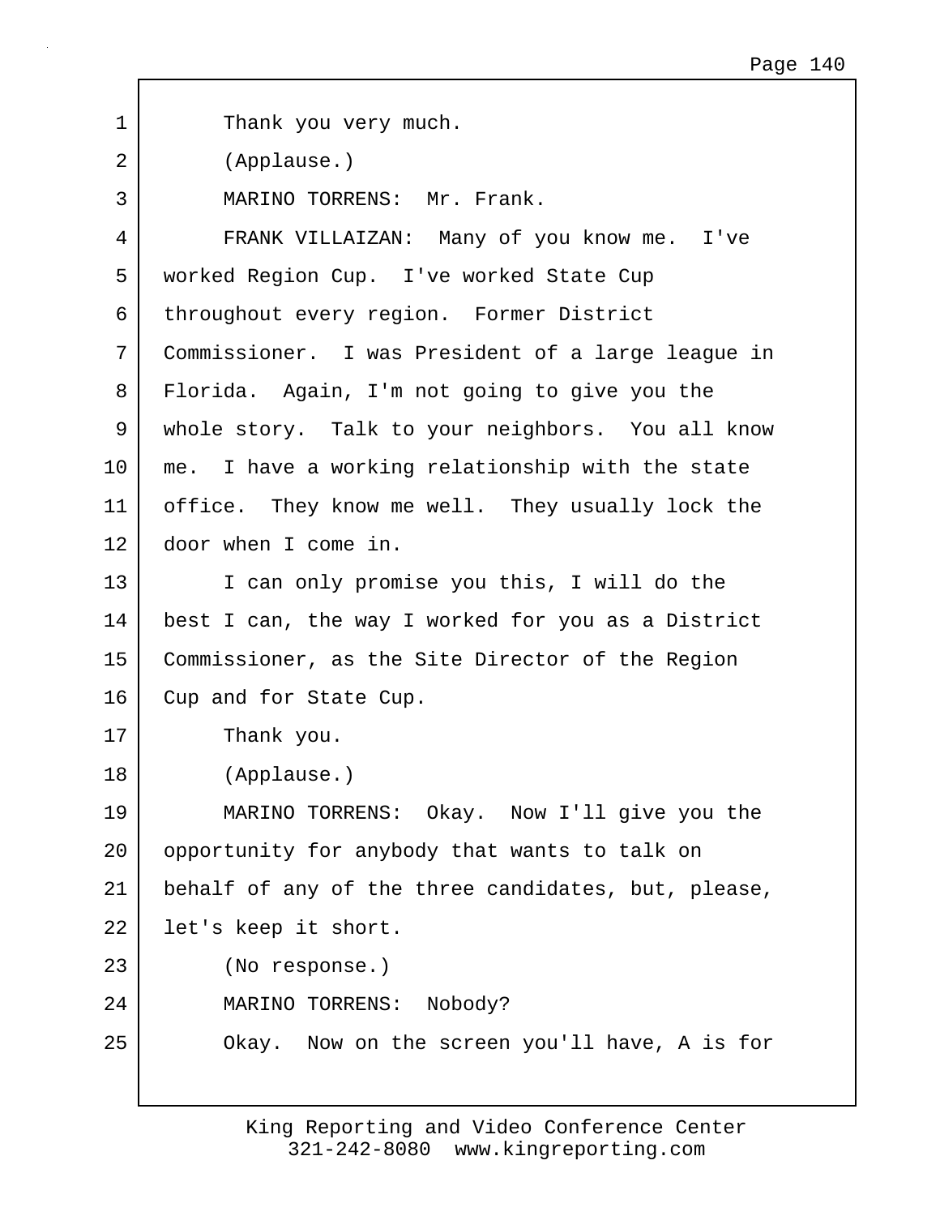1 Thank you very much.

2 (Applause.)

3 MARINO TORRENS: Mr. Frank.

4 FRANK VILLAIZAN: Many of you know me. I've
5 worked Region Cup. I've worked State Cup
6 throughout every region. Former District
7 Commissioner. I was President of a large league in
8 Florida. Again, I'm not going to give you the
9 whole story. Talk to your neighbors. You all know
10 me. I have a working relationship with the state
11 office. They know me well. They usually lock the
12 door when I come in.

13 I can only promise you this, I will do the
14 best I can, the way I worked for you as a District
15 Commissioner, as the Site Director of the Region
16 Cup and for State Cup.

17 Thank you.

18 (Applause.)

19 MARINO TORRENS: Okay. Now I'll give you the
20 opportunity for anybody that wants to talk on
21 behalf of any of the three candidates, but, please,
22 let's keep it short.

23 (No response.)

24 MARINO TORRENS: Nobody?

25 Okay. Now on the screen you'll have, A is for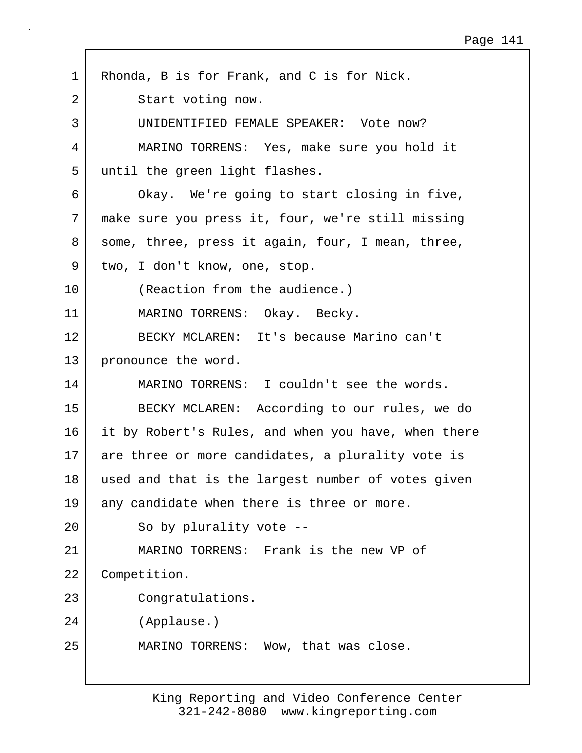1 Rhonda, B is for Frank, and C is for Nick.

2 Start voting now.

3 UNIDENTIFIED FEMALE SPEAKER: Vote now?

4 MARINO TORRENS: Yes, make sure you hold it

5 until the green light flashes.

6 Okay. We're going to start closing in five,

7 make sure you press it, four, we're still missing

8 some, three, press it again, four, I mean, three,

9 two, I don't know, one, stop.

10 (Reaction from the audience.)

11 MARINO TORRENS: Okay. Becky.

12 BECKY MCLAREN: It's because Marino can't

13 pronounce the word.

14 MARINO TORRENS: I couldn't see the words.

15 BECKY MCLAREN: According to our rules, we do

16 it by Robert's Rules, and when you have, when there

17 are three or more candidates, a plurality vote is

18 used and that is the largest number of votes given

19 any candidate when there is three or more.

20 So by plurality vote --

21 MARINO TORRENS: Frank is the new VP of

22 Competition.

23 Congratulations.

24 (Applause.)

25 MARINO TORRENS: Wow, that was close.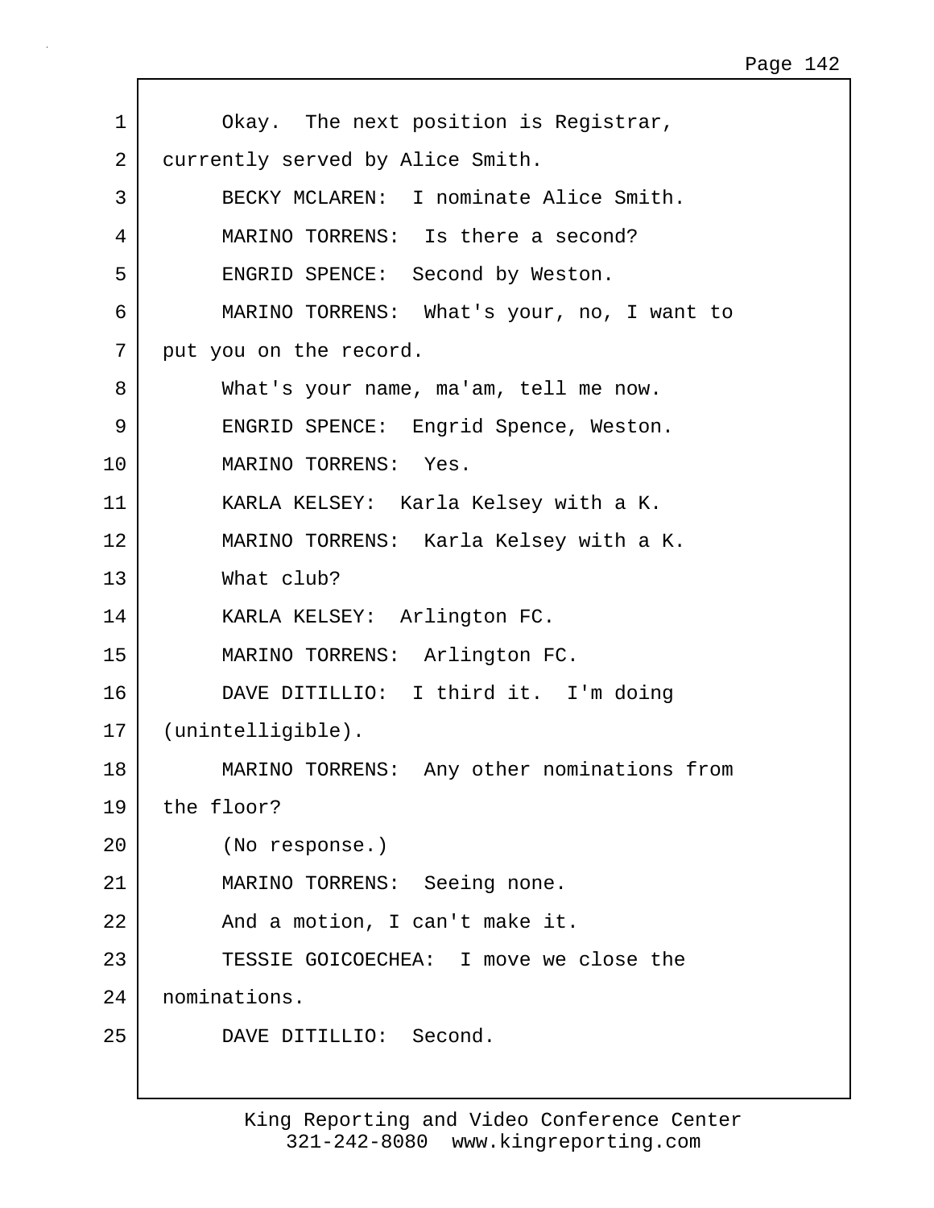1 Okay. The next position is Registrar,
2 currently served by Alice Smith.
3 BECKY MCLAREN: I nominate Alice Smith.
4 MARINO TORRENS: Is there a second?
5 ENGRID SPENCE: Second by Weston.
6 MARINO TORRENS: What's your, no, I want to
7 put you on the record.
8 What's your name, ma'am, tell me now.
9 ENGRID SPENCE: Engrid Spence, Weston.
10 MARINO TORRENS: Yes.
11 KARLA KELSEY: Karla Kelsey with a K.
12 MARINO TORRENS: Karla Kelsey with a K.
13 What club?
14 KARLA KELSEY: Arlington FC.
15 MARINO TORRENS: Arlington FC.
16 DAVE DITILLIO: I third it. I'm doing
17 (unintelligible).
18 MARINO TORRENS: Any other nominations from
19 the floor?
20 (No response.)
21 MARINO TORRENS: Seeing none.
22 And a motion, I can't make it.
23 TESSIE GOICOECHEA: I move we close the
24 nominations.
25 DAVE DITILLIO: Second.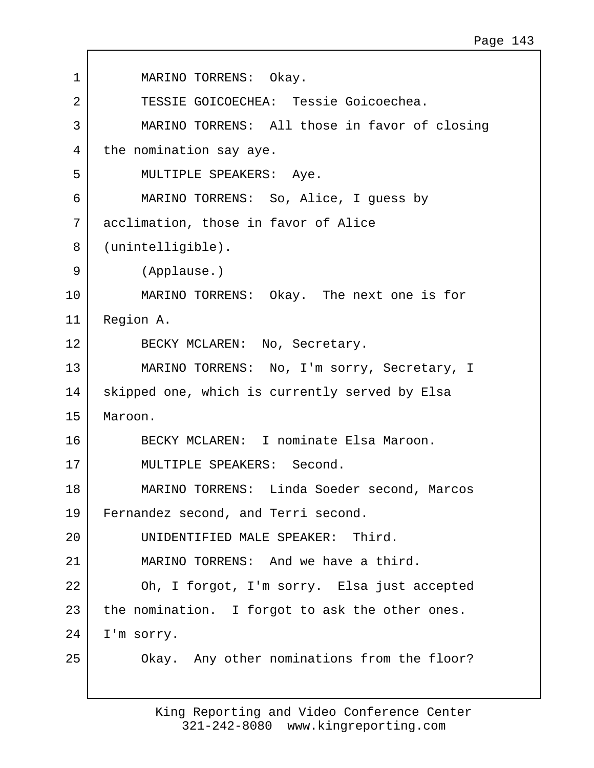MARINO TORRENS: Okay.

TESSIE GOICOECHEA: Tessie Goicoechea.

MARINO TORRENS: All those in favor of closing the nomination say aye.

MULTIPLE SPEAKERS: Aye.

MARINO TORRENS: So, Alice, I guess by acclimation, those in favor of Alice (unintelligible).

(Applause.)

MARINO TORRENS: Okay. The next one is for Region A.

BECKY MCLAREN: No, Secretary.

MARINO TORRENS: No, I'm sorry, Secretary, I skipped one, which is currently served by Elsa Maroon.

BECKY MCLAREN: I nominate Elsa Maroon.

MULTIPLE SPEAKERS: Second.

MARINO TORRENS: Linda Soeder second, Marcos Fernandez second, and Terri second.

UNIDENTIFIED MALE SPEAKER: Third.

MARINO TORRENS: And we have a third.

Oh, I forgot, I'm sorry. Elsa just accepted the nomination. I forgot to ask the other ones. I'm sorry.

Okay. Any other nominations from the floor?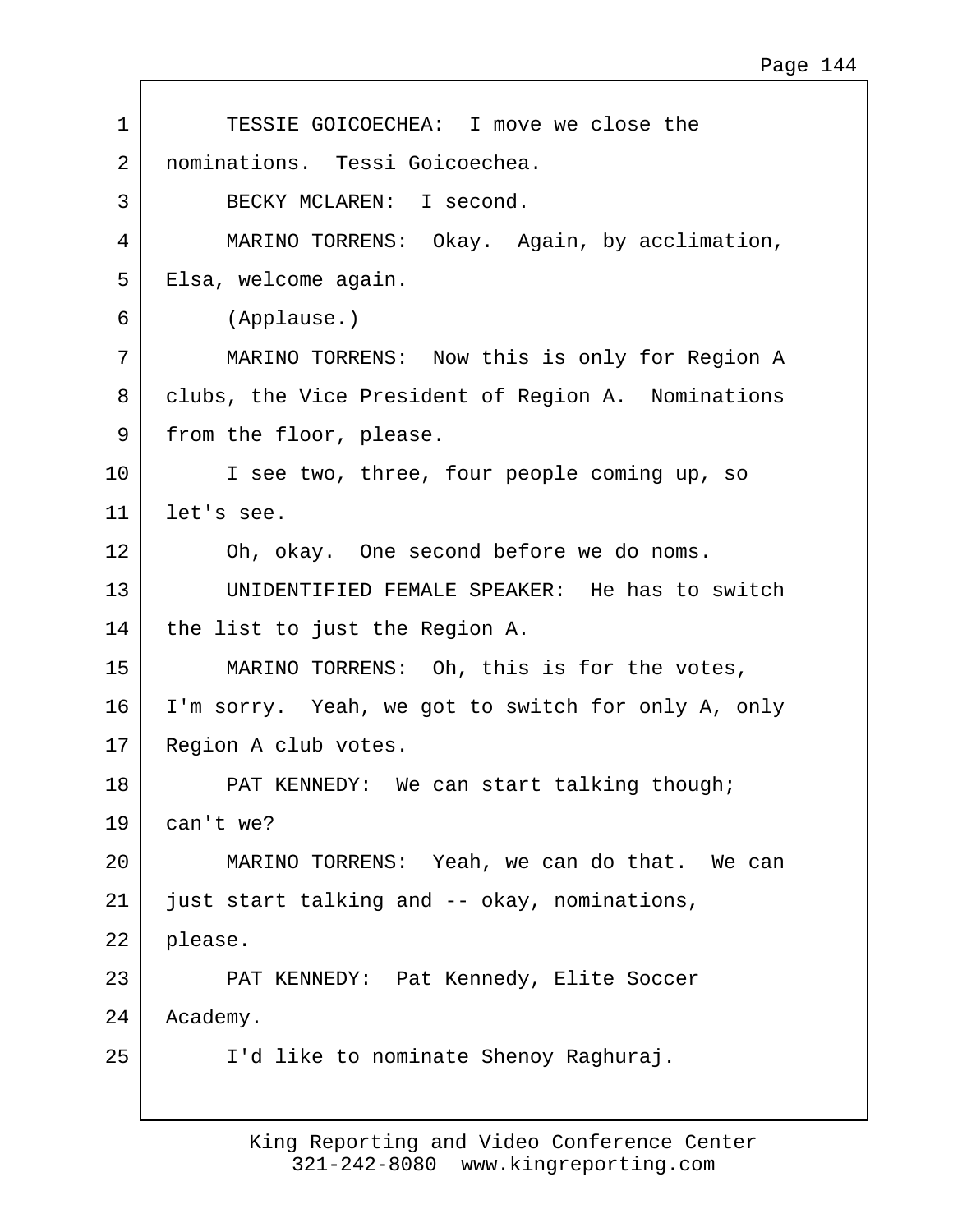TESSIE GOICOECHEA: I move we close the nominations. Tessi Goicoechea.

BECKY MCLAREN: I second.

MARINO TORRENS: Okay. Again, by acclimation, Elsa, welcome again.

(Applause.)

MARINO TORRENS: Now this is only for Region A clubs, the Vice President of Region A. Nominations from the floor, please.

I see two, three, four people coming up, so let's see.

Oh, okay. One second before we do noms.

UNIDENTIFIED FEMALE SPEAKER: He has to switch the list to just the Region A.

MARINO TORRENS: Oh, this is for the votes, I'm sorry. Yeah, we got to switch for only A, only Region A club votes.

PAT KENNEDY: We can start talking though; can't we?

MARINO TORRENS: Yeah, we can do that. We can just start talking and -- okay, nominations, please.

PAT KENNEDY: Pat Kennedy, Elite Soccer Academy.

I'd like to nominate Shenoy Raghuraj.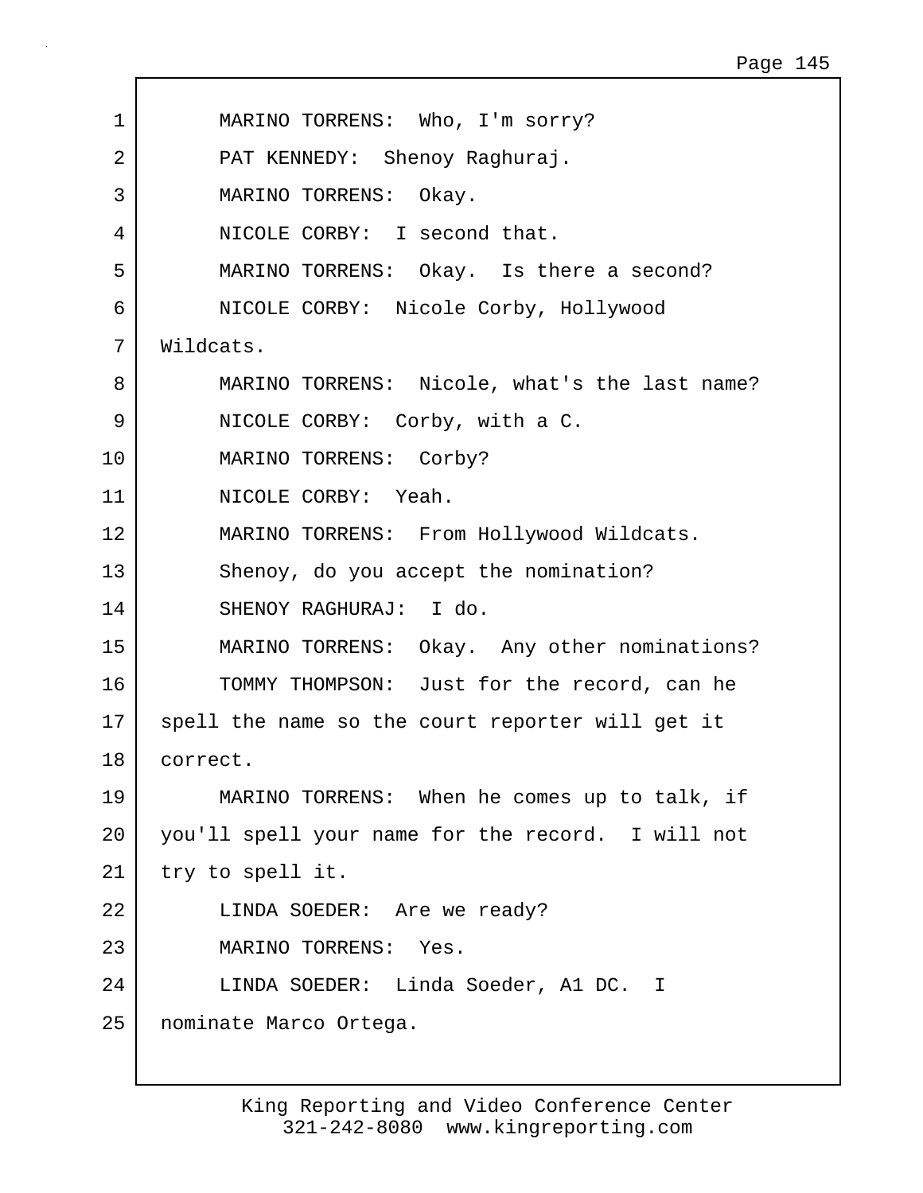1 MARINO TORRENS: Who, I'm sorry?

2 PAT KENNEDY: Shenoy Raghuraj.

3 MARINO TORRENS: Okay.

4 NICOLE CORBY: I second that.

5 MARINO TORRENS: Okay. Is there a second?

6 NICOLE CORBY: Nicole Corby, Hollywood

7 Wildcats.

8 MARINO TORRENS: Nicole, what's the last name?

9 NICOLE CORBY: Corby, with a C.

10 MARINO TORRENS: Corby?

11 NICOLE CORBY: Yeah.

12 MARINO TORRENS: From Hollywood Wildcats.

13 Shenoy, do you accept the nomination?

14 SHENOY RAGHURAJ: I do.

15 MARINO TORRENS: Okay. Any other nominations?

16 TOMMY THOMPSON: Just for the record, can he

17 spell the name so the court reporter will get it

18 correct.

19 MARINO TORRENS: When he comes up to talk, if

20 you'll spell your name for the record. I will not

21 try to spell it.

22 LINDA SOEDER: Are we ready?

23 MARINO TORRENS: Yes.

24 LINDA SOEDER: Linda Soeder, A1 DC. I

25 nominate Marco Ortega.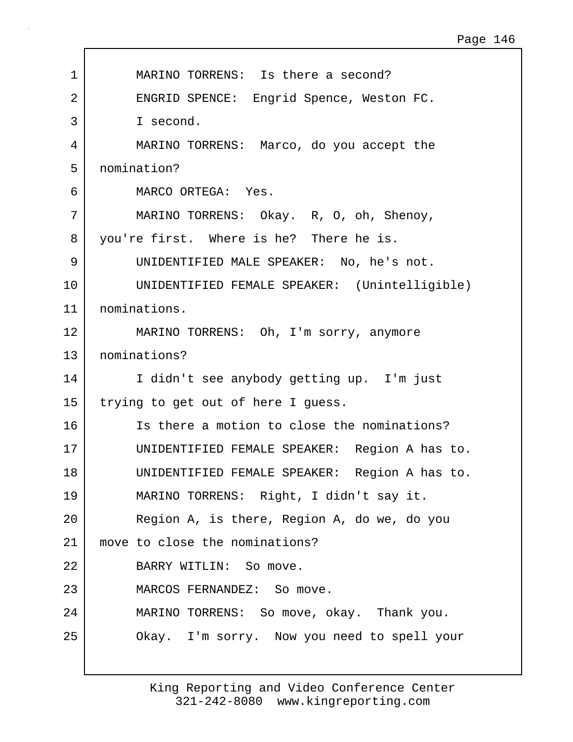1 MARINO TORRENS: Is there a second?

2 ENGRID SPENCE: Engrid Spence, Weston FC.

3 I second.

4 MARINO TORRENS: Marco, do you accept the

5 nomination?

6 MARCO ORTEGA: Yes.

7 MARINO TORRENS: Okay. R, O, oh, Shenoy,

8 you're first. Where is he? There he is.

9 UNIDENTIFIED MALE SPEAKER: No, he's not.

10 UNIDENTIFIED FEMALE SPEAKER: (Unintelligible)

11 nominations.

12 MARINO TORRENS: Oh, I'm sorry, anymore

13 nominations?

14 I didn't see anybody getting up. I'm just

15 trying to get out of here I guess.

16 Is there a motion to close the nominations?

17 UNIDENTIFIED FEMALE SPEAKER: Region A has to.

18 UNIDENTIFIED FEMALE SPEAKER: Region A has to.

19 MARINO TORRENS: Right, I didn't say it.

20 Region A, is there, Region A, do we, do you

21 move to close the nominations?

22 BARRY WITLIN: So move.

23 MARCOS FERNANDEZ: So move.

24 MARINO TORRENS: So move, okay. Thank you.

25 Okay. I'm sorry. Now you need to spell your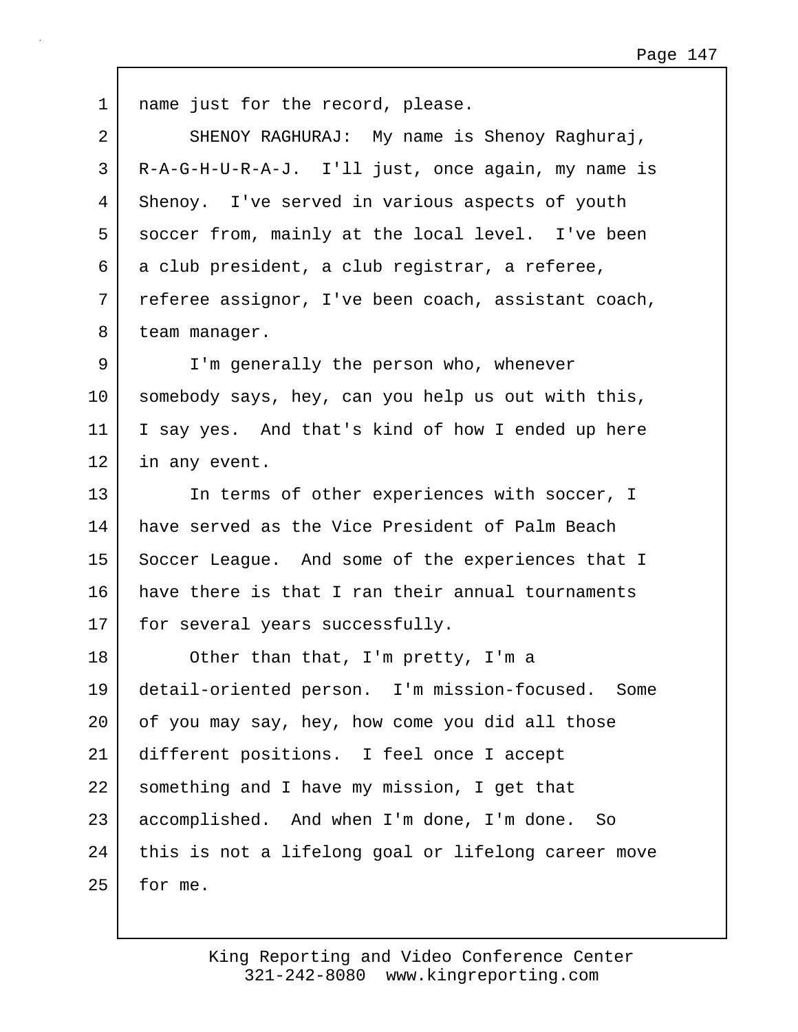name just for the record, please.

SHENOY RAGHURAJ: My name is Shenoy Raghuraj, R-A-G-H-U-R-A-J. I'll just, once again, my name is Shenoy. I've served in various aspects of youth soccer from, mainly at the local level. I've been a club president, a club registrar, a referee, referee assignor, I've been coach, assistant coach, team manager.

I'm generally the person who, whenever somebody says, hey, can you help us out with this, I say yes. And that's kind of how I ended up here in any event.

In terms of other experiences with soccer, I have served as the Vice President of Palm Beach Soccer League. And some of the experiences that I have there is that I ran their annual tournaments for several years successfully.

Other than that, I'm pretty, I'm a detail-oriented person. I'm mission-focused. Some of you may say, hey, how come you did all those different positions. I feel once I accept something and I have my mission, I get that accomplished. And when I'm done, I'm done. So this is not a lifelong goal or lifelong career move for me.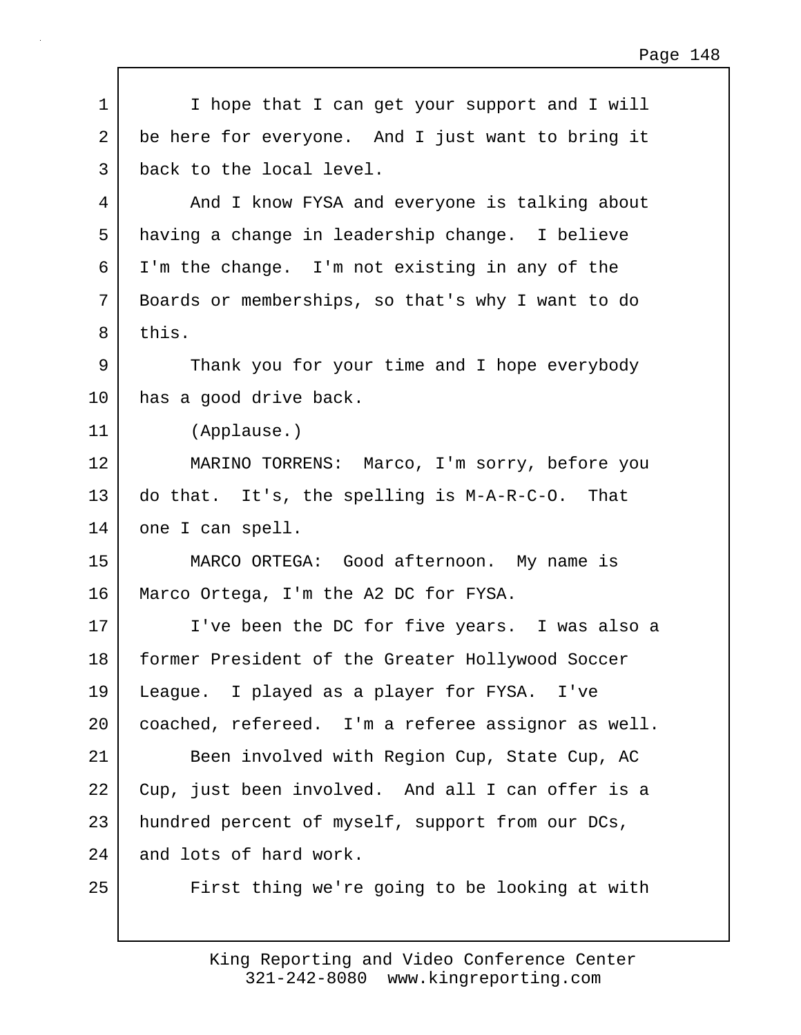I hope that I can get your support and I will be here for everyone. And I just want to bring it back to the local level.

And I know FYSA and everyone is talking about having a change in leadership change. I believe I'm the change. I'm not existing in any of the Boards or memberships, so that's why I want to do this.

Thank you for your time and I hope everybody has a good drive back.

(Applause.)

MARINO TORRENS: Marco, I'm sorry, before you do that. It's, the spelling is M-A-R-C-O. That one I can spell.

MARCO ORTEGA: Good afternoon. My name is Marco Ortega, I'm the A2 DC for FYSA.

I've been the DC for five years. I was also a former President of the Greater Hollywood Soccer League. I played as a player for FYSA. I've coached, refereed. I'm a referee assignor as well.

Been involved with Region Cup, State Cup, AC Cup, just been involved. And all I can offer is a hundred percent of myself, support from our DCs, and lots of hard work.

First thing we're going to be looking at with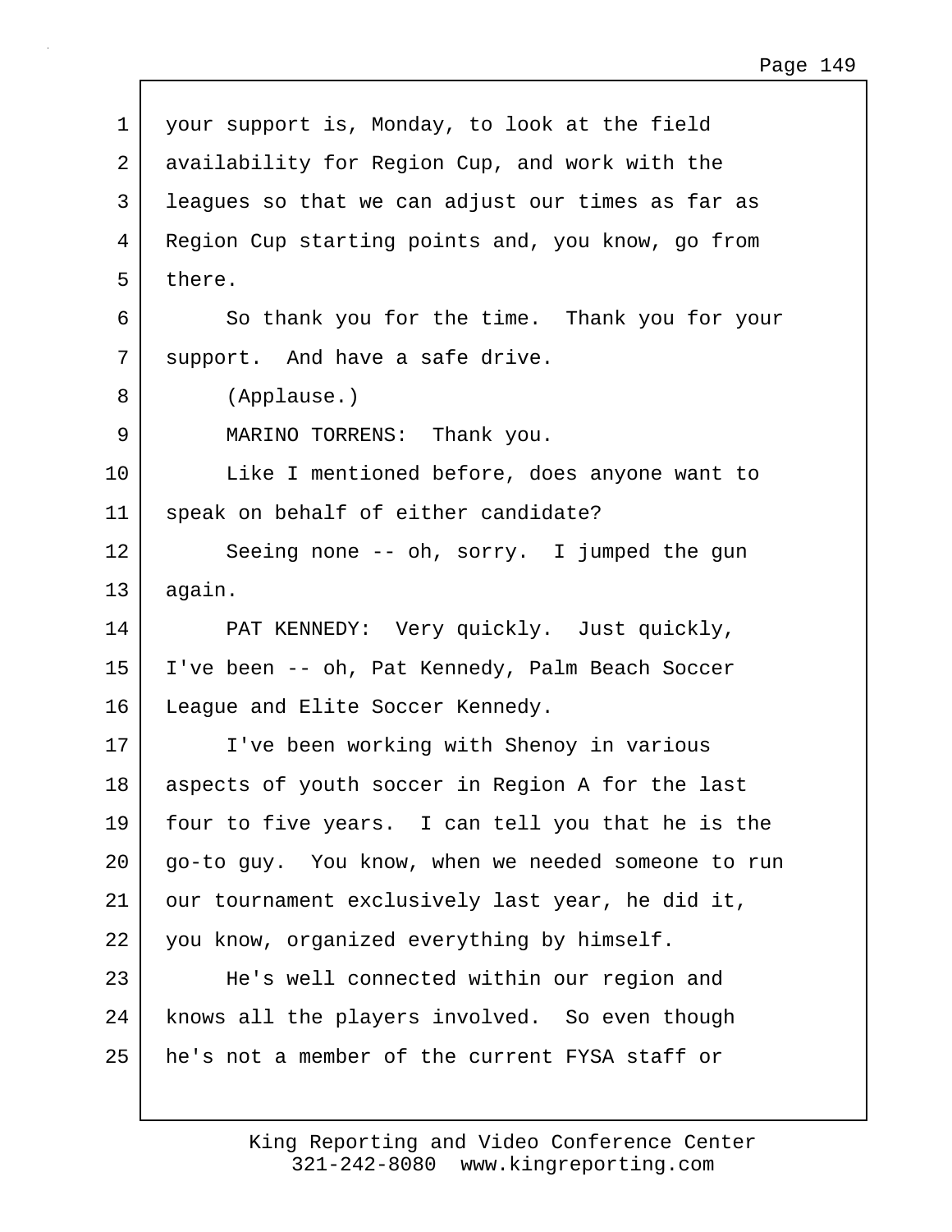your support is, Monday, to look at the field availability for Region Cup, and work with the leagues so that we can adjust our times as far as Region Cup starting points and, you know, go from there.

So thank you for the time. Thank you for your support. And have a safe drive.

(Applause.)

MARINO TORRENS: Thank you.

Like I mentioned before, does anyone want to speak on behalf of either candidate?

Seeing none -- oh, sorry. I jumped the gun again.

PAT KENNEDY: Very quickly. Just quickly, I've been -- oh, Pat Kennedy, Palm Beach Soccer League and Elite Soccer Kennedy.

I've been working with Shenoy in various aspects of youth soccer in Region A for the last four to five years. I can tell you that he is the go-to guy. You know, when we needed someone to run our tournament exclusively last year, he did it, you know, organized everything by himself.

He's well connected within our region and knows all the players involved. So even though he's not a member of the current FYSA staff or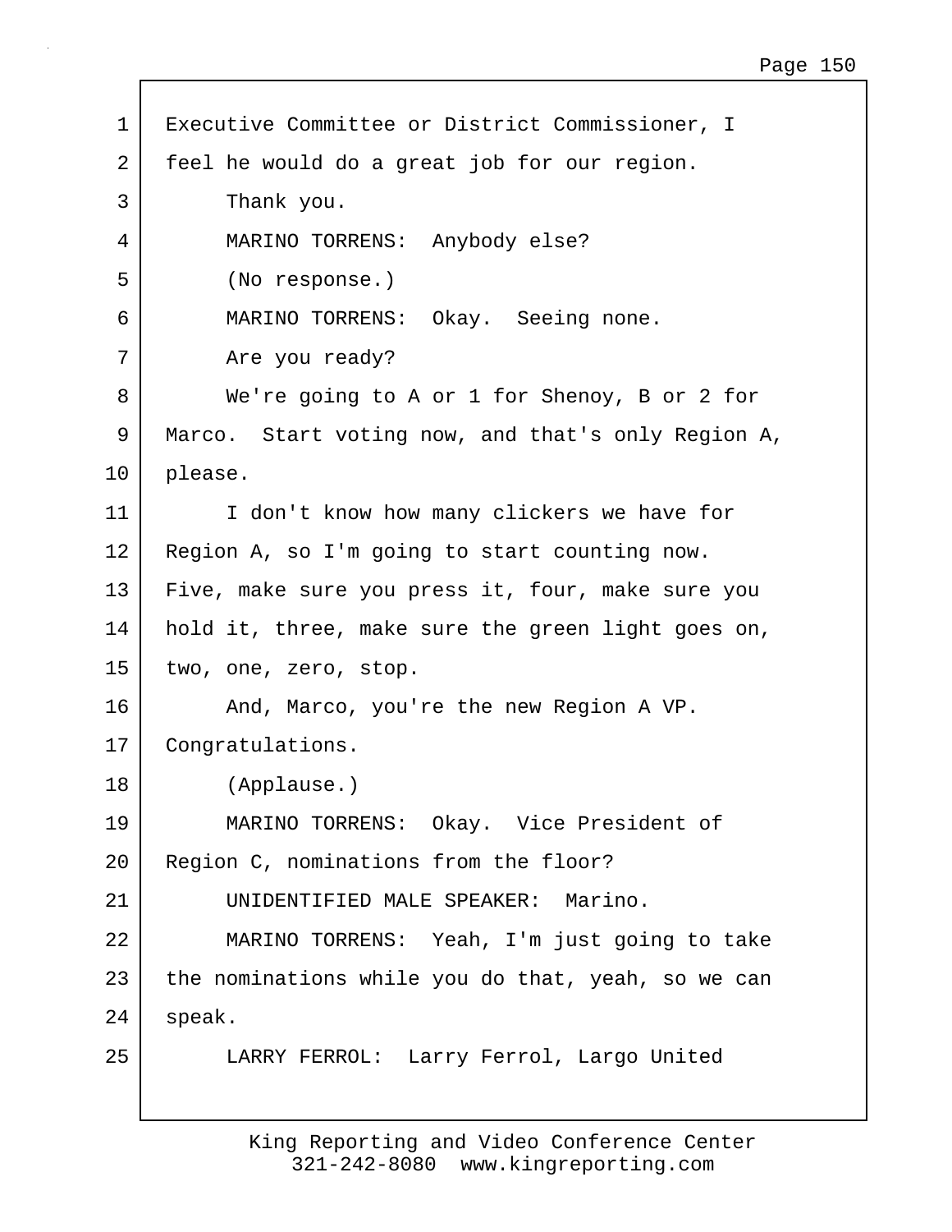Executive Committee or District Commissioner, I feel he would do a great job for our region.

Thank you.

MARINO TORRENS: Anybody else?

(No response.)

MARINO TORRENS: Okay. Seeing none.

Are you ready?

We're going to A or 1 for Shenoy, B or 2 for Marco. Start voting now, and that's only Region A, please.

I don't know how many clickers we have for Region A, so I'm going to start counting now. Five, make sure you press it, four, make sure you hold it, three, make sure the green light goes on, two, one, zero, stop.

And, Marco, you're the new Region A VP. Congratulations.

(Applause.)

MARINO TORRENS: Okay. Vice President of Region C, nominations from the floor?

UNIDENTIFIED MALE SPEAKER: Marino.

MARINO TORRENS: Yeah, I'm just going to take the nominations while you do that, yeah, so we can speak.

LARRY FERROL: Larry Ferrol, Largo United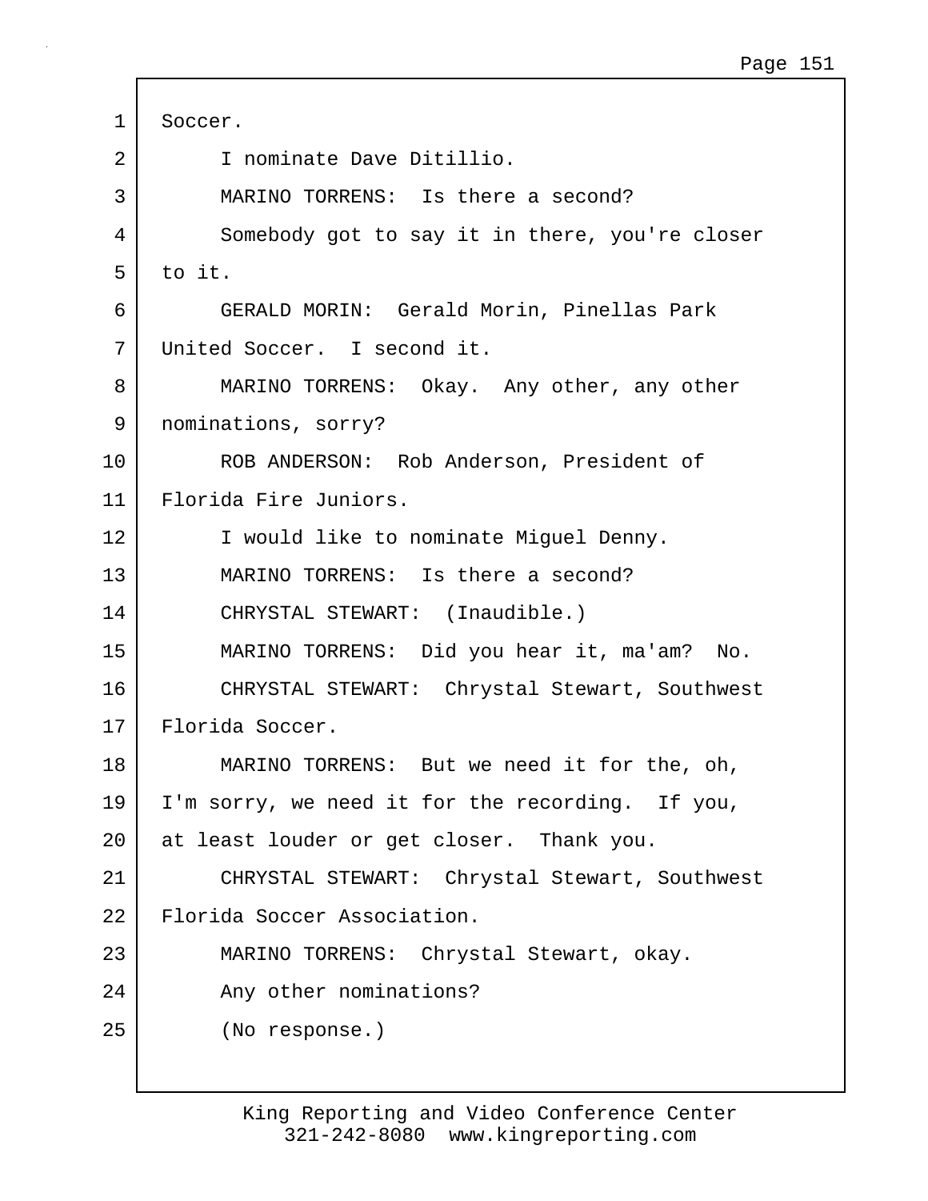1 Soccer.

2 I nominate Dave Ditillio.

3 MARINO TORRENS: Is there a second?

4 Somebody got to say it in there, you're closer

5 to it.

6 GERALD MORIN: Gerald Morin, Pinellas Park

7 United Soccer. I second it.

8 MARINO TORRENS: Okay. Any other, any other

9 nominations, sorry?

10 ROB ANDERSON: Rob Anderson, President of

11 Florida Fire Juniors.

12 I would like to nominate Miguel Denny.

13 MARINO TORRENS: Is there a second?

14 CHRYSTAL STEWART: (Inaudible.)

15 MARINO TORRENS: Did you hear it, ma'am? No.

16 CHRYSTAL STEWART: Chrystal Stewart, Southwest

17 Florida Soccer.

18 MARINO TORRENS: But we need it for the, oh,

19 I'm sorry, we need it for the recording. If you,

20 at least louder or get closer. Thank you.

21 CHRYSTAL STEWART: Chrystal Stewart, Southwest

22 Florida Soccer Association.

23 MARINO TORRENS: Chrystal Stewart, okay.

24 Any other nominations?

25 (No response.)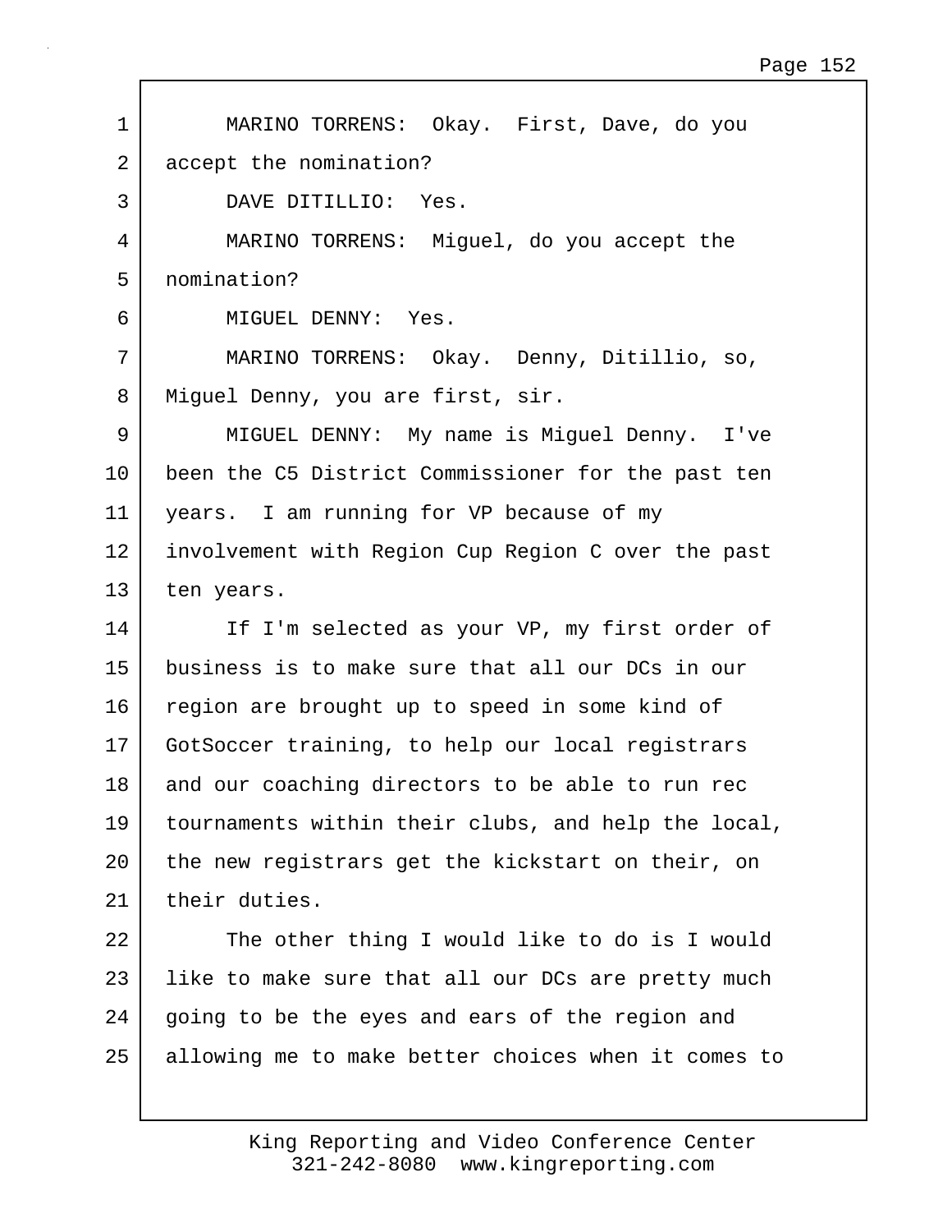MARINO TORRENS: Okay. First, Dave, do you accept the nomination?

DAVE DITILLIO: Yes.

MARINO TORRENS: Miguel, do you accept the nomination?

MIGUEL DENNY: Yes.

MARINO TORRENS: Okay. Denny, Ditillio, so, Miguel Denny, you are first, sir.

MIGUEL DENNY: My name is Miguel Denny. I've been the C5 District Commissioner for the past ten years. I am running for VP because of my involvement with Region Cup Region C over the past ten years.

If I'm selected as your VP, my first order of business is to make sure that all our DCs in our region are brought up to speed in some kind of GotSoccer training, to help our local registrars and our coaching directors to be able to run rec tournaments within their clubs, and help the local, the new registrars get the kickstart on their, on their duties.

The other thing I would like to do is I would like to make sure that all our DCs are pretty much going to be the eyes and ears of the region and allowing me to make better choices when it comes to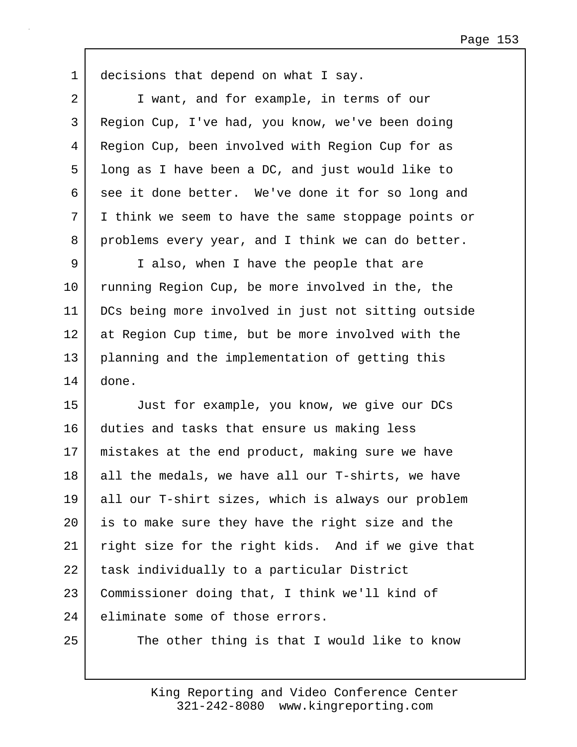decisions that depend on what I say.

I want, and for example, in terms of our Region Cup, I've had, you know, we've been doing Region Cup, been involved with Region Cup for as long as I have been a DC, and just would like to see it done better. We've done it for so long and I think we seem to have the same stoppage points or problems every year, and I think we can do better.

I also, when I have the people that are running Region Cup, be more involved in the, the DCs being more involved in just not sitting outside at Region Cup time, but be more involved with the planning and the implementation of getting this done.

Just for example, you know, we give our DCs duties and tasks that ensure us making less mistakes at the end product, making sure we have all the medals, we have all our T-shirts, we have all our T-shirt sizes, which is always our problem is to make sure they have the right size and the right size for the right kids. And if we give that task individually to a particular District Commissioner doing that, I think we'll kind of eliminate some of those errors.

The other thing is that I would like to know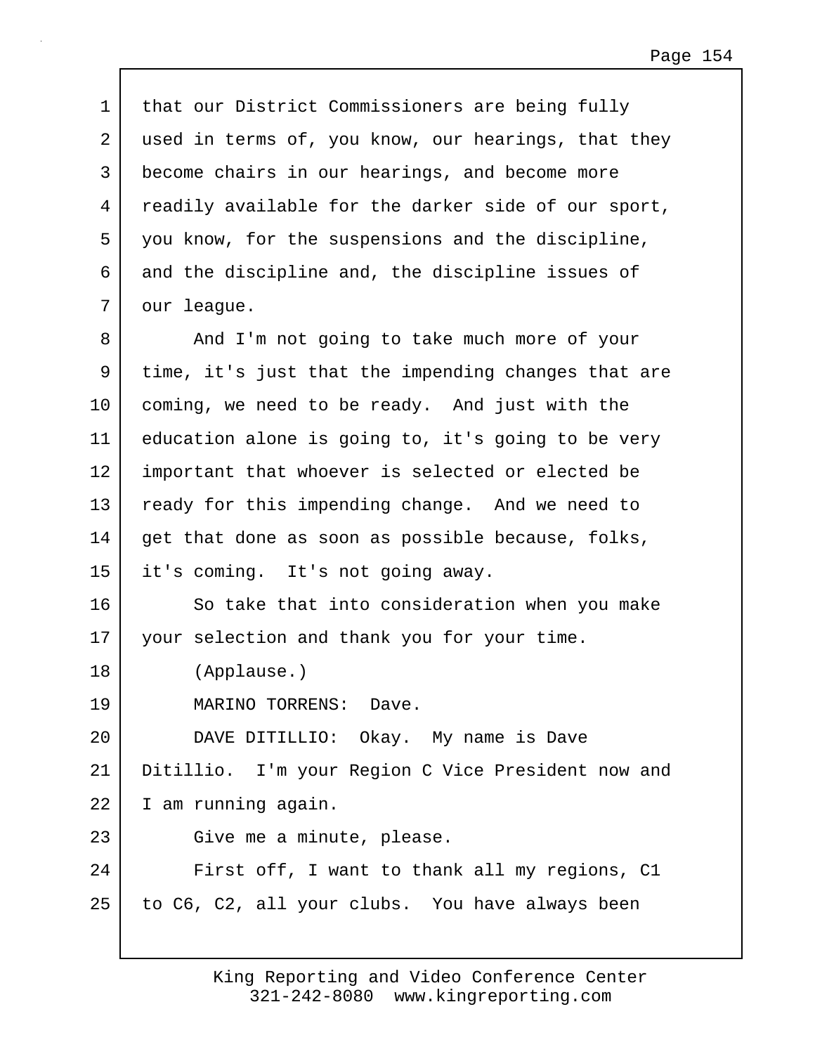1 that our District Commissioners are being fully
2 used in terms of, you know, our hearings, that they
3 become chairs in our hearings, and become more
4 readily available for the darker side of our sport,
5 you know, for the suspensions and the discipline,
6 and the discipline and, the discipline issues of
7 our league.

8 And I'm not going to take much more of your
9 time, it's just that the impending changes that are
10 coming, we need to be ready. And just with the
11 education alone is going to, it's going to be very
12 important that whoever is selected or elected be
13 ready for this impending change. And we need to
14 get that done as soon as possible because, folks,
15 it's coming. It's not going away.

16 So take that into consideration when you make
17 your selection and thank you for your time.

18 (Applause.)

19 MARINO TORRENS: Dave.

20 DAVE DITILLIO: Okay. My name is Dave
21 Ditillio. I'm your Region C Vice President now and
22 I am running again.

23 Give me a minute, please.

24 First off, I want to thank all my regions, C1
25 to C6, C2, all your clubs. You have always been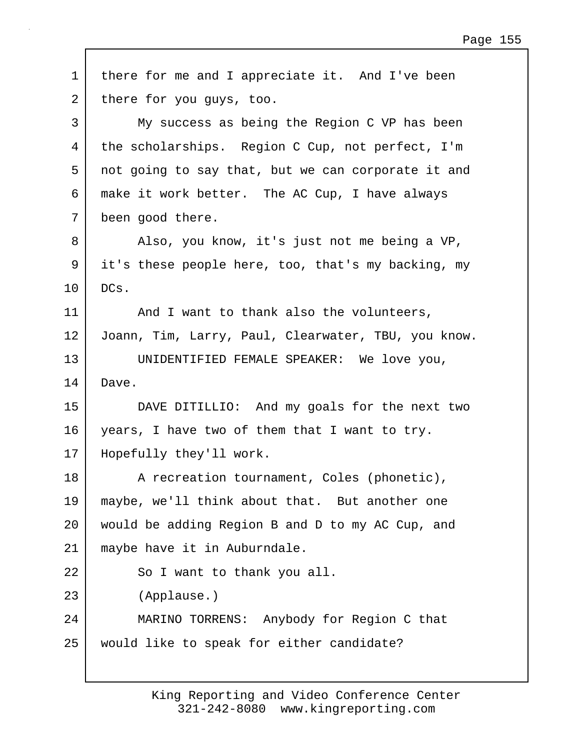1 there for me and I appreciate it. And I've been
2 there for you guys, too.
3 My success as being the Region C VP has been
4 the scholarships. Region C Cup, not perfect, I'm
5 not going to say that, but we can corporate it and
6 make it work better. The AC Cup, I have always
7 been good there.
8 Also, you know, it's just not me being a VP,
9 it's these people here, too, that's my backing, my
10 DCs.
11 And I want to thank also the volunteers,
12 Joann, Tim, Larry, Paul, Clearwater, TBU, you know.
13 UNIDENTIFIED FEMALE SPEAKER: We love you,
14 Dave.
15 DAVE DITILLIO: And my goals for the next two
16 years, I have two of them that I want to try.
17 Hopefully they'll work.
18 A recreation tournament, Coles (phonetic),
19 maybe, we'll think about that. But another one
20 would be adding Region B and D to my AC Cup, and
21 maybe have it in Auburndale.
22 So I want to thank you all.
23 (Applause.)
24 MARINO TORRENS: Anybody for Region C that
25 would like to speak for either candidate?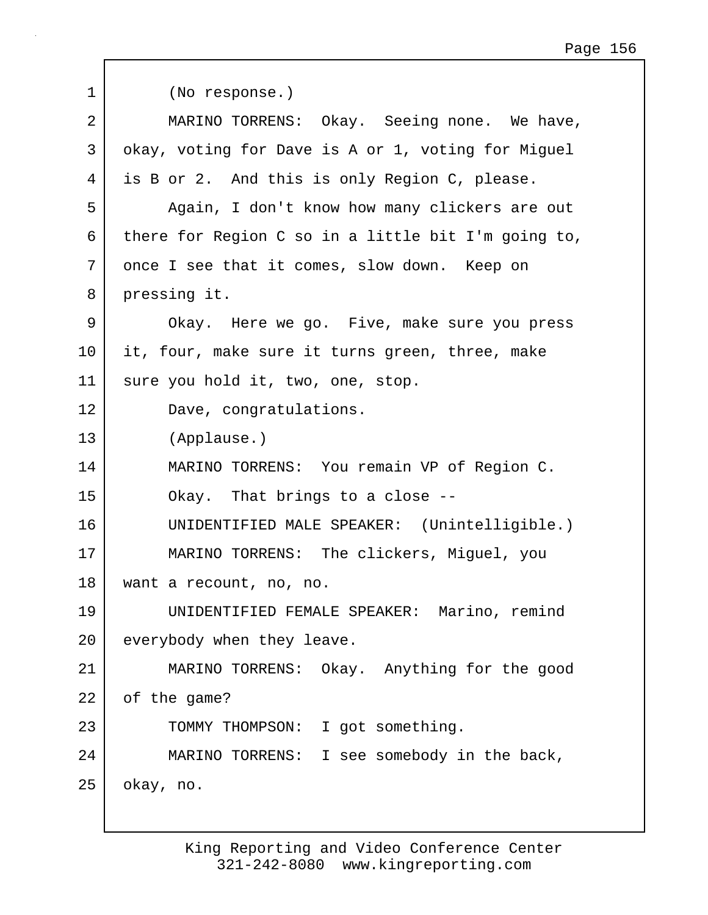(No response.)

MARINO TORRENS: Okay. Seeing none. We have, okay, voting for Dave is A or 1, voting for Miguel is B or 2. And this is only Region C, please.

Again, I don't know how many clickers are out there for Region C so in a little bit I'm going to, once I see that it comes, slow down. Keep on pressing it.

Okay. Here we go. Five, make sure you press it, four, make sure it turns green, three, make sure you hold it, two, one, stop.

Dave, congratulations.

(Applause.)

MARINO TORRENS: You remain VP of Region C.

Okay. That brings to a close --

UNIDENTIFIED MALE SPEAKER: (Unintelligible.)

MARINO TORRENS: The clickers, Miguel, you want a recount, no, no.

UNIDENTIFIED FEMALE SPEAKER: Marino, remind everybody when they leave.

MARINO TORRENS: Okay. Anything for the good of the game?

TOMMY THOMPSON: I got something.

MARINO TORRENS: I see somebody in the back, okay, no.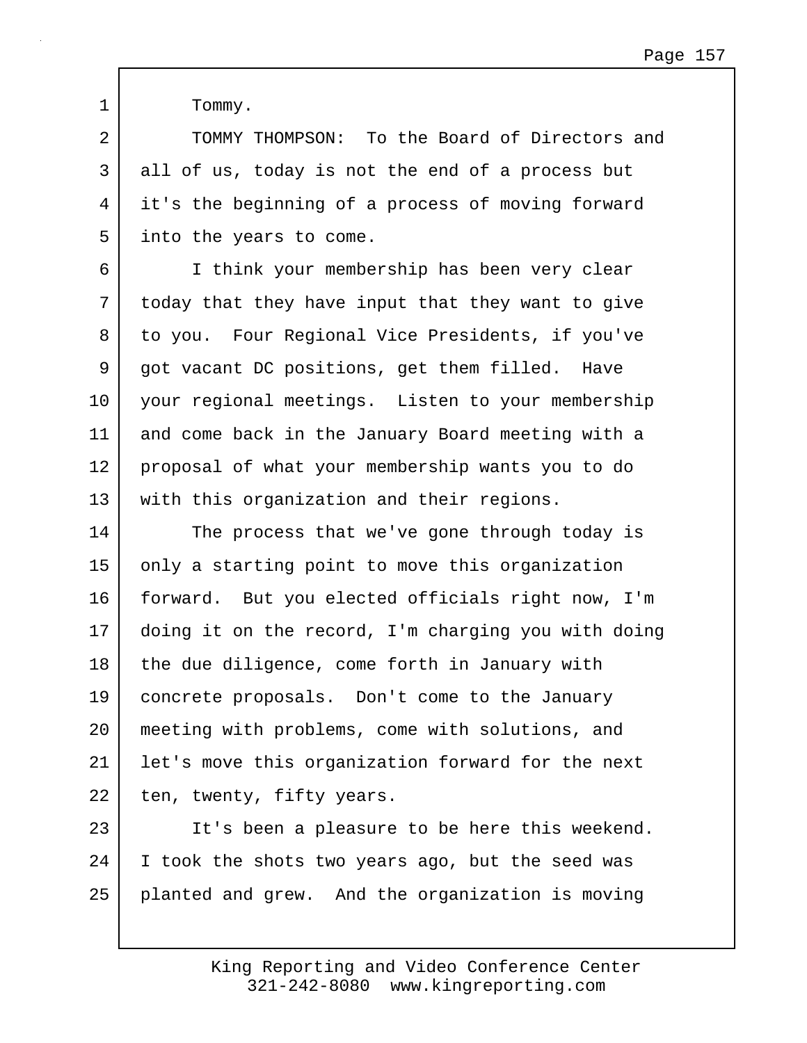Tommy.

TOMMY THOMPSON: To the Board of Directors and all of us, today is not the end of a process but it's the beginning of a process of moving forward into the years to come.

I think your membership has been very clear today that they have input that they want to give to you. Four Regional Vice Presidents, if you've got vacant DC positions, get them filled. Have your regional meetings. Listen to your membership and come back in the January Board meeting with a proposal of what your membership wants you to do with this organization and their regions.

The process that we've gone through today is only a starting point to move this organization forward. But you elected officials right now, I'm doing it on the record, I'm charging you with doing the due diligence, come forth in January with concrete proposals. Don't come to the January meeting with problems, come with solutions, and let's move this organization forward for the next ten, twenty, fifty years.

It's been a pleasure to be here this weekend. I took the shots two years ago, but the seed was planted and grew. And the organization is moving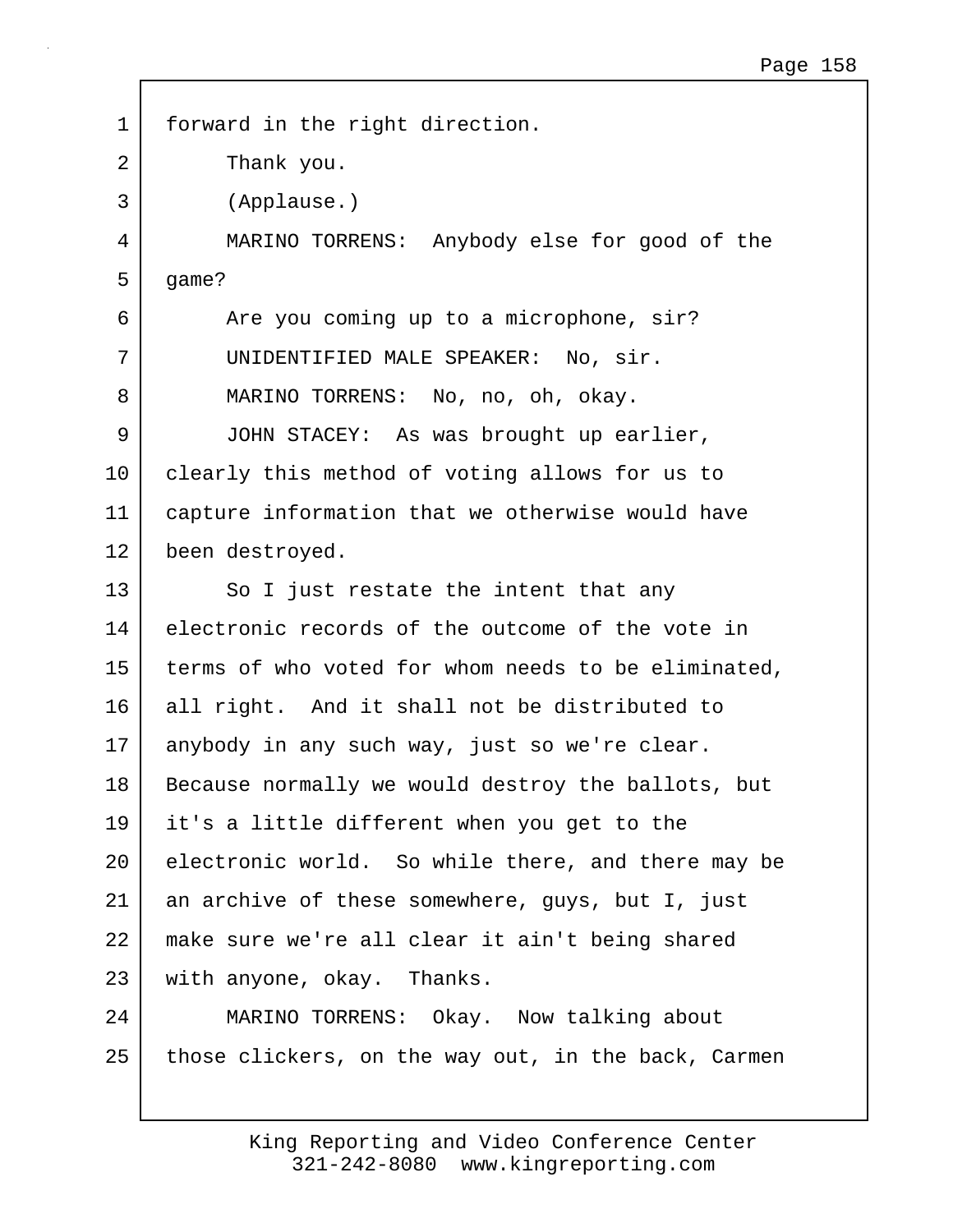forward in the right direction.

Thank you.

(Applause.)

MARINO TORRENS: Anybody else for good of the game?

Are you coming up to a microphone, sir?

UNIDENTIFIED MALE SPEAKER: No, sir.

MARINO TORRENS: No, no, oh, okay.

JOHN STACEY: As was brought up earlier, clearly this method of voting allows for us to capture information that we otherwise would have been destroyed.

So I just restate the intent that any electronic records of the outcome of the vote in terms of who voted for whom needs to be eliminated, all right. And it shall not be distributed to anybody in any such way, just so we're clear. Because normally we would destroy the ballots, but it's a little different when you get to the electronic world. So while there, and there may be an archive of these somewhere, guys, but I, just make sure we're all clear it ain't being shared with anyone, okay. Thanks.

MARINO TORRENS: Okay. Now talking about those clickers, on the way out, in the back, Carmen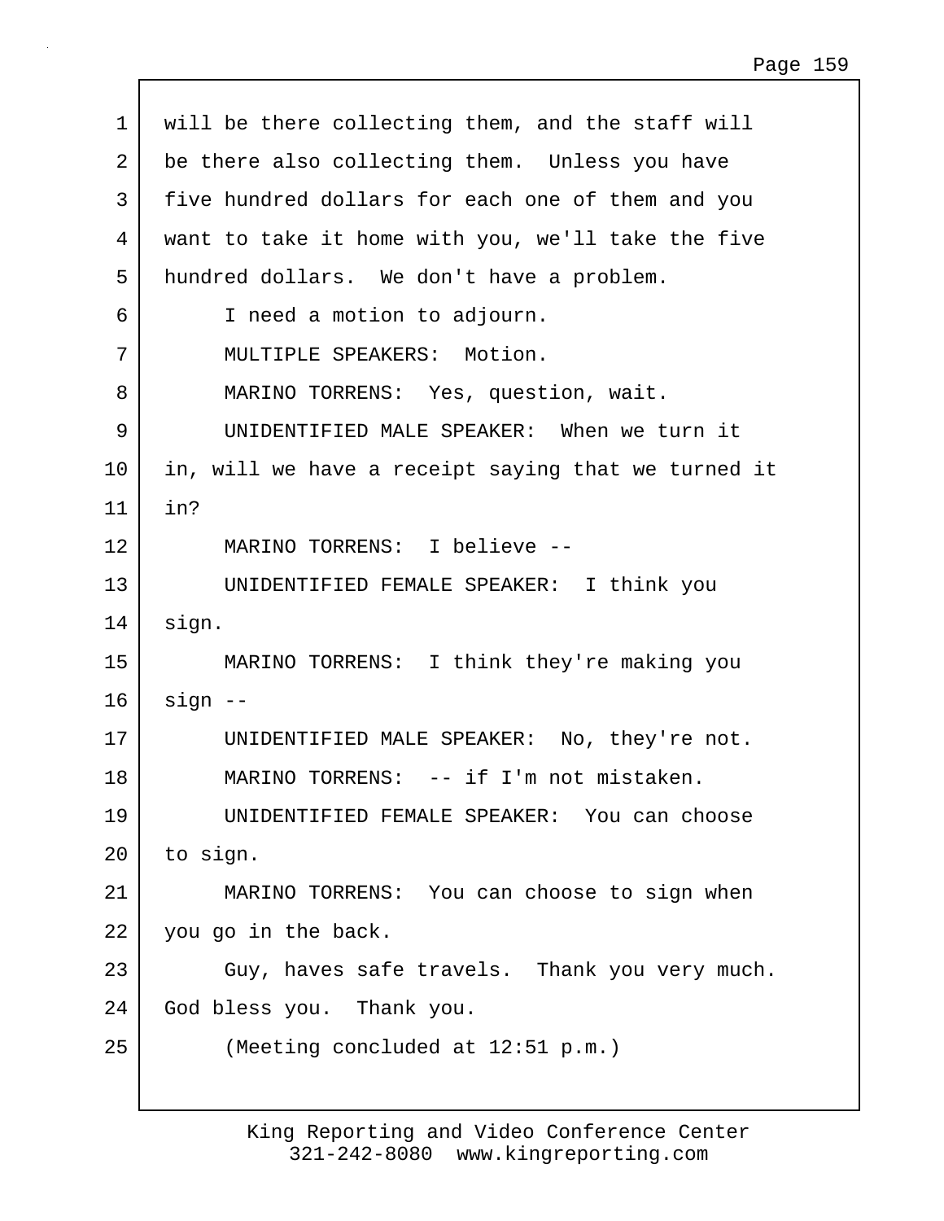will be there collecting them, and the staff will be there also collecting them. Unless you have five hundred dollars for each one of them and you want to take it home with you, we'll take the five hundred dollars. We don't have a problem.

I need a motion to adjourn.

MULTIPLE SPEAKERS: Motion.

MARINO TORRENS: Yes, question, wait.

UNIDENTIFIED MALE SPEAKER: When we turn it in, will we have a receipt saying that we turned it in?

MARINO TORRENS: I believe --

UNIDENTIFIED FEMALE SPEAKER: I think you sign.

MARINO TORRENS: I think they're making you sign --

UNIDENTIFIED MALE SPEAKER: No, they're not.

MARINO TORRENS: -- if I'm not mistaken.

UNIDENTIFIED FEMALE SPEAKER: You can choose to sign.

MARINO TORRENS: You can choose to sign when you go in the back.

Guy, haves safe travels. Thank you very much. God bless you. Thank you.

(Meeting concluded at 12:51 p.m.)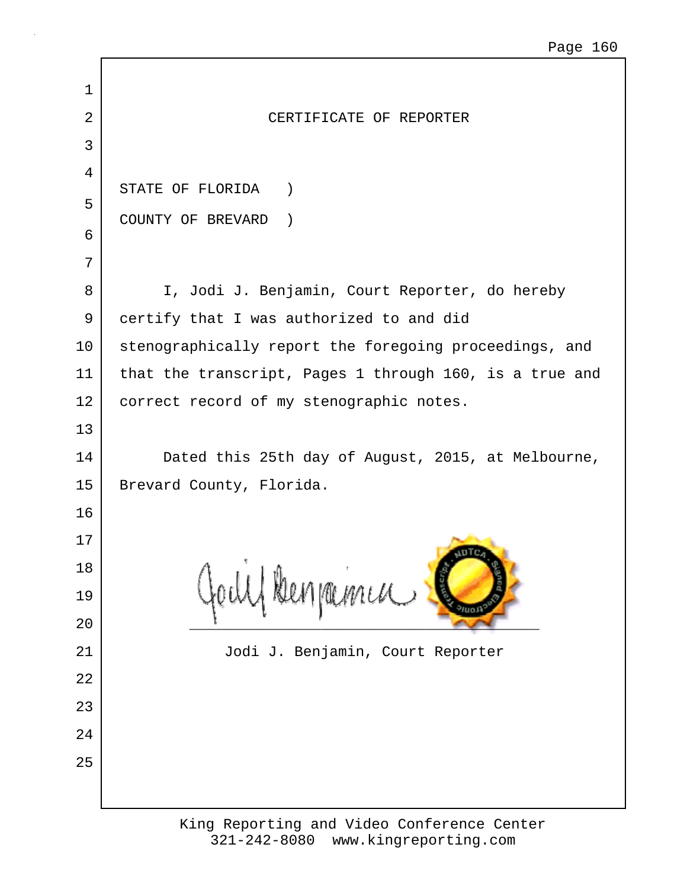## CERTIFICATE OF REPORTER

STATE OF FLORIDA )

COUNTY OF BREVARD )

I, Jodi J. Benjamin, Court Reporter, do hereby certify that I was authorized to and did stenographically report the foregoing proceedings, and that the transcript, Pages 1 through 160, is a true and correct record of my stenographic notes.

Dated this 25th day of August, 2015, at Melbourne, Brevard County, Florida.

Jodi J. Benjamin, Court Reporter

King Reporting and Video Conference Center
321-242-8080 www.kingreporting.com